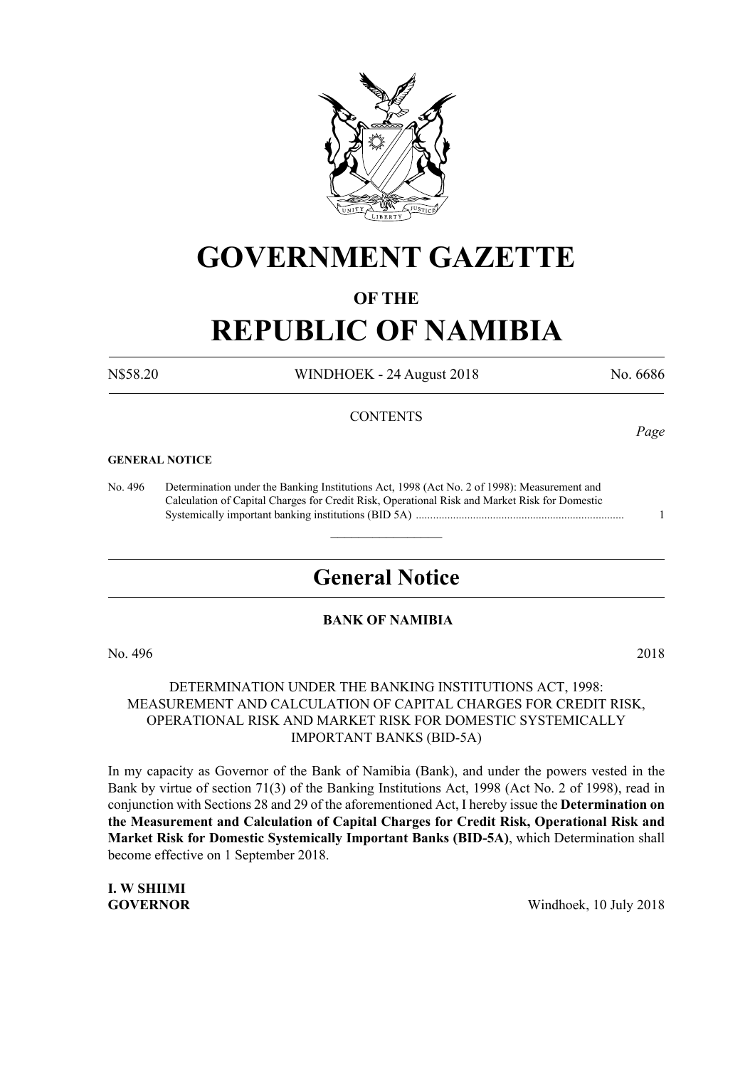# GOVERNMENT GAZETTE

## OF THE

# REPUBLIC OF NAMIBIA

N$58.20 WINDHOEK - 24 August 2018 No. 6686

CONTENTS

*Page*

**GENERAL NOTICE**

No. 496 Determination under the Banking Institutions Act, 1998 (Act No. 2 of 1998): Measurement and Calculation of Capital Charges for Credit Risk, Operational Risk and Market Risk for Domestic Systemically important banking institutions (BID 5A) ........................................................................ 1

---

## General Notice

**BANK OF NAMIBIA**

No. 496 2018

DETERMINATION UNDER THE BANKING INSTITUTIONS ACT, 1998: MEASUREMENT AND CALCULATION OF CAPITAL CHARGES FOR CREDIT RISK, OPERATIONAL RISK AND MARKET RISK FOR DOMESTIC SYSTEMICALLY IMPORTANT BANKS (BID-5A)

In my capacity as Governor of the Bank of Namibia (Bank), and under the powers vested in the Bank by virtue of section 71(3) of the Banking Institutions Act, 1998 (Act No. 2 of 1998), read in conjunction with Sections 28 and 29 of the aforementioned Act, I hereby issue the **Determination on the Measurement and Calculation of Capital Charges for Credit Risk, Operational Risk and Market Risk for Domestic Systemically Important Banks (BID-5A)**, which Determination shall become effective on 1 September 2018.

**I. W SHIIMI**
**GOVERNOR** Windhoek, 10 July 2018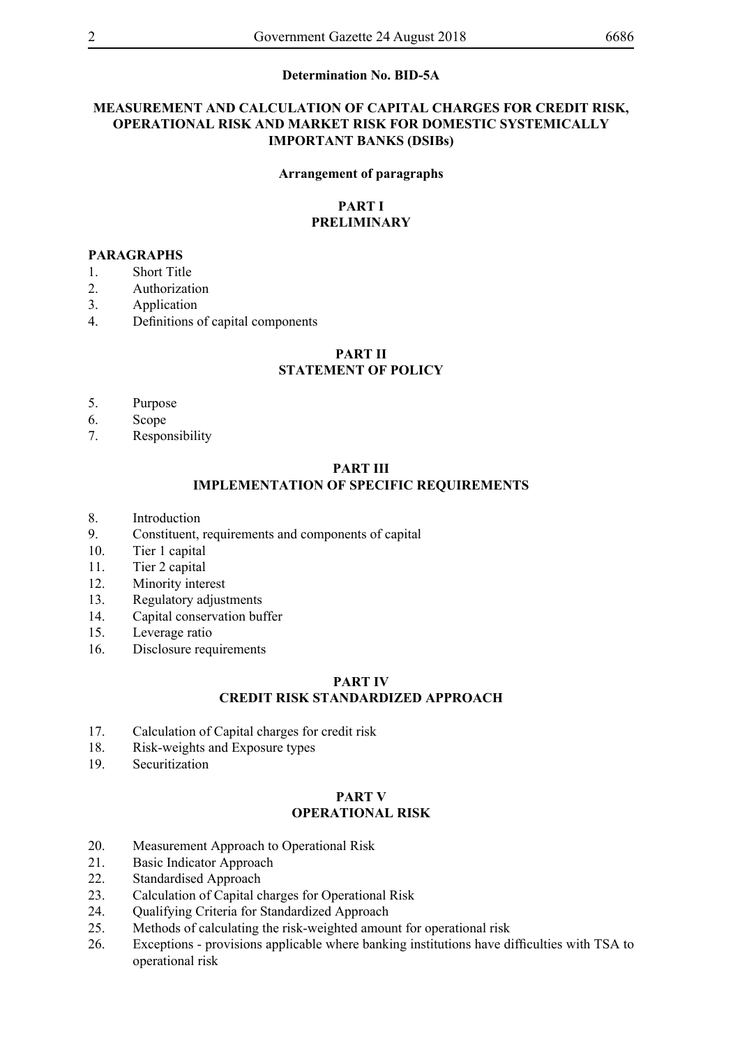**Determination No. BID-5A**

**MEASUREMENT AND CALCULATION OF CAPITAL CHARGES FOR CREDIT RISK, OPERATIONAL RISK AND MARKET RISK FOR DOMESTIC SYSTEMICALLY IMPORTANT BANKS (DSIBs)**

**Arrangement of paragraphs**

**PART I**
**PRELIMINARY**

**PARAGRAPHS**

1. Short Title
2. Authorization
3. Application
4. Definitions of capital components

**PART II**
**STATEMENT OF POLICY**

5. Purpose
6. Scope
7. Responsibility

**PART III**
**IMPLEMENTATION OF SPECIFIC REQUIREMENTS**

8. Introduction
9. Constituent, requirements and components of capital
10. Tier 1 capital
11. Tier 2 capital
12. Minority interest
13. Regulatory adjustments
14. Capital conservation buffer
15. Leverage ratio
16. Disclosure requirements

**PART IV**
**CREDIT RISK STANDARDIZED APPROACH**

17. Calculation of Capital charges for credit risk
18. Risk-weights and Exposure types
19. Securitization

**PART V**
**OPERATIONAL RISK**

20. Measurement Approach to Operational Risk
21. Basic Indicator Approach
22. Standardised Approach
23. Calculation of Capital charges for Operational Risk
24. Qualifying Criteria for Standardized Approach
25. Methods of calculating the risk-weighted amount for operational risk
26. Exceptions - provisions applicable where banking institutions have difficulties with TSA to operational risk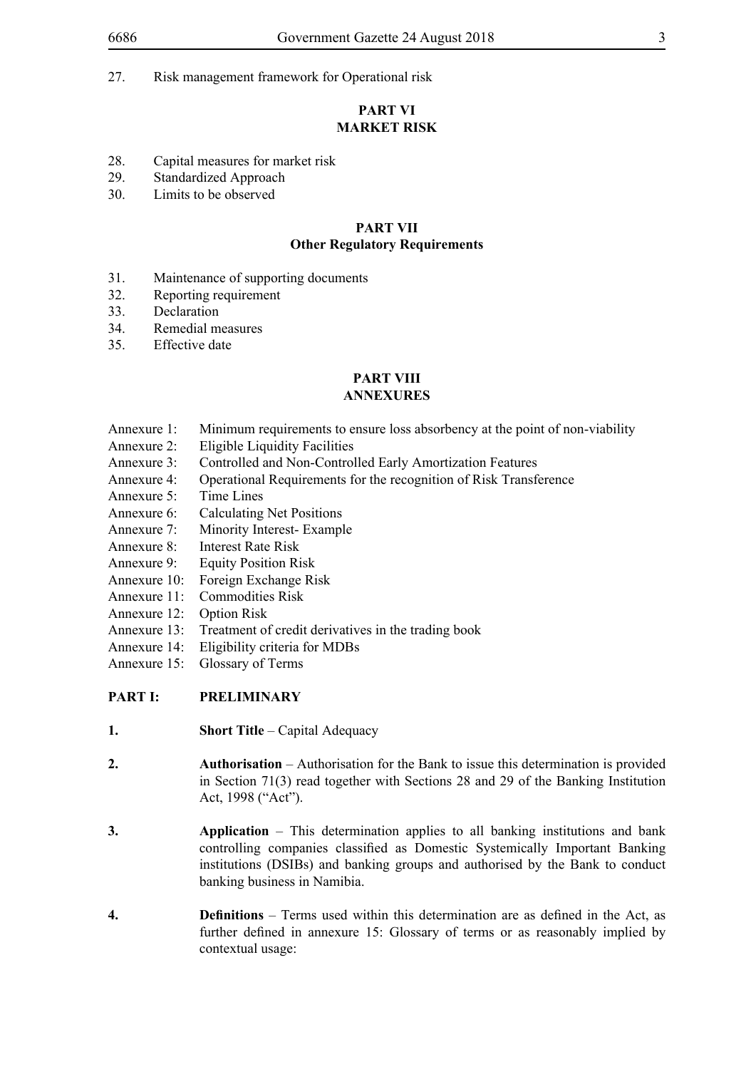27. Risk management framework for Operational risk

**PART VI**
**MARKET RISK**

28. Capital measures for market risk
29. Standardized Approach
30. Limits to be observed

**PART VII**
**Other Regulatory Requirements**

31. Maintenance of supporting documents
32. Reporting requirement
33. Declaration
34. Remedial measures
35. Effective date

**PART VIII**
**ANNEXURES**

Annexure 1: Minimum requirements to ensure loss absorbency at the point of non-viability
Annexure 2: Eligible Liquidity Facilities
Annexure 3: Controlled and Non-Controlled Early Amortization Features
Annexure 4: Operational Requirements for the recognition of Risk Transference
Annexure 5: Time Lines
Annexure 6: Calculating Net Positions
Annexure 7: Minority Interest- Example
Annexure 8: Interest Rate Risk
Annexure 9: Equity Position Risk
Annexure 10: Foreign Exchange Risk
Annexure 11: Commodities Risk
Annexure 12: Option Risk
Annexure 13: Treatment of credit derivatives in the trading book
Annexure 14: Eligibility criteria for MDBs
Annexure 15: Glossary of Terms

**PART I: PRELIMINARY**

**1. Short Title** – Capital Adequacy

**2. Authorisation** – Authorisation for the Bank to issue this determination is provided in Section 71(3) read together with Sections 28 and 29 of the Banking Institution Act, 1998 ("Act").

**3. Application** – This determination applies to all banking institutions and bank controlling companies classified as Domestic Systemically Important Banking institutions (DSIBs) and banking groups and authorised by the Bank to conduct banking business in Namibia.

**4. Definitions** – Terms used within this determination are as defined in the Act, as further defined in annexure 15: Glossary of terms or as reasonably implied by contextual usage: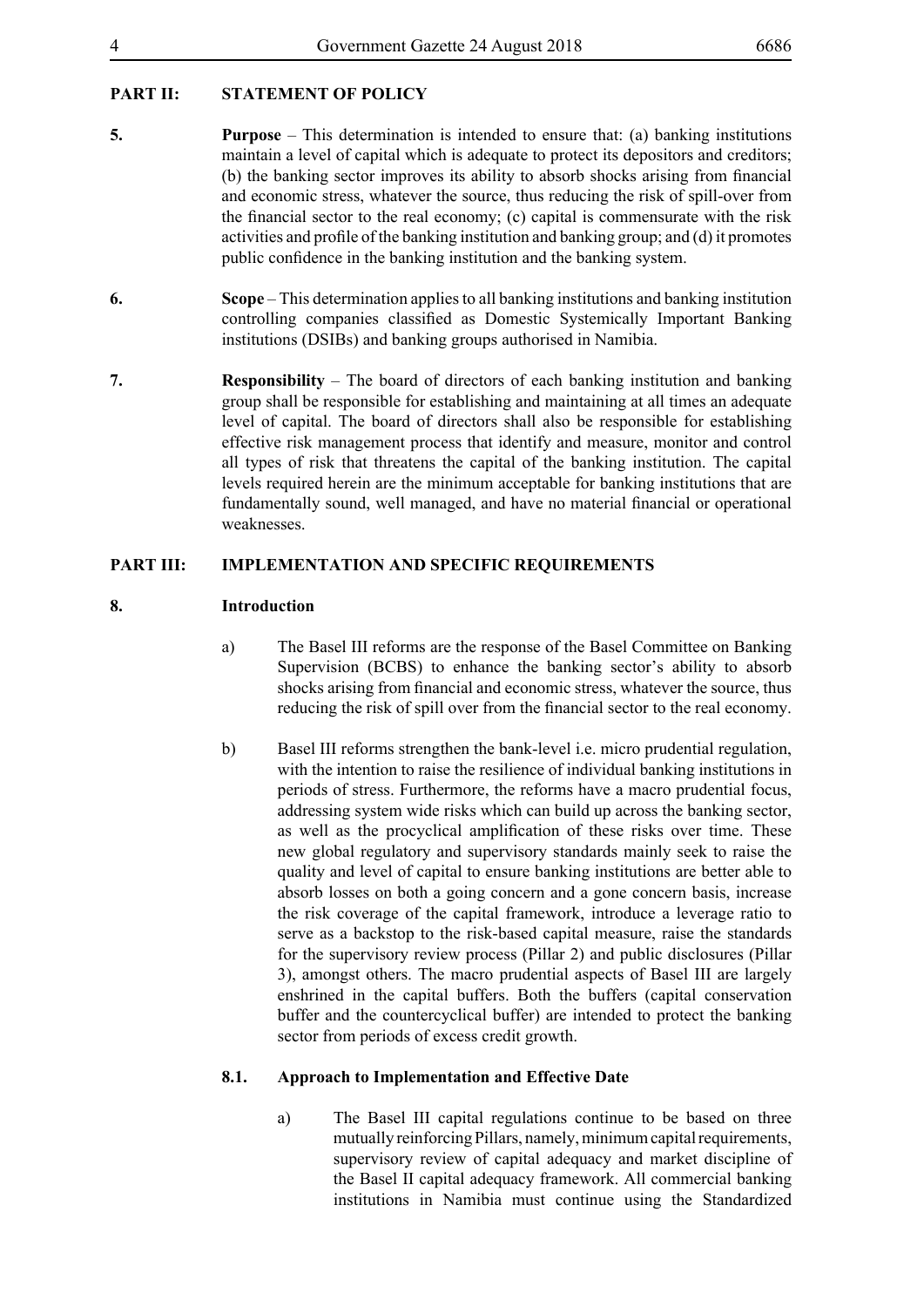## PART II: STATEMENT OF POLICY

**5.** **Purpose** – This determination is intended to ensure that: (a) banking institutions maintain a level of capital which is adequate to protect its depositors and creditors; (b) the banking sector improves its ability to absorb shocks arising from financial and economic stress, whatever the source, thus reducing the risk of spill-over from the financial sector to the real economy; (c) capital is commensurate with the risk activities and profile of the banking institution and banking group; and (d) it promotes public confidence in the banking institution and the banking system.

**6.** **Scope** – This determination applies to all banking institutions and banking institution controlling companies classified as Domestic Systemically Important Banking institutions (DSIBs) and banking groups authorised in Namibia.

**7.** **Responsibility** – The board of directors of each banking institution and banking group shall be responsible for establishing and maintaining at all times an adequate level of capital. The board of directors shall also be responsible for establishing effective risk management process that identify and measure, monitor and control all types of risk that threatens the capital of the banking institution. The capital levels required herein are the minimum acceptable for banking institutions that are fundamentally sound, well managed, and have no material financial or operational weaknesses.

## PART III: IMPLEMENTATION AND SPECIFIC REQUIREMENTS

### 8. Introduction

a) The Basel III reforms are the response of the Basel Committee on Banking Supervision (BCBS) to enhance the banking sector's ability to absorb shocks arising from financial and economic stress, whatever the source, thus reducing the risk of spill over from the financial sector to the real economy.

b) Basel III reforms strengthen the bank-level i.e. micro prudential regulation, with the intention to raise the resilience of individual banking institutions in periods of stress. Furthermore, the reforms have a macro prudential focus, addressing system wide risks which can build up across the banking sector, as well as the procyclical amplification of these risks over time. These new global regulatory and supervisory standards mainly seek to raise the quality and level of capital to ensure banking institutions are better able to absorb losses on both a going concern and a gone concern basis, increase the risk coverage of the capital framework, introduce a leverage ratio to serve as a backstop to the risk-based capital measure, raise the standards for the supervisory review process (Pillar 2) and public disclosures (Pillar 3), amongst others. The macro prudential aspects of Basel III are largely enshrined in the capital buffers. Both the buffers (capital conservation buffer and the countercyclical buffer) are intended to protect the banking sector from periods of excess credit growth.

### 8.1. Approach to Implementation and Effective Date

a) The Basel III capital regulations continue to be based on three mutually reinforcing Pillars, namely, minimum capital requirements, supervisory review of capital adequacy and market discipline of the Basel II capital adequacy framework. All commercial banking institutions in Namibia must continue using the Standardized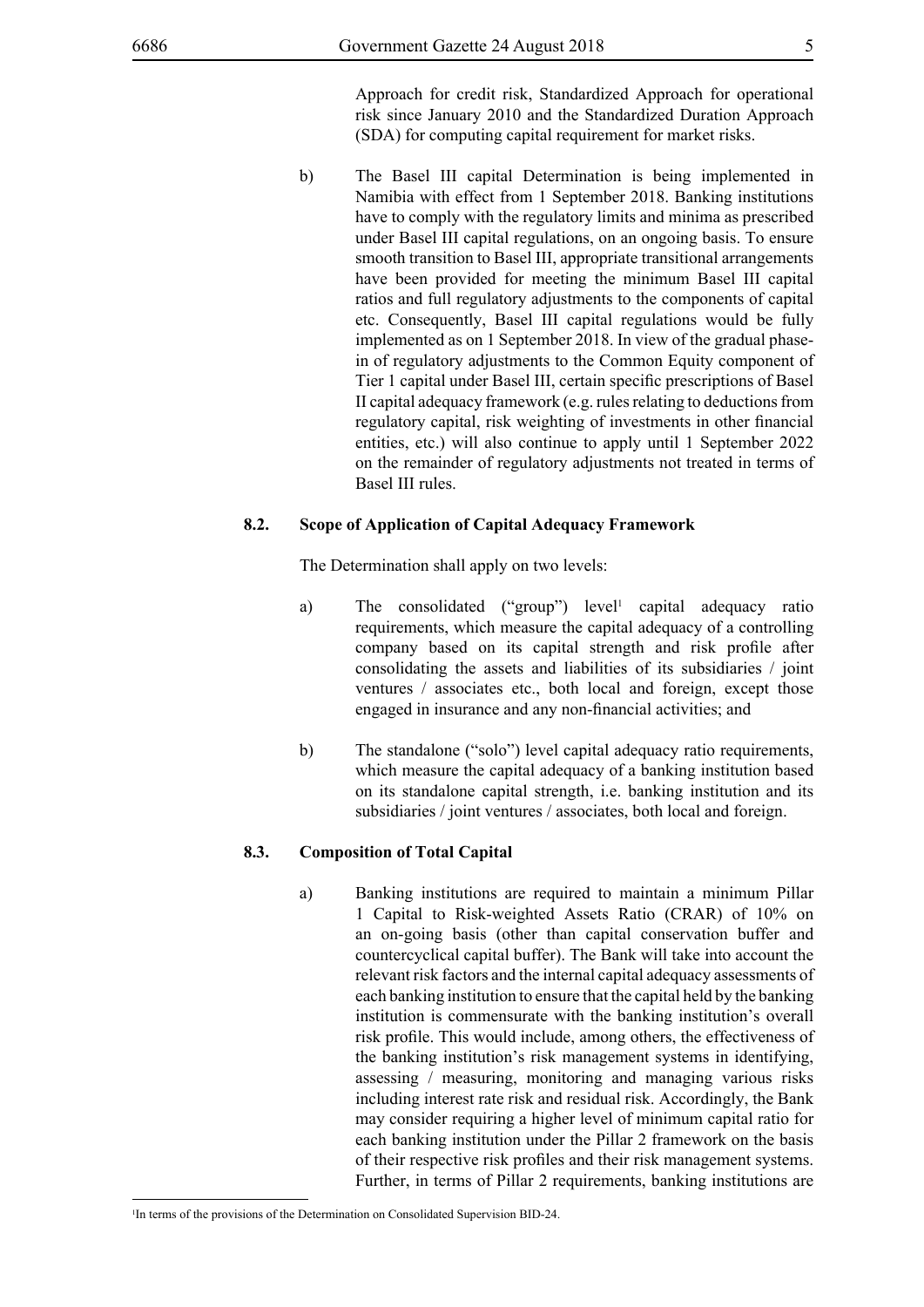Approach for credit risk, Standardized Approach for operational risk since January 2010 and the Standardized Duration Approach (SDA) for computing capital requirement for market risks.

b) The Basel III capital Determination is being implemented in Namibia with effect from 1 September 2018. Banking institutions have to comply with the regulatory limits and minima as prescribed under Basel III capital regulations, on an ongoing basis. To ensure smooth transition to Basel III, appropriate transitional arrangements have been provided for meeting the minimum Basel III capital ratios and full regulatory adjustments to the components of capital etc. Consequently, Basel III capital regulations would be fully implemented as on 1 September 2018. In view of the gradual phase-in of regulatory adjustments to the Common Equity component of Tier 1 capital under Basel III, certain specific prescriptions of Basel II capital adequacy framework (e.g. rules relating to deductions from regulatory capital, risk weighting of investments in other financial entities, etc.) will also continue to apply until 1 September 2022 on the remainder of regulatory adjustments not treated in terms of Basel III rules.

### 8.2. Scope of Application of Capital Adequacy Framework

The Determination shall apply on two levels:

a) The consolidated ("group") level[1] capital adequacy ratio requirements, which measure the capital adequacy of a controlling company based on its capital strength and risk profile after consolidating the assets and liabilities of its subsidiaries / joint ventures / associates etc., both local and foreign, except those engaged in insurance and any non-financial activities; and

b) The standalone ("solo") level capital adequacy ratio requirements, which measure the capital adequacy of a banking institution based on its standalone capital strength, i.e. banking institution and its subsidiaries / joint ventures / associates, both local and foreign.

### 8.3. Composition of Total Capital

a) Banking institutions are required to maintain a minimum Pillar 1 Capital to Risk-weighted Assets Ratio (CRAR) of 10% on an on-going basis (other than capital conservation buffer and countercyclical capital buffer). The Bank will take into account the relevant risk factors and the internal capital adequacy assessments of each banking institution to ensure that the capital held by the banking institution is commensurate with the banking institution's overall risk profile. This would include, among others, the effectiveness of the banking institution's risk management systems in identifying, assessing / measuring, monitoring and managing various risks including interest rate risk and residual risk. Accordingly, the Bank may consider requiring a higher level of minimum capital ratio for each banking institution under the Pillar 2 framework on the basis of their respective risk profiles and their risk management systems. Further, in terms of Pillar 2 requirements, banking institutions are

[1] In terms of the provisions of the Determination on Consolidated Supervision BID-24.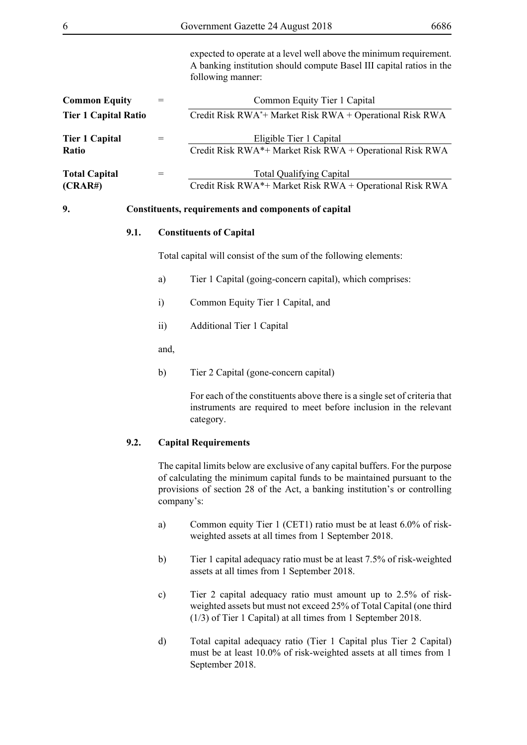expected to operate at a level well above the minimum requirement. A banking institution should compute Basel III capital ratios in the following manner:

$$\textbf{Common Equity Tier 1 Capital Ratio} = \frac{\text{Common Equity Tier 1 Capital}}{\text{Credit Risk RWA}^{*} + \text{Market Risk RWA} + \text{Operational Risk RWA}}$$

$$\textbf{Tier 1 Capital Ratio} = \frac{\text{Eligible Tier 1 Capital}}{\text{Credit Risk RWA}^{*} + \text{Market Risk RWA} + \text{Operational Risk RWA}}$$

$$\textbf{Total Capital (CRAR\#)} = \frac{\text{Total Qualifying Capital}}{\text{Credit Risk RWA}^{*} + \text{Market Risk RWA} + \text{Operational Risk RWA}}$$

## 9. Constituents, requirements and components of capital

### 9.1. Constituents of Capital

Total capital will consist of the sum of the following elements:

a) Tier 1 Capital (going-concern capital), which comprises:

i) Common Equity Tier 1 Capital, and

ii) Additional Tier 1 Capital

and,

b) Tier 2 Capital (gone-concern capital)

For each of the constituents above there is a single set of criteria that instruments are required to meet before inclusion in the relevant category.

### 9.2. Capital Requirements

The capital limits below are exclusive of any capital buffers. For the purpose of calculating the minimum capital funds to be maintained pursuant to the provisions of section 28 of the Act, a banking institution's or controlling company's:

a) Common equity Tier 1 (CET1) ratio must be at least 6.0% of risk-weighted assets at all times from 1 September 2018.

b) Tier 1 capital adequacy ratio must be at least 7.5% of risk-weighted assets at all times from 1 September 2018.

c) Tier 2 capital adequacy ratio must amount up to 2.5% of risk-weighted assets but must not exceed 25% of Total Capital (one third (1/3) of Tier 1 Capital) at all times from 1 September 2018.

d) Total capital adequacy ratio (Tier 1 Capital plus Tier 2 Capital) must be at least 10.0% of risk-weighted assets at all times from 1 September 2018.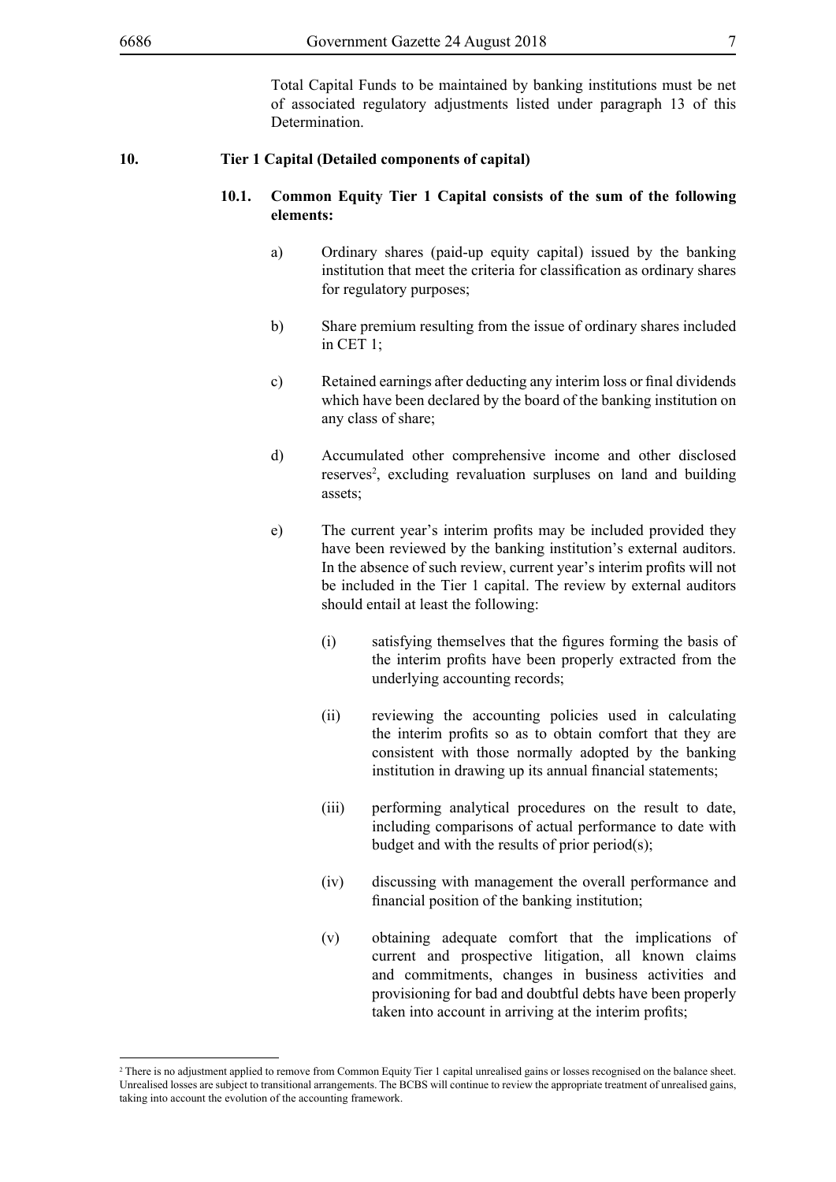Total Capital Funds to be maintained by banking institutions must be net of associated regulatory adjustments listed under paragraph 13 of this Determination.

## 10. Tier 1 Capital (Detailed components of capital)

### 10.1. Common Equity Tier 1 Capital consists of the sum of the following elements:

a) Ordinary shares (paid-up equity capital) issued by the banking institution that meet the criteria for classification as ordinary shares for regulatory purposes;

b) Share premium resulting from the issue of ordinary shares included in CET 1;

c) Retained earnings after deducting any interim loss or final dividends which have been declared by the board of the banking institution on any class of share;

d) Accumulated other comprehensive income and other disclosed reserves[2], excluding revaluation surpluses on land and building assets;

e) The current year's interim profits may be included provided they have been reviewed by the banking institution's external auditors. In the absence of such review, current year's interim profits will not be included in the Tier 1 capital. The review by external auditors should entail at least the following:

   (i) satisfying themselves that the figures forming the basis of the interim profits have been properly extracted from the underlying accounting records;

   (ii) reviewing the accounting policies used in calculating the interim profits so as to obtain comfort that they are consistent with those normally adopted by the banking institution in drawing up its annual financial statements;

   (iii) performing analytical procedures on the result to date, including comparisons of actual performance to date with budget and with the results of prior period(s);

   (iv) discussing with management the overall performance and financial position of the banking institution;

   (v) obtaining adequate comfort that the implications of current and prospective litigation, all known claims and commitments, changes in business activities and provisioning for bad and doubtful debts have been properly taken into account in arriving at the interim profits;

---

[2] There is no adjustment applied to remove from Common Equity Tier 1 capital unrealised gains or losses recognised on the balance sheet. Unrealised losses are subject to transitional arrangements. The BCBS will continue to review the appropriate treatment of unrealised gains, taking into account the evolution of the accounting framework.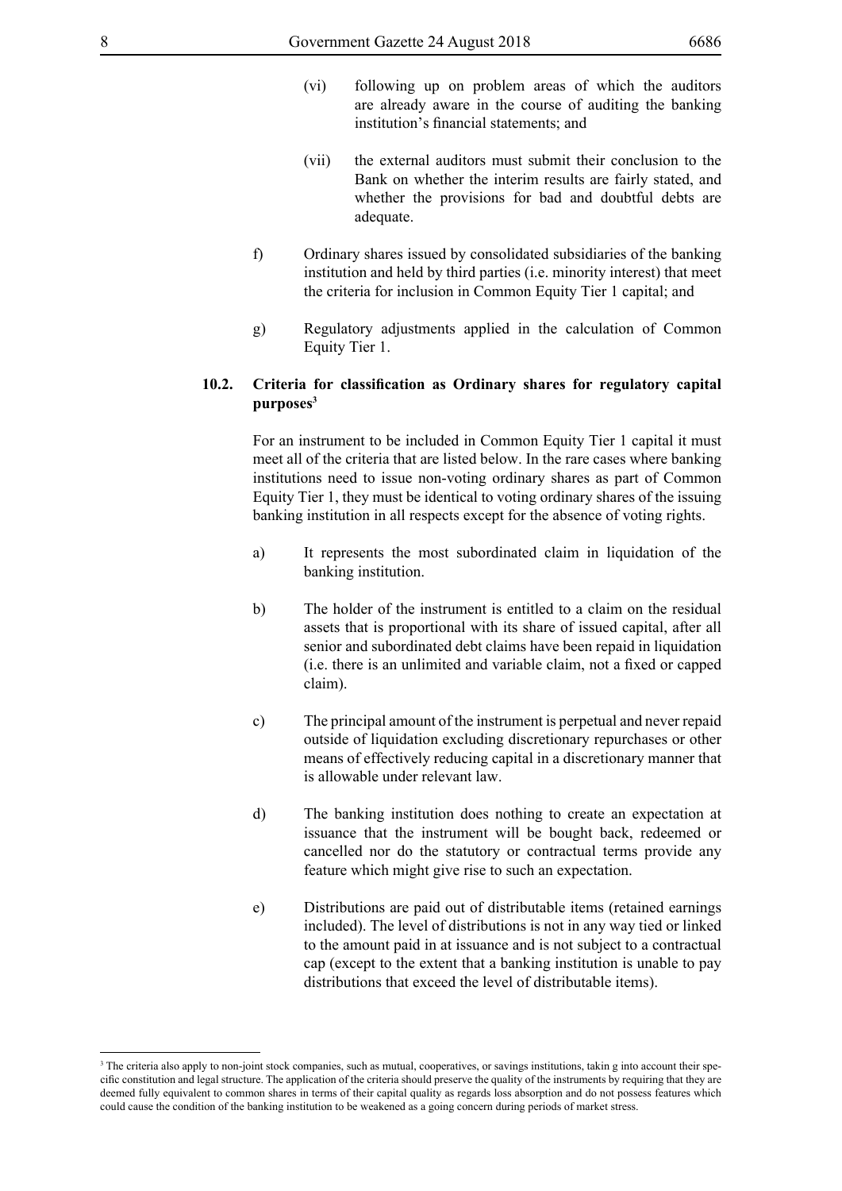(vi) following up on problem areas of which the auditors are already aware in the course of auditing the banking institution's financial statements; and

(vii) the external auditors must submit their conclusion to the Bank on whether the interim results are fairly stated, and whether the provisions for bad and doubtful debts are adequate.

f) Ordinary shares issued by consolidated subsidiaries of the banking institution and held by third parties (i.e. minority interest) that meet the criteria for inclusion in Common Equity Tier 1 capital; and

g) Regulatory adjustments applied in the calculation of Common Equity Tier 1.

### 10.2. Criteria for classification as Ordinary shares for regulatory capital purposes[3]

For an instrument to be included in Common Equity Tier 1 capital it must meet all of the criteria that are listed below. In the rare cases where banking institutions need to issue non-voting ordinary shares as part of Common Equity Tier 1, they must be identical to voting ordinary shares of the issuing banking institution in all respects except for the absence of voting rights.

a) It represents the most subordinated claim in liquidation of the banking institution.

b) The holder of the instrument is entitled to a claim on the residual assets that is proportional with its share of issued capital, after all senior and subordinated debt claims have been repaid in liquidation (i.e. there is an unlimited and variable claim, not a fixed or capped claim).

c) The principal amount of the instrument is perpetual and never repaid outside of liquidation excluding discretionary repurchases or other means of effectively reducing capital in a discretionary manner that is allowable under relevant law.

d) The banking institution does nothing to create an expectation at issuance that the instrument will be bought back, redeemed or cancelled nor do the statutory or contractual terms provide any feature which might give rise to such an expectation.

e) Distributions are paid out of distributable items (retained earnings included). The level of distributions is not in any way tied or linked to the amount paid in at issuance and is not subject to a contractual cap (except to the extent that a banking institution is unable to pay distributions that exceed the level of distributable items).

---

[3] The criteria also apply to non-joint stock companies, such as mutual, cooperatives, or savings institutions, takin g into account their specific constitution and legal structure. The application of the criteria should preserve the quality of the instruments by requiring that they are deemed fully equivalent to common shares in terms of their capital quality as regards loss absorption and do not possess features which could cause the condition of the banking institution to be weakened as a going concern during periods of market stress.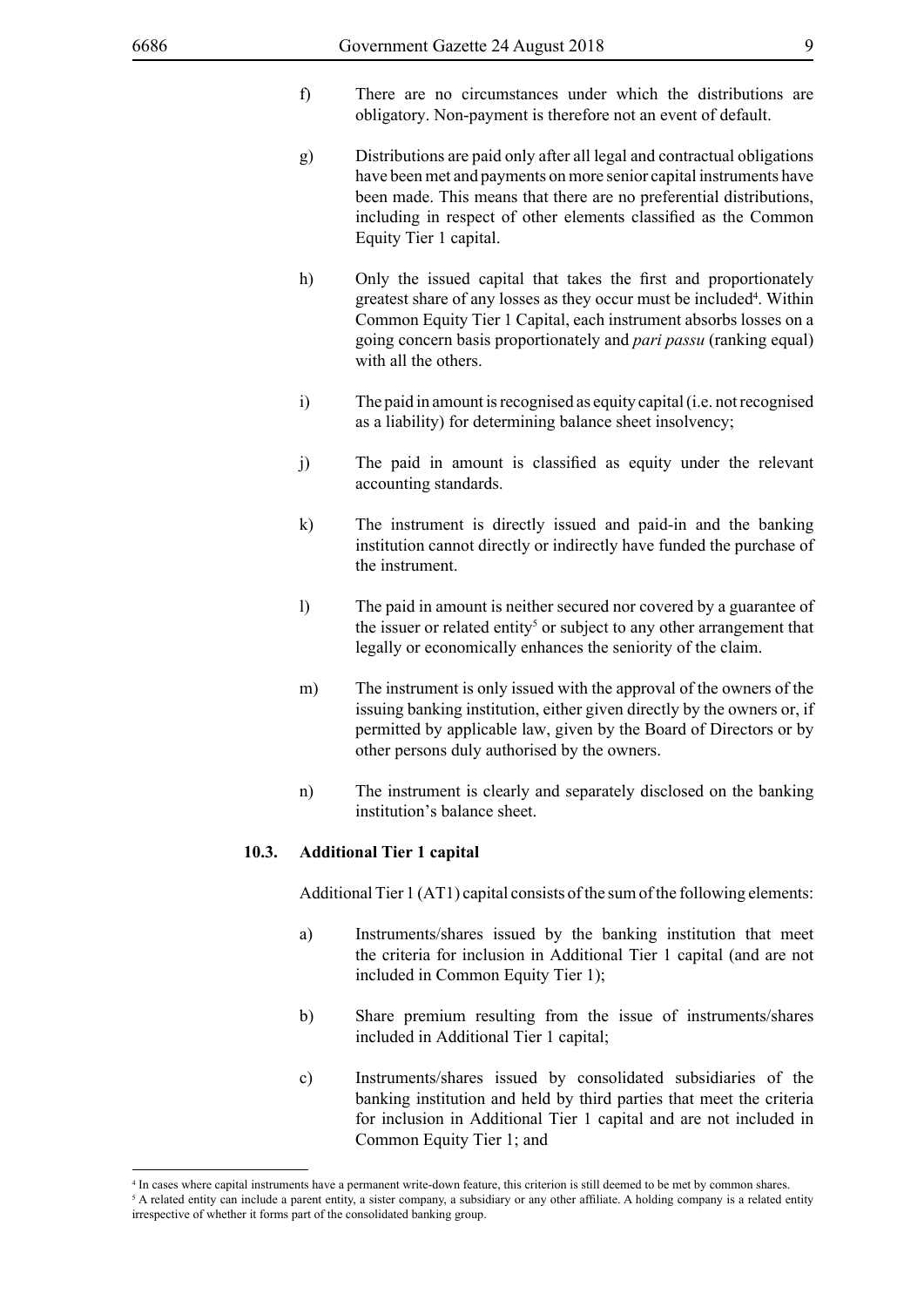f) There are no circumstances under which the distributions are obligatory. Non-payment is therefore not an event of default.

g) Distributions are paid only after all legal and contractual obligations have been met and payments on more senior capital instruments have been made. This means that there are no preferential distributions, including in respect of other elements classified as the Common Equity Tier 1 capital.

h) Only the issued capital that takes the first and proportionately greatest share of any losses as they occur must be included[4]. Within Common Equity Tier 1 Capital, each instrument absorbs losses on a going concern basis proportionately and *pari passu* (ranking equal) with all the others.

i) The paid in amount is recognised as equity capital (i.e. not recognised as a liability) for determining balance sheet insolvency;

j) The paid in amount is classified as equity under the relevant accounting standards.

k) The instrument is directly issued and paid-in and the banking institution cannot directly or indirectly have funded the purchase of the instrument.

l) The paid in amount is neither secured nor covered by a guarantee of the issuer or related entity[5] or subject to any other arrangement that legally or economically enhances the seniority of the claim.

m) The instrument is only issued with the approval of the owners of the issuing banking institution, either given directly by the owners or, if permitted by applicable law, given by the Board of Directors or by other persons duly authorised by the owners.

n) The instrument is clearly and separately disclosed on the banking institution's balance sheet.

### 10.3. Additional Tier 1 capital

Additional Tier 1 (AT1) capital consists of the sum of the following elements:

a) Instruments/shares issued by the banking institution that meet the criteria for inclusion in Additional Tier 1 capital (and are not included in Common Equity Tier 1);

b) Share premium resulting from the issue of instruments/shares included in Additional Tier 1 capital;

c) Instruments/shares issued by consolidated subsidiaries of the banking institution and held by third parties that meet the criteria for inclusion in Additional Tier 1 capital and are not included in Common Equity Tier 1; and

---

[4] In cases where capital instruments have a permanent write-down feature, this criterion is still deemed to be met by common shares.

[5] A related entity can include a parent entity, a sister company, a subsidiary or any other affiliate. A holding company is a related entity irrespective of whether it forms part of the consolidated banking group.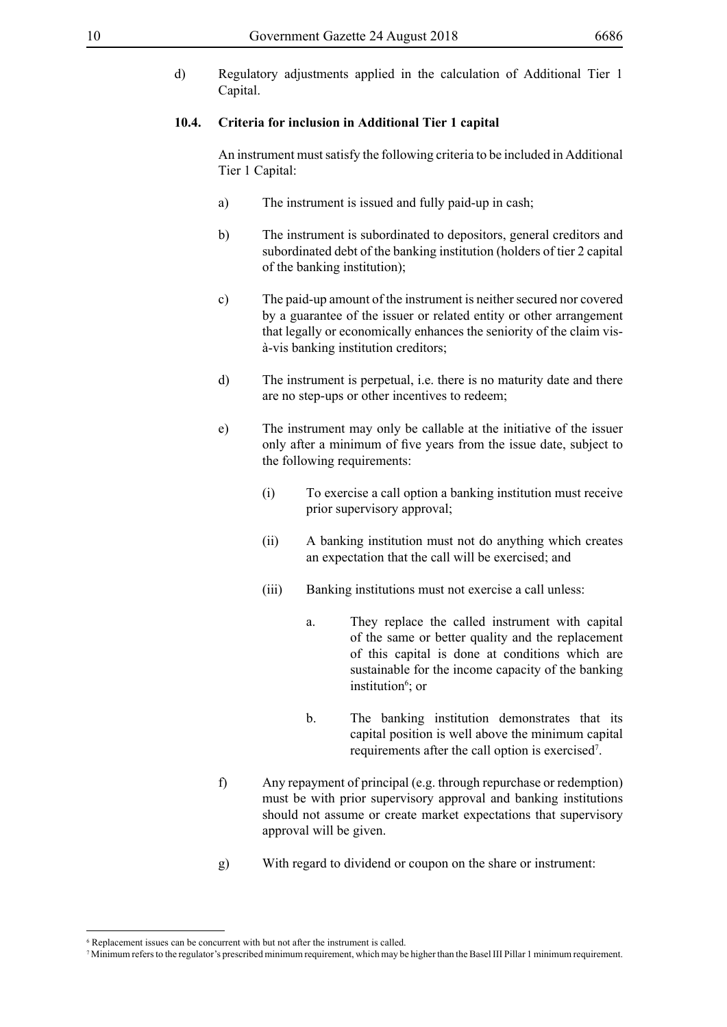d) Regulatory adjustments applied in the calculation of Additional Tier 1 Capital.

### 10.4. Criteria for inclusion in Additional Tier 1 capital

An instrument must satisfy the following criteria to be included in Additional Tier 1 Capital:

a) The instrument is issued and fully paid-up in cash;

b) The instrument is subordinated to depositors, general creditors and subordinated debt of the banking institution (holders of tier 2 capital of the banking institution);

c) The paid-up amount of the instrument is neither secured nor covered by a guarantee of the issuer or related entity or other arrangement that legally or economically enhances the seniority of the claim vis-à-vis banking institution creditors;

d) The instrument is perpetual, i.e. there is no maturity date and there are no step-ups or other incentives to redeem;

e) The instrument may only be callable at the initiative of the issuer only after a minimum of five years from the issue date, subject to the following requirements:

   (i) To exercise a call option a banking institution must receive prior supervisory approval;

   (ii) A banking institution must not do anything which creates an expectation that the call will be exercised; and

   (iii) Banking institutions must not exercise a call unless:

      a. They replace the called instrument with capital of the same or better quality and the replacement of this capital is done at conditions which are sustainable for the income capacity of the banking institution[6]; or

      b. The banking institution demonstrates that its capital position is well above the minimum capital requirements after the call option is exercised[7].

f) Any repayment of principal (e.g. through repurchase or redemption) must be with prior supervisory approval and banking institutions should not assume or create market expectations that supervisory approval will be given.

g) With regard to dividend or coupon on the share or instrument:

---

[6] Replacement issues can be concurrent with but not after the instrument is called.

[7] Minimum refers to the regulator's prescribed minimum requirement, which may be higher than the Basel III Pillar 1 minimum requirement.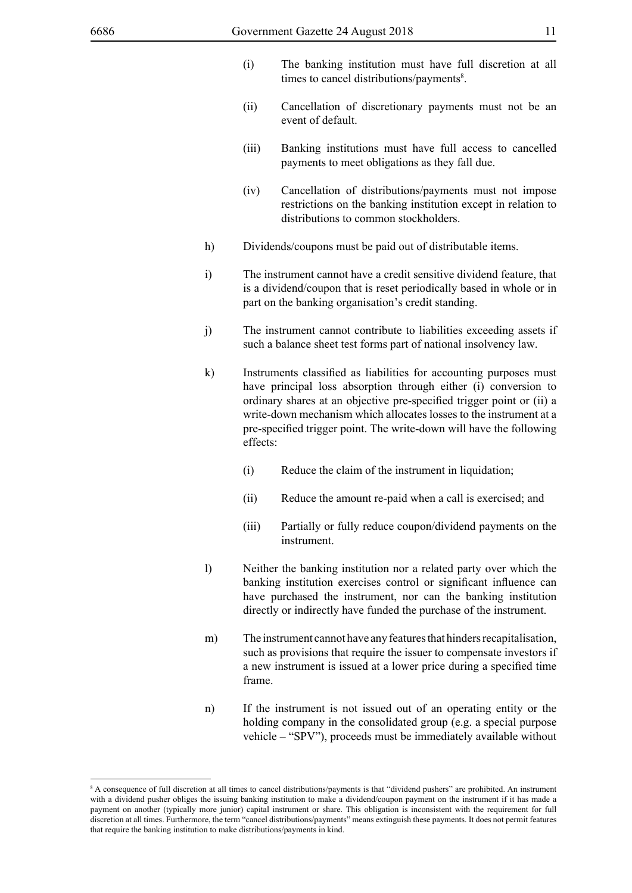(i) The banking institution must have full discretion at all times to cancel distributions/payments[8].

(ii) Cancellation of discretionary payments must not be an event of default.

(iii) Banking institutions must have full access to cancelled payments to meet obligations as they fall due.

(iv) Cancellation of distributions/payments must not impose restrictions on the banking institution except in relation to distributions to common stockholders.

h) Dividends/coupons must be paid out of distributable items.

i) The instrument cannot have a credit sensitive dividend feature, that is a dividend/coupon that is reset periodically based in whole or in part on the banking organisation's credit standing.

j) The instrument cannot contribute to liabilities exceeding assets if such a balance sheet test forms part of national insolvency law.

k) Instruments classified as liabilities for accounting purposes must have principal loss absorption through either (i) conversion to ordinary shares at an objective pre-specified trigger point or (ii) a write-down mechanism which allocates losses to the instrument at a pre-specified trigger point. The write-down will have the following effects:

(i) Reduce the claim of the instrument in liquidation;

(ii) Reduce the amount re-paid when a call is exercised; and

(iii) Partially or fully reduce coupon/dividend payments on the instrument.

l) Neither the banking institution nor a related party over which the banking institution exercises control or significant influence can have purchased the instrument, nor can the banking institution directly or indirectly have funded the purchase of the instrument.

m) The instrument cannot have any features that hinders recapitalisation, such as provisions that require the issuer to compensate investors if a new instrument is issued at a lower price during a specified time frame.

n) If the instrument is not issued out of an operating entity or the holding company in the consolidated group (e.g. a special purpose vehicle – "SPV"), proceeds must be immediately available without

---

[8] A consequence of full discretion at all times to cancel distributions/payments is that "dividend pushers" are prohibited. An instrument with a dividend pusher obliges the issuing banking institution to make a dividend/coupon payment on the instrument if it has made a payment on another (typically more junior) capital instrument or share. This obligation is inconsistent with the requirement for full discretion at all times. Furthermore, the term "cancel distributions/payments" means extinguish these payments. It does not permit features that require the banking institution to make distributions/payments in kind.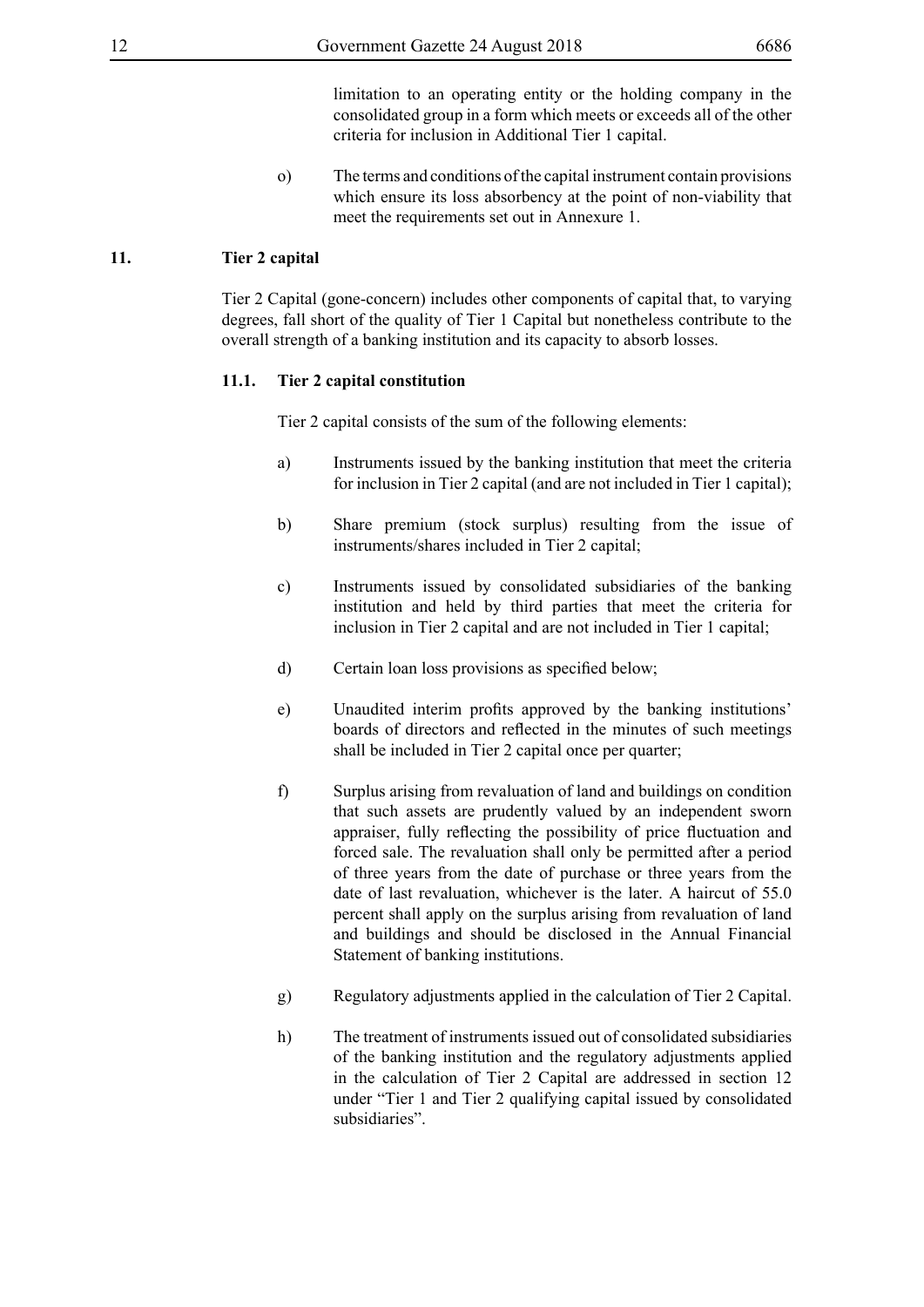limitation to an operating entity or the holding company in the consolidated group in a form which meets or exceeds all of the other criteria for inclusion in Additional Tier 1 capital.

o) The terms and conditions of the capital instrument contain provisions which ensure its loss absorbency at the point of non-viability that meet the requirements set out in Annexure 1.

## 11. Tier 2 capital

Tier 2 Capital (gone-concern) includes other components of capital that, to varying degrees, fall short of the quality of Tier 1 Capital but nonetheless contribute to the overall strength of a banking institution and its capacity to absorb losses.

### 11.1. Tier 2 capital constitution

Tier 2 capital consists of the sum of the following elements:

a) Instruments issued by the banking institution that meet the criteria for inclusion in Tier 2 capital (and are not included in Tier 1 capital);

b) Share premium (stock surplus) resulting from the issue of instruments/shares included in Tier 2 capital;

c) Instruments issued by consolidated subsidiaries of the banking institution and held by third parties that meet the criteria for inclusion in Tier 2 capital and are not included in Tier 1 capital;

d) Certain loan loss provisions as specified below;

e) Unaudited interim profits approved by the banking institutions' boards of directors and reflected in the minutes of such meetings shall be included in Tier 2 capital once per quarter;

f) Surplus arising from revaluation of land and buildings on condition that such assets are prudently valued by an independent sworn appraiser, fully reflecting the possibility of price fluctuation and forced sale. The revaluation shall only be permitted after a period of three years from the date of purchase or three years from the date of last revaluation, whichever is the later. A haircut of 55.0 percent shall apply on the surplus arising from revaluation of land and buildings and should be disclosed in the Annual Financial Statement of banking institutions.

g) Regulatory adjustments applied in the calculation of Tier 2 Capital.

h) The treatment of instruments issued out of consolidated subsidiaries of the banking institution and the regulatory adjustments applied in the calculation of Tier 2 Capital are addressed in section 12 under "Tier 1 and Tier 2 qualifying capital issued by consolidated subsidiaries".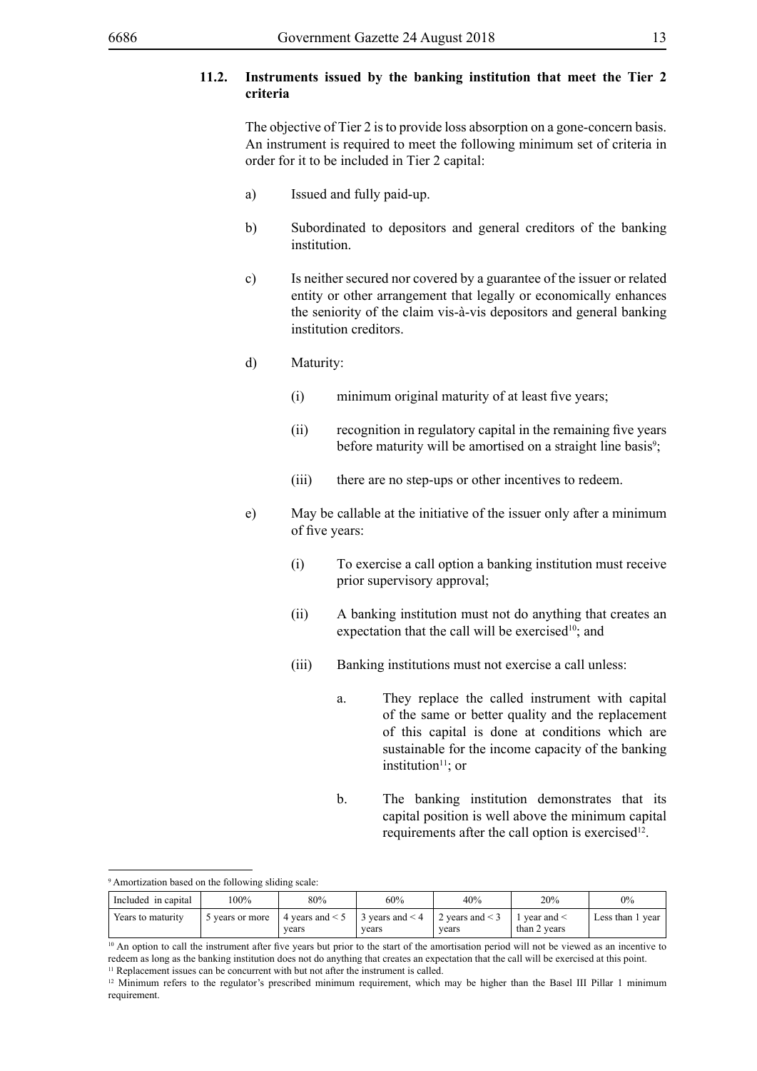### 11.2. Instruments issued by the banking institution that meet the Tier 2 criteria

The objective of Tier 2 is to provide loss absorption on a gone-concern basis. An instrument is required to meet the following minimum set of criteria in order for it to be included in Tier 2 capital:

a) Issued and fully paid-up.

b) Subordinated to depositors and general creditors of the banking institution.

c) Is neither secured nor covered by a guarantee of the issuer or related entity or other arrangement that legally or economically enhances the seniority of the claim vis-à-vis depositors and general banking institution creditors.

d) Maturity:

(i) minimum original maturity of at least five years;

(ii) recognition in regulatory capital in the remaining five years before maturity will be amortised on a straight line basis[9];

(iii) there are no step-ups or other incentives to redeem.

e) May be callable at the initiative of the issuer only after a minimum of five years:

(i) To exercise a call option a banking institution must receive prior supervisory approval;

(ii) A banking institution must not do anything that creates an expectation that the call will be exercised[10]; and

(iii) Banking institutions must not exercise a call unless:

a. They replace the called instrument with capital of the same or better quality and the replacement of this capital is done at conditions which are sustainable for the income capacity of the banking institution[11]; or

b. The banking institution demonstrates that its capital position is well above the minimum capital requirements after the call option is exercised[12].

---

[9] Amortization based on the following sliding scale:

| Included in capital | 100% | 80% | 60% | 40% | 20% | 0% |
|---|---|---|---|---|---|---|
| Years to maturity | 5 years or more | 4 years and < 5 years | 3 years and < 4 years | 2 years and < 3 years | 1 year and < than 2 years | Less than 1 year |

[10] An option to call the instrument after five years but prior to the start of the amortisation period will not be viewed as an incentive to redeem as long as the banking institution does not do anything that creates an expectation that the call will be exercised at this point.

[11] Replacement issues can be concurrent with but not after the instrument is called.

[12] Minimum refers to the regulator's prescribed minimum requirement, which may be higher than the Basel III Pillar 1 minimum requirement.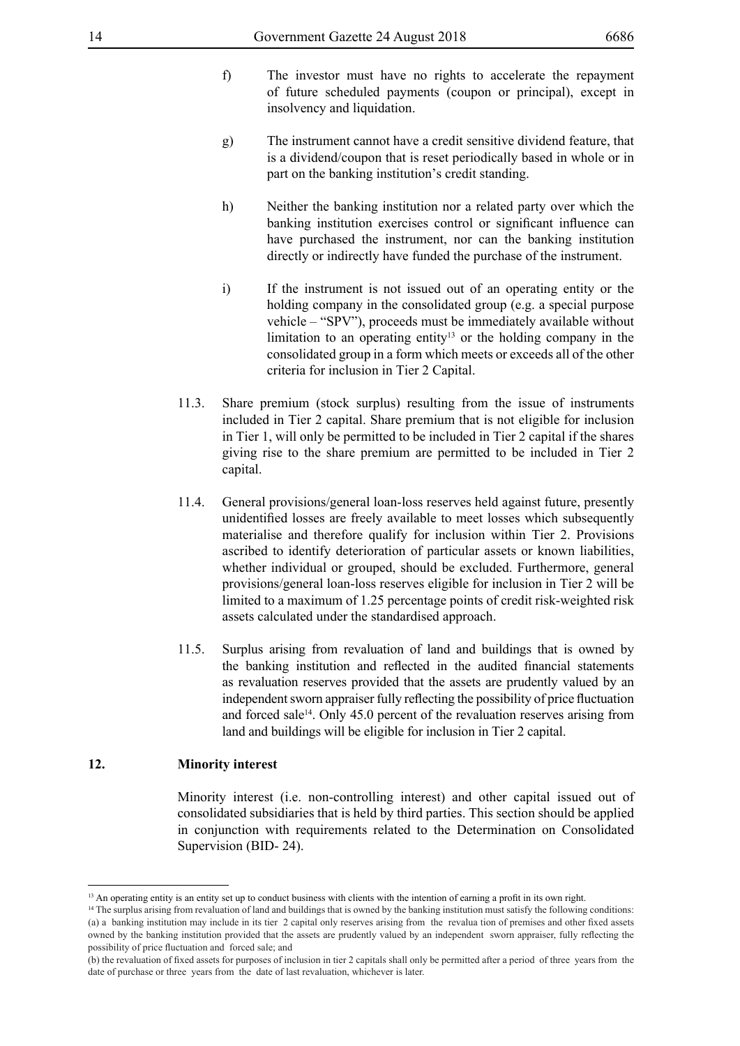f) The investor must have no rights to accelerate the repayment of future scheduled payments (coupon or principal), except in insolvency and liquidation.

g) The instrument cannot have a credit sensitive dividend feature, that is a dividend/coupon that is reset periodically based in whole or in part on the banking institution's credit standing.

h) Neither the banking institution nor a related party over which the banking institution exercises control or significant influence can have purchased the instrument, nor can the banking institution directly or indirectly have funded the purchase of the instrument.

i) If the instrument is not issued out of an operating entity or the holding company in the consolidated group (e.g. a special purpose vehicle – "SPV"), proceeds must be immediately available without limitation to an operating entity[13] or the holding company in the consolidated group in a form which meets or exceeds all of the other criteria for inclusion in Tier 2 Capital.

11.3. Share premium (stock surplus) resulting from the issue of instruments included in Tier 2 capital. Share premium that is not eligible for inclusion in Tier 1, will only be permitted to be included in Tier 2 capital if the shares giving rise to the share premium are permitted to be included in Tier 2 capital.

11.4. General provisions/general loan-loss reserves held against future, presently unidentified losses are freely available to meet losses which subsequently materialise and therefore qualify for inclusion within Tier 2. Provisions ascribed to identify deterioration of particular assets or known liabilities, whether individual or grouped, should be excluded. Furthermore, general provisions/general loan-loss reserves eligible for inclusion in Tier 2 will be limited to a maximum of 1.25 percentage points of credit risk-weighted risk assets calculated under the standardised approach.

11.5. Surplus arising from revaluation of land and buildings that is owned by the banking institution and reflected in the audited financial statements as revaluation reserves provided that the assets are prudently valued by an independent sworn appraiser fully reflecting the possibility of price fluctuation and forced sale[14]. Only 45.0 percent of the revaluation reserves arising from land and buildings will be eligible for inclusion in Tier 2 capital.

## 12. Minority interest

Minority interest (i.e. non-controlling interest) and other capital issued out of consolidated subsidiaries that is held by third parties. This section should be applied in conjunction with requirements related to the Determination on Consolidated Supervision (BID- 24).

---

[13] An operating entity is an entity set up to conduct business with clients with the intention of earning a profit in its own right.

[14] The surplus arising from revaluation of land and buildings that is owned by the banking institution must satisfy the following conditions: (a) a banking institution may include in its tier 2 capital only reserves arising from the revalua tion of premises and other fixed assets owned by the banking institution provided that the assets are prudently valued by an independent sworn appraiser, fully reflecting the possibility of price fluctuation and forced sale; and

(b) the revaluation of fixed assets for purposes of inclusion in tier 2 capitals shall only be permitted after a period of three years from the date of purchase or three years from the date of last revaluation, whichever is later.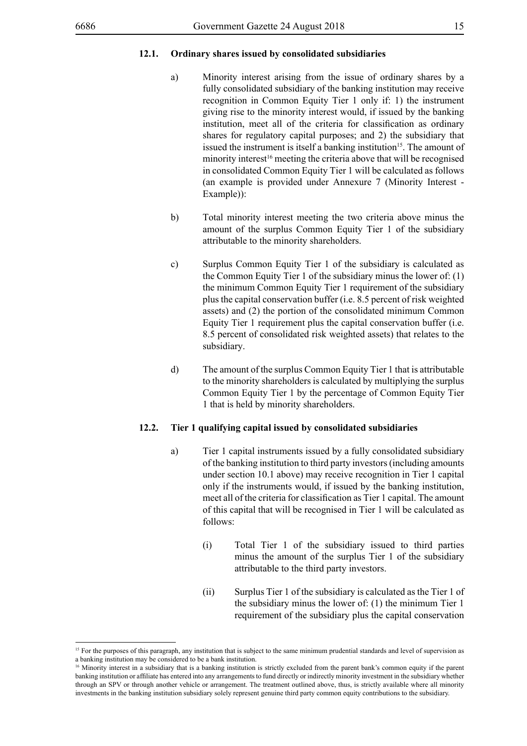### 12.1. Ordinary shares issued by consolidated subsidiaries

a) Minority interest arising from the issue of ordinary shares by a fully consolidated subsidiary of the banking institution may receive recognition in Common Equity Tier 1 only if: 1) the instrument giving rise to the minority interest would, if issued by the banking institution, meet all of the criteria for classification as ordinary shares for regulatory capital purposes; and 2) the subsidiary that issued the instrument is itself a banking institution[15]. The amount of minority interest[16] meeting the criteria above that will be recognised in consolidated Common Equity Tier 1 will be calculated as follows (an example is provided under Annexure 7 (Minority Interest - Example)):

b) Total minority interest meeting the two criteria above minus the amount of the surplus Common Equity Tier 1 of the subsidiary attributable to the minority shareholders.

c) Surplus Common Equity Tier 1 of the subsidiary is calculated as the Common Equity Tier 1 of the subsidiary minus the lower of: (1) the minimum Common Equity Tier 1 requirement of the subsidiary plus the capital conservation buffer (i.e. 8.5 percent of risk weighted assets) and (2) the portion of the consolidated minimum Common Equity Tier 1 requirement plus the capital conservation buffer (i.e. 8.5 percent of consolidated risk weighted assets) that relates to the subsidiary.

d) The amount of the surplus Common Equity Tier 1 that is attributable to the minority shareholders is calculated by multiplying the surplus Common Equity Tier 1 by the percentage of Common Equity Tier 1 that is held by minority shareholders.

### 12.2. Tier 1 qualifying capital issued by consolidated subsidiaries

a) Tier 1 capital instruments issued by a fully consolidated subsidiary of the banking institution to third party investors (including amounts under section 10.1 above) may receive recognition in Tier 1 capital only if the instruments would, if issued by the banking institution, meet all of the criteria for classification as Tier 1 capital. The amount of this capital that will be recognised in Tier 1 will be calculated as follows:

   (i) Total Tier 1 of the subsidiary issued to third parties minus the amount of the surplus Tier 1 of the subsidiary attributable to the third party investors.

   (ii) Surplus Tier 1 of the subsidiary is calculated as the Tier 1 of the subsidiary minus the lower of: (1) the minimum Tier 1 requirement of the subsidiary plus the capital conservation

---

[15] For the purposes of this paragraph, any institution that is subject to the same minimum prudential standards and level of supervision as a banking institution may be considered to be a bank institution.

[16] Minority interest in a subsidiary that is a banking institution is strictly excluded from the parent bank's common equity if the parent banking institution or affiliate has entered into any arrangements to fund directly or indirectly minority investment in the subsidiary whether through an SPV or through another vehicle or arrangement. The treatment outlined above, thus, is strictly available where all minority investments in the banking institution subsidiary solely represent genuine third party common equity contributions to the subsidiary.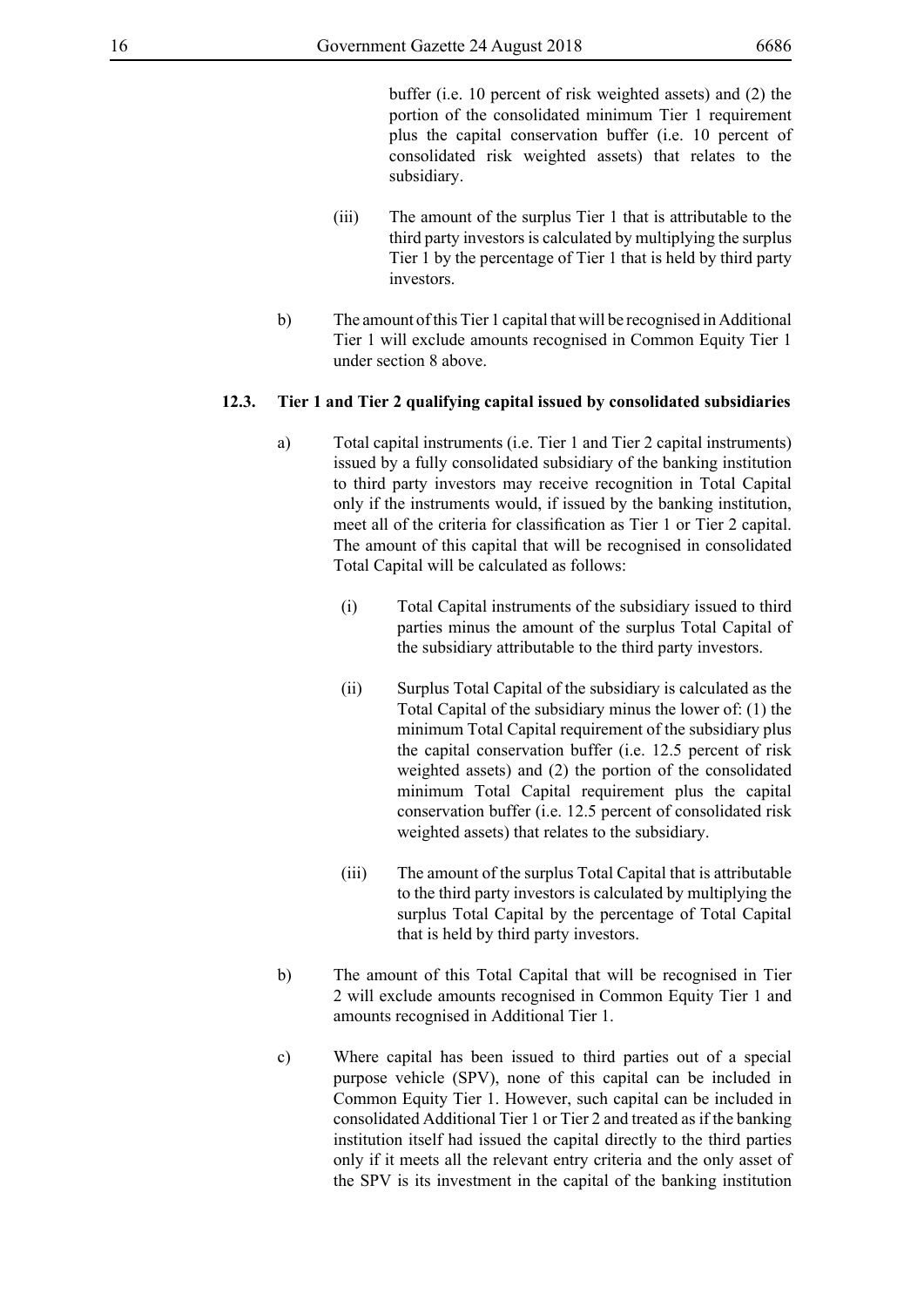buffer (i.e. 10 percent of risk weighted assets) and (2) the portion of the consolidated minimum Tier 1 requirement plus the capital conservation buffer (i.e. 10 percent of consolidated risk weighted assets) that relates to the subsidiary.

(iii) The amount of the surplus Tier 1 that is attributable to the third party investors is calculated by multiplying the surplus Tier 1 by the percentage of Tier 1 that is held by third party investors.

b) The amount of this Tier 1 capital that will be recognised in Additional Tier 1 will exclude amounts recognised in Common Equity Tier 1 under section 8 above.

**12.3. Tier 1 and Tier 2 qualifying capital issued by consolidated subsidiaries**

a) Total capital instruments (i.e. Tier 1 and Tier 2 capital instruments) issued by a fully consolidated subsidiary of the banking institution to third party investors may receive recognition in Total Capital only if the instruments would, if issued by the banking institution, meet all of the criteria for classification as Tier 1 or Tier 2 capital. The amount of this capital that will be recognised in consolidated Total Capital will be calculated as follows:

(i) Total Capital instruments of the subsidiary issued to third parties minus the amount of the surplus Total Capital of the subsidiary attributable to the third party investors.

(ii) Surplus Total Capital of the subsidiary is calculated as the Total Capital of the subsidiary minus the lower of: (1) the minimum Total Capital requirement of the subsidiary plus the capital conservation buffer (i.e. 12.5 percent of risk weighted assets) and (2) the portion of the consolidated minimum Total Capital requirement plus the capital conservation buffer (i.e. 12.5 percent of consolidated risk weighted assets) that relates to the subsidiary.

(iii) The amount of the surplus Total Capital that is attributable to the third party investors is calculated by multiplying the surplus Total Capital by the percentage of Total Capital that is held by third party investors.

b) The amount of this Total Capital that will be recognised in Tier 2 will exclude amounts recognised in Common Equity Tier 1 and amounts recognised in Additional Tier 1.

c) Where capital has been issued to third parties out of a special purpose vehicle (SPV), none of this capital can be included in Common Equity Tier 1. However, such capital can be included in consolidated Additional Tier 1 or Tier 2 and treated as if the banking institution itself had issued the capital directly to the third parties only if it meets all the relevant entry criteria and the only asset of the SPV is its investment in the capital of the banking institution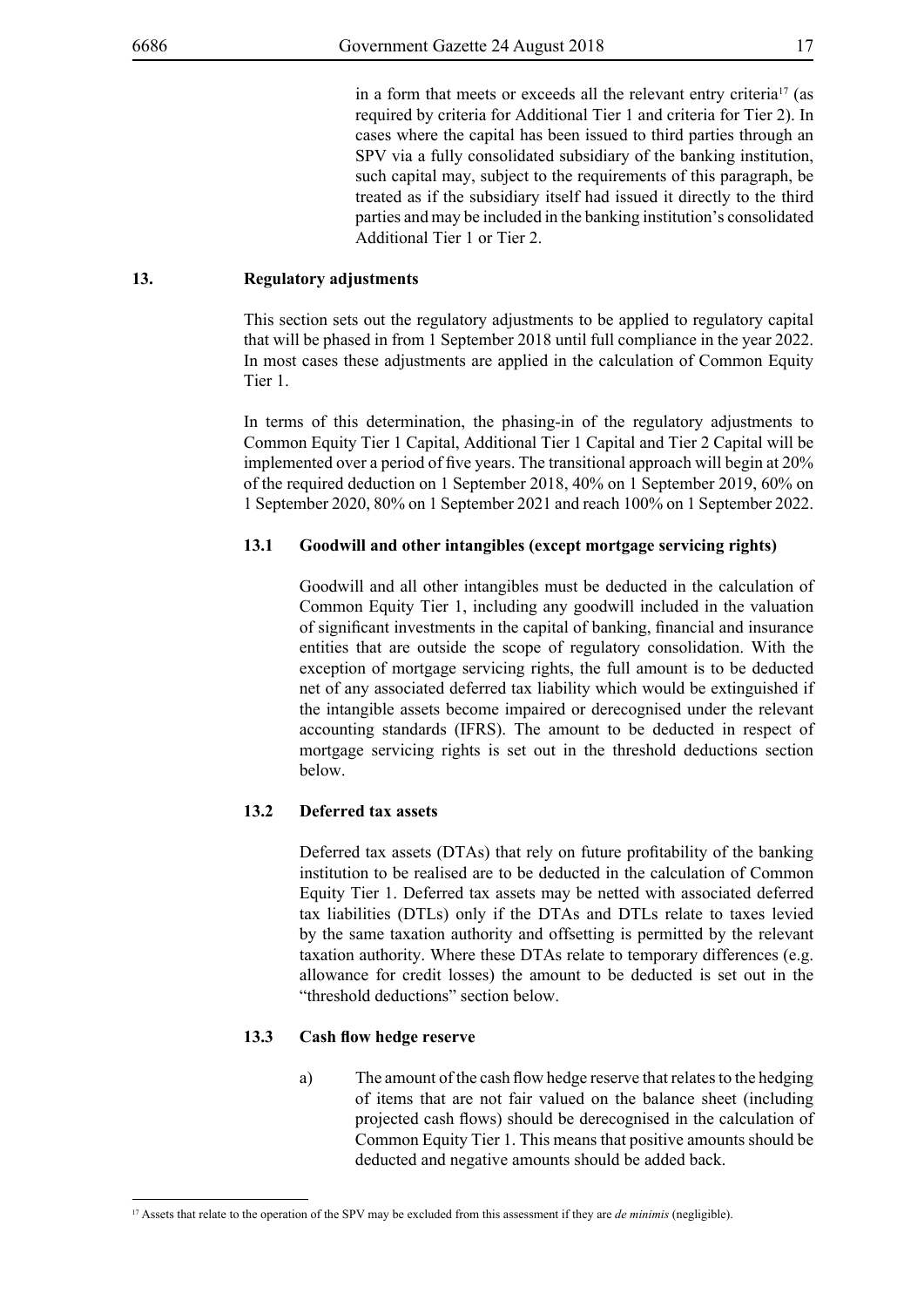in a form that meets or exceeds all the relevant entry criteria[17] (as required by criteria for Additional Tier 1 and criteria for Tier 2). In cases where the capital has been issued to third parties through an SPV via a fully consolidated subsidiary of the banking institution, such capital may, subject to the requirements of this paragraph, be treated as if the subsidiary itself had issued it directly to the third parties and may be included in the banking institution's consolidated Additional Tier 1 or Tier 2.

## 13. Regulatory adjustments

This section sets out the regulatory adjustments to be applied to regulatory capital that will be phased in from 1 September 2018 until full compliance in the year 2022. In most cases these adjustments are applied in the calculation of Common Equity Tier 1.

In terms of this determination, the phasing-in of the regulatory adjustments to Common Equity Tier 1 Capital, Additional Tier 1 Capital and Tier 2 Capital will be implemented over a period of five years. The transitional approach will begin at 20% of the required deduction on 1 September 2018, 40% on 1 September 2019, 60% on 1 September 2020, 80% on 1 September 2021 and reach 100% on 1 September 2022.

### 13.1 Goodwill and other intangibles (except mortgage servicing rights)

Goodwill and all other intangibles must be deducted in the calculation of Common Equity Tier 1, including any goodwill included in the valuation of significant investments in the capital of banking, financial and insurance entities that are outside the scope of regulatory consolidation. With the exception of mortgage servicing rights, the full amount is to be deducted net of any associated deferred tax liability which would be extinguished if the intangible assets become impaired or derecognised under the relevant accounting standards (IFRS). The amount to be deducted in respect of mortgage servicing rights is set out in the threshold deductions section below.

### 13.2 Deferred tax assets

Deferred tax assets (DTAs) that rely on future profitability of the banking institution to be realised are to be deducted in the calculation of Common Equity Tier 1. Deferred tax assets may be netted with associated deferred tax liabilities (DTLs) only if the DTAs and DTLs relate to taxes levied by the same taxation authority and offsetting is permitted by the relevant taxation authority. Where these DTAs relate to temporary differences (e.g. allowance for credit losses) the amount to be deducted is set out in the "threshold deductions" section below.

### 13.3 Cash flow hedge reserve

a) The amount of the cash flow hedge reserve that relates to the hedging of items that are not fair valued on the balance sheet (including projected cash flows) should be derecognised in the calculation of Common Equity Tier 1. This means that positive amounts should be deducted and negative amounts should be added back.

---

[17] Assets that relate to the operation of the SPV may be excluded from this assessment if they are *de minimis* (negligible).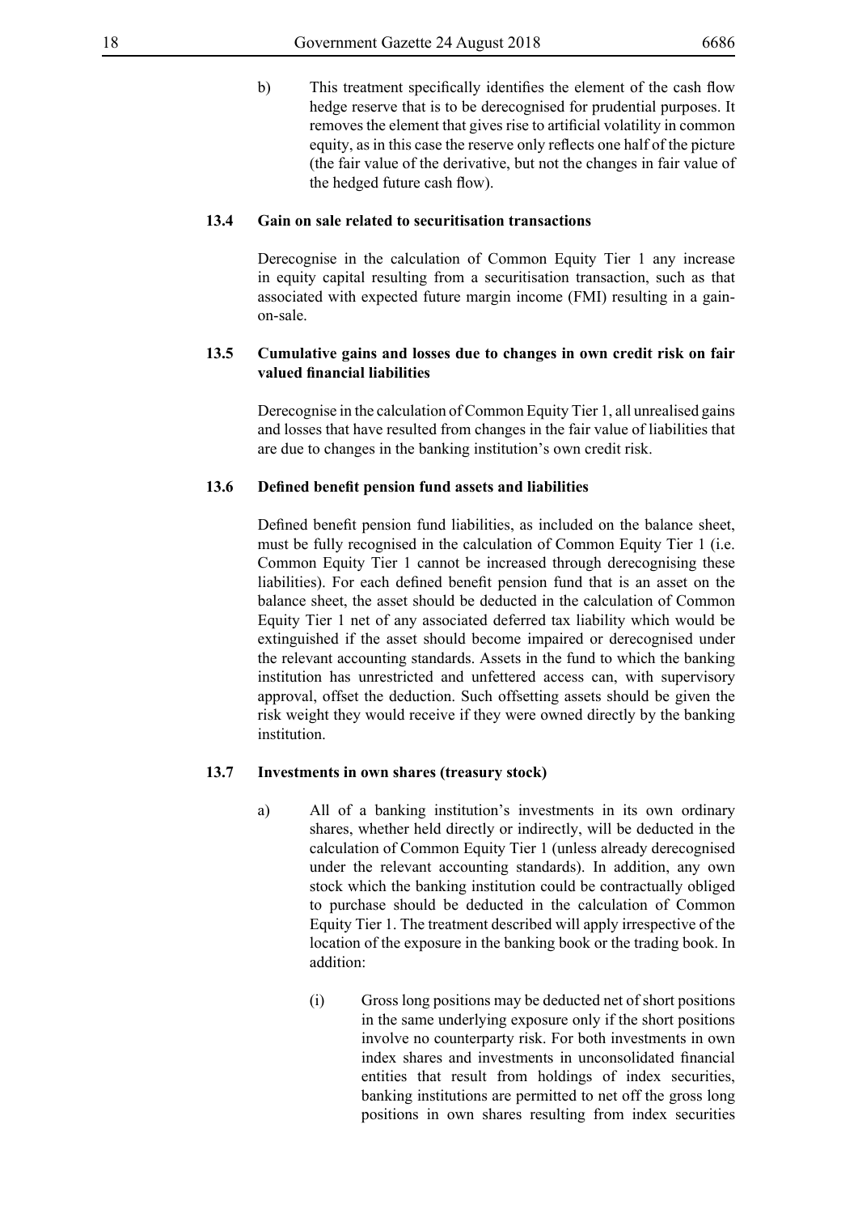b) This treatment specifically identifies the element of the cash flow hedge reserve that is to be derecognised for prudential purposes. It removes the element that gives rise to artificial volatility in common equity, as in this case the reserve only reflects one half of the picture (the fair value of the derivative, but not the changes in fair value of the hedged future cash flow).

### 13.4 Gain on sale related to securitisation transactions

Derecognise in the calculation of Common Equity Tier 1 any increase in equity capital resulting from a securitisation transaction, such as that associated with expected future margin income (FMI) resulting in a gain-on-sale.

### 13.5 Cumulative gains and losses due to changes in own credit risk on fair valued financial liabilities

Derecognise in the calculation of Common Equity Tier 1, all unrealised gains and losses that have resulted from changes in the fair value of liabilities that are due to changes in the banking institution's own credit risk.

### 13.6 Defined benefit pension fund assets and liabilities

Defined benefit pension fund liabilities, as included on the balance sheet, must be fully recognised in the calculation of Common Equity Tier 1 (i.e. Common Equity Tier 1 cannot be increased through derecognising these liabilities). For each defined benefit pension fund that is an asset on the balance sheet, the asset should be deducted in the calculation of Common Equity Tier 1 net of any associated deferred tax liability which would be extinguished if the asset should become impaired or derecognised under the relevant accounting standards. Assets in the fund to which the banking institution has unrestricted and unfettered access can, with supervisory approval, offset the deduction. Such offsetting assets should be given the risk weight they would receive if they were owned directly by the banking institution.

### 13.7 Investments in own shares (treasury stock)

a) All of a banking institution's investments in its own ordinary shares, whether held directly or indirectly, will be deducted in the calculation of Common Equity Tier 1 (unless already derecognised under the relevant accounting standards). In addition, any own stock which the banking institution could be contractually obliged to purchase should be deducted in the calculation of Common Equity Tier 1. The treatment described will apply irrespective of the location of the exposure in the banking book or the trading book. In addition:

   (i) Gross long positions may be deducted net of short positions in the same underlying exposure only if the short positions involve no counterparty risk. For both investments in own index shares and investments in unconsolidated financial entities that result from holdings of index securities, banking institutions are permitted to net off the gross long positions in own shares resulting from index securities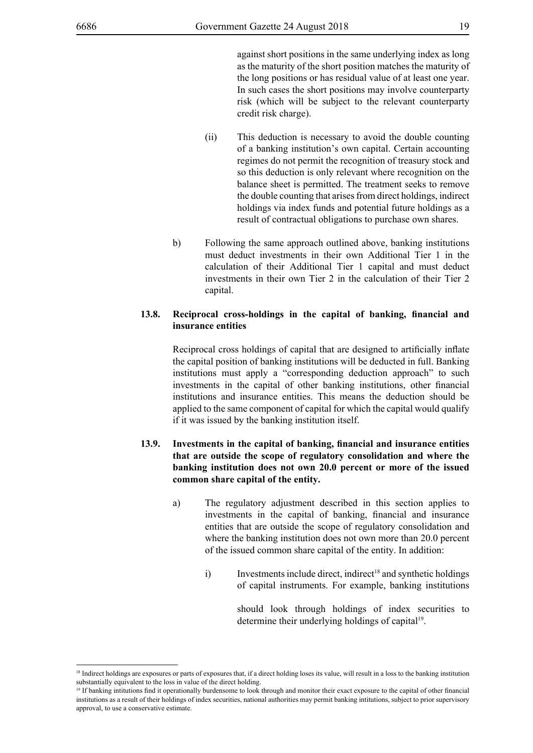against short positions in the same underlying index as long as the maturity of the short position matches the maturity of the long positions or has residual value of at least one year. In such cases the short positions may involve counterparty risk (which will be subject to the relevant counterparty credit risk charge).

(ii) This deduction is necessary to avoid the double counting of a banking institution's own capital. Certain accounting regimes do not permit the recognition of treasury stock and so this deduction is only relevant where recognition on the balance sheet is permitted. The treatment seeks to remove the double counting that arises from direct holdings, indirect holdings via index funds and potential future holdings as a result of contractual obligations to purchase own shares.

b) Following the same approach outlined above, banking institutions must deduct investments in their own Additional Tier 1 in the calculation of their Additional Tier 1 capital and must deduct investments in their own Tier 2 in the calculation of their Tier 2 capital.

### 13.8. Reciprocal cross-holdings in the capital of banking, financial and insurance entities

Reciprocal cross holdings of capital that are designed to artificially inflate the capital position of banking institutions will be deducted in full. Banking institutions must apply a "corresponding deduction approach" to such investments in the capital of other banking institutions, other financial institutions and insurance entities. This means the deduction should be applied to the same component of capital for which the capital would qualify if it was issued by the banking institution itself.

### 13.9. Investments in the capital of banking, financial and insurance entities that are outside the scope of regulatory consolidation and where the banking institution does not own 20.0 percent or more of the issued common share capital of the entity.

a) The regulatory adjustment described in this section applies to investments in the capital of banking, financial and insurance entities that are outside the scope of regulatory consolidation and where the banking institution does not own more than 20.0 percent of the issued common share capital of the entity. In addition:

i) Investments include direct, indirect[18] and synthetic holdings of capital instruments. For example, banking institutions should look through holdings of index securities to determine their underlying holdings of capital[19].

---

[18] Indirect holdings are exposures or parts of exposures that, if a direct holding loses its value, will result in a loss to the banking institution substantially equivalent to the loss in value of the direct holding.

[19] If banking intitutions find it operationally burdensome to look through and monitor their exact exposure to the capital of other financial institutions as a result of their holdings of index securities, national authorities may permit banking intitutions, subject to prior supervisory approval, to use a conservative estimate.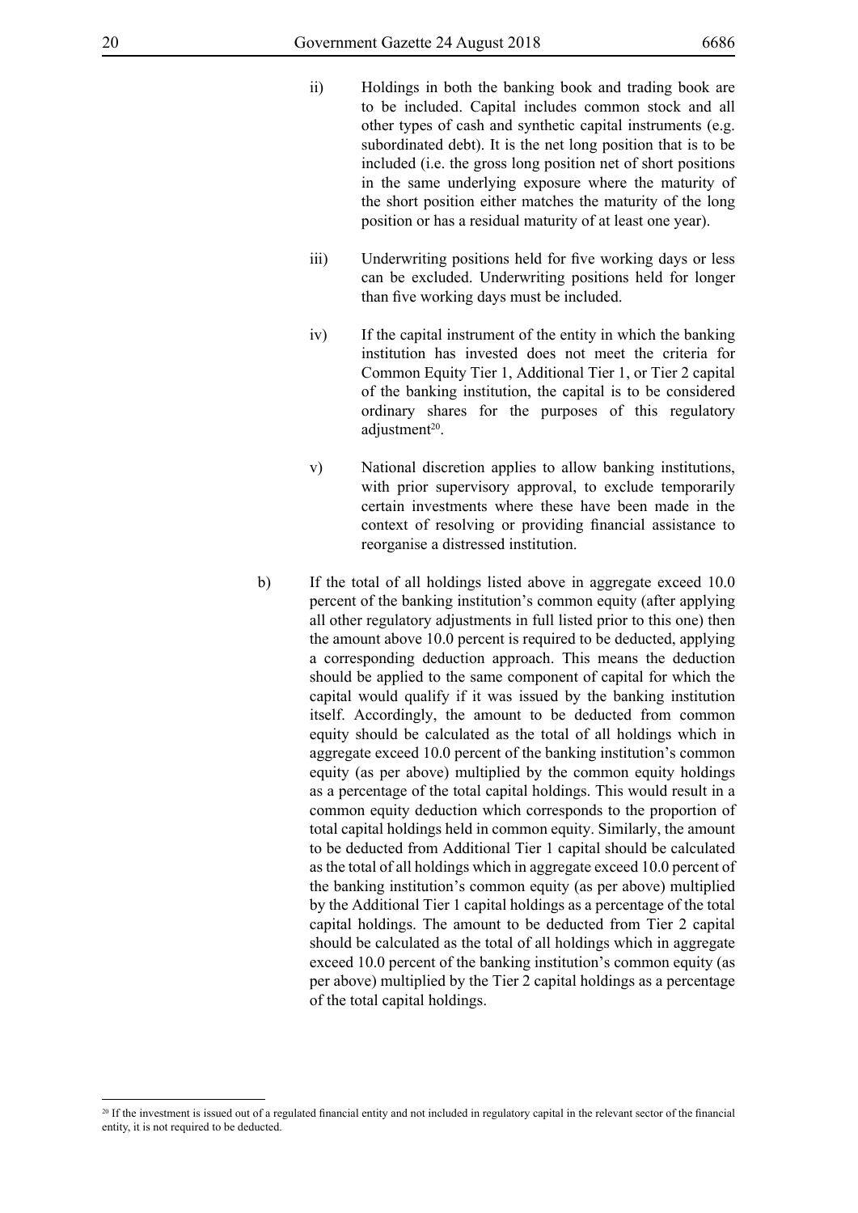ii) Holdings in both the banking book and trading book are to be included. Capital includes common stock and all other types of cash and synthetic capital instruments (e.g. subordinated debt). It is the net long position that is to be included (i.e. the gross long position net of short positions in the same underlying exposure where the maturity of the short position either matches the maturity of the long position or has a residual maturity of at least one year).

iii) Underwriting positions held for five working days or less can be excluded. Underwriting positions held for longer than five working days must be included.

iv) If the capital instrument of the entity in which the banking institution has invested does not meet the criteria for Common Equity Tier 1, Additional Tier 1, or Tier 2 capital of the banking institution, the capital is to be considered ordinary shares for the purposes of this regulatory adjustment[20].

v) National discretion applies to allow banking institutions, with prior supervisory approval, to exclude temporarily certain investments where these have been made in the context of resolving or providing financial assistance to reorganise a distressed institution.

b) If the total of all holdings listed above in aggregate exceed 10.0 percent of the banking institution's common equity (after applying all other regulatory adjustments in full listed prior to this one) then the amount above 10.0 percent is required to be deducted, applying a corresponding deduction approach. This means the deduction should be applied to the same component of capital for which the capital would qualify if it was issued by the banking institution itself. Accordingly, the amount to be deducted from common equity should be calculated as the total of all holdings which in aggregate exceed 10.0 percent of the banking institution's common equity (as per above) multiplied by the common equity holdings as a percentage of the total capital holdings. This would result in a common equity deduction which corresponds to the proportion of total capital holdings held in common equity. Similarly, the amount to be deducted from Additional Tier 1 capital should be calculated as the total of all holdings which in aggregate exceed 10.0 percent of the banking institution's common equity (as per above) multiplied by the Additional Tier 1 capital holdings as a percentage of the total capital holdings. The amount to be deducted from Tier 2 capital should be calculated as the total of all holdings which in aggregate exceed 10.0 percent of the banking institution's common equity (as per above) multiplied by the Tier 2 capital holdings as a percentage of the total capital holdings.

---

[20] If the investment is issued out of a regulated financial entity and not included in regulatory capital in the relevant sector of the financial entity, it is not required to be deducted.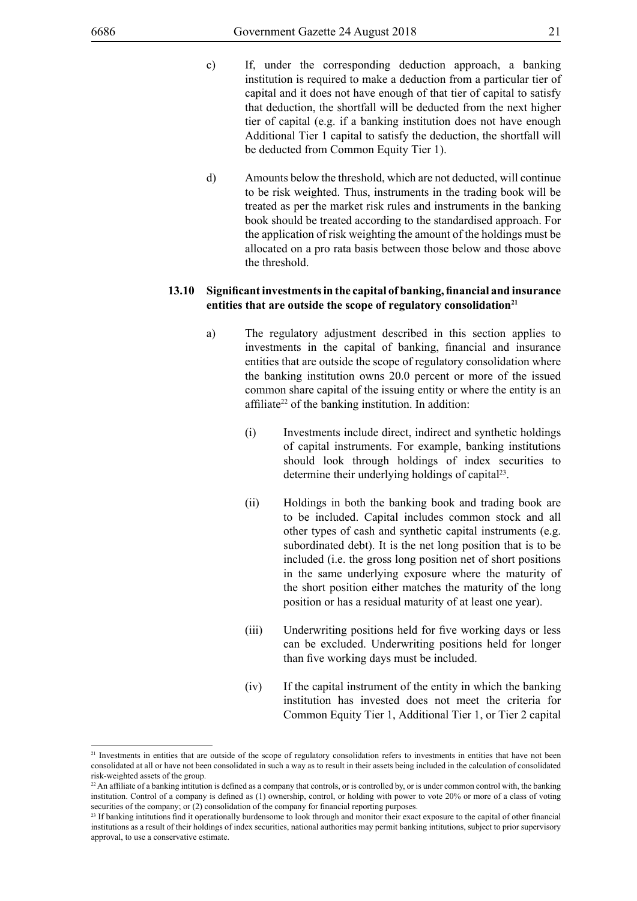c) If, under the corresponding deduction approach, a banking institution is required to make a deduction from a particular tier of capital and it does not have enough of that tier of capital to satisfy that deduction, the shortfall will be deducted from the next higher tier of capital (e.g. if a banking institution does not have enough Additional Tier 1 capital to satisfy the deduction, the shortfall will be deducted from Common Equity Tier 1).

d) Amounts below the threshold, which are not deducted, will continue to be risk weighted. Thus, instruments in the trading book will be treated as per the market risk rules and instruments in the banking book should be treated according to the standardised approach. For the application of risk weighting the amount of the holdings must be allocated on a pro rata basis between those below and those above the threshold.

**13.10 Significant investments in the capital of banking, financial and insurance entities that are outside the scope of regulatory consolidation[21]**

a) The regulatory adjustment described in this section applies to investments in the capital of banking, financial and insurance entities that are outside the scope of regulatory consolidation where the banking institution owns 20.0 percent or more of the issued common share capital of the issuing entity or where the entity is an affiliate[22] of the banking institution. In addition:

(i) Investments include direct, indirect and synthetic holdings of capital instruments. For example, banking institutions should look through holdings of index securities to determine their underlying holdings of capital[23].

(ii) Holdings in both the banking book and trading book are to be included. Capital includes common stock and all other types of cash and synthetic capital instruments (e.g. subordinated debt). It is the net long position that is to be included (i.e. the gross long position net of short positions in the same underlying exposure where the maturity of the short position either matches the maturity of the long position or has a residual maturity of at least one year).

(iii) Underwriting positions held for five working days or less can be excluded. Underwriting positions held for longer than five working days must be included.

(iv) If the capital instrument of the entity in which the banking institution has invested does not meet the criteria for Common Equity Tier 1, Additional Tier 1, or Tier 2 capital

---

[21] Investments in entities that are outside of the scope of regulatory consolidation refers to investments in entities that have not been consolidated at all or have not been consolidated in such a way as to result in their assets being included in the calculation of consolidated risk-weighted assets of the group.

[22] An affiliate of a banking intitution is defined as a company that controls, or is controlled by, or is under common control with, the banking institution. Control of a company is defined as (1) ownership, control, or holding with power to vote 20% or more of a class of voting securities of the company; or (2) consolidation of the company for financial reporting purposes.

[23] If banking intitutions find it operationally burdensome to look through and monitor their exact exposure to the capital of other financial institutions as a result of their holdings of index securities, national authorities may permit banking intitutions, subject to prior supervisory approval, to use a conservative estimate.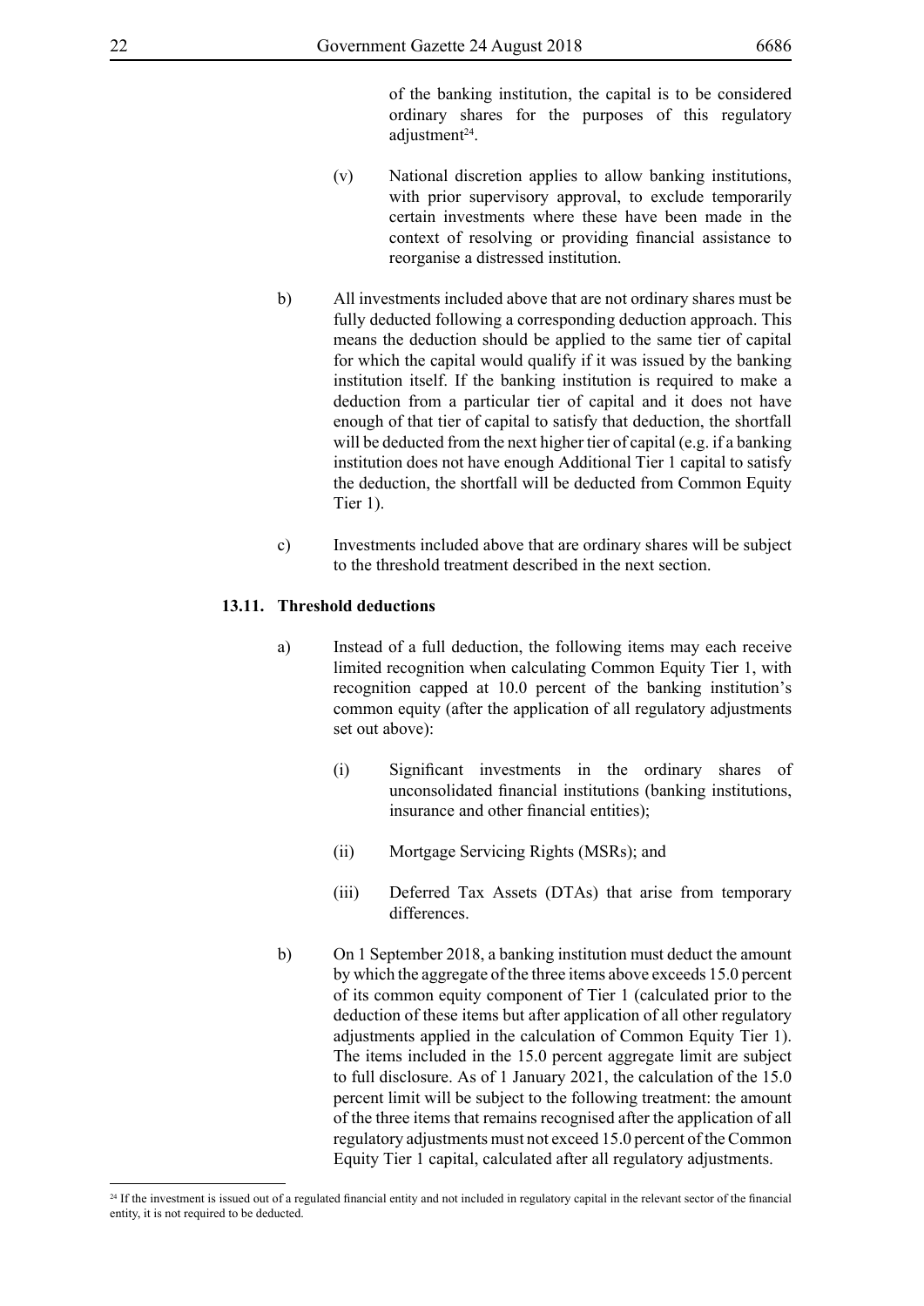of the banking institution, the capital is to be considered ordinary shares for the purposes of this regulatory adjustment[24].

(v) National discretion applies to allow banking institutions, with prior supervisory approval, to exclude temporarily certain investments where these have been made in the context of resolving or providing financial assistance to reorganise a distressed institution.

b) All investments included above that are not ordinary shares must be fully deducted following a corresponding deduction approach. This means the deduction should be applied to the same tier of capital for which the capital would qualify if it was issued by the banking institution itself. If the banking institution is required to make a deduction from a particular tier of capital and it does not have enough of that tier of capital to satisfy that deduction, the shortfall will be deducted from the next higher tier of capital (e.g. if a banking institution does not have enough Additional Tier 1 capital to satisfy the deduction, the shortfall will be deducted from Common Equity Tier 1).

c) Investments included above that are ordinary shares will be subject to the threshold treatment described in the next section.

### 13.11. Threshold deductions

a) Instead of a full deduction, the following items may each receive limited recognition when calculating Common Equity Tier 1, with recognition capped at 10.0 percent of the banking institution's common equity (after the application of all regulatory adjustments set out above):

(i) Significant investments in the ordinary shares of unconsolidated financial institutions (banking institutions, insurance and other financial entities);

(ii) Mortgage Servicing Rights (MSRs); and

(iii) Deferred Tax Assets (DTAs) that arise from temporary differences.

b) On 1 September 2018, a banking institution must deduct the amount by which the aggregate of the three items above exceeds 15.0 percent of its common equity component of Tier 1 (calculated prior to the deduction of these items but after application of all other regulatory adjustments applied in the calculation of Common Equity Tier 1). The items included in the 15.0 percent aggregate limit are subject to full disclosure. As of 1 January 2021, the calculation of the 15.0 percent limit will be subject to the following treatment: the amount of the three items that remains recognised after the application of all regulatory adjustments must not exceed 15.0 percent of the Common Equity Tier 1 capital, calculated after all regulatory adjustments.

---

[24] If the investment is issued out of a regulated financial entity and not included in regulatory capital in the relevant sector of the financial entity, it is not required to be deducted.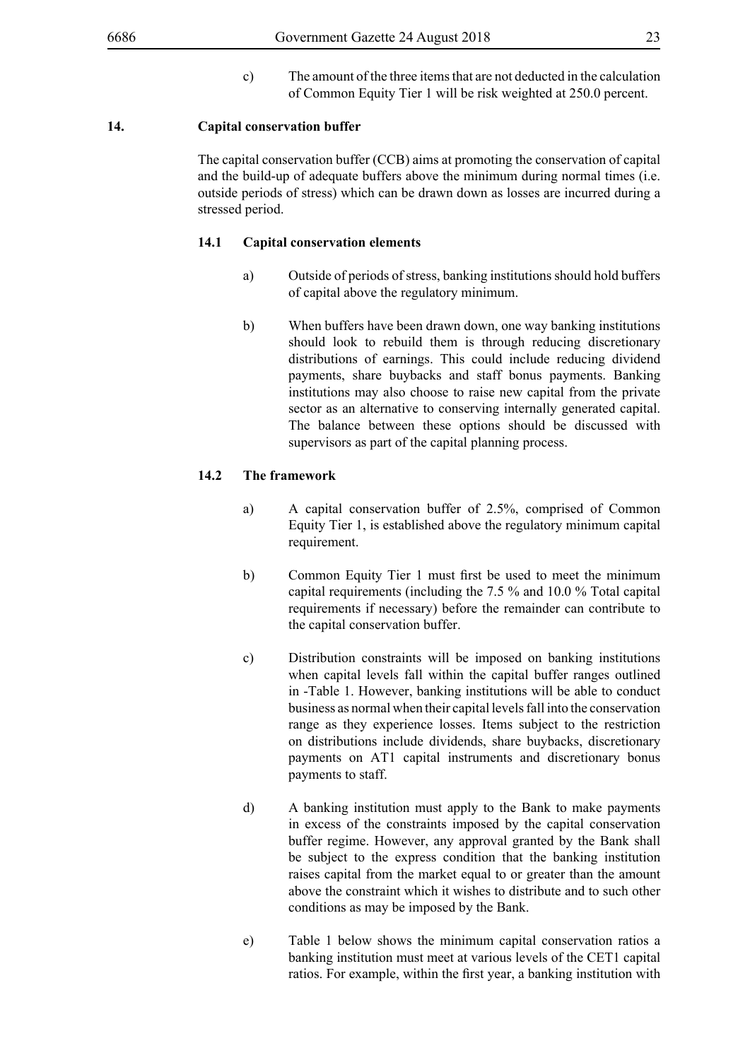c) The amount of the three items that are not deducted in the calculation of Common Equity Tier 1 will be risk weighted at 250.0 percent.

## 14. Capital conservation buffer

The capital conservation buffer (CCB) aims at promoting the conservation of capital and the build-up of adequate buffers above the minimum during normal times (i.e. outside periods of stress) which can be drawn down as losses are incurred during a stressed period.

### 14.1 Capital conservation elements

a) Outside of periods of stress, banking institutions should hold buffers of capital above the regulatory minimum.

b) When buffers have been drawn down, one way banking institutions should look to rebuild them is through reducing discretionary distributions of earnings. This could include reducing dividend payments, share buybacks and staff bonus payments. Banking institutions may also choose to raise new capital from the private sector as an alternative to conserving internally generated capital. The balance between these options should be discussed with supervisors as part of the capital planning process.

### 14.2 The framework

a) A capital conservation buffer of 2.5%, comprised of Common Equity Tier 1, is established above the regulatory minimum capital requirement.

b) Common Equity Tier 1 must first be used to meet the minimum capital requirements (including the 7.5 % and 10.0 % Total capital requirements if necessary) before the remainder can contribute to the capital conservation buffer.

c) Distribution constraints will be imposed on banking institutions when capital levels fall within the capital buffer ranges outlined in -Table 1. However, banking institutions will be able to conduct business as normal when their capital levels fall into the conservation range as they experience losses. Items subject to the restriction on distributions include dividends, share buybacks, discretionary payments on AT1 capital instruments and discretionary bonus payments to staff.

d) A banking institution must apply to the Bank to make payments in excess of the constraints imposed by the capital conservation buffer regime. However, any approval granted by the Bank shall be subject to the express condition that the banking institution raises capital from the market equal to or greater than the amount above the constraint which it wishes to distribute and to such other conditions as may be imposed by the Bank.

e) Table 1 below shows the minimum capital conservation ratios a banking institution must meet at various levels of the CET1 capital ratios. For example, within the first year, a banking institution with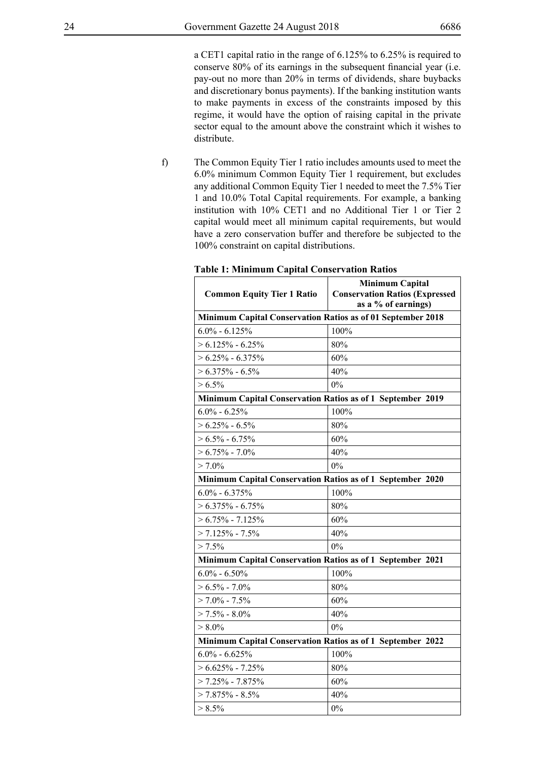a CET1 capital ratio in the range of 6.125% to 6.25% is required to conserve 80% of its earnings in the subsequent financial year (i.e. pay-out no more than 20% in terms of dividends, share buybacks and discretionary bonus payments). If the banking institution wants to make payments in excess of the constraints imposed by this regime, it would have the option of raising capital in the private sector equal to the amount above the constraint which it wishes to distribute.

f) The Common Equity Tier 1 ratio includes amounts used to meet the 6.0% minimum Common Equity Tier 1 requirement, but excludes any additional Common Equity Tier 1 needed to meet the 7.5% Tier 1 and 10.0% Total Capital requirements. For example, a banking institution with 10% CET1 and no Additional Tier 1 or Tier 2 capital would meet all minimum capital requirements, but would have a zero conservation buffer and therefore be subjected to the 100% constraint on capital distributions.

**Table 1: Minimum Capital Conservation Ratios**

| Common Equity Tier 1 Ratio | Minimum Capital Conservation Ratios (Expressed as a % of earnings) |
|---|---|
| **Minimum Capital Conservation Ratios as of 01 September 2018** | |
| 6.0% - 6.125% | 100% |
| > 6.125% - 6.25% | 80% |
| > 6.25% - 6.375% | 60% |
| > 6.375% - 6.5% | 40% |
| > 6.5% | 0% |
| **Minimum Capital Conservation Ratios as of 1 September 2019** | |
| 6.0% - 6.25% | 100% |
| > 6.25% - 6.5% | 80% |
| > 6.5% - 6.75% | 60% |
| > 6.75% - 7.0% | 40% |
| > 7.0% | 0% |
| **Minimum Capital Conservation Ratios as of 1 September 2020** | |
| 6.0% - 6.375% | 100% |
| > 6.375% - 6.75% | 80% |
| > 6.75% - 7.125% | 60% |
| > 7.125% - 7.5% | 40% |
| > 7.5% | 0% |
| **Minimum Capital Conservation Ratios as of 1 September 2021** | |
| 6.0% - 6.50% | 100% |
| > 6.5% - 7.0% | 80% |
| > 7.0% - 7.5% | 60% |
| > 7.5% - 8.0% | 40% |
| > 8.0% | 0% |
| **Minimum Capital Conservation Ratios as of 1 September 2022** | |
| 6.0% - 6.625% | 100% |
| > 6.625% - 7.25% | 80% |
| > 7.25% - 7.875% | 60% |
| > 7.875% - 8.5% | 40% |
| > 8.5% | 0% |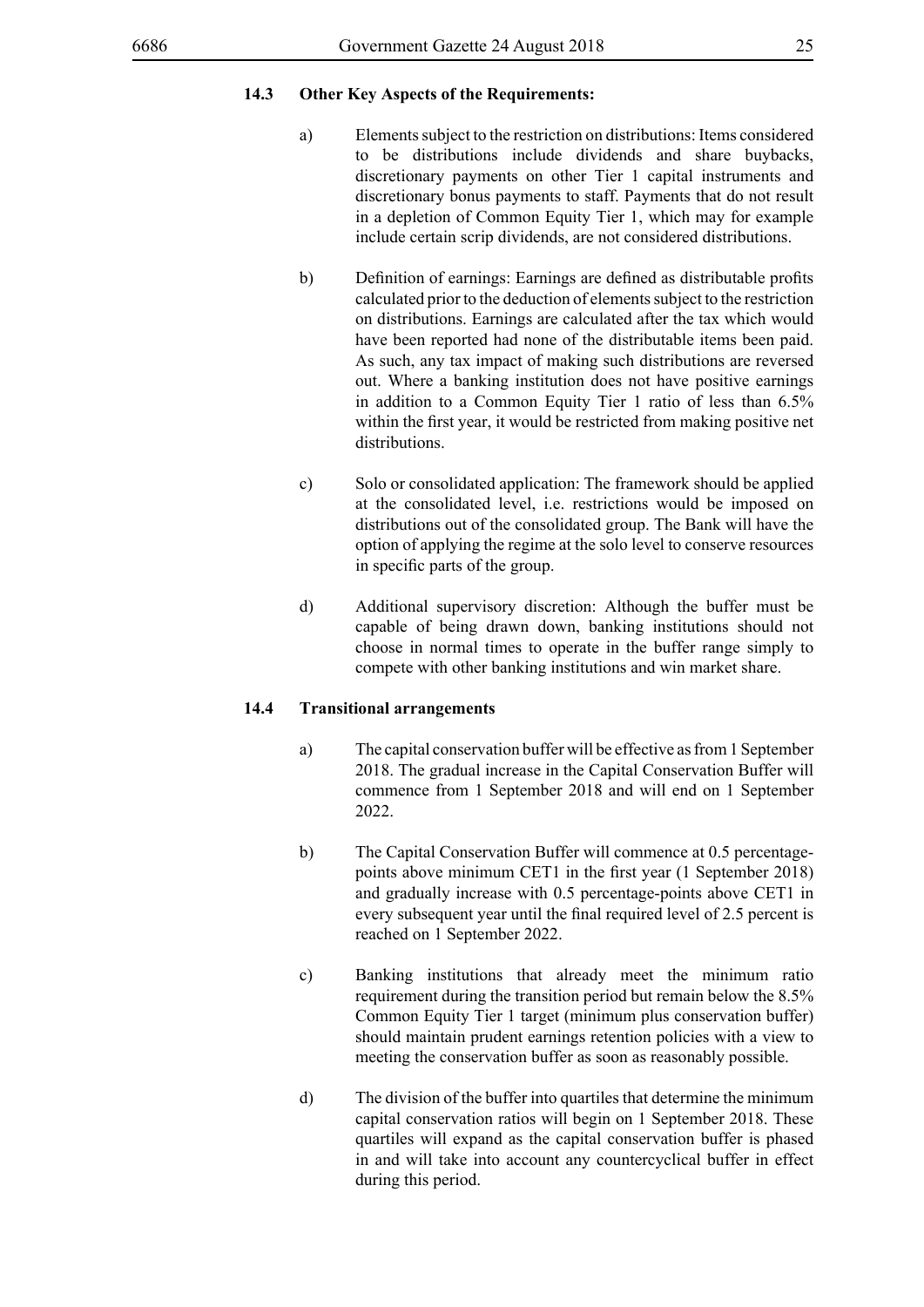### 14.3 Other Key Aspects of the Requirements:

a) Elements subject to the restriction on distributions: Items considered to be distributions include dividends and share buybacks, discretionary payments on other Tier 1 capital instruments and discretionary bonus payments to staff. Payments that do not result in a depletion of Common Equity Tier 1, which may for example include certain scrip dividends, are not considered distributions.

b) Definition of earnings: Earnings are defined as distributable profits calculated prior to the deduction of elements subject to the restriction on distributions. Earnings are calculated after the tax which would have been reported had none of the distributable items been paid. As such, any tax impact of making such distributions are reversed out. Where a banking institution does not have positive earnings in addition to a Common Equity Tier 1 ratio of less than 6.5% within the first year, it would be restricted from making positive net distributions.

c) Solo or consolidated application: The framework should be applied at the consolidated level, i.e. restrictions would be imposed on distributions out of the consolidated group. The Bank will have the option of applying the regime at the solo level to conserve resources in specific parts of the group.

d) Additional supervisory discretion: Although the buffer must be capable of being drawn down, banking institutions should not choose in normal times to operate in the buffer range simply to compete with other banking institutions and win market share.

### 14.4 Transitional arrangements

a) The capital conservation buffer will be effective as from 1 September 2018. The gradual increase in the Capital Conservation Buffer will commence from 1 September 2018 and will end on 1 September 2022.

b) The Capital Conservation Buffer will commence at 0.5 percentage-points above minimum CET1 in the first year (1 September 2018) and gradually increase with 0.5 percentage-points above CET1 in every subsequent year until the final required level of 2.5 percent is reached on 1 September 2022.

c) Banking institutions that already meet the minimum ratio requirement during the transition period but remain below the 8.5% Common Equity Tier 1 target (minimum plus conservation buffer) should maintain prudent earnings retention policies with a view to meeting the conservation buffer as soon as reasonably possible.

d) The division of the buffer into quartiles that determine the minimum capital conservation ratios will begin on 1 September 2018. These quartiles will expand as the capital conservation buffer is phased in and will take into account any countercyclical buffer in effect during this period.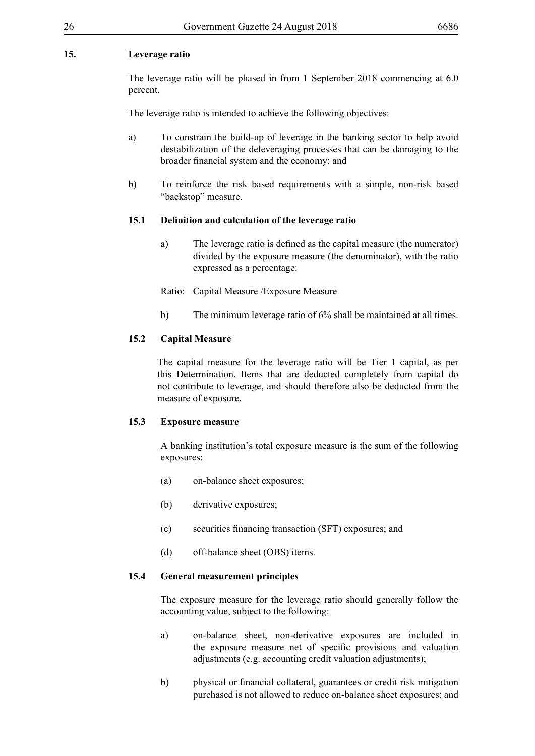## 15. Leverage ratio

The leverage ratio will be phased in from 1 September 2018 commencing at 6.0 percent.

The leverage ratio is intended to achieve the following objectives:

a) To constrain the build-up of leverage in the banking sector to help avoid destabilization of the deleveraging processes that can be damaging to the broader financial system and the economy; and

b) To reinforce the risk based requirements with a simple, non-risk based "backstop" measure.

### 15.1 Definition and calculation of the leverage ratio

a) The leverage ratio is defined as the capital measure (the numerator) divided by the exposure measure (the denominator), with the ratio expressed as a percentage:

Ratio: Capital Measure /Exposure Measure

b) The minimum leverage ratio of 6% shall be maintained at all times.

### 15.2 Capital Measure

The capital measure for the leverage ratio will be Tier 1 capital, as per this Determination. Items that are deducted completely from capital do not contribute to leverage, and should therefore also be deducted from the measure of exposure.

### 15.3 Exposure measure

A banking institution's total exposure measure is the sum of the following exposures:

(a) on-balance sheet exposures;

(b) derivative exposures;

(c) securities financing transaction (SFT) exposures; and

(d) off-balance sheet (OBS) items.

### 15.4 General measurement principles

The exposure measure for the leverage ratio should generally follow the accounting value, subject to the following:

a) on-balance sheet, non-derivative exposures are included in the exposure measure net of specific provisions and valuation adjustments (e.g. accounting credit valuation adjustments);

b) physical or financial collateral, guarantees or credit risk mitigation purchased is not allowed to reduce on-balance sheet exposures; and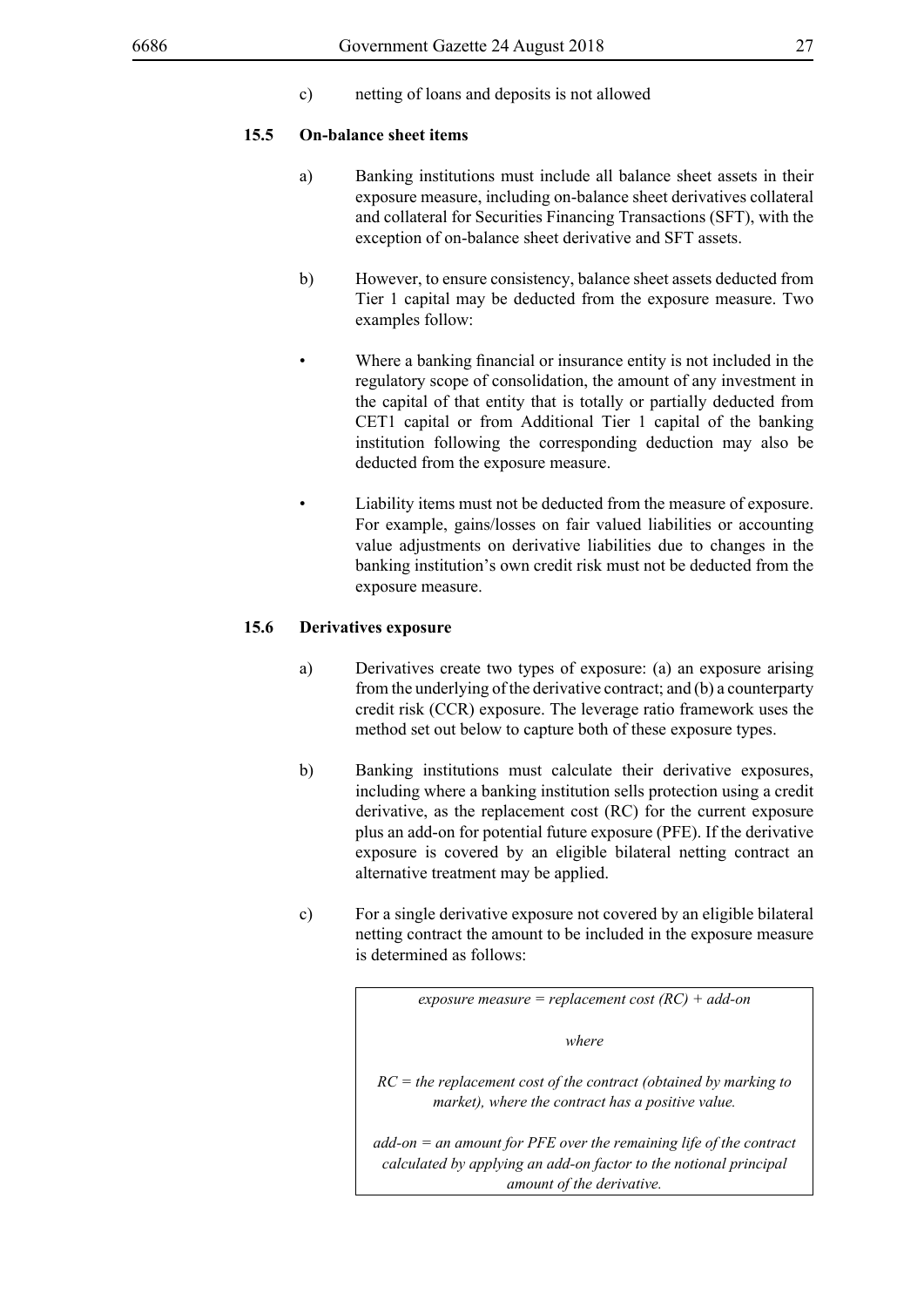c) netting of loans and deposits is not allowed

### 15.5 On-balance sheet items

a) Banking institutions must include all balance sheet assets in their exposure measure, including on-balance sheet derivatives collateral and collateral for Securities Financing Transactions (SFT), with the exception of on-balance sheet derivative and SFT assets.

b) However, to ensure consistency, balance sheet assets deducted from Tier 1 capital may be deducted from the exposure measure. Two examples follow:

- Where a banking financial or insurance entity is not included in the regulatory scope of consolidation, the amount of any investment in the capital of that entity that is totally or partially deducted from CET1 capital or from Additional Tier 1 capital of the banking institution following the corresponding deduction may also be deducted from the exposure measure.

- Liability items must not be deducted from the measure of exposure. For example, gains/losses on fair valued liabilities or accounting value adjustments on derivative liabilities due to changes in the banking institution's own credit risk must not be deducted from the exposure measure.

### 15.6 Derivatives exposure

a) Derivatives create two types of exposure: (a) an exposure arising from the underlying of the derivative contract; and (b) a counterparty credit risk (CCR) exposure. The leverage ratio framework uses the method set out below to capture both of these exposure types.

b) Banking institutions must calculate their derivative exposures, including where a banking institution sells protection using a credit derivative, as the replacement cost (RC) for the current exposure plus an add-on for potential future exposure (PFE). If the derivative exposure is covered by an eligible bilateral netting contract an alternative treatment may be applied.

c) For a single derivative exposure not covered by an eligible bilateral netting contract the amount to be included in the exposure measure is determined as follows:

| *exposure measure = replacement cost (RC) + add-on*<br><br>*where*<br><br>*RC = the replacement cost of the contract (obtained by marking to market), where the contract has a positive value.*<br><br>*add-on = an amount for PFE over the remaining life of the contract calculated by applying an add-on factor to the notional principal amount of the derivative.* |
|---|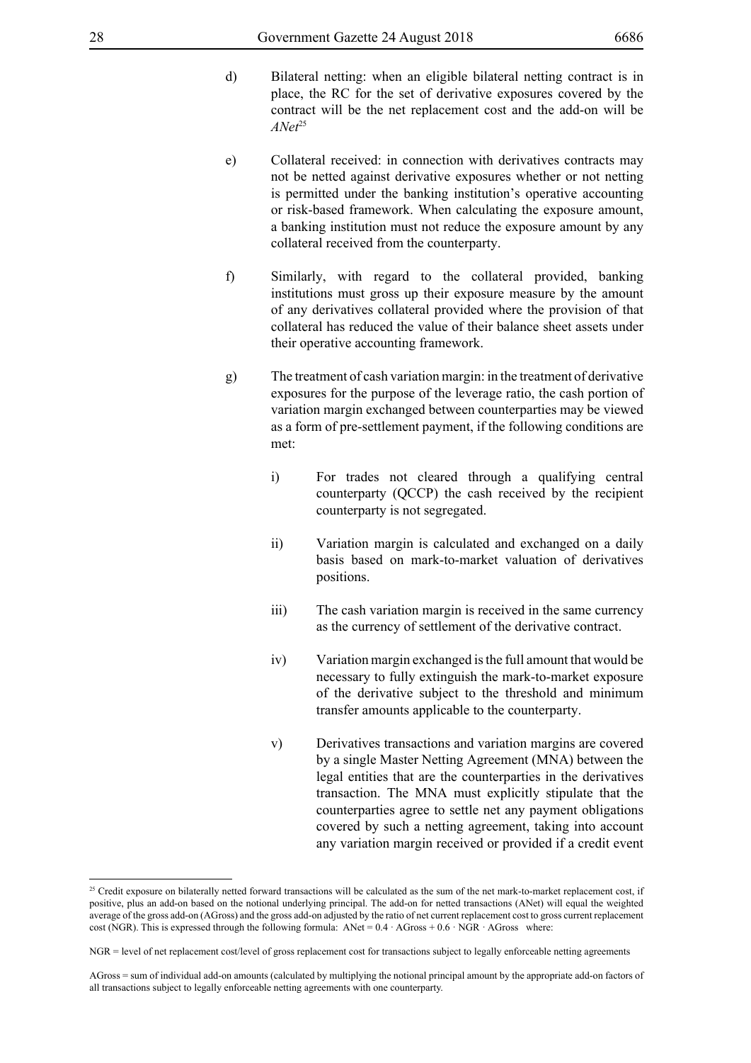d) Bilateral netting: when an eligible bilateral netting contract is in place, the RC for the set of derivative exposures covered by the contract will be the net replacement cost and the add-on will be *ANet*[25]

e) Collateral received: in connection with derivatives contracts may not be netted against derivative exposures whether or not netting is permitted under the banking institution's operative accounting or risk-based framework. When calculating the exposure amount, a banking institution must not reduce the exposure amount by any collateral received from the counterparty.

f) Similarly, with regard to the collateral provided, banking institutions must gross up their exposure measure by the amount of any derivatives collateral provided where the provision of that collateral has reduced the value of their balance sheet assets under their operative accounting framework.

g) The treatment of cash variation margin: in the treatment of derivative exposures for the purpose of the leverage ratio, the cash portion of variation margin exchanged between counterparties may be viewed as a form of pre-settlement payment, if the following conditions are met:

   i) For trades not cleared through a qualifying central counterparty (QCCP) the cash received by the recipient counterparty is not segregated.

   ii) Variation margin is calculated and exchanged on a daily basis based on mark-to-market valuation of derivatives positions.

   iii) The cash variation margin is received in the same currency as the currency of settlement of the derivative contract.

   iv) Variation margin exchanged is the full amount that would be necessary to fully extinguish the mark-to-market exposure of the derivative subject to the threshold and minimum transfer amounts applicable to the counterparty.

   v) Derivatives transactions and variation margins are covered by a single Master Netting Agreement (MNA) between the legal entities that are the counterparties in the derivatives transaction. The MNA must explicitly stipulate that the counterparties agree to settle net any payment obligations covered by such a netting agreement, taking into account any variation margin received or provided if a credit event

---

[25] Credit exposure on bilaterally netted forward transactions will be calculated as the sum of the net mark-to-market replacement cost, if positive, plus an add-on based on the notional underlying principal. The add-on for netted transactions (ANet) will equal the weighted average of the gross add-on (AGross) and the gross add-on adjusted by the ratio of net current replacement cost to gross current replacement cost (NGR). This is expressed through the following formula: $ANet = 0.4 \cdot AGross + 0.6 \cdot NGR \cdot AGross$ where:

NGR = level of net replacement cost/level of gross replacement cost for transactions subject to legally enforceable netting agreements

AGross = sum of individual add-on amounts (calculated by multiplying the notional principal amount by the appropriate add-on factors of all transactions subject to legally enforceable netting agreements with one counterparty.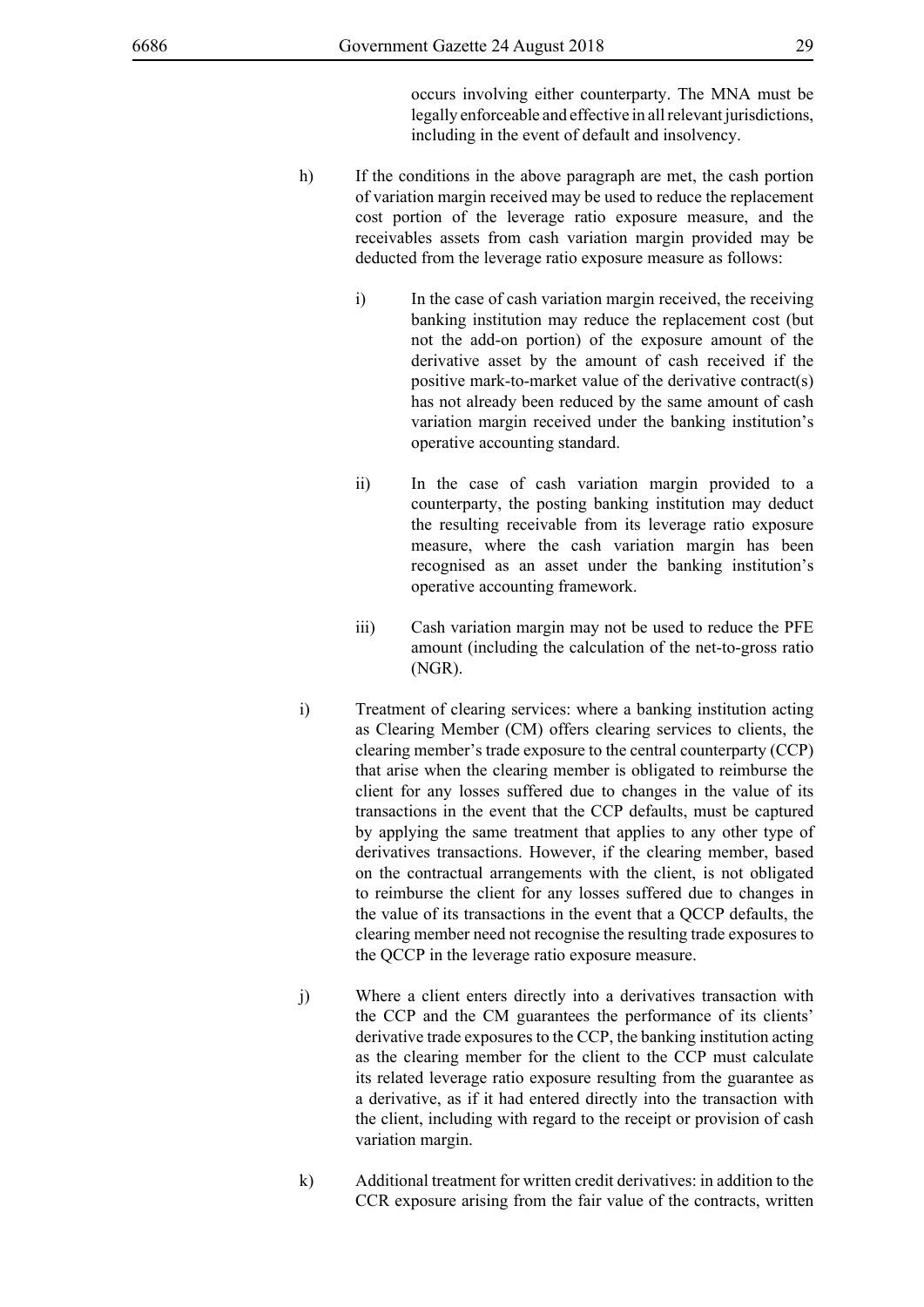occurs involving either counterparty. The MNA must be legally enforceable and effective in all relevant jurisdictions, including in the event of default and insolvency.

h) If the conditions in the above paragraph are met, the cash portion of variation margin received may be used to reduce the replacement cost portion of the leverage ratio exposure measure, and the receivables assets from cash variation margin provided may be deducted from the leverage ratio exposure measure as follows:

   i) In the case of cash variation margin received, the receiving banking institution may reduce the replacement cost (but not the add-on portion) of the exposure amount of the derivative asset by the amount of cash received if the positive mark-to-market value of the derivative contract(s) has not already been reduced by the same amount of cash variation margin received under the banking institution's operative accounting standard.

   ii) In the case of cash variation margin provided to a counterparty, the posting banking institution may deduct the resulting receivable from its leverage ratio exposure measure, where the cash variation margin has been recognised as an asset under the banking institution's operative accounting framework.

   iii) Cash variation margin may not be used to reduce the PFE amount (including the calculation of the net-to-gross ratio (NGR).

i) Treatment of clearing services: where a banking institution acting as Clearing Member (CM) offers clearing services to clients, the clearing member's trade exposure to the central counterparty (CCP) that arise when the clearing member is obligated to reimburse the client for any losses suffered due to changes in the value of its transactions in the event that the CCP defaults, must be captured by applying the same treatment that applies to any other type of derivatives transactions. However, if the clearing member, based on the contractual arrangements with the client, is not obligated to reimburse the client for any losses suffered due to changes in the value of its transactions in the event that a QCCP defaults, the clearing member need not recognise the resulting trade exposures to the QCCP in the leverage ratio exposure measure.

j) Where a client enters directly into a derivatives transaction with the CCP and the CM guarantees the performance of its clients' derivative trade exposures to the CCP, the banking institution acting as the clearing member for the client to the CCP must calculate its related leverage ratio exposure resulting from the guarantee as a derivative, as if it had entered directly into the transaction with the client, including with regard to the receipt or provision of cash variation margin.

k) Additional treatment for written credit derivatives: in addition to the CCR exposure arising from the fair value of the contracts, written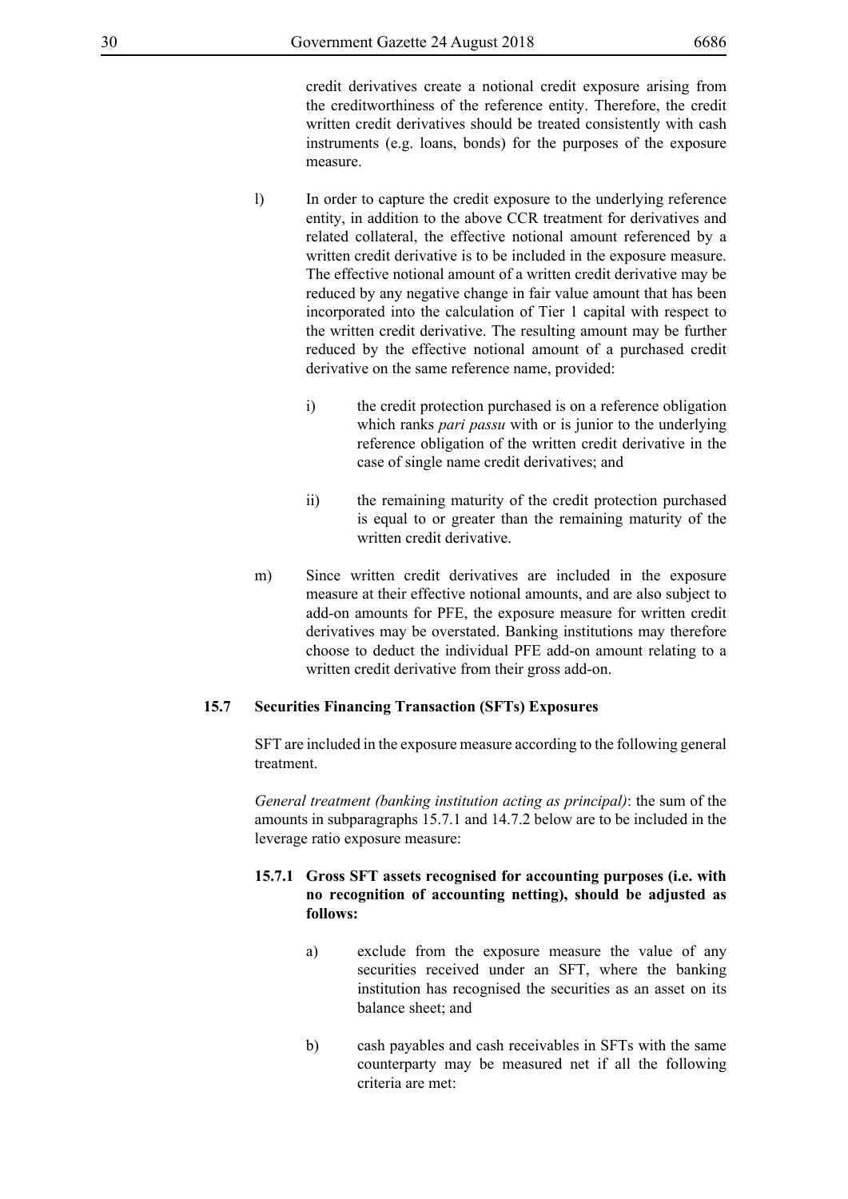credit derivatives create a notional credit exposure arising from the creditworthiness of the reference entity. Therefore, the credit written credit derivatives should be treated consistently with cash instruments (e.g. loans, bonds) for the purposes of the exposure measure.

l) In order to capture the credit exposure to the underlying reference entity, in addition to the above CCR treatment for derivatives and related collateral, the effective notional amount referenced by a written credit derivative is to be included in the exposure measure. The effective notional amount of a written credit derivative may be reduced by any negative change in fair value amount that has been incorporated into the calculation of Tier 1 capital with respect to the written credit derivative. The resulting amount may be further reduced by the effective notional amount of a purchased credit derivative on the same reference name, provided:

   i) the credit protection purchased is on a reference obligation which ranks *pari passu* with or is junior to the underlying reference obligation of the written credit derivative in the case of single name credit derivatives; and

   ii) the remaining maturity of the credit protection purchased is equal to or greater than the remaining maturity of the written credit derivative.

m) Since written credit derivatives are included in the exposure measure at their effective notional amounts, and are also subject to add-on amounts for PFE, the exposure measure for written credit derivatives may be overstated. Banking institutions may therefore choose to deduct the individual PFE add-on amount relating to a written credit derivative from their gross add-on.

### 15.7 Securities Financing Transaction (SFTs) Exposures

SFT are included in the exposure measure according to the following general treatment.

*General treatment (banking institution acting as principal)*: the sum of the amounts in subparagraphs 15.7.1 and 14.7.2 below are to be included in the leverage ratio exposure measure:

#### 15.7.1 Gross SFT assets recognised for accounting purposes (i.e. with no recognition of accounting netting), should be adjusted as follows:

a) exclude from the exposure measure the value of any securities received under an SFT, where the banking institution has recognised the securities as an asset on its balance sheet; and

b) cash payables and cash receivables in SFTs with the same counterparty may be measured net if all the following criteria are met: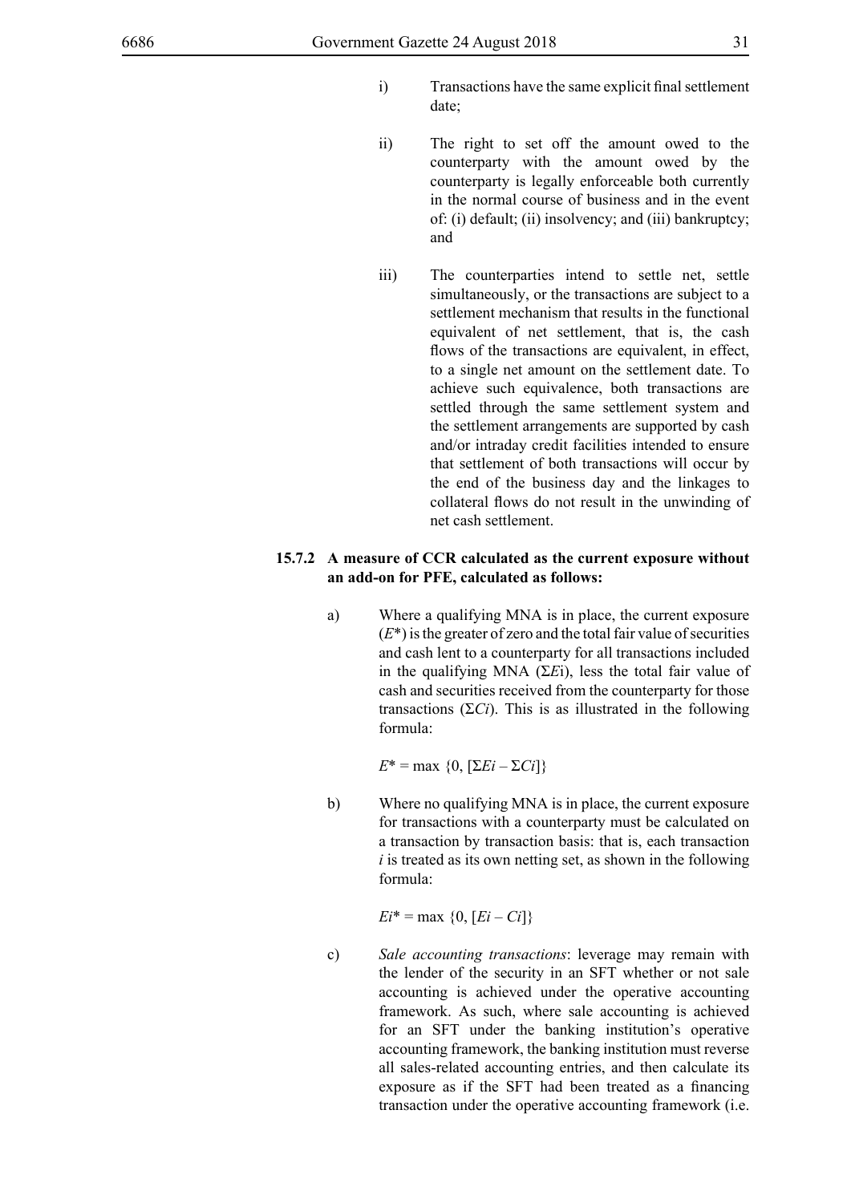i) Transactions have the same explicit final settlement date;

ii) The right to set off the amount owed to the counterparty with the amount owed by the counterparty is legally enforceable both currently in the normal course of business and in the event of: (i) default; (ii) insolvency; and (iii) bankruptcy; and

iii) The counterparties intend to settle net, settle simultaneously, or the transactions are subject to a settlement mechanism that results in the functional equivalent of net settlement, that is, the cash flows of the transactions are equivalent, in effect, to a single net amount on the settlement date. To achieve such equivalence, both transactions are settled through the same settlement system and the settlement arrangements are supported by cash and/or intraday credit facilities intended to ensure that settlement of both transactions will occur by the end of the business day and the linkages to collateral flows do not result in the unwinding of net cash settlement.

**15.7.2 A measure of CCR calculated as the current exposure without an add-on for PFE, calculated as follows:**

a) Where a qualifying MNA is in place, the current exposure ($E^*$) is the greater of zero and the total fair value of securities and cash lent to a counterparty for all transactions included in the qualifying MNA ($\Sigma E_i$), less the total fair value of cash and securities received from the counterparty for those transactions ($\Sigma C_i$). This is as illustrated in the following formula:

$$E^* = \max \{0, [\Sigma E_i - \Sigma C_i]\}$$

b) Where no qualifying MNA is in place, the current exposure for transactions with a counterparty must be calculated on a transaction by transaction basis: that is, each transaction $i$ is treated as its own netting set, as shown in the following formula:

$$E_i^* = \max \{0, [E_i - C_i]\}$$

c) *Sale accounting transactions*: leverage may remain with the lender of the security in an SFT whether or not sale accounting is achieved under the operative accounting framework. As such, where sale accounting is achieved for an SFT under the banking institution's operative accounting framework, the banking institution must reverse all sales-related accounting entries, and then calculate its exposure as if the SFT had been treated as a financing transaction under the operative accounting framework (i.e.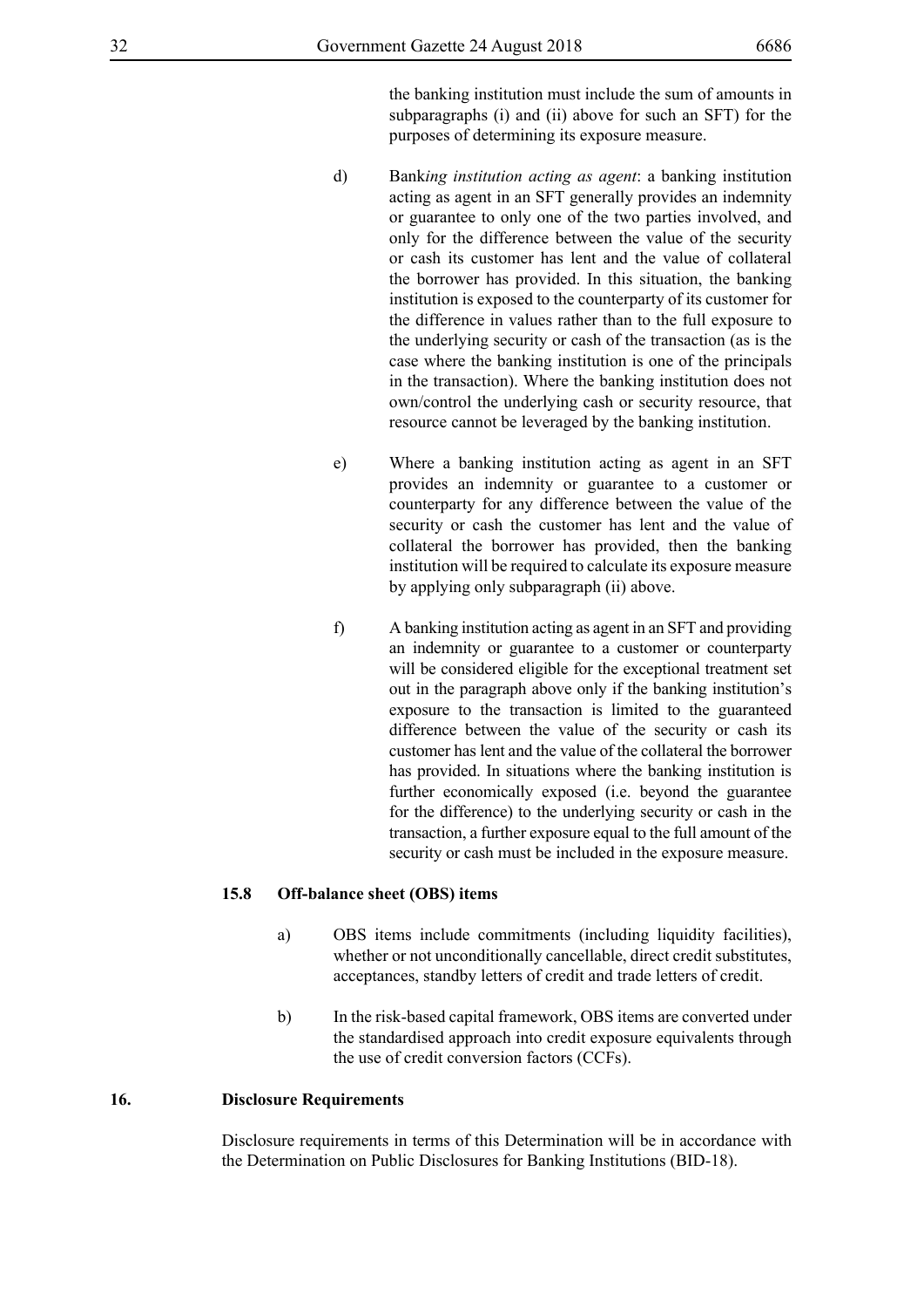the banking institution must include the sum of amounts in subparagraphs (i) and (ii) above for such an SFT) for the purposes of determining its exposure measure.

d) Bank*ing institution acting as agent*: a banking institution acting as agent in an SFT generally provides an indemnity or guarantee to only one of the two parties involved, and only for the difference between the value of the security or cash its customer has lent and the value of collateral the borrower has provided. In this situation, the banking institution is exposed to the counterparty of its customer for the difference in values rather than to the full exposure to the underlying security or cash of the transaction (as is the case where the banking institution is one of the principals in the transaction). Where the banking institution does not own/control the underlying cash or security resource, that resource cannot be leveraged by the banking institution.

e) Where a banking institution acting as agent in an SFT provides an indemnity or guarantee to a customer or counterparty for any difference between the value of the security or cash the customer has lent and the value of collateral the borrower has provided, then the banking institution will be required to calculate its exposure measure by applying only subparagraph (ii) above.

f) A banking institution acting as agent in an SFT and providing an indemnity or guarantee to a customer or counterparty will be considered eligible for the exceptional treatment set out in the paragraph above only if the banking institution's exposure to the transaction is limited to the guaranteed difference between the value of the security or cash its customer has lent and the value of the collateral the borrower has provided. In situations where the banking institution is further economically exposed (i.e. beyond the guarantee for the difference) to the underlying security or cash in the transaction, a further exposure equal to the full amount of the security or cash must be included in the exposure measure.

### 15.8 Off-balance sheet (OBS) items

a) OBS items include commitments (including liquidity facilities), whether or not unconditionally cancellable, direct credit substitutes, acceptances, standby letters of credit and trade letters of credit.

b) In the risk-based capital framework, OBS items are converted under the standardised approach into credit exposure equivalents through the use of credit conversion factors (CCFs).

## 16. Disclosure Requirements

Disclosure requirements in terms of this Determination will be in accordance with the Determination on Public Disclosures for Banking Institutions (BID-18).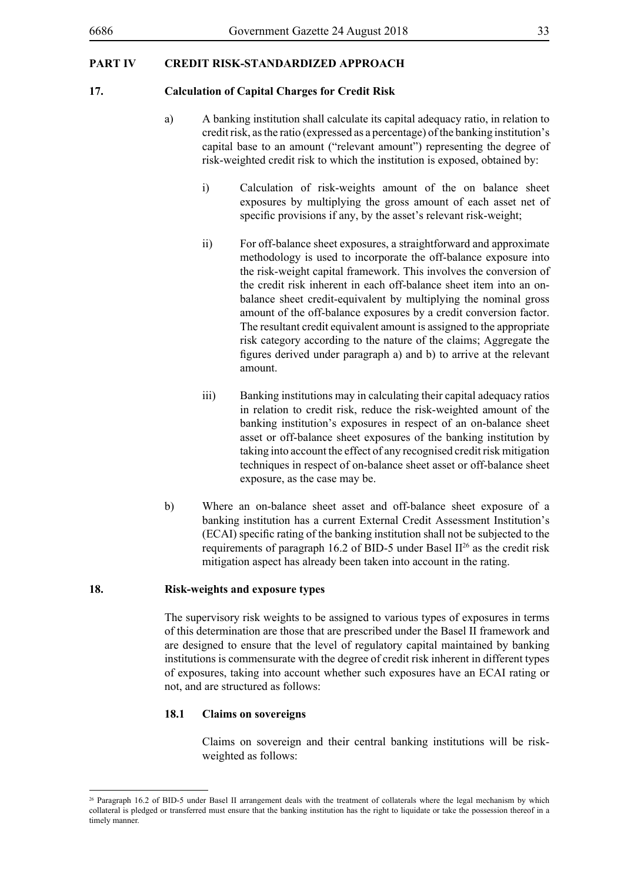## PART IV CREDIT RISK-STANDARDIZED APPROACH

### 17. Calculation of Capital Charges for Credit Risk

a) A banking institution shall calculate its capital adequacy ratio, in relation to credit risk, as the ratio (expressed as a percentage) of the banking institution's capital base to an amount ("relevant amount") representing the degree of risk-weighted credit risk to which the institution is exposed, obtained by:

   i) Calculation of risk-weights amount of the on balance sheet exposures by multiplying the gross amount of each asset net of specific provisions if any, by the asset's relevant risk-weight;

   ii) For off-balance sheet exposures, a straightforward and approximate methodology is used to incorporate the off-balance exposure into the risk-weight capital framework. This involves the conversion of the credit risk inherent in each off-balance sheet item into an on-balance sheet credit-equivalent by multiplying the nominal gross amount of the off-balance exposures by a credit conversion factor. The resultant credit equivalent amount is assigned to the appropriate risk category according to the nature of the claims; Aggregate the figures derived under paragraph a) and b) to arrive at the relevant amount.

   iii) Banking institutions may in calculating their capital adequacy ratios in relation to credit risk, reduce the risk-weighted amount of the banking institution's exposures in respect of an on-balance sheet asset or off-balance sheet exposures of the banking institution by taking into account the effect of any recognised credit risk mitigation techniques in respect of on-balance sheet asset or off-balance sheet exposure, as the case may be.

b) Where an on-balance sheet asset and off-balance sheet exposure of a banking institution has a current External Credit Assessment Institution's (ECAI) specific rating of the banking institution shall not be subjected to the requirements of paragraph 16.2 of BID-5 under Basel II[26] as the credit risk mitigation aspect has already been taken into account in the rating.

### 18. Risk-weights and exposure types

The supervisory risk weights to be assigned to various types of exposures in terms of this determination are those that are prescribed under the Basel II framework and are designed to ensure that the level of regulatory capital maintained by banking institutions is commensurate with the degree of credit risk inherent in different types of exposures, taking into account whether such exposures have an ECAI rating or not, and are structured as follows:

#### 18.1 Claims on sovereigns

Claims on sovereign and their central banking institutions will be risk-weighted as follows:

---

[26] Paragraph 16.2 of BID-5 under Basel II arrangement deals with the treatment of collaterals where the legal mechanism by which collateral is pledged or transferred must ensure that the banking institution has the right to liquidate or take the possession thereof in a timely manner.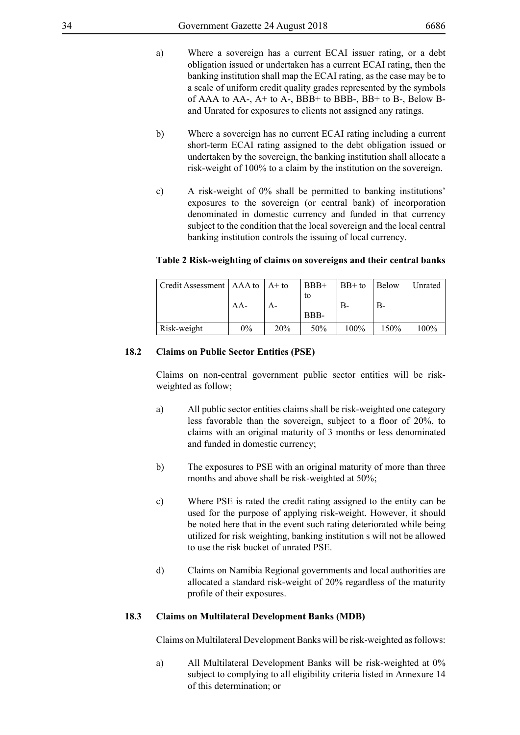a) Where a sovereign has a current ECAI issuer rating, or a debt obligation issued or undertaken has a current ECAI rating, then the banking institution shall map the ECAI rating, as the case may be to a scale of uniform credit quality grades represented by the symbols of AAA to AA-, A+ to A-, BBB+ to BBB-, BB+ to B-, Below B- and Unrated for exposures to clients not assigned any ratings.

b) Where a sovereign has no current ECAI rating including a current short-term ECAI rating assigned to the debt obligation issued or undertaken by the sovereign, the banking institution shall allocate a risk-weight of 100% to a claim by the institution on the sovereign.

c) A risk-weight of 0% shall be permitted to banking institutions' exposures to the sovereign (or central bank) of incorporation denominated in domestic currency and funded in that currency subject to the condition that the local sovereign and the local central banking institution controls the issuing of local currency.

**Table 2 Risk-weighting of claims on sovereigns and their central banks**

| Credit Assessment | AAA to AA- | A+ to A- | BBB+ to BBB- | BB+ to B- | Below B- | Unrated |
|---|---|---|---|---|---|---|
| Risk-weight | 0% | 20% | 50% | 100% | 150% | 100% |

### 18.2 Claims on Public Sector Entities (PSE)

Claims on non-central government public sector entities will be risk-weighted as follow;

a) All public sector entities claims shall be risk-weighted one category less favorable than the sovereign, subject to a floor of 20%, to claims with an original maturity of 3 months or less denominated and funded in domestic currency;

b) The exposures to PSE with an original maturity of more than three months and above shall be risk-weighted at 50%;

c) Where PSE is rated the credit rating assigned to the entity can be used for the purpose of applying risk-weight. However, it should be noted here that in the event such rating deteriorated while being utilized for risk weighting, banking institution s will not be allowed to use the risk bucket of unrated PSE.

d) Claims on Namibia Regional governments and local authorities are allocated a standard risk-weight of 20% regardless of the maturity profile of their exposures.

### 18.3 Claims on Multilateral Development Banks (MDB)

Claims on Multilateral Development Banks will be risk-weighted as follows:

a) All Multilateral Development Banks will be risk-weighted at 0% subject to complying to all eligibility criteria listed in Annexure 14 of this determination; or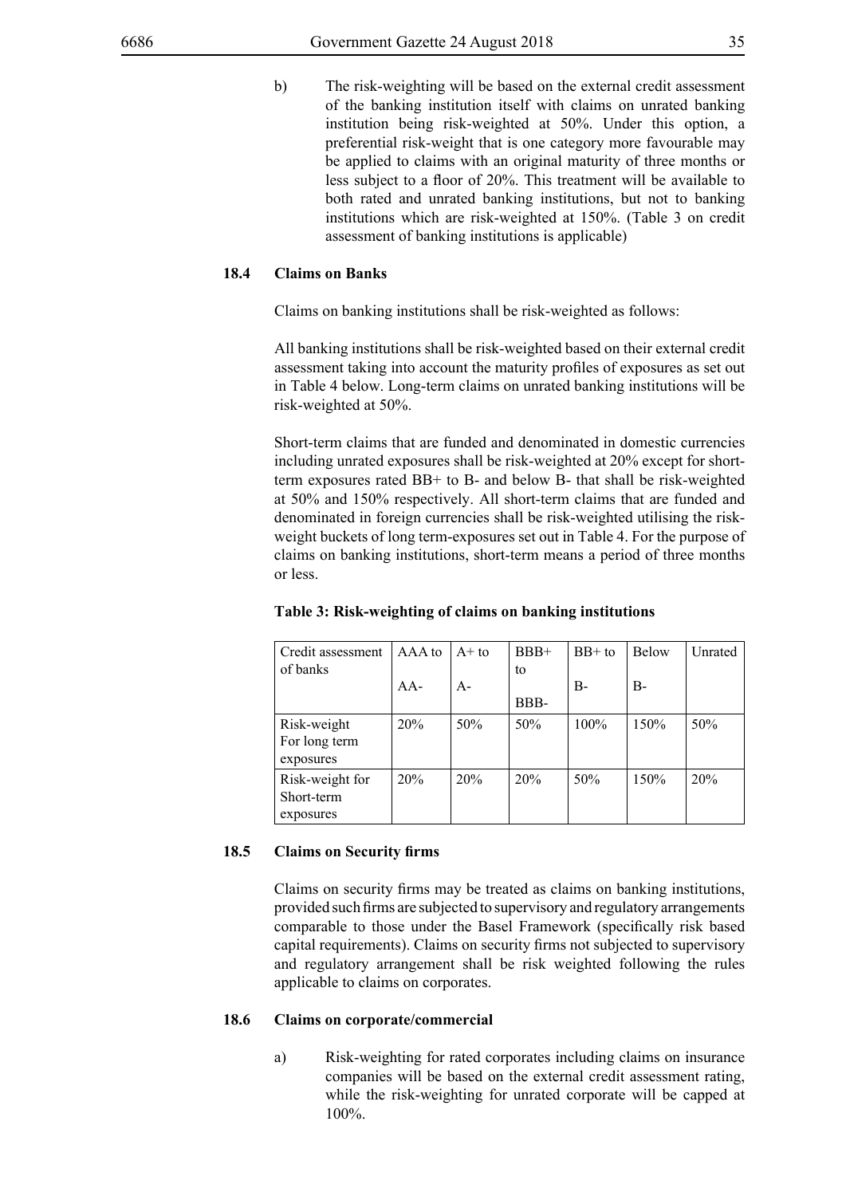b) The risk-weighting will be based on the external credit assessment of the banking institution itself with claims on unrated banking institution being risk-weighted at 50%. Under this option, a preferential risk-weight that is one category more favourable may be applied to claims with an original maturity of three months or less subject to a floor of 20%. This treatment will be available to both rated and unrated banking institutions, but not to banking institutions which are risk-weighted at 150%. (Table 3 on credit assessment of banking institutions is applicable)

### 18.4 Claims on Banks

Claims on banking institutions shall be risk-weighted as follows:

All banking institutions shall be risk-weighted based on their external credit assessment taking into account the maturity profiles of exposures as set out in Table 4 below. Long-term claims on unrated banking institutions will be risk-weighted at 50%.

Short-term claims that are funded and denominated in domestic currencies including unrated exposures shall be risk-weighted at 20% except for short-term exposures rated BB+ to B- and below B- that shall be risk-weighted at 50% and 150% respectively. All short-term claims that are funded and denominated in foreign currencies shall be risk-weighted utilising the risk-weight buckets of long term-exposures set out in Table 4. For the purpose of claims on banking institutions, short-term means a period of three months or less.

**Table 3: Risk-weighting of claims on banking institutions**

| Credit assessment of banks | AAA to AA- | A+ to A- | BBB+ to BBB- | BB+ to B- | Below B- | Unrated |
|---|---|---|---|---|---|---|
| Risk-weight For long term exposures | 20% | 50% | 50% | 100% | 150% | 50% |
| Risk-weight for Short-term exposures | 20% | 20% | 20% | 50% | 150% | 20% |

### 18.5 Claims on Security firms

Claims on security firms may be treated as claims on banking institutions, provided such firms are subjected to supervisory and regulatory arrangements comparable to those under the Basel Framework (specifically risk based capital requirements). Claims on security firms not subjected to supervisory and regulatory arrangement shall be risk weighted following the rules applicable to claims on corporates.

### 18.6 Claims on corporate/commercial

a) Risk-weighting for rated corporates including claims on insurance companies will be based on the external credit assessment rating, while the risk-weighting for unrated corporate will be capped at 100%.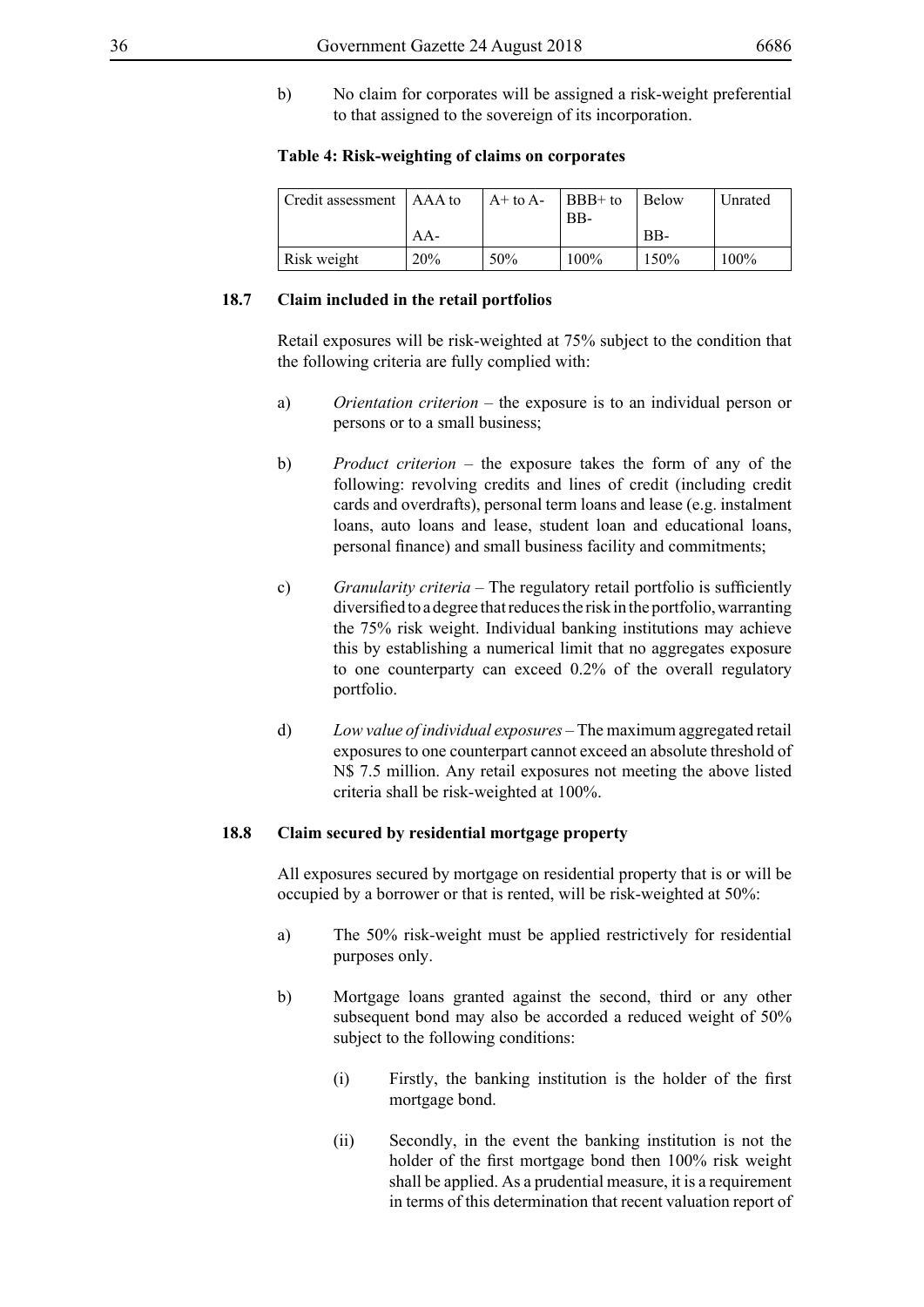b) No claim for corporates will be assigned a risk-weight preferential to that assigned to the sovereign of its incorporation.

**Table 4: Risk-weighting of claims on corporates**

| Credit assessment | AAA to AA- | A+ to A- | BBB+ to BB- | Below BB- | Unrated |
|---|---|---|---|---|---|
| Risk weight | 20% | 50% | 100% | 150% | 100% |

### 18.7 Claim included in the retail portfolios

Retail exposures will be risk-weighted at 75% subject to the condition that the following criteria are fully complied with:

a) *Orientation criterion* – the exposure is to an individual person or persons or to a small business;

b) *Product criterion* – the exposure takes the form of any of the following: revolving credits and lines of credit (including credit cards and overdrafts), personal term loans and lease (e.g. instalment loans, auto loans and lease, student loan and educational loans, personal finance) and small business facility and commitments;

c) *Granularity criteria* – The regulatory retail portfolio is sufficiently diversified to a degree that reduces the risk in the portfolio, warranting the 75% risk weight. Individual banking institutions may achieve this by establishing a numerical limit that no aggregates exposure to one counterparty can exceed 0.2% of the overall regulatory portfolio.

d) *Low value of individual exposures* – The maximum aggregated retail exposures to one counterpart cannot exceed an absolute threshold of N$ 7.5 million. Any retail exposures not meeting the above listed criteria shall be risk-weighted at 100%.

### 18.8 Claim secured by residential mortgage property

All exposures secured by mortgage on residential property that is or will be occupied by a borrower or that is rented, will be risk-weighted at 50%:

a) The 50% risk-weight must be applied restrictively for residential purposes only.

b) Mortgage loans granted against the second, third or any other subsequent bond may also be accorded a reduced weight of 50% subject to the following conditions:

(i) Firstly, the banking institution is the holder of the first mortgage bond.

(ii) Secondly, in the event the banking institution is not the holder of the first mortgage bond then 100% risk weight shall be applied. As a prudential measure, it is a requirement in terms of this determination that recent valuation report of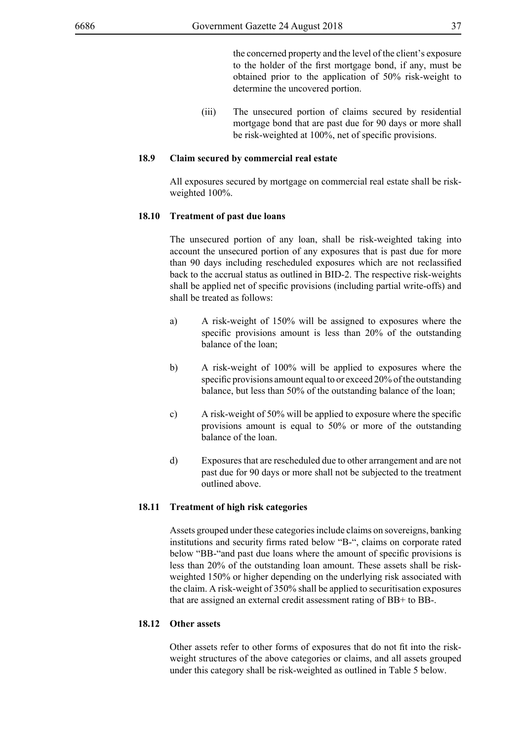the concerned property and the level of the client's exposure to the holder of the first mortgage bond, if any, must be obtained prior to the application of 50% risk-weight to determine the uncovered portion.

(iii) The unsecured portion of claims secured by residential mortgage bond that are past due for 90 days or more shall be risk-weighted at 100%, net of specific provisions.

### 18.9 Claim secured by commercial real estate

All exposures secured by mortgage on commercial real estate shall be risk-weighted 100%.

### 18.10 Treatment of past due loans

The unsecured portion of any loan, shall be risk-weighted taking into account the unsecured portion of any exposures that is past due for more than 90 days including rescheduled exposures which are not reclassified back to the accrual status as outlined in BID-2. The respective risk-weights shall be applied net of specific provisions (including partial write-offs) and shall be treated as follows:

a) A risk-weight of 150% will be assigned to exposures where the specific provisions amount is less than 20% of the outstanding balance of the loan;

b) A risk-weight of 100% will be applied to exposures where the specific provisions amount equal to or exceed 20% of the outstanding balance, but less than 50% of the outstanding balance of the loan;

c) A risk-weight of 50% will be applied to exposure where the specific provisions amount is equal to 50% or more of the outstanding balance of the loan.

d) Exposures that are rescheduled due to other arrangement and are not past due for 90 days or more shall not be subjected to the treatment outlined above.

### 18.11 Treatment of high risk categories

Assets grouped under these categories include claims on sovereigns, banking institutions and security firms rated below "B-", claims on corporate rated below "BB-"and past due loans where the amount of specific provisions is less than 20% of the outstanding loan amount. These assets shall be risk-weighted 150% or higher depending on the underlying risk associated with the claim. A risk-weight of 350% shall be applied to securitisation exposures that are assigned an external credit assessment rating of BB+ to BB-.

### 18.12 Other assets

Other assets refer to other forms of exposures that do not fit into the risk-weight structures of the above categories or claims, and all assets grouped under this category shall be risk-weighted as outlined in Table 5 below.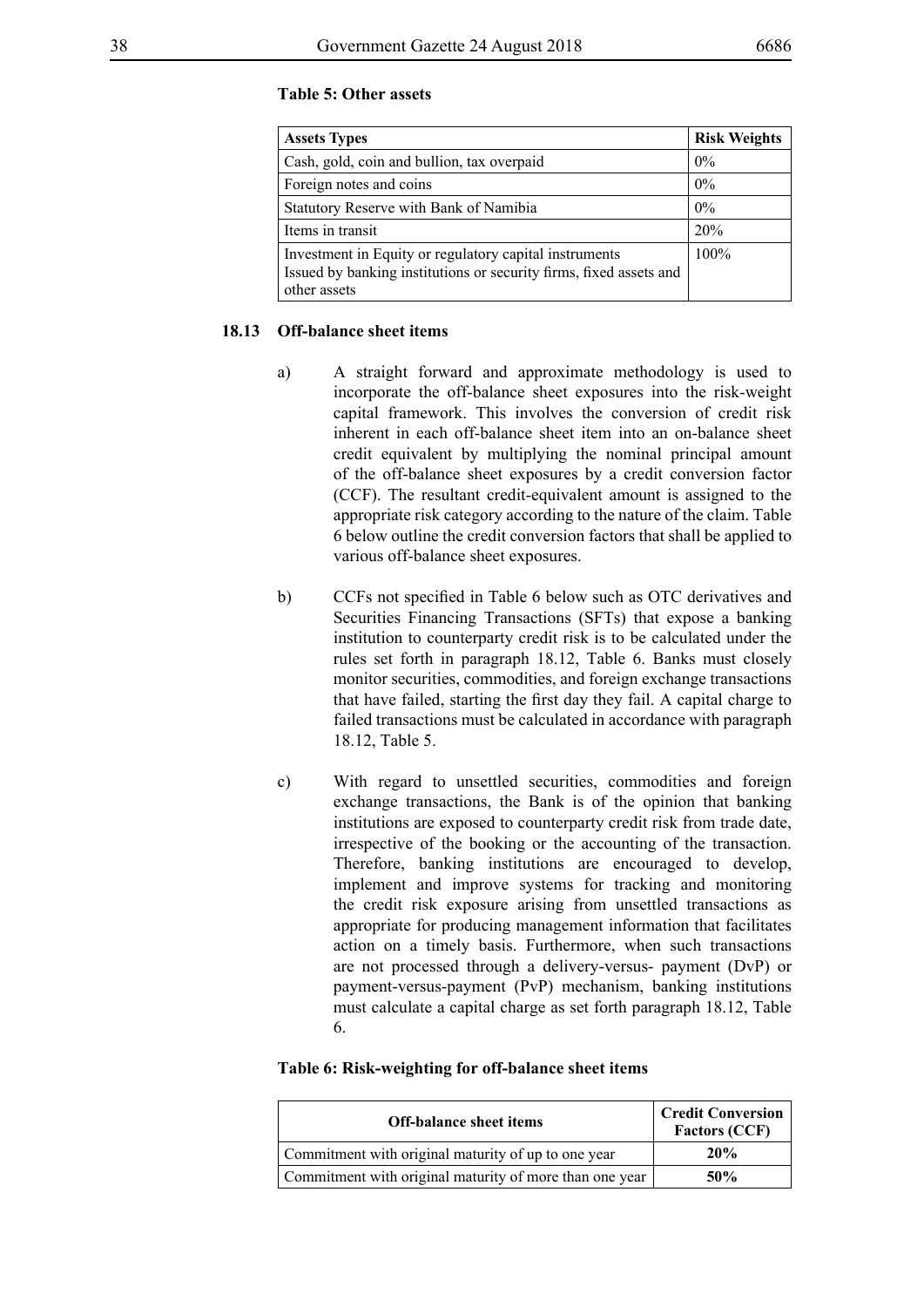**Table 5: Other assets**

| Assets Types | Risk Weights |
|---|---|
| Cash, gold, coin and bullion, tax overpaid | 0% |
| Foreign notes and coins | 0% |
| Statutory Reserve with Bank of Namibia | 0% |
| Items in transit | 20% |
| Investment in Equity or regulatory capital instruments Issued by banking institutions or security firms, fixed assets and other assets | 100% |

### 18.13 Off-balance sheet items

a) A straight forward and approximate methodology is used to incorporate the off-balance sheet exposures into the risk-weight capital framework. This involves the conversion of credit risk inherent in each off-balance sheet item into an on-balance sheet credit equivalent by multiplying the nominal principal amount of the off-balance sheet exposures by a credit conversion factor (CCF). The resultant credit-equivalent amount is assigned to the appropriate risk category according to the nature of the claim. Table 6 below outline the credit conversion factors that shall be applied to various off-balance sheet exposures.

b) CCFs not specified in Table 6 below such as OTC derivatives and Securities Financing Transactions (SFTs) that expose a banking institution to counterparty credit risk is to be calculated under the rules set forth in paragraph 18.12, Table 6. Banks must closely monitor securities, commodities, and foreign exchange transactions that have failed, starting the first day they fail. A capital charge to failed transactions must be calculated in accordance with paragraph 18.12, Table 5.

c) With regard to unsettled securities, commodities and foreign exchange transactions, the Bank is of the opinion that banking institutions are exposed to counterparty credit risk from trade date, irrespective of the booking or the accounting of the transaction. Therefore, banking institutions are encouraged to develop, implement and improve systems for tracking and monitoring the credit risk exposure arising from unsettled transactions as appropriate for producing management information that facilitates action on a timely basis. Furthermore, when such transactions are not processed through a delivery-versus- payment (DvP) or payment-versus-payment (PvP) mechanism, banking institutions must calculate a capital charge as set forth paragraph 18.12, Table 6.

**Table 6: Risk-weighting for off-balance sheet items**

| Off-balance sheet items | Credit Conversion Factors (CCF) |
|---|---|
| Commitment with original maturity of up to one year | **20%** |
| Commitment with original maturity of more than one year | **50%** |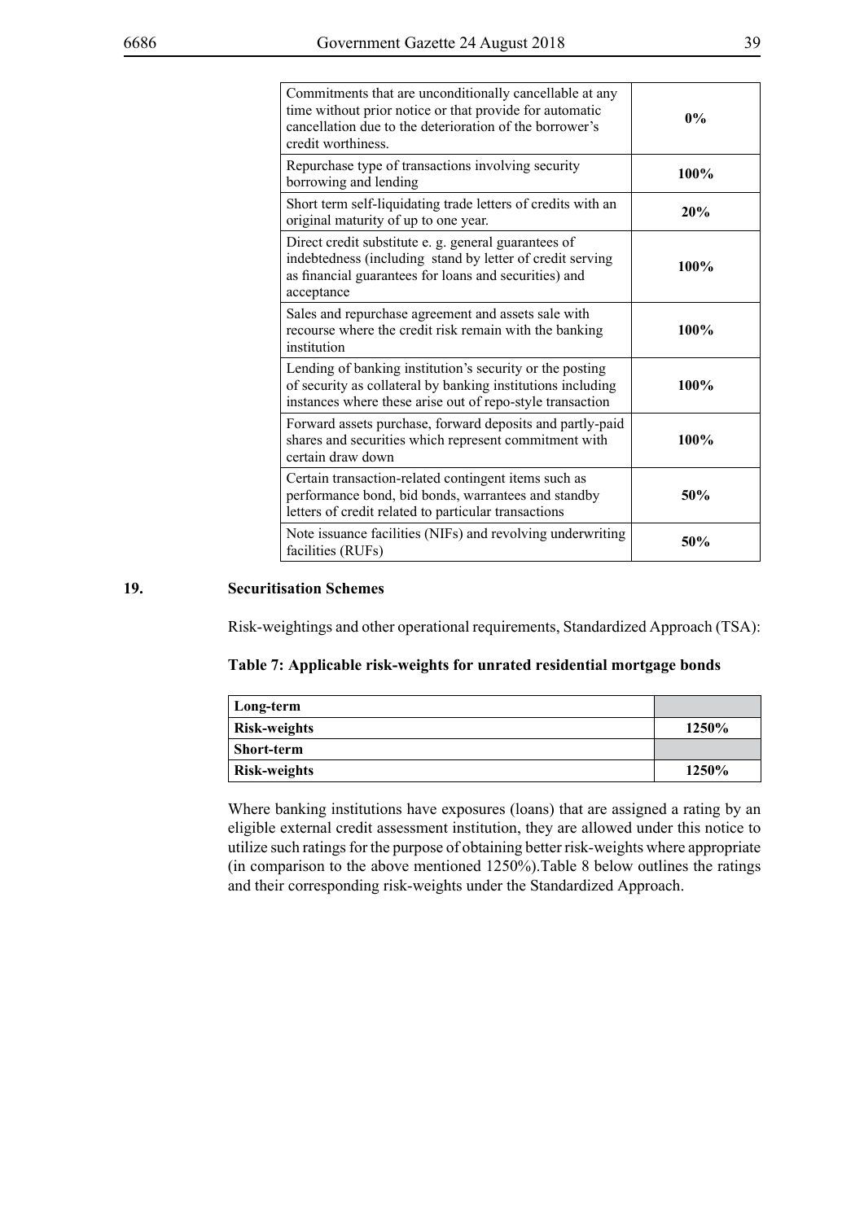| | |
|---|---|
| Commitments that are unconditionally cancellable at any time without prior notice or that provide for automatic cancellation due to the deterioration of the borrower's credit worthiness. | **0%** |
| Repurchase type of transactions involving security borrowing and lending | **100%** |
| Short term self-liquidating trade letters of credits with an original maturity of up to one year. | **20%** |
| Direct credit substitute e. g. general guarantees of indebtedness (including stand by letter of credit serving as financial guarantees for loans and securities) and acceptance | **100%** |
| Sales and repurchase agreement and assets sale with recourse where the credit risk remain with the banking institution | **100%** |
| Lending of banking institution's security or the posting of security as collateral by banking institutions including instances where these arise out of repo-style transaction | **100%** |
| Forward assets purchase, forward deposits and partly-paid shares and securities which represent commitment with certain draw down | **100%** |
| Certain transaction-related contingent items such as performance bond, bid bonds, warrantees and standby letters of credit related to particular transactions | **50%** |
| Note issuance facilities (NIFs) and revolving underwriting facilities (RUFs) | **50%** |

## 19. Securitisation Schemes

Risk-weightings and other operational requirements, Standardized Approach (TSA):

**Table 7: Applicable risk-weights for unrated residential mortgage bonds**

| **Long-term** | |
|---|---|
| **Risk-weights** | **1250%** |
| **Short-term** | |
| **Risk-weights** | **1250%** |

Where banking institutions have exposures (loans) that are assigned a rating by an eligible external credit assessment institution, they are allowed under this notice to utilize such ratings for the purpose of obtaining better risk-weights where appropriate (in comparison to the above mentioned 1250%).Table 8 below outlines the ratings and their corresponding risk-weights under the Standardized Approach.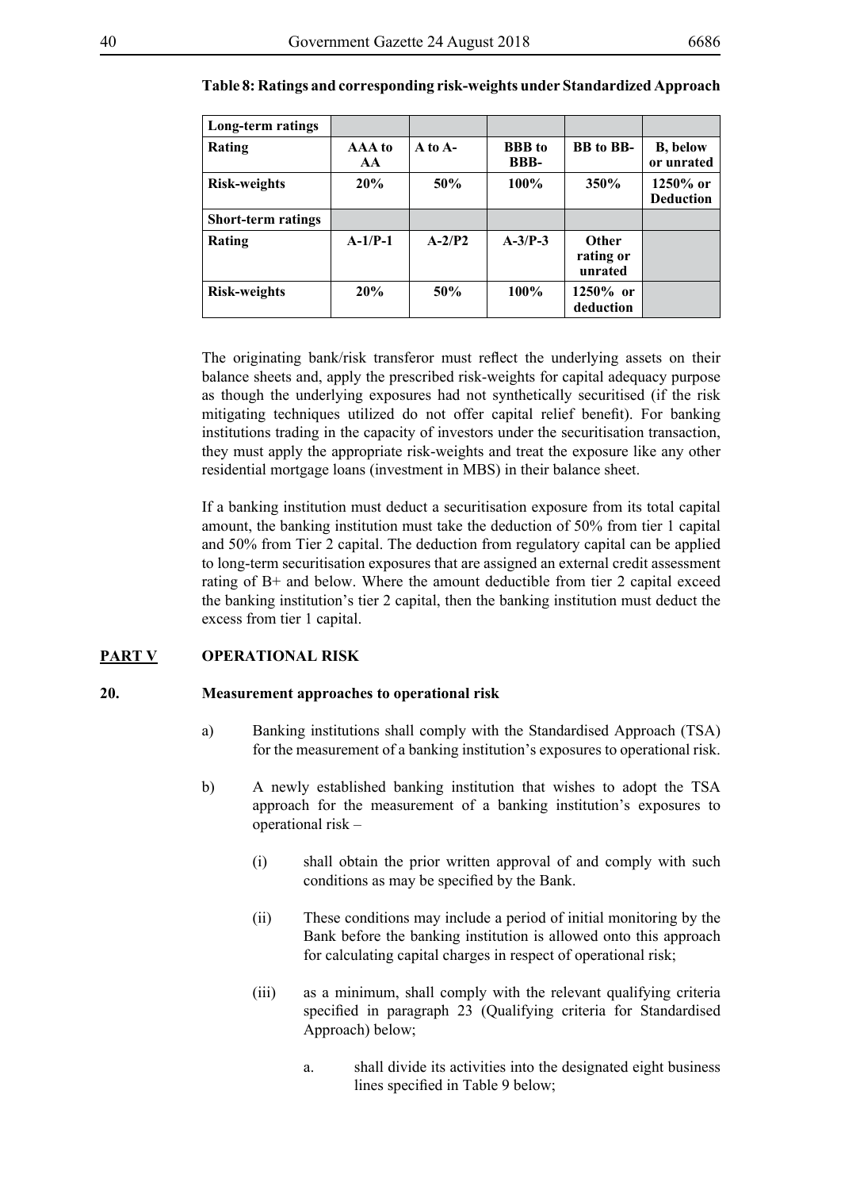**Table 8: Ratings and corresponding risk-weights under Standardized Approach**

| Long-term ratings | | | | | |
|---|---|---|---|---|---|
| **Rating** | **AAA to AA** | **A to A-** | **BBB to BBB-** | **BB to BB-** | **B, below or unrated** |
| **Risk-weights** | **20%** | **50%** | **100%** | **350%** | **1250% or Deduction** |
| **Short-term ratings** | | | | | |
| **Rating** | **A-1/P-1** | **A-2/P2** | **A-3/P-3** | **Other rating or unrated** | |
| **Risk-weights** | **20%** | **50%** | **100%** | **1250% or deduction** | |

The originating bank/risk transferor must reflect the underlying assets on their balance sheets and, apply the prescribed risk-weights for capital adequacy purpose as though the underlying exposures had not synthetically securitised (if the risk mitigating techniques utilized do not offer capital relief benefit). For banking institutions trading in the capacity of investors under the securitisation transaction, they must apply the appropriate risk-weights and treat the exposure like any other residential mortgage loans (investment in MBS) in their balance sheet.

If a banking institution must deduct a securitisation exposure from its total capital amount, the banking institution must take the deduction of 50% from tier 1 capital and 50% from Tier 2 capital. The deduction from regulatory capital can be applied to long-term securitisation exposures that are assigned an external credit assessment rating of B+ and below. Where the amount deductible from tier 2 capital exceed the banking institution's tier 2 capital, then the banking institution must deduct the excess from tier 1 capital.

## PART V OPERATIONAL RISK

### 20. Measurement approaches to operational risk

a) Banking institutions shall comply with the Standardised Approach (TSA) for the measurement of a banking institution's exposures to operational risk.

b) A newly established banking institution that wishes to adopt the TSA approach for the measurement of a banking institution's exposures to operational risk –

   (i) shall obtain the prior written approval of and comply with such conditions as may be specified by the Bank.

   (ii) These conditions may include a period of initial monitoring by the Bank before the banking institution is allowed onto this approach for calculating capital charges in respect of operational risk;

   (iii) as a minimum, shall comply with the relevant qualifying criteria specified in paragraph 23 (Qualifying criteria for Standardised Approach) below;

      a. shall divide its activities into the designated eight business lines specified in Table 9 below;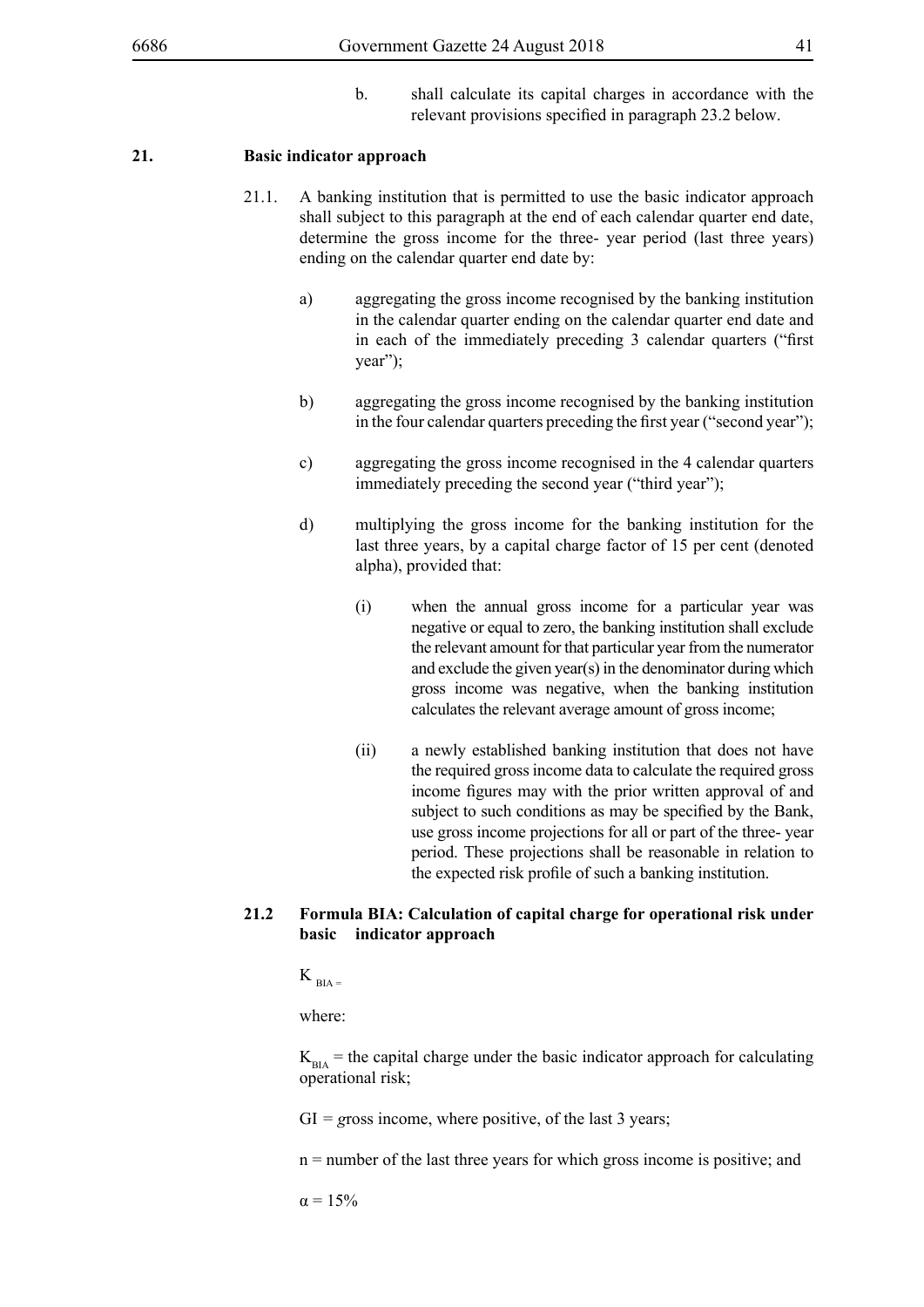b. shall calculate its capital charges in accordance with the relevant provisions specified in paragraph 23.2 below.

## 21. Basic indicator approach

21.1. A banking institution that is permitted to use the basic indicator approach shall subject to this paragraph at the end of each calendar quarter end date, determine the gross income for the three- year period (last three years) ending on the calendar quarter end date by:

a) aggregating the gross income recognised by the banking institution in the calendar quarter ending on the calendar quarter end date and in each of the immediately preceding 3 calendar quarters ("first year");

b) aggregating the gross income recognised by the banking institution in the four calendar quarters preceding the first year ("second year");

c) aggregating the gross income recognised in the 4 calendar quarters immediately preceding the second year ("third year");

d) multiplying the gross income for the banking institution for the last three years, by a capital charge factor of 15 per cent (denoted alpha), provided that:

(i) when the annual gross income for a particular year was negative or equal to zero, the banking institution shall exclude the relevant amount for that particular year from the numerator and exclude the given year(s) in the denominator during which gross income was negative, when the banking institution calculates the relevant average amount of gross income;

(ii) a newly established banking institution that does not have the required gross income data to calculate the required gross income figures may with the prior written approval of and subject to such conditions as may be specified by the Bank, use gross income projections for all or part of the three- year period. These projections shall be reasonable in relation to the expected risk profile of such a banking institution.

### 21.2 Formula BIA: Calculation of capital charge for operational risk under basic indicator approach

$K_{BIA} =$

where:

$K_{BIA}$ = the capital charge under the basic indicator approach for calculating operational risk;

GI = gross income, where positive, of the last 3 years;

n = number of the last three years for which gross income is positive; and

$\alpha = 15\%$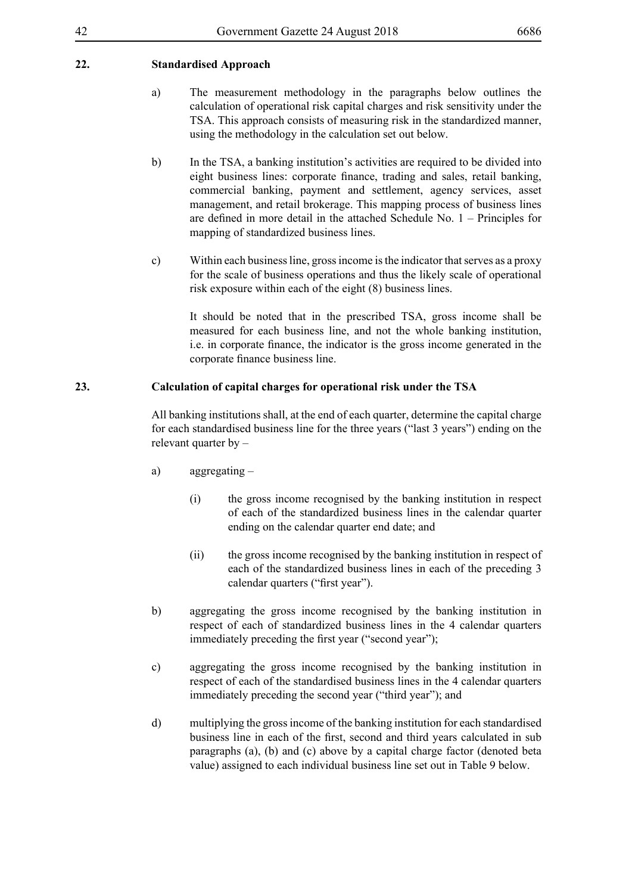## 22. Standardised Approach

a) The measurement methodology in the paragraphs below outlines the calculation of operational risk capital charges and risk sensitivity under the TSA. This approach consists of measuring risk in the standardized manner, using the methodology in the calculation set out below.

b) In the TSA, a banking institution's activities are required to be divided into eight business lines: corporate finance, trading and sales, retail banking, commercial banking, payment and settlement, agency services, asset management, and retail brokerage. This mapping process of business lines are defined in more detail in the attached Schedule No. 1 – Principles for mapping of standardized business lines.

c) Within each business line, gross income is the indicator that serves as a proxy for the scale of business operations and thus the likely scale of operational risk exposure within each of the eight (8) business lines.

It should be noted that in the prescribed TSA, gross income shall be measured for each business line, and not the whole banking institution, i.e. in corporate finance, the indicator is the gross income generated in the corporate finance business line.

## 23. Calculation of capital charges for operational risk under the TSA

All banking institutions shall, at the end of each quarter, determine the capital charge for each standardised business line for the three years ("last 3 years") ending on the relevant quarter by –

a) aggregating –

(i) the gross income recognised by the banking institution in respect of each of the standardized business lines in the calendar quarter ending on the calendar quarter end date; and

(ii) the gross income recognised by the banking institution in respect of each of the standardized business lines in each of the preceding 3 calendar quarters ("first year").

b) aggregating the gross income recognised by the banking institution in respect of each of standardized business lines in the 4 calendar quarters immediately preceding the first year ("second year");

c) aggregating the gross income recognised by the banking institution in respect of each of the standardised business lines in the 4 calendar quarters immediately preceding the second year ("third year"); and

d) multiplying the gross income of the banking institution for each standardised business line in each of the first, second and third years calculated in sub paragraphs (a), (b) and (c) above by a capital charge factor (denoted beta value) assigned to each individual business line set out in Table 9 below.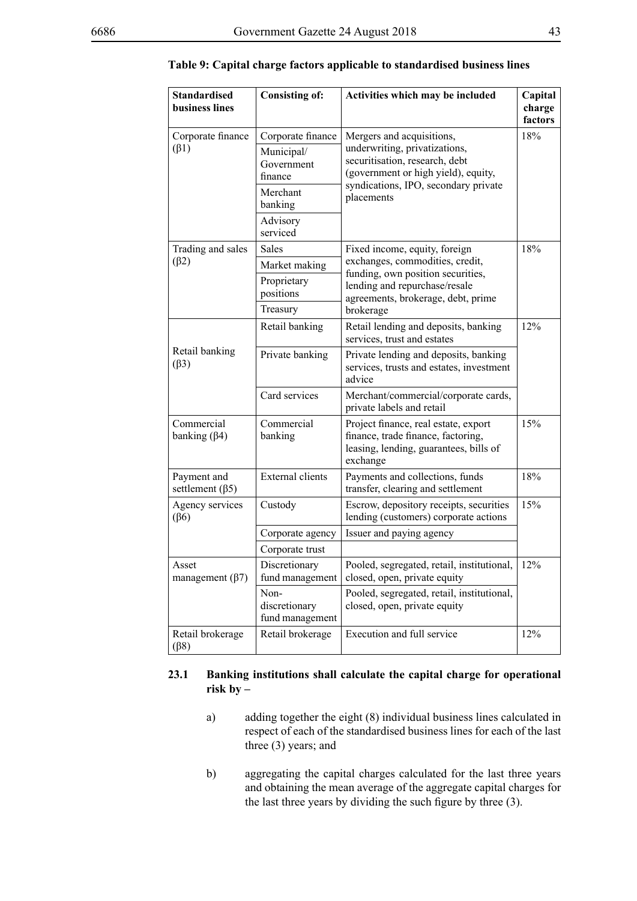**Table 9: Capital charge factors applicable to standardised business lines**

| Standardised business lines | Consisting of: | Activities which may be included | Capital charge factors |
|---|---|---|---|
| Corporate finance ($\beta1$) | Corporate finance | Mergers and acquisitions, underwriting, privatizations, securitisation, research, debt (government or high yield), equity, syndications, IPO, secondary private placements | 18% |
| | Municipal/ Government finance | | |
| | Merchant banking | | |
| | Advisory serviced | | |
| Trading and sales ($\beta2$) | Sales | Fixed income, equity, foreign exchanges, commodities, credit, funding, own position securities, lending and repurchase/resale agreements, brokerage, debt, prime brokerage | 18% |
| | Market making | | |
| | Proprietary positions | | |
| | Treasury | | |
| Retail banking ($\beta3$) | Retail banking | Retail lending and deposits, banking services, trust and estates | 12% |
| | Private banking | Private lending and deposits, banking services, trusts and estates, investment advice | |
| | Card services | Merchant/commercial/corporate cards, private labels and retail | |
| Commercial banking ($\beta4$) | Commercial banking | Project finance, real estate, export finance, trade finance, factoring, leasing, lending, guarantees, bills of exchange | 15% |
| Payment and settlement ($\beta5$) | External clients | Payments and collections, funds transfer, clearing and settlement | 18% |
| Agency services ($\beta6$) | Custody | Escrow, depository receipts, securities lending (customers) corporate actions | 15% |
| | Corporate agency | Issuer and paying agency | |
| | Corporate trust | | |
| Asset management ($\beta7$) | Discretionary fund management | Pooled, segregated, retail, institutional, closed, open, private equity | 12% |
| | Non-discretionary fund management | Pooled, segregated, retail, institutional, closed, open, private equity | |
| Retail brokerage ($\beta8$) | Retail brokerage | Execution and full service | 12% |

**23.1 Banking institutions shall calculate the capital charge for operational risk by –**

a) adding together the eight (8) individual business lines calculated in respect of each of the standardised business lines for each of the last three (3) years; and

b) aggregating the capital charges calculated for the last three years and obtaining the mean average of the aggregate capital charges for the last three years by dividing the such figure by three (3).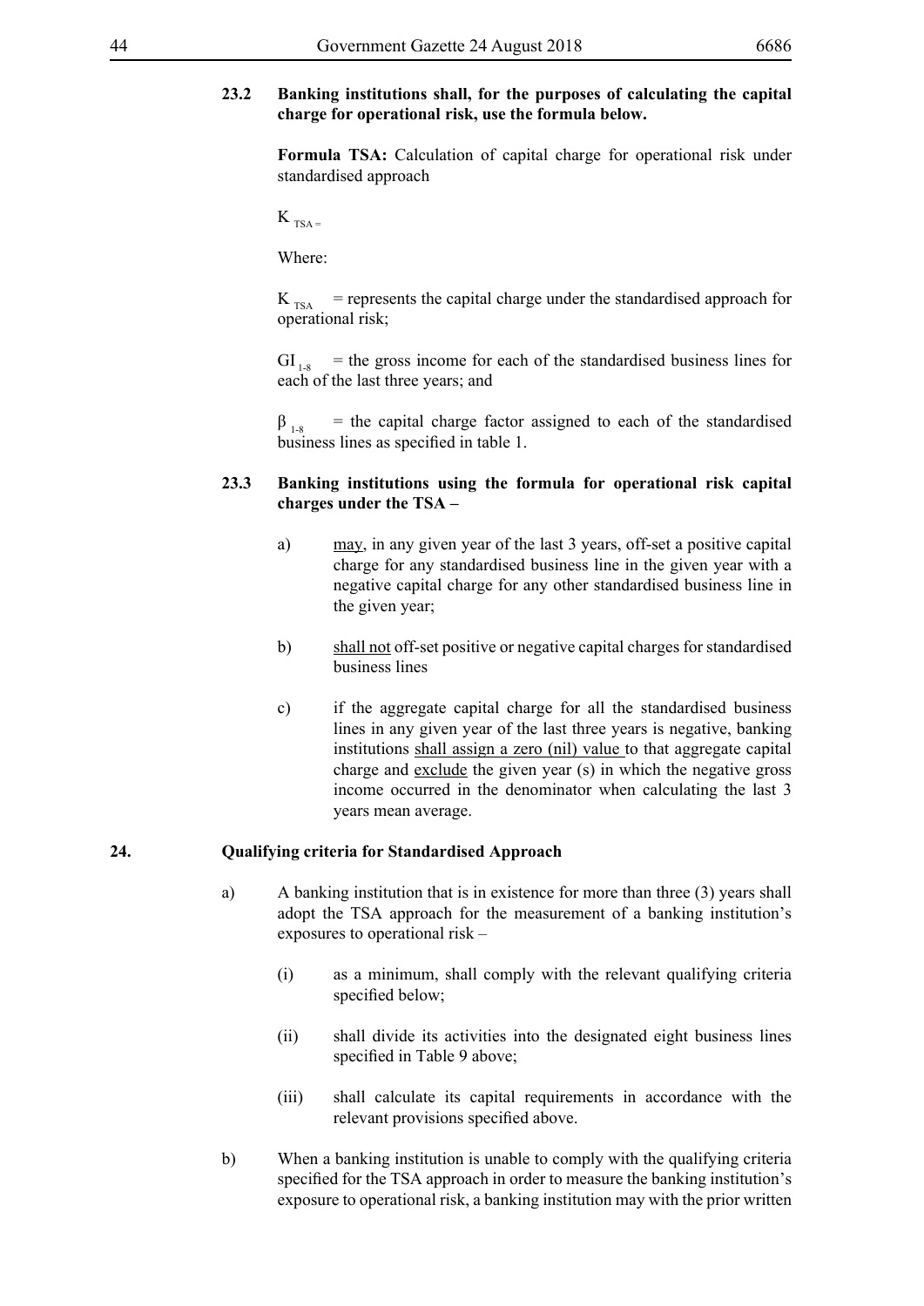**23.2 Banking institutions shall, for the purposes of calculating the capital charge for operational risk, use the formula below.**

**Formula TSA:** Calculation of capital charge for operational risk under standardised approach

$K_{TSA} =$

Where:

$K_{TSA}$ = represents the capital charge under the standardised approach for operational risk;

$GI_{1-8}$ = the gross income for each of the standardised business lines for each of the last three years; and

$\beta_{1-8}$ = the capital charge factor assigned to each of the standardised business lines as specified in table 1.

**23.3 Banking institutions using the formula for operational risk capital charges under the TSA –**

a) may, in any given year of the last 3 years, off-set a positive capital charge for any standardised business line in the given year with a negative capital charge for any other standardised business line in the given year;

b) shall not off-set positive or negative capital charges for standardised business lines

c) if the aggregate capital charge for all the standardised business lines in any given year of the last three years is negative, banking institutions shall assign a zero (nil) value to that aggregate capital charge and exclude the given year (s) in which the negative gross income occurred in the denominator when calculating the last 3 years mean average.

## 24. Qualifying criteria for Standardised Approach

a) A banking institution that is in existence for more than three (3) years shall adopt the TSA approach for the measurement of a banking institution's exposures to operational risk –

(i) as a minimum, shall comply with the relevant qualifying criteria specified below;

(ii) shall divide its activities into the designated eight business lines specified in Table 9 above;

(iii) shall calculate its capital requirements in accordance with the relevant provisions specified above.

b) When a banking institution is unable to comply with the qualifying criteria specified for the TSA approach in order to measure the banking institution's exposure to operational risk, a banking institution may with the prior written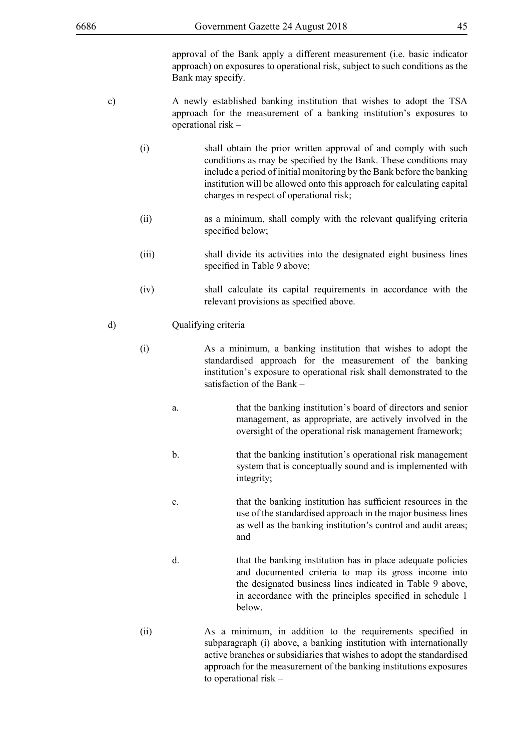approval of the Bank apply a different measurement (i.e. basic indicator approach) on exposures to operational risk, subject to such conditions as the Bank may specify.

c) A newly established banking institution that wishes to adopt the TSA approach for the measurement of a banking institution's exposures to operational risk –

(i) shall obtain the prior written approval of and comply with such conditions as may be specified by the Bank. These conditions may include a period of initial monitoring by the Bank before the banking institution will be allowed onto this approach for calculating capital charges in respect of operational risk;

(ii) as a minimum, shall comply with the relevant qualifying criteria specified below;

(iii) shall divide its activities into the designated eight business lines specified in Table 9 above;

(iv) shall calculate its capital requirements in accordance with the relevant provisions as specified above.

d) Qualifying criteria

(i) As a minimum, a banking institution that wishes to adopt the standardised approach for the measurement of the banking institution's exposure to operational risk shall demonstrated to the satisfaction of the Bank –

a. that the banking institution's board of directors and senior management, as appropriate, are actively involved in the oversight of the operational risk management framework;

b. that the banking institution's operational risk management system that is conceptually sound and is implemented with integrity;

c. that the banking institution has sufficient resources in the use of the standardised approach in the major business lines as well as the banking institution's control and audit areas; and

d. that the banking institution has in place adequate policies and documented criteria to map its gross income into the designated business lines indicated in Table 9 above, in accordance with the principles specified in schedule 1 below.

(ii) As a minimum, in addition to the requirements specified in subparagraph (i) above, a banking institution with internationally active branches or subsidiaries that wishes to adopt the standardised approach for the measurement of the banking institutions exposures to operational risk –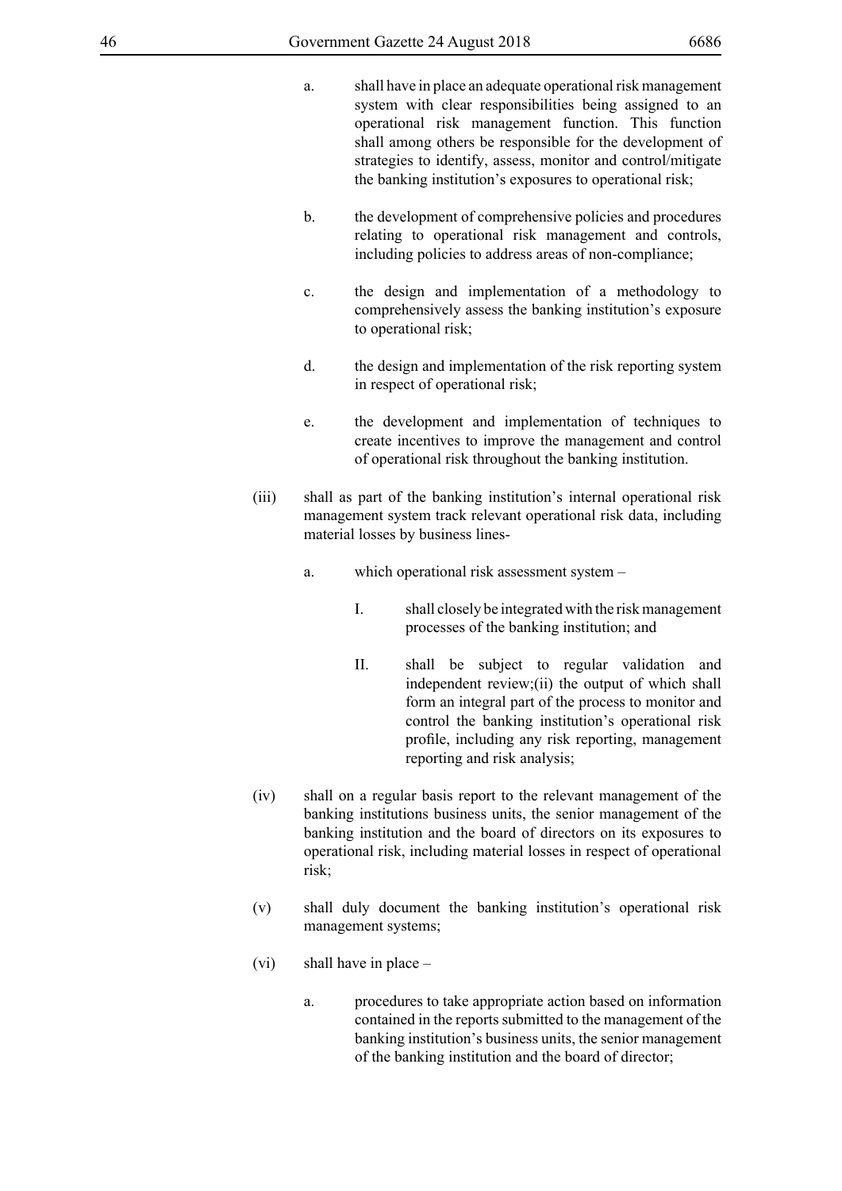a. shall have in place an adequate operational risk management system with clear responsibilities being assigned to an operational risk management function. This function shall among others be responsible for the development of strategies to identify, assess, monitor and control/mitigate the banking institution's exposures to operational risk;

b. the development of comprehensive policies and procedures relating to operational risk management and controls, including policies to address areas of non-compliance;

c. the design and implementation of a methodology to comprehensively assess the banking institution's exposure to operational risk;

d. the design and implementation of the risk reporting system in respect of operational risk;

e. the development and implementation of techniques to create incentives to improve the management and control of operational risk throughout the banking institution.

(iii) shall as part of the banking institution's internal operational risk management system track relevant operational risk data, including material losses by business lines-

a. which operational risk assessment system –

I. shall closely be integrated with the risk management processes of the banking institution; and

II. shall be subject to regular validation and independent review;(ii) the output of which shall form an integral part of the process to monitor and control the banking institution's operational risk profile, including any risk reporting, management reporting and risk analysis;

(iv) shall on a regular basis report to the relevant management of the banking institutions business units, the senior management of the banking institution and the board of directors on its exposures to operational risk, including material losses in respect of operational risk;

(v) shall duly document the banking institution's operational risk management systems;

(vi) shall have in place –

a. procedures to take appropriate action based on information contained in the reports submitted to the management of the banking institution's business units, the senior management of the banking institution and the board of director;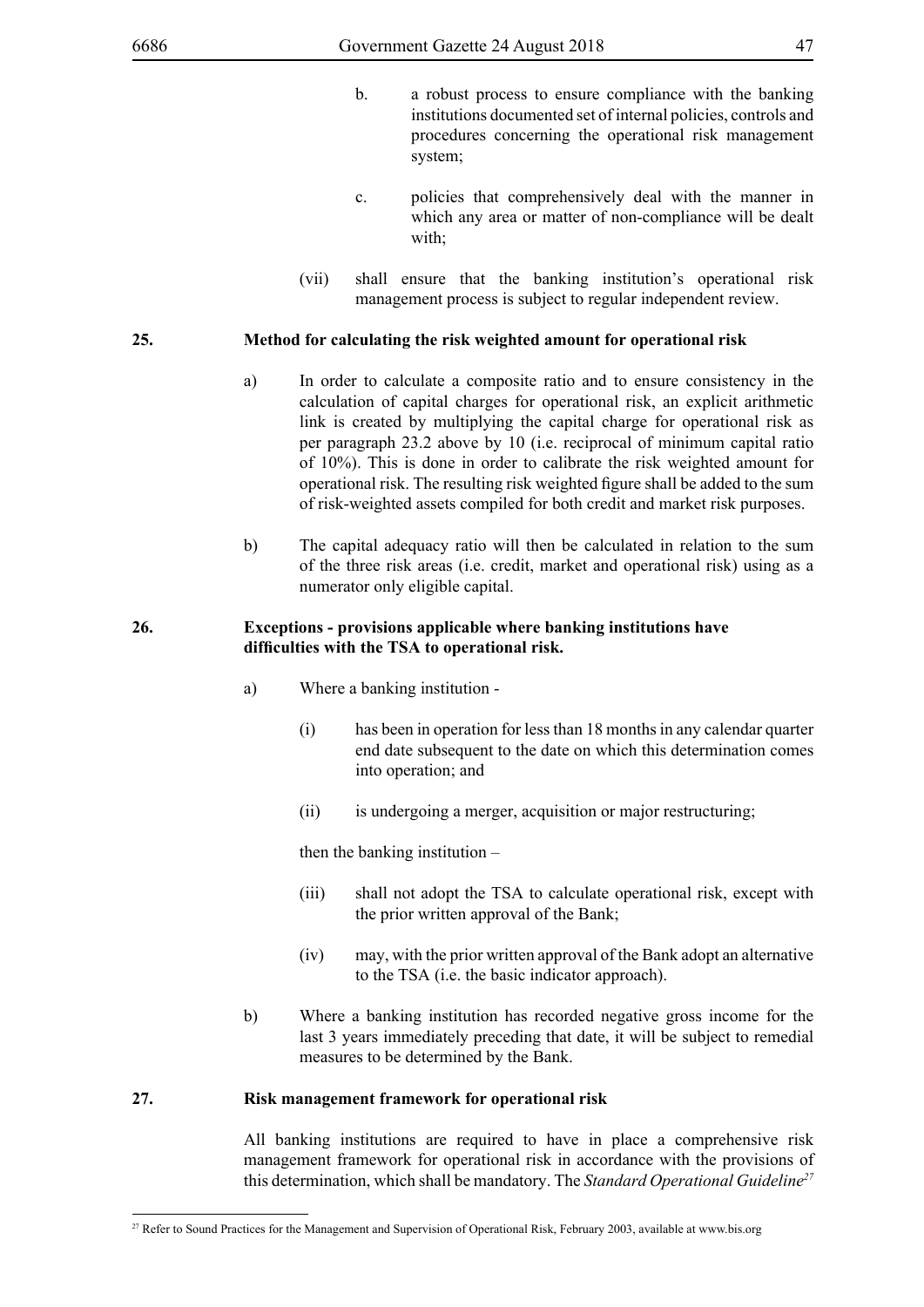b. a robust process to ensure compliance with the banking institutions documented set of internal policies, controls and procedures concerning the operational risk management system;

c. policies that comprehensively deal with the manner in which any area or matter of non-compliance will be dealt with;

(vii) shall ensure that the banking institution's operational risk management process is subject to regular independent review.

## 25. Method for calculating the risk weighted amount for operational risk

a) In order to calculate a composite ratio and to ensure consistency in the calculation of capital charges for operational risk, an explicit arithmetic link is created by multiplying the capital charge for operational risk as per paragraph 23.2 above by 10 (i.e. reciprocal of minimum capital ratio of 10%). This is done in order to calibrate the risk weighted amount for operational risk. The resulting risk weighted figure shall be added to the sum of risk-weighted assets compiled for both credit and market risk purposes.

b) The capital adequacy ratio will then be calculated in relation to the sum of the three risk areas (i.e. credit, market and operational risk) using as a numerator only eligible capital.

## 26. Exceptions - provisions applicable where banking institutions have difficulties with the TSA to operational risk.

a) Where a banking institution -

(i) has been in operation for less than 18 months in any calendar quarter end date subsequent to the date on which this determination comes into operation; and

(ii) is undergoing a merger, acquisition or major restructuring;

then the banking institution –

(iii) shall not adopt the TSA to calculate operational risk, except with the prior written approval of the Bank;

(iv) may, with the prior written approval of the Bank adopt an alternative to the TSA (i.e. the basic indicator approach).

b) Where a banking institution has recorded negative gross income for the last 3 years immediately preceding that date, it will be subject to remedial measures to be determined by the Bank.

## 27. Risk management framework for operational risk

All banking institutions are required to have in place a comprehensive risk management framework for operational risk in accordance with the provisions of this determination, which shall be mandatory. The *Standard Operational Guideline*[27]

[27] Refer to Sound Practices for the Management and Supervision of Operational Risk, February 2003, available at www.bis.org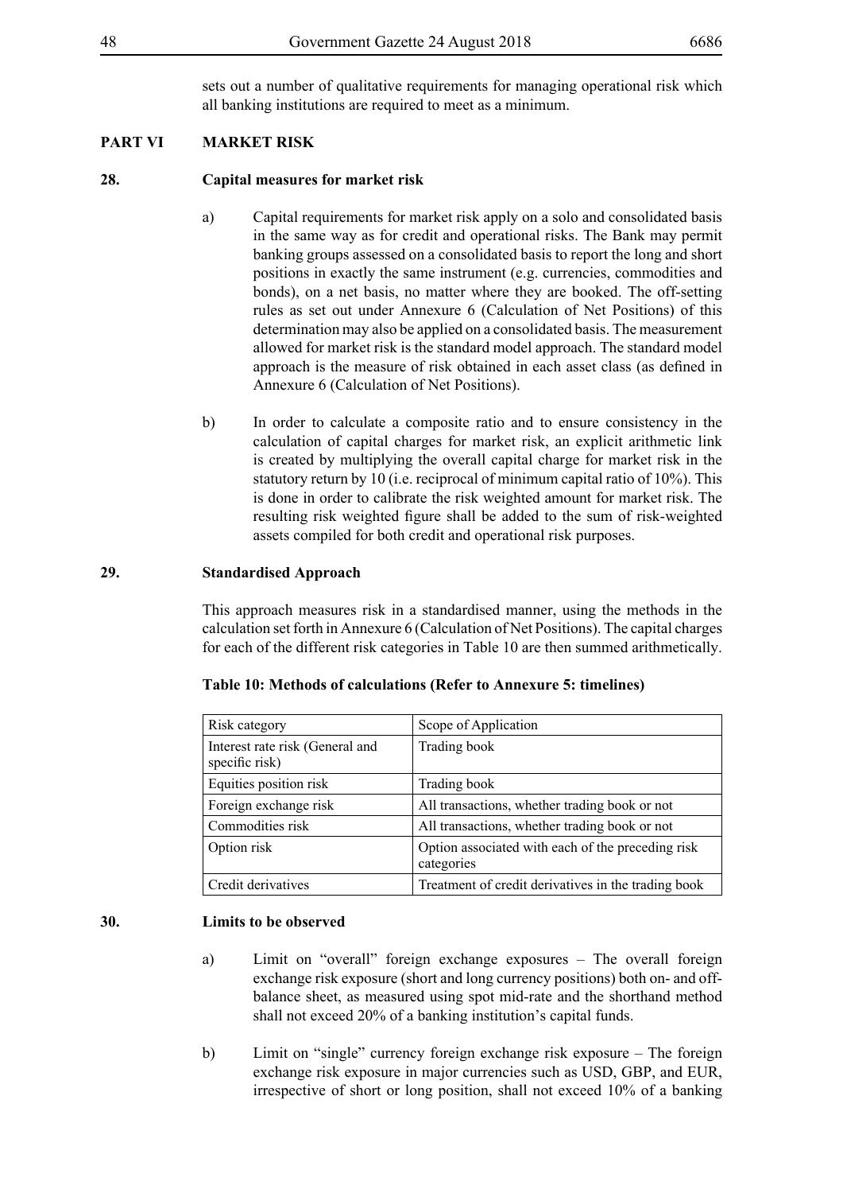sets out a number of qualitative requirements for managing operational risk which all banking institutions are required to meet as a minimum.

## PART VI MARKET RISK

### 28. Capital measures for market risk

a) Capital requirements for market risk apply on a solo and consolidated basis in the same way as for credit and operational risks. The Bank may permit banking groups assessed on a consolidated basis to report the long and short positions in exactly the same instrument (e.g. currencies, commodities and bonds), on a net basis, no matter where they are booked. The off-setting rules as set out under Annexure 6 (Calculation of Net Positions) of this determination may also be applied on a consolidated basis. The measurement allowed for market risk is the standard model approach. The standard model approach is the measure of risk obtained in each asset class (as defined in Annexure 6 (Calculation of Net Positions).

b) In order to calculate a composite ratio and to ensure consistency in the calculation of capital charges for market risk, an explicit arithmetic link is created by multiplying the overall capital charge for market risk in the statutory return by 10 (i.e. reciprocal of minimum capital ratio of 10%). This is done in order to calibrate the risk weighted amount for market risk. The resulting risk weighted figure shall be added to the sum of risk-weighted assets compiled for both credit and operational risk purposes.

### 29. Standardised Approach

This approach measures risk in a standardised manner, using the methods in the calculation set forth in Annexure 6 (Calculation of Net Positions). The capital charges for each of the different risk categories in Table 10 are then summed arithmetically.

**Table 10: Methods of calculations (Refer to Annexure 5: timelines)**

| Risk category | Scope of Application |
|---|---|
| Interest rate risk (General and specific risk) | Trading book |
| Equities position risk | Trading book |
| Foreign exchange risk | All transactions, whether trading book or not |
| Commodities risk | All transactions, whether trading book or not |
| Option risk | Option associated with each of the preceding risk categories |
| Credit derivatives | Treatment of credit derivatives in the trading book |

### 30. Limits to be observed

a) Limit on "overall" foreign exchange exposures – The overall foreign exchange risk exposure (short and long currency positions) both on- and off-balance sheet, as measured using spot mid-rate and the shorthand method shall not exceed 20% of a banking institution's capital funds.

b) Limit on "single" currency foreign exchange risk exposure – The foreign exchange risk exposure in major currencies such as USD, GBP, and EUR, irrespective of short or long position, shall not exceed 10% of a banking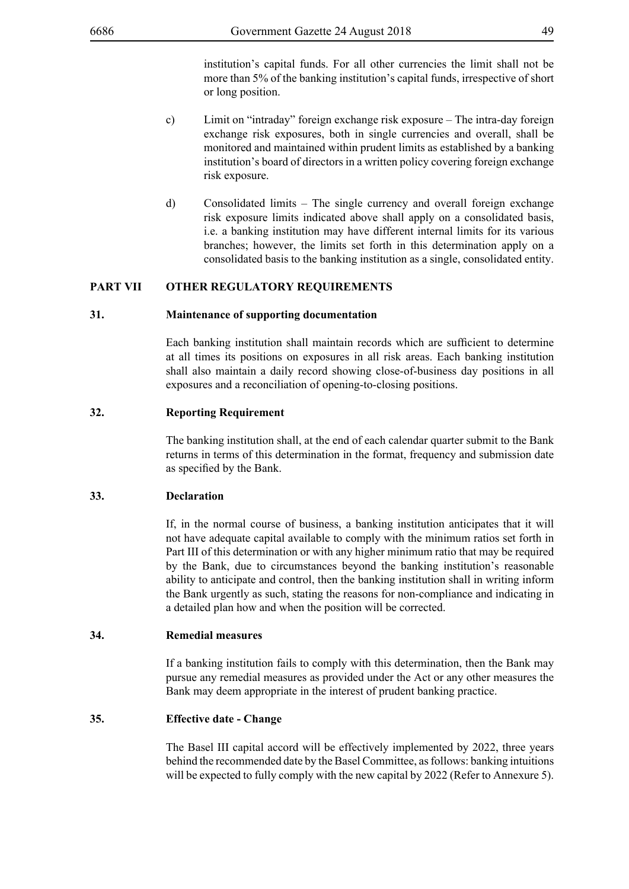institution's capital funds. For all other currencies the limit shall not be more than 5% of the banking institution's capital funds, irrespective of short or long position.

c) Limit on "intraday" foreign exchange risk exposure – The intra-day foreign exchange risk exposures, both in single currencies and overall, shall be monitored and maintained within prudent limits as established by a banking institution's board of directors in a written policy covering foreign exchange risk exposure.

d) Consolidated limits – The single currency and overall foreign exchange risk exposure limits indicated above shall apply on a consolidated basis, i.e. a banking institution may have different internal limits for its various branches; however, the limits set forth in this determination apply on a consolidated basis to the banking institution as a single, consolidated entity.

## PART VII OTHER REGULATORY REQUIREMENTS

### 31. Maintenance of supporting documentation

Each banking institution shall maintain records which are sufficient to determine at all times its positions on exposures in all risk areas. Each banking institution shall also maintain a daily record showing close-of-business day positions in all exposures and a reconciliation of opening-to-closing positions.

### 32. Reporting Requirement

The banking institution shall, at the end of each calendar quarter submit to the Bank returns in terms of this determination in the format, frequency and submission date as specified by the Bank.

### 33. Declaration

If, in the normal course of business, a banking institution anticipates that it will not have adequate capital available to comply with the minimum ratios set forth in Part III of this determination or with any higher minimum ratio that may be required by the Bank, due to circumstances beyond the banking institution's reasonable ability to anticipate and control, then the banking institution shall in writing inform the Bank urgently as such, stating the reasons for non-compliance and indicating in a detailed plan how and when the position will be corrected.

### 34. Remedial measures

If a banking institution fails to comply with this determination, then the Bank may pursue any remedial measures as provided under the Act or any other measures the Bank may deem appropriate in the interest of prudent banking practice.

### 35. Effective date - Change

The Basel III capital accord will be effectively implemented by 2022, three years behind the recommended date by the Basel Committee, as follows: banking intuitions will be expected to fully comply with the new capital by 2022 (Refer to Annexure 5).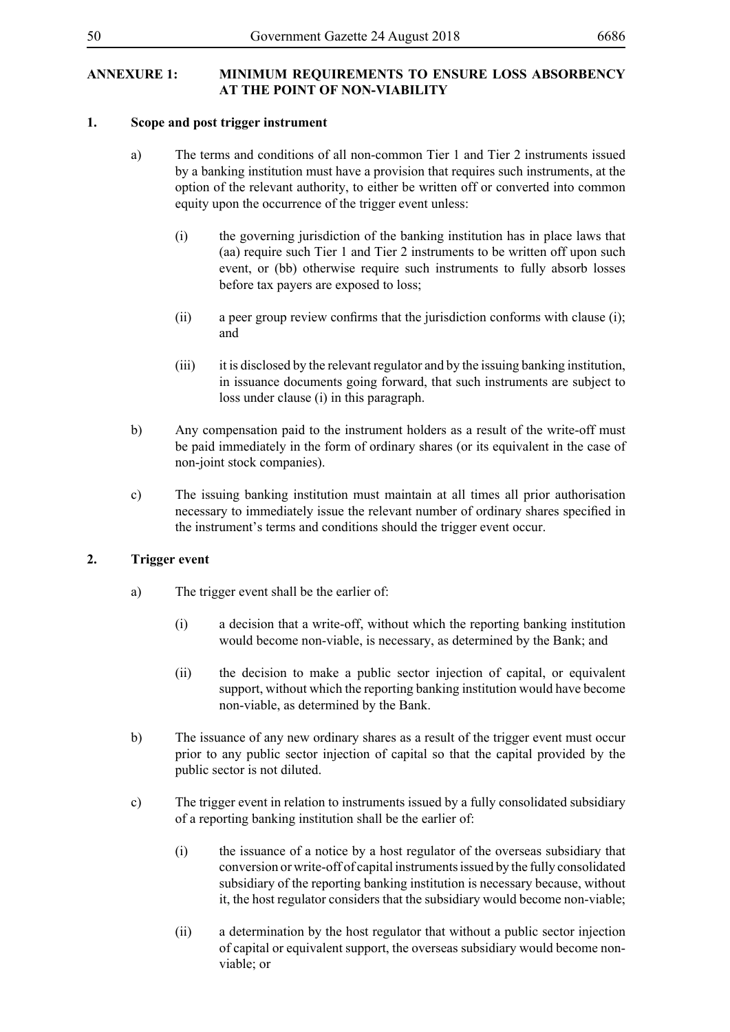## ANNEXURE 1: MINIMUM REQUIREMENTS TO ENSURE LOSS ABSORBENCY AT THE POINT OF NON-VIABILITY

### 1. Scope and post trigger instrument

a) The terms and conditions of all non-common Tier 1 and Tier 2 instruments issued by a banking institution must have a provision that requires such instruments, at the option of the relevant authority, to either be written off or converted into common equity upon the occurrence of the trigger event unless:

   (i) the governing jurisdiction of the banking institution has in place laws that (aa) require such Tier 1 and Tier 2 instruments to be written off upon such event, or (bb) otherwise require such instruments to fully absorb losses before tax payers are exposed to loss;

   (ii) a peer group review confirms that the jurisdiction conforms with clause (i); and

   (iii) it is disclosed by the relevant regulator and by the issuing banking institution, in issuance documents going forward, that such instruments are subject to loss under clause (i) in this paragraph.

b) Any compensation paid to the instrument holders as a result of the write-off must be paid immediately in the form of ordinary shares (or its equivalent in the case of non-joint stock companies).

c) The issuing banking institution must maintain at all times all prior authorisation necessary to immediately issue the relevant number of ordinary shares specified in the instrument's terms and conditions should the trigger event occur.

### 2. Trigger event

a) The trigger event shall be the earlier of:

   (i) a decision that a write-off, without which the reporting banking institution would become non-viable, is necessary, as determined by the Bank; and

   (ii) the decision to make a public sector injection of capital, or equivalent support, without which the reporting banking institution would have become non-viable, as determined by the Bank.

b) The issuance of any new ordinary shares as a result of the trigger event must occur prior to any public sector injection of capital so that the capital provided by the public sector is not diluted.

c) The trigger event in relation to instruments issued by a fully consolidated subsidiary of a reporting banking institution shall be the earlier of:

   (i) the issuance of a notice by a host regulator of the overseas subsidiary that conversion or write-off of capital instruments issued by the fully consolidated subsidiary of the reporting banking institution is necessary because, without it, the host regulator considers that the subsidiary would become non-viable;

   (ii) a determination by the host regulator that without a public sector injection of capital or equivalent support, the overseas subsidiary would become non-viable; or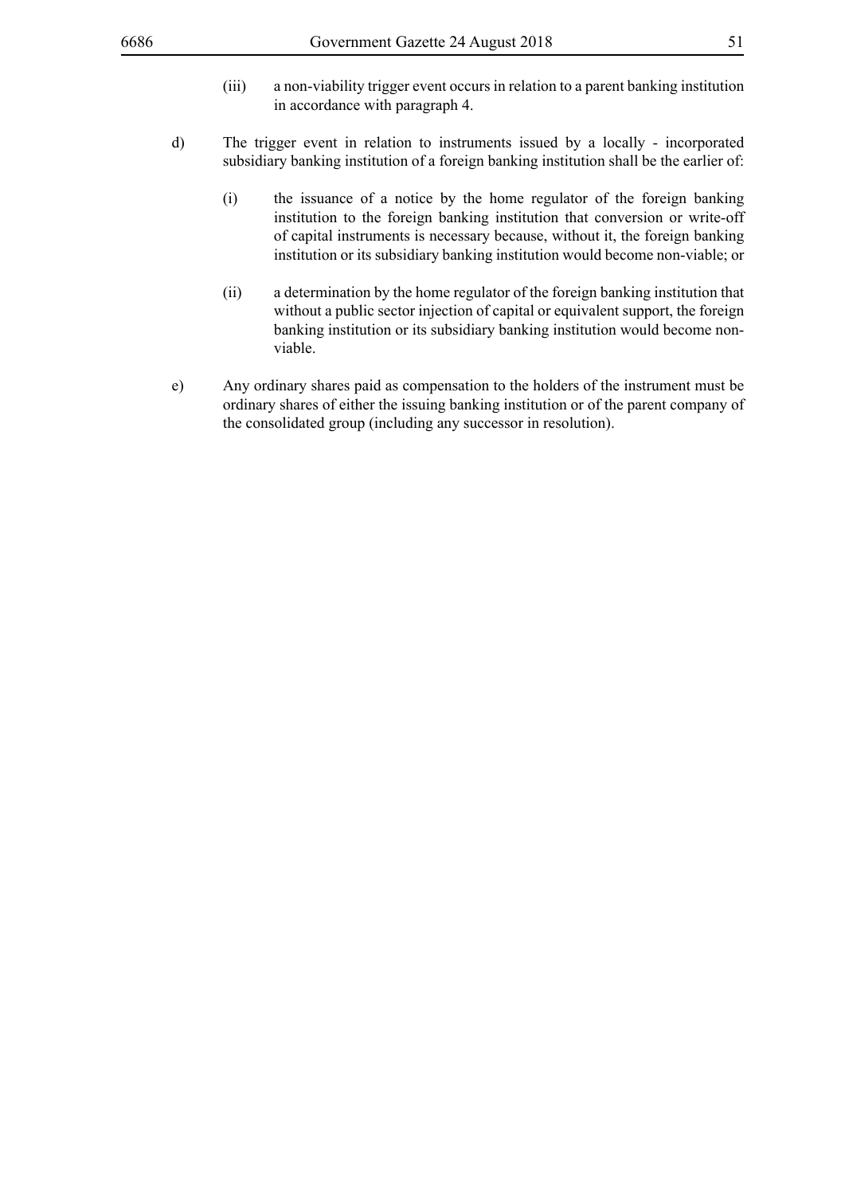(iii) a non-viability trigger event occurs in relation to a parent banking institution in accordance with paragraph 4.

d) The trigger event in relation to instruments issued by a locally - incorporated subsidiary banking institution of a foreign banking institution shall be the earlier of:

   (i) the issuance of a notice by the home regulator of the foreign banking institution to the foreign banking institution that conversion or write-off of capital instruments is necessary because, without it, the foreign banking institution or its subsidiary banking institution would become non-viable; or

   (ii) a determination by the home regulator of the foreign banking institution that without a public sector injection of capital or equivalent support, the foreign banking institution or its subsidiary banking institution would become non-viable.

e) Any ordinary shares paid as compensation to the holders of the instrument must be ordinary shares of either the issuing banking institution or of the parent company of the consolidated group (including any successor in resolution).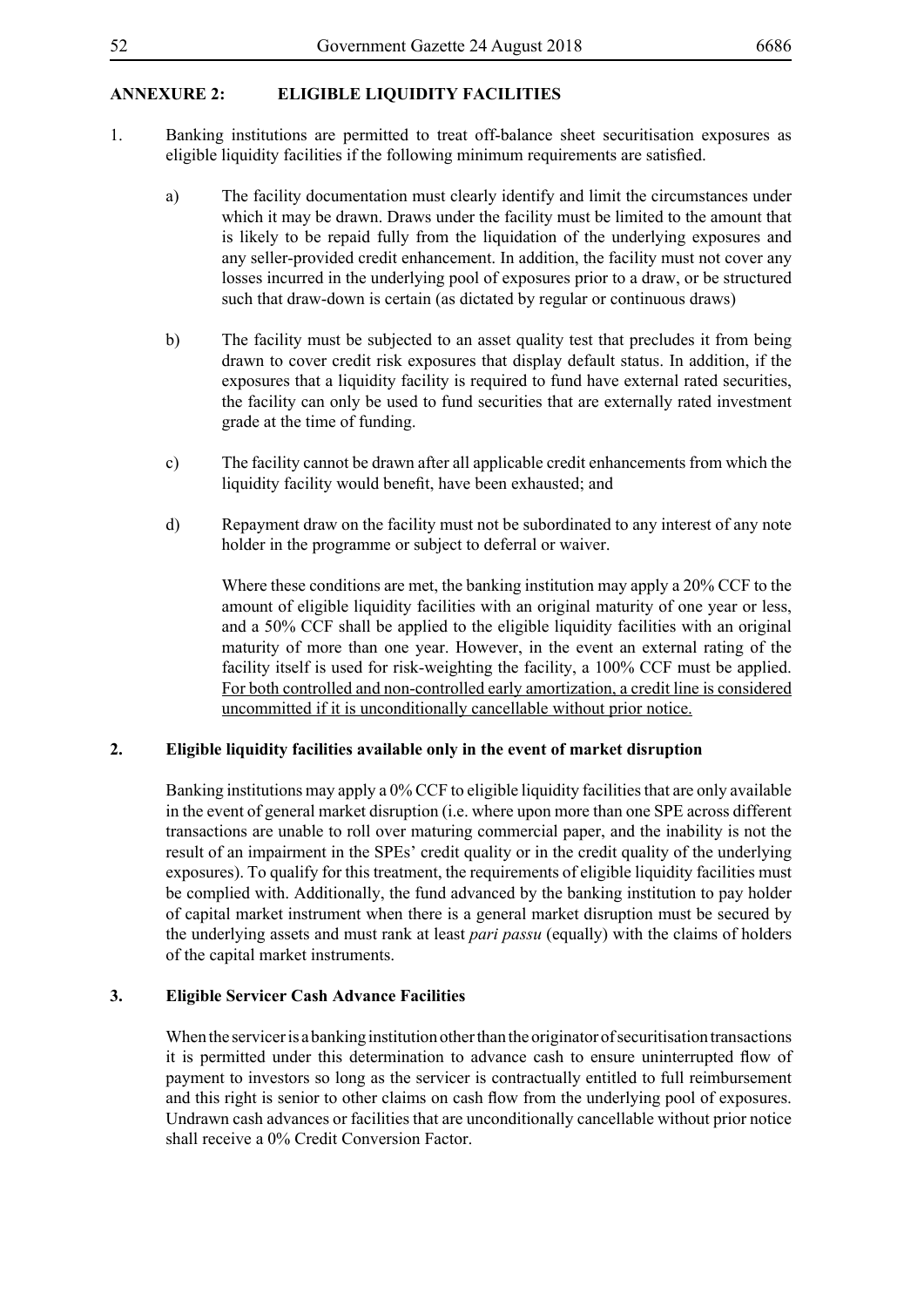## ANNEXURE 2: ELIGIBLE LIQUIDITY FACILITIES

1. Banking institutions are permitted to treat off-balance sheet securitisation exposures as eligible liquidity facilities if the following minimum requirements are satisfied.

   a) The facility documentation must clearly identify and limit the circumstances under which it may be drawn. Draws under the facility must be limited to the amount that is likely to be repaid fully from the liquidation of the underlying exposures and any seller-provided credit enhancement. In addition, the facility must not cover any losses incurred in the underlying pool of exposures prior to a draw, or be structured such that draw-down is certain (as dictated by regular or continuous draws)

   b) The facility must be subjected to an asset quality test that precludes it from being drawn to cover credit risk exposures that display default status. In addition, if the exposures that a liquidity facility is required to fund have external rated securities, the facility can only be used to fund securities that are externally rated investment grade at the time of funding.

   c) The facility cannot be drawn after all applicable credit enhancements from which the liquidity facility would benefit, have been exhausted; and

   d) Repayment draw on the facility must not be subordinated to any interest of any note holder in the programme or subject to deferral or waiver.

   Where these conditions are met, the banking institution may apply a 20% CCF to the amount of eligible liquidity facilities with an original maturity of one year or less, and a 50% CCF shall be applied to the eligible liquidity facilities with an original maturity of more than one year. However, in the event an external rating of the facility itself is used for risk-weighting the facility, a 100% CCF must be applied. <u>For both controlled and non-controlled early amortization, a credit line is considered uncommitted if it is unconditionally cancellable without prior notice.</u>

### 2. Eligible liquidity facilities available only in the event of market disruption

Banking institutions may apply a 0% CCF to eligible liquidity facilities that are only available in the event of general market disruption (i.e. where upon more than one SPE across different transactions are unable to roll over maturing commercial paper, and the inability is not the result of an impairment in the SPEs' credit quality or in the credit quality of the underlying exposures). To qualify for this treatment, the requirements of eligible liquidity facilities must be complied with. Additionally, the fund advanced by the banking institution to pay holder of capital market instrument when there is a general market disruption must be secured by the underlying assets and must rank at least *pari passu* (equally) with the claims of holders of the capital market instruments.

### 3. Eligible Servicer Cash Advance Facilities

When the servicer is a banking institution other than the originator of securitisation transactions it is permitted under this determination to advance cash to ensure uninterrupted flow of payment to investors so long as the servicer is contractually entitled to full reimbursement and this right is senior to other claims on cash flow from the underlying pool of exposures. Undrawn cash advances or facilities that are unconditionally cancellable without prior notice shall receive a 0% Credit Conversion Factor.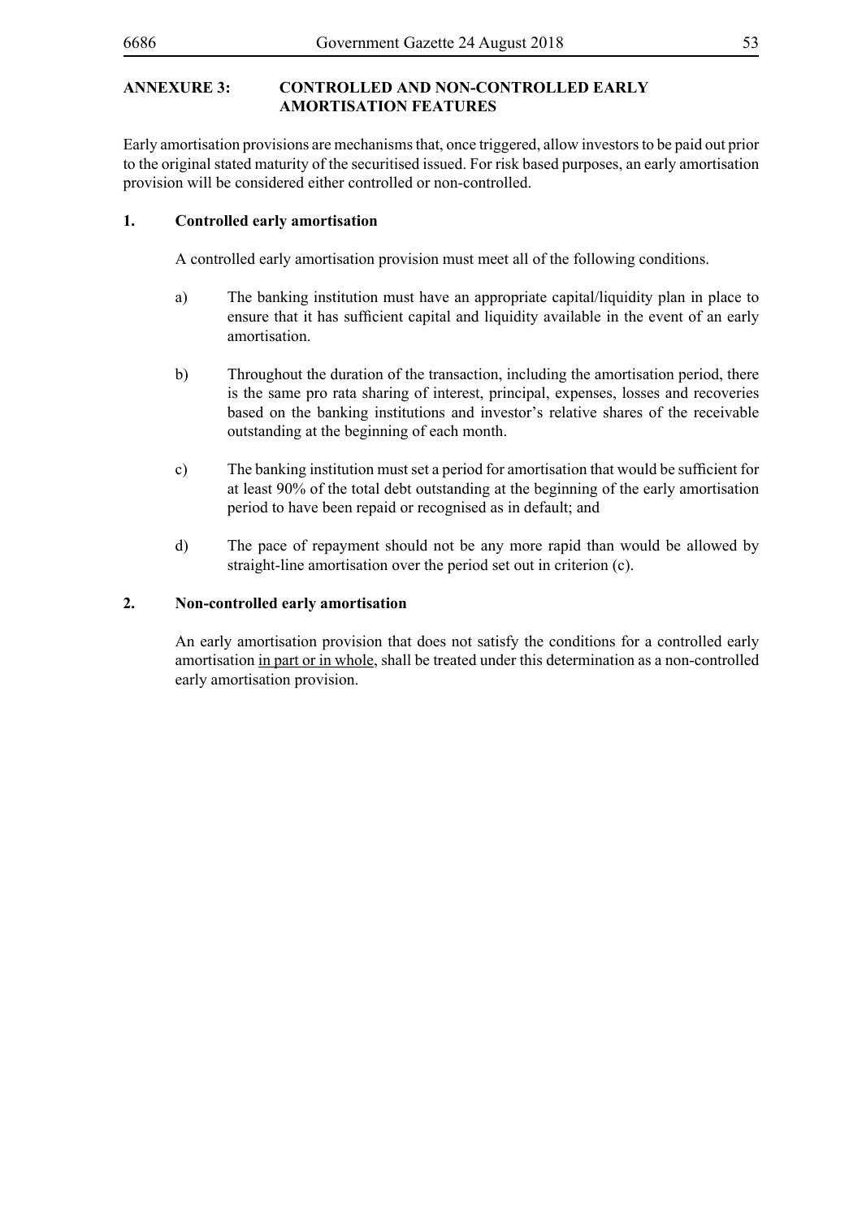## ANNEXURE 3: CONTROLLED AND NON-CONTROLLED EARLY AMORTISATION FEATURES

Early amortisation provisions are mechanisms that, once triggered, allow investors to be paid out prior to the original stated maturity of the securitised issued. For risk based purposes, an early amortisation provision will be considered either controlled or non-controlled.

### 1. Controlled early amortisation

A controlled early amortisation provision must meet all of the following conditions.

a) The banking institution must have an appropriate capital/liquidity plan in place to ensure that it has sufficient capital and liquidity available in the event of an early amortisation.

b) Throughout the duration of the transaction, including the amortisation period, there is the same pro rata sharing of interest, principal, expenses, losses and recoveries based on the banking institutions and investor's relative shares of the receivable outstanding at the beginning of each month.

c) The banking institution must set a period for amortisation that would be sufficient for at least 90% of the total debt outstanding at the beginning of the early amortisation period to have been repaid or recognised as in default; and

d) The pace of repayment should not be any more rapid than would be allowed by straight-line amortisation over the period set out in criterion (c).

### 2. Non-controlled early amortisation

An early amortisation provision that does not satisfy the conditions for a controlled early amortisation <u>in part or in whole</u>, shall be treated under this determination as a non-controlled early amortisation provision.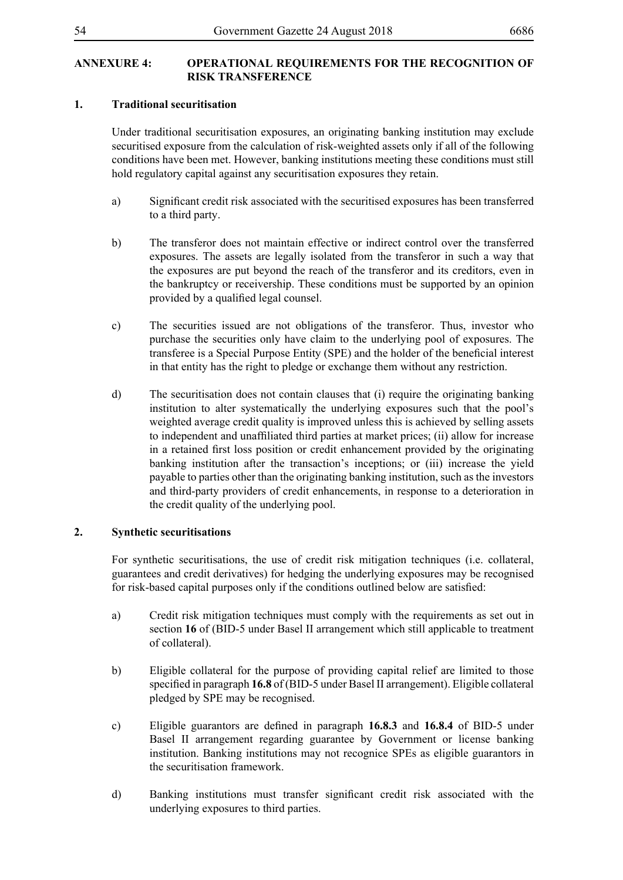## ANNEXURE 4: OPERATIONAL REQUIREMENTS FOR THE RECOGNITION OF RISK TRANSFERENCE

### 1. Traditional securitisation

Under traditional securitisation exposures, an originating banking institution may exclude securitised exposure from the calculation of risk-weighted assets only if all of the following conditions have been met. However, banking institutions meeting these conditions must still hold regulatory capital against any securitisation exposures they retain.

a) Significant credit risk associated with the securitised exposures has been transferred to a third party.

b) The transferor does not maintain effective or indirect control over the transferred exposures. The assets are legally isolated from the transferor in such a way that the exposures are put beyond the reach of the transferor and its creditors, even in the bankruptcy or receivership. These conditions must be supported by an opinion provided by a qualified legal counsel.

c) The securities issued are not obligations of the transferor. Thus, investor who purchase the securities only have claim to the underlying pool of exposures. The transferee is a Special Purpose Entity (SPE) and the holder of the beneficial interest in that entity has the right to pledge or exchange them without any restriction.

d) The securitisation does not contain clauses that (i) require the originating banking institution to alter systematically the underlying exposures such that the pool's weighted average credit quality is improved unless this is achieved by selling assets to independent and unaffiliated third parties at market prices; (ii) allow for increase in a retained first loss position or credit enhancement provided by the originating banking institution after the transaction's inceptions; or (iii) increase the yield payable to parties other than the originating banking institution, such as the investors and third-party providers of credit enhancements, in response to a deterioration in the credit quality of the underlying pool.

### 2. Synthetic securitisations

For synthetic securitisations, the use of credit risk mitigation techniques (i.e. collateral, guarantees and credit derivatives) for hedging the underlying exposures may be recognised for risk-based capital purposes only if the conditions outlined below are satisfied:

a) Credit risk mitigation techniques must comply with the requirements as set out in section **16** of (BID-5 under Basel II arrangement which still applicable to treatment of collateral).

b) Eligible collateral for the purpose of providing capital relief are limited to those specified in paragraph **16.8** of (BID-5 under Basel II arrangement). Eligible collateral pledged by SPE may be recognised.

c) Eligible guarantors are defined in paragraph **16.8.3** and **16.8.4** of BID-5 under Basel II arrangement regarding guarantee by Government or license banking institution. Banking institutions may not recognice SPEs as eligible guarantors in the securitisation framework.

d) Banking institutions must transfer significant credit risk associated with the underlying exposures to third parties.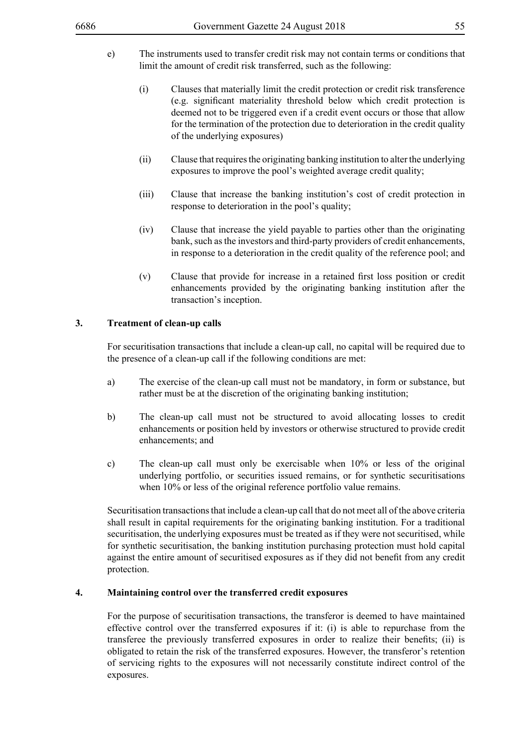e) The instruments used to transfer credit risk may not contain terms or conditions that limit the amount of credit risk transferred, such as the following:

   (i) Clauses that materially limit the credit protection or credit risk transference (e.g. significant materiality threshold below which credit protection is deemed not to be triggered even if a credit event occurs or those that allow for the termination of the protection due to deterioration in the credit quality of the underlying exposures)

   (ii) Clause that requires the originating banking institution to alter the underlying exposures to improve the pool's weighted average credit quality;

   (iii) Clause that increase the banking institution's cost of credit protection in response to deterioration in the pool's quality;

   (iv) Clause that increase the yield payable to parties other than the originating bank, such as the investors and third-party providers of credit enhancements, in response to a deterioration in the credit quality of the reference pool; and

   (v) Clause that provide for increase in a retained first loss position or credit enhancements provided by the originating banking institution after the transaction's inception.

## 3. Treatment of clean-up calls

For securitisation transactions that include a clean-up call, no capital will be required due to the presence of a clean-up call if the following conditions are met:

a) The exercise of the clean-up call must not be mandatory, in form or substance, but rather must be at the discretion of the originating banking institution;

b) The clean-up call must not be structured to avoid allocating losses to credit enhancements or position held by investors or otherwise structured to provide credit enhancements; and

c) The clean-up call must only be exercisable when 10% or less of the original underlying portfolio, or securities issued remains, or for synthetic securitisations when 10% or less of the original reference portfolio value remains.

Securitisation transactions that include a clean-up call that do not meet all of the above criteria shall result in capital requirements for the originating banking institution. For a traditional securitisation, the underlying exposures must be treated as if they were not securitised, while for synthetic securitisation, the banking institution purchasing protection must hold capital against the entire amount of securitised exposures as if they did not benefit from any credit protection.

## 4. Maintaining control over the transferred credit exposures

For the purpose of securitisation transactions, the transferor is deemed to have maintained effective control over the transferred exposures if it: (i) is able to repurchase from the transferee the previously transferred exposures in order to realize their benefits; (ii) is obligated to retain the risk of the transferred exposures. However, the transferor's retention of servicing rights to the exposures will not necessarily constitute indirect control of the exposures.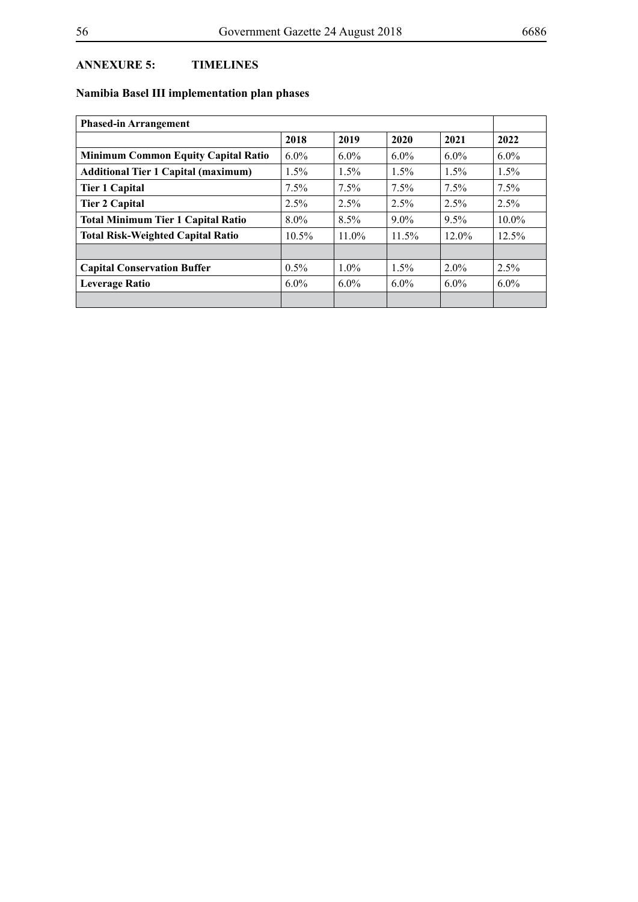**ANNEXURE 5: TIMELINES**

**Namibia Basel III implementation plan phases**

| **Phased-in Arrangement** | | | | | |
|---|---|---|---|---|---|
| | **2018** | **2019** | **2020** | **2021** | **2022** |
| **Minimum Common Equity Capital Ratio** | 6.0% | 6.0% | 6.0% | 6.0% | 6.0% |
| **Additional Tier 1 Capital (maximum)** | 1.5% | 1.5% | 1.5% | 1.5% | 1.5% |
| **Tier 1 Capital** | 7.5% | 7.5% | 7.5% | 7.5% | 7.5% |
| **Tier 2 Capital** | 2.5% | 2.5% | 2.5% | 2.5% | 2.5% |
| **Total Minimum Tier 1 Capital Ratio** | 8.0% | 8.5% | 9.0% | 9.5% | 10.0% |
| **Total Risk-Weighted Capital Ratio** | 10.5% | 11.0% | 11.5% | 12.0% | 12.5% |
| | | | | | |
| **Capital Conservation Buffer** | 0.5% | 1.0% | 1.5% | 2.0% | 2.5% |
| **Leverage Ratio** | 6.0% | 6.0% | 6.0% | 6.0% | 6.0% |
| | | | | | |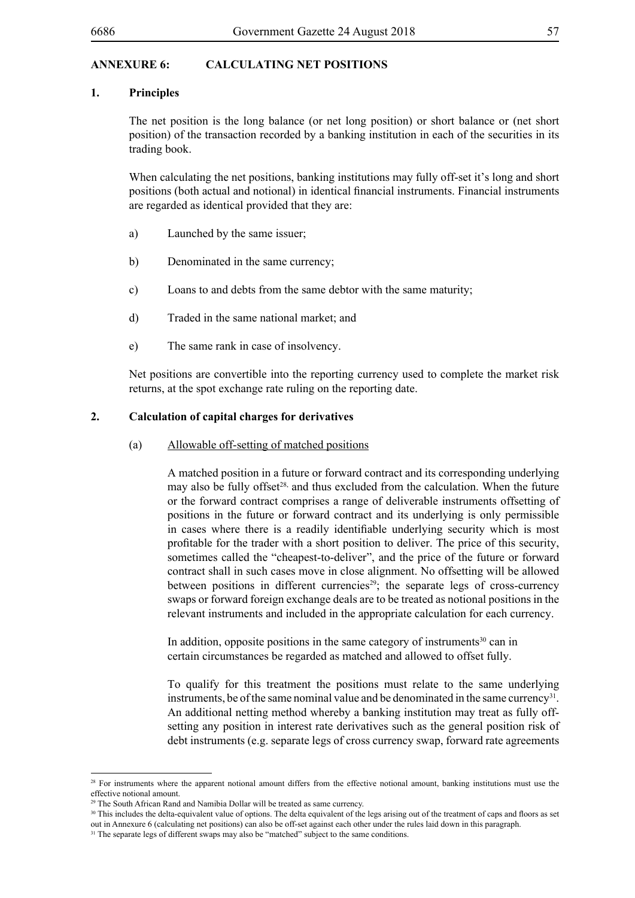## ANNEXURE 6: CALCULATING NET POSITIONS

### 1. Principles

The net position is the long balance (or net long position) or short balance or (net short position) of the transaction recorded by a banking institution in each of the securities in its trading book.

When calculating the net positions, banking institutions may fully off-set it's long and short positions (both actual and notional) in identical financial instruments. Financial instruments are regarded as identical provided that they are:

a) Launched by the same issuer;

b) Denominated in the same currency;

c) Loans to and debts from the same debtor with the same maturity;

d) Traded in the same national market; and

e) The same rank in case of insolvency.

Net positions are convertible into the reporting currency used to complete the market risk returns, at the spot exchange rate ruling on the reporting date.

### 2. Calculation of capital charges for derivatives

(a) Allowable off-setting of matched positions

A matched position in a future or forward contract and its corresponding underlying may also be fully offset[28,] and thus excluded from the calculation. When the future or the forward contract comprises a range of deliverable instruments offsetting of positions in the future or forward contract and its underlying is only permissible in cases where there is a readily identifiable underlying security which is most profitable for the trader with a short position to deliver. The price of this security, sometimes called the "cheapest-to-deliver", and the price of the future or forward contract shall in such cases move in close alignment. No offsetting will be allowed between positions in different currencies[29]; the separate legs of cross-currency swaps or forward foreign exchange deals are to be treated as notional positions in the relevant instruments and included in the appropriate calculation for each currency.

In addition, opposite positions in the same category of instruments[30] can in certain circumstances be regarded as matched and allowed to offset fully.

To qualify for this treatment the positions must relate to the same underlying instruments, be of the same nominal value and be denominated in the same currency[31]. An additional netting method whereby a banking institution may treat as fully off-setting any position in interest rate derivatives such as the general position risk of debt instruments (e.g. separate legs of cross currency swap, forward rate agreements

---

[28] For instruments where the apparent notional amount differs from the effective notional amount, banking institutions must use the effective notional amount.

[29] The South African Rand and Namibia Dollar will be treated as same currency.

[30] This includes the delta-equivalent value of options. The delta equivalent of the legs arising out of the treatment of caps and floors as set out in Annexure 6 (calculating net positions) can also be off-set against each other under the rules laid down in this paragraph.

[31] The separate legs of different swaps may also be "matched" subject to the same conditions.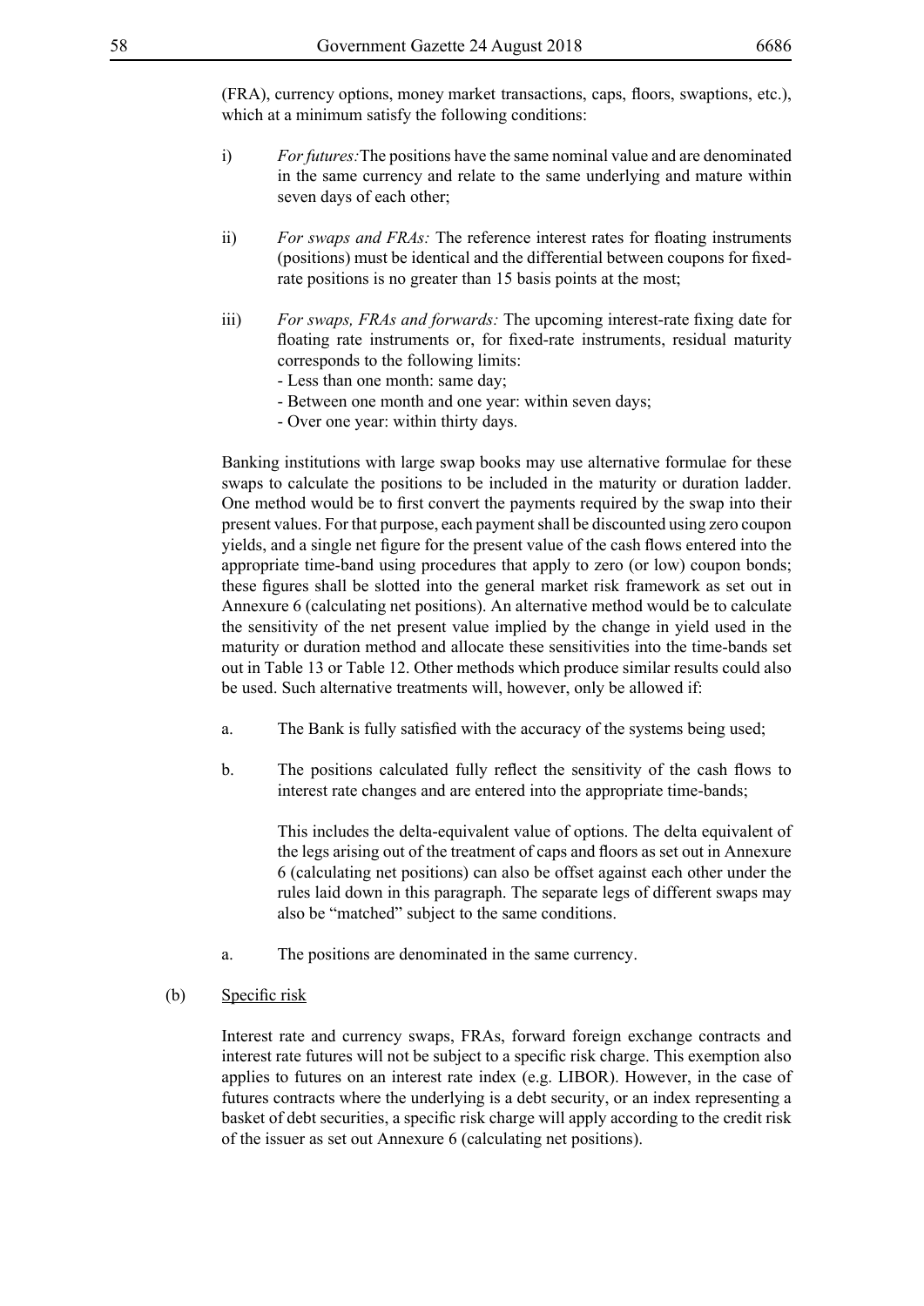(FRA), currency options, money market transactions, caps, floors, swaptions, etc.), which at a minimum satisfy the following conditions:

i) *For futures:* The positions have the same nominal value and are denominated in the same currency and relate to the same underlying and mature within seven days of each other;

ii) *For swaps and FRAs:* The reference interest rates for floating instruments (positions) must be identical and the differential between coupons for fixed-rate positions is no greater than 15 basis points at the most;

iii) *For swaps, FRAs and forwards:* The upcoming interest-rate fixing date for floating rate instruments or, for fixed-rate instruments, residual maturity corresponds to the following limits:
   - Less than one month: same day;
   - Between one month and one year: within seven days;
   - Over one year: within thirty days.

Banking institutions with large swap books may use alternative formulae for these swaps to calculate the positions to be included in the maturity or duration ladder. One method would be to first convert the payments required by the swap into their present values. For that purpose, each payment shall be discounted using zero coupon yields, and a single net figure for the present value of the cash flows entered into the appropriate time-band using procedures that apply to zero (or low) coupon bonds; these figures shall be slotted into the general market risk framework as set out in Annexure 6 (calculating net positions). An alternative method would be to calculate the sensitivity of the net present value implied by the change in yield used in the maturity or duration method and allocate these sensitivities into the time-bands set out in Table 13 or Table 12. Other methods which produce similar results could also be used. Such alternative treatments will, however, only be allowed if:

a. The Bank is fully satisfied with the accuracy of the systems being used;

b. The positions calculated fully reflect the sensitivity of the cash flows to interest rate changes and are entered into the appropriate time-bands;

   This includes the delta-equivalent value of options. The delta equivalent of the legs arising out of the treatment of caps and floors as set out in Annexure 6 (calculating net positions) can also be offset against each other under the rules laid down in this paragraph. The separate legs of different swaps may also be "matched" subject to the same conditions.

a. The positions are denominated in the same currency.

(b) Specific risk

Interest rate and currency swaps, FRAs, forward foreign exchange contracts and interest rate futures will not be subject to a specific risk charge. This exemption also applies to futures on an interest rate index (e.g. LIBOR). However, in the case of futures contracts where the underlying is a debt security, or an index representing a basket of debt securities, a specific risk charge will apply according to the credit risk of the issuer as set out Annexure 6 (calculating net positions).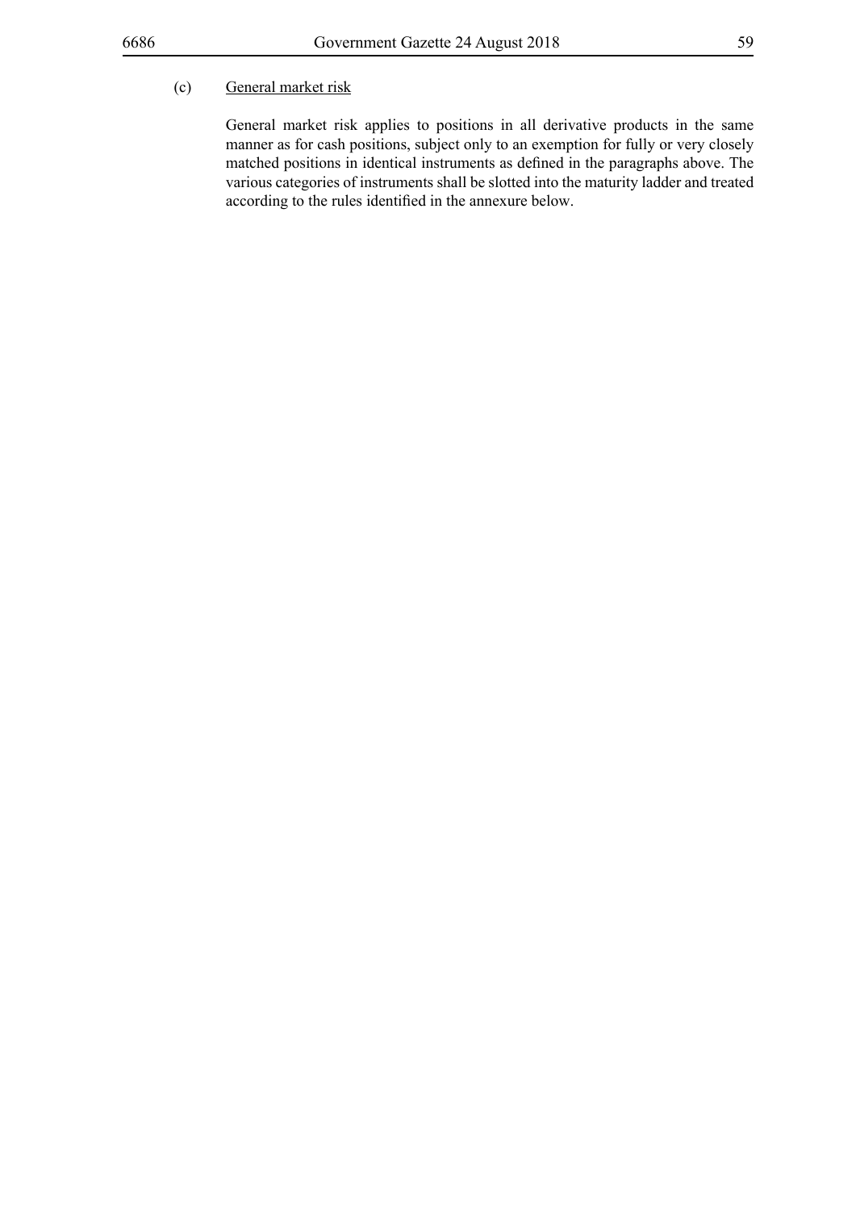(c) <u>General market risk</u>

General market risk applies to positions in all derivative products in the same manner as for cash positions, subject only to an exemption for fully or very closely matched positions in identical instruments as defined in the paragraphs above. The various categories of instruments shall be slotted into the maturity ladder and treated according to the rules identified in the annexure below.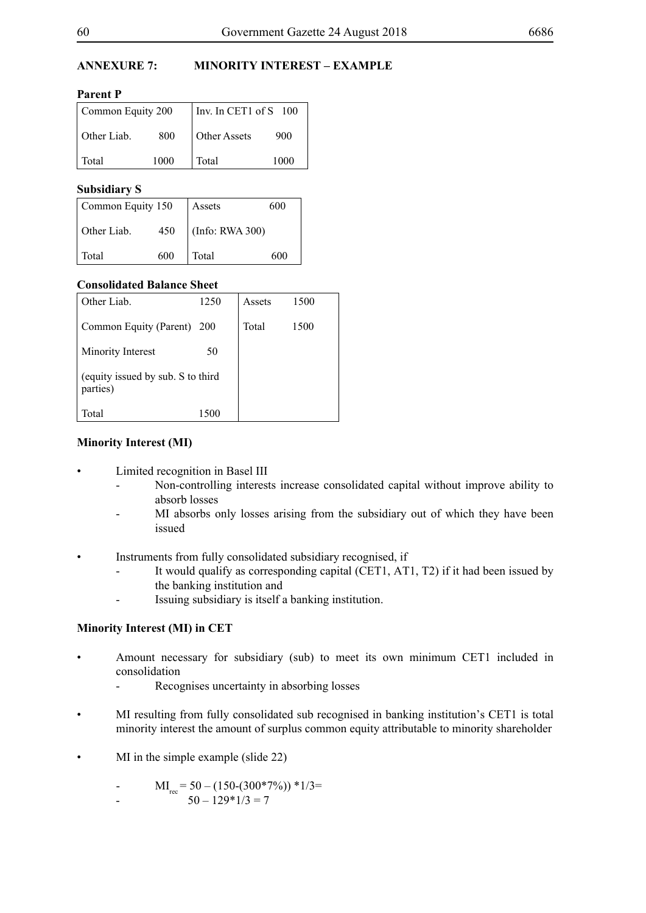## ANNEXURE 7: MINORITY INTEREST – EXAMPLE

**Parent P**

| | | | |
|---|---|---|---|
| Common Equity | 200 | Inv. In CET1 of S | 100 |
| Other Liab. | 800 | Other Assets | 900 |
| Total | 1000 | Total | 1000 |

**Subsidiary S**

| | | | |
|---|---|---|---|
| Common Equity | 150 | Assets | 600 |
| Other Liab. | 450 | (Info: RWA 300) | |
| Total | 600 | Total | 600 |

**Consolidated Balance Sheet**

| | | | |
|---|---|---|---|
| Other Liab. | 1250 | Assets | 1500 |
| Common Equity (Parent) | 200 | Total | 1500 |
| Minority Interest | 50 | | |
| (equity issued by sub. S to third parties) | | | |
| Total | 1500 | | |

**Minority Interest (MI)**

- Limited recognition in Basel III
  - Non-controlling interests increase consolidated capital without improve ability to absorb losses
  - MI absorbs only losses arising from the subsidiary out of which they have been issued
- Instruments from fully consolidated subsidiary recognised, if
  - It would qualify as corresponding capital (CET1, AT1, T2) if it had been issued by the banking institution and
  - Issuing subsidiary is itself a banking institution.

**Minority Interest (MI) in CET**

- Amount necessary for subsidiary (sub) to meet its own minimum CET1 included in consolidation
  - Recognises uncertainty in absorbing losses
- MI resulting from fully consolidated sub recognised in banking institution's CET1 is total minority interest the amount of surplus common equity attributable to minority shareholder
- MI in the simple example (slide 22)
  - $MI_{rec} = 50 - (150-(300*7\%)) *1/3=$
  - $50 - 129*1/3 = 7$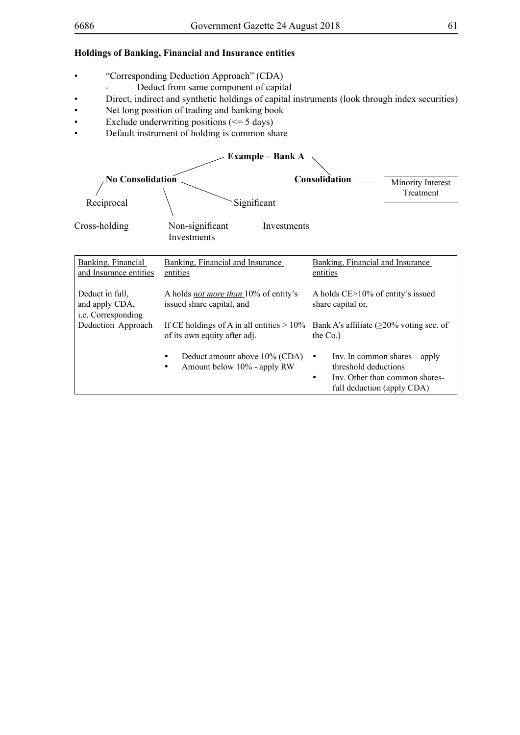**Holdings of Banking, Financial and Insurance entities**

- "Corresponding Deduction Approach" (CDA)
  - Deduct from same component of capital
- Direct, indirect and synthetic holdings of capital instruments (look through index securities)
- Net long position of trading and banking book
- Exclude underwriting positions (<= 5 days)
- Default instrument of holding is common share

**Example – Bank A**

**No Consolidation** — Reciprocal Cross-holding; Non-significant Investments; Significant Investments

**Consolidation** — Minority Interest Treatment

| Banking, Financial and Insurance entities | Banking, Financial and Insurance entities | Banking, Financial and Insurance entities |
|---|---|---|
| Deduct in full, and apply CDA, i.e. Corresponding Deduction Approach | A holds *not more than* 10% of entity's issued share capital, and<br><br>If CE holdings of A in all entities > 10% of its own equity after adj.<br><br>• Deduct amount above 10% (CDA)<br>• Amount below 10% - apply RW | A holds CE>10% of entity's issued share capital or,<br><br>Bank A's affiliate (≥20% voting sec. of the Co.)<br><br>• Inv. In common shares – apply threshold deductions<br>• Inv. Other than common shares- full deduction (apply CDA) |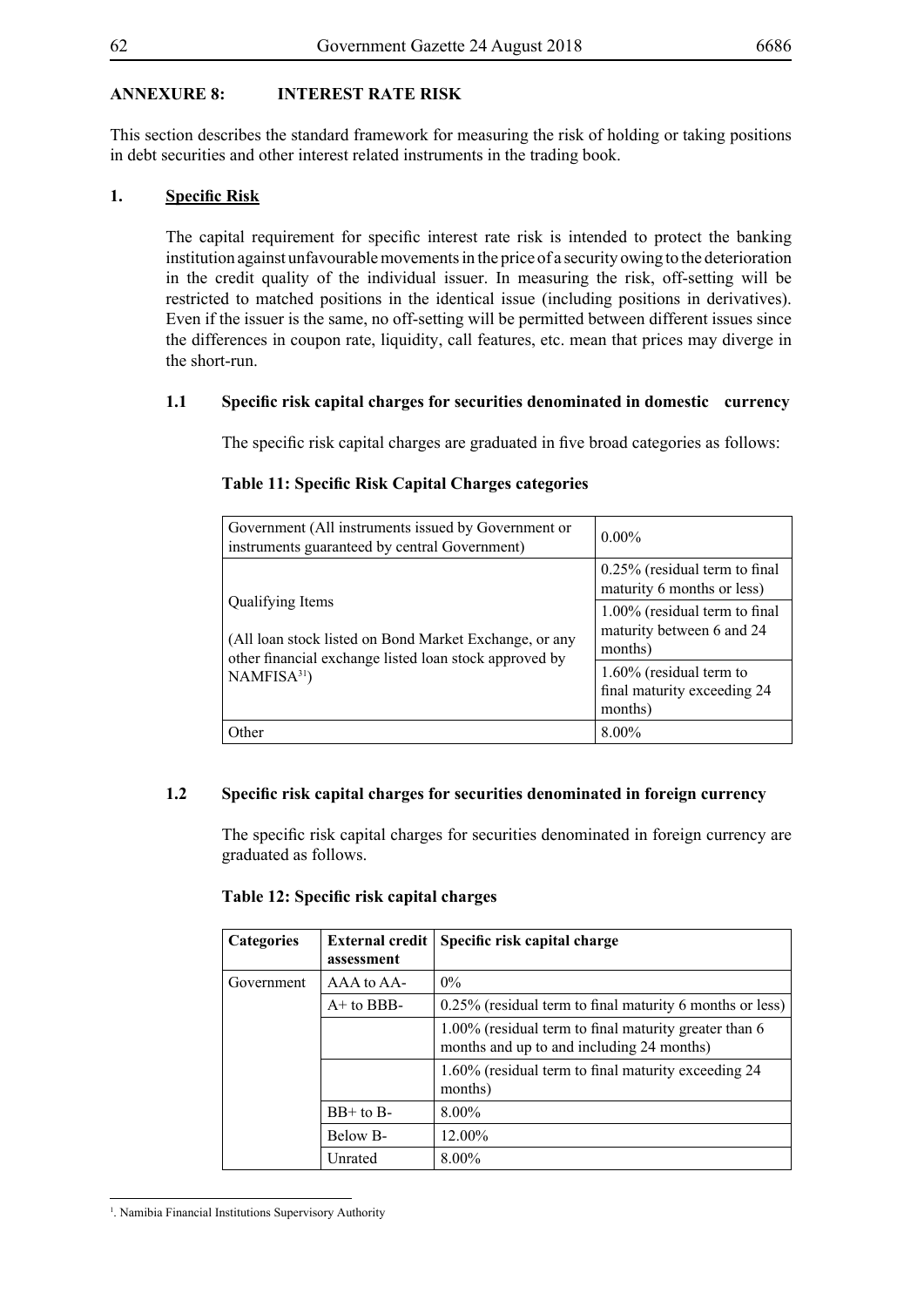## ANNEXURE 8: INTEREST RATE RISK

This section describes the standard framework for measuring the risk of holding or taking positions in debt securities and other interest related instruments in the trading book.

### 1. Specific Risk

The capital requirement for specific interest rate risk is intended to protect the banking institution against unfavourable movements in the price of a security owing to the deterioration in the credit quality of the individual issuer. In measuring the risk, off-setting will be restricted to matched positions in the identical issue (including positions in derivatives). Even if the issuer is the same, no off-setting will be permitted between different issues since the differences in coupon rate, liquidity, call features, etc. mean that prices may diverge in the short-run.

#### 1.1 Specific risk capital charges for securities denominated in domestic currency

The specific risk capital charges are graduated in five broad categories as follows:

**Table 11: Specific Risk Capital Charges categories**

| | |
|---|---|
| Government (All instruments issued by Government or instruments guaranteed by central Government) | 0.00% |
| Qualifying Items<br><br>(All loan stock listed on Bond Market Exchange, or any other financial exchange listed loan stock approved by NAMFISA[31]) | 0.25% (residual term to final maturity 6 months or less) |
| | 1.00% (residual term to final maturity between 6 and 24 months) |
| | 1.60% (residual term to final maturity exceeding 24 months) |
| Other | 8.00% |

#### 1.2 Specific risk capital charges for securities denominated in foreign currency

The specific risk capital charges for securities denominated in foreign currency are graduated as follows.

**Table 12: Specific risk capital charges**

| Categories | External credit assessment | Specific risk capital charge |
|---|---|---|
| Government | AAA to AA- | 0% |
| | A+ to BBB- | 0.25% (residual term to final maturity 6 months or less) |
| | | 1.00% (residual term to final maturity greater than 6 months and up to and including 24 months) |
| | | 1.60% (residual term to final maturity exceeding 24 months) |
| | BB+ to B- | 8.00% |
| | Below B- | 12.00% |
| | Unrated | 8.00% |

[1]. Namibia Financial Institutions Supervisory Authority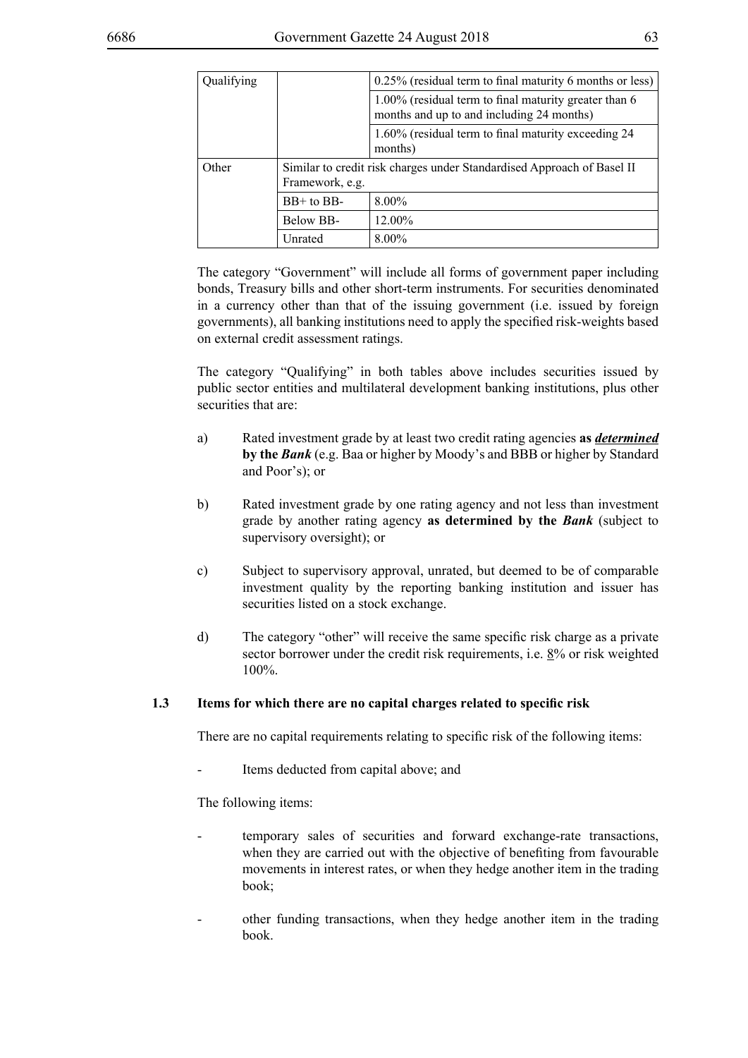| | | |
|---|---|---|
| Qualifying | | 0.25% (residual term to final maturity 6 months or less) |
| | | 1.00% (residual term to final maturity greater than 6 months and up to and including 24 months) |
| | | 1.60% (residual term to final maturity exceeding 24 months) |
| Other | Similar to credit risk charges under Standardised Approach of Basel II Framework, e.g. | |
| | BB+ to BB- | 8.00% |
| | Below BB- | 12.00% |
| | Unrated | 8.00% |

The category "Government" will include all forms of government paper including bonds, Treasury bills and other short-term instruments. For securities denominated in a currency other than that of the issuing government (i.e. issued by foreign governments), all banking institutions need to apply the specified risk-weights based on external credit assessment ratings.

The category "Qualifying" in both tables above includes securities issued by public sector entities and multilateral development banking institutions, plus other securities that are:

a) Rated investment grade by at least two credit rating agencies **as *determined* by the *Bank*** (e.g. Baa or higher by Moody's and BBB or higher by Standard and Poor's); or

b) Rated investment grade by one rating agency and not less than investment grade by another rating agency **as determined by the *Bank*** (subject to supervisory oversight); or

c) Subject to supervisory approval, unrated, but deemed to be of comparable investment quality by the reporting banking institution and issuer has securities listed on a stock exchange.

d) The category "other" will receive the same specific risk charge as a private sector borrower under the credit risk requirements, i.e. 8% or risk weighted 100%.

### 1.3 Items for which there are no capital charges related to specific risk

There are no capital requirements relating to specific risk of the following items:

- Items deducted from capital above; and

The following items:

- temporary sales of securities and forward exchange-rate transactions, when they are carried out with the objective of benefiting from favourable movements in interest rates, or when they hedge another item in the trading book;

- other funding transactions, when they hedge another item in the trading book.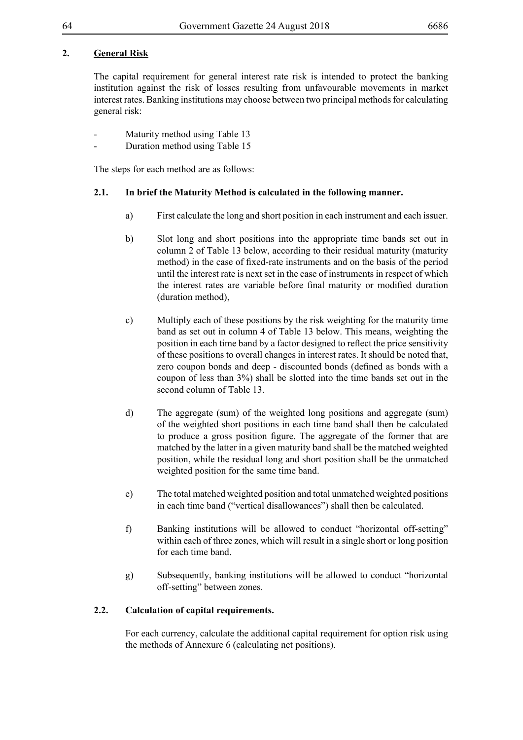## 2. General Risk

The capital requirement for general interest rate risk is intended to protect the banking institution against the risk of losses resulting from unfavourable movements in market interest rates. Banking institutions may choose between two principal methods for calculating general risk:

- Maturity method using Table 13
- Duration method using Table 15

The steps for each method are as follows:

### 2.1. In brief the Maturity Method is calculated in the following manner.

a) First calculate the long and short position in each instrument and each issuer.

b) Slot long and short positions into the appropriate time bands set out in column 2 of Table 13 below, according to their residual maturity (maturity method) in the case of fixed-rate instruments and on the basis of the period until the interest rate is next set in the case of instruments in respect of which the interest rates are variable before final maturity or modified duration (duration method),

c) Multiply each of these positions by the risk weighting for the maturity time band as set out in column 4 of Table 13 below. This means, weighting the position in each time band by a factor designed to reflect the price sensitivity of these positions to overall changes in interest rates. It should be noted that, zero coupon bonds and deep - discounted bonds (defined as bonds with a coupon of less than 3%) shall be slotted into the time bands set out in the second column of Table 13.

d) The aggregate (sum) of the weighted long positions and aggregate (sum) of the weighted short positions in each time band shall then be calculated to produce a gross position figure. The aggregate of the former that are matched by the latter in a given maturity band shall be the matched weighted position, while the residual long and short position shall be the unmatched weighted position for the same time band.

e) The total matched weighted position and total unmatched weighted positions in each time band ("vertical disallowances") shall then be calculated.

f) Banking institutions will be allowed to conduct "horizontal off-setting" within each of three zones, which will result in a single short or long position for each time band.

g) Subsequently, banking institutions will be allowed to conduct "horizontal off-setting" between zones.

### 2.2. Calculation of capital requirements.

For each currency, calculate the additional capital requirement for option risk using the methods of Annexure 6 (calculating net positions).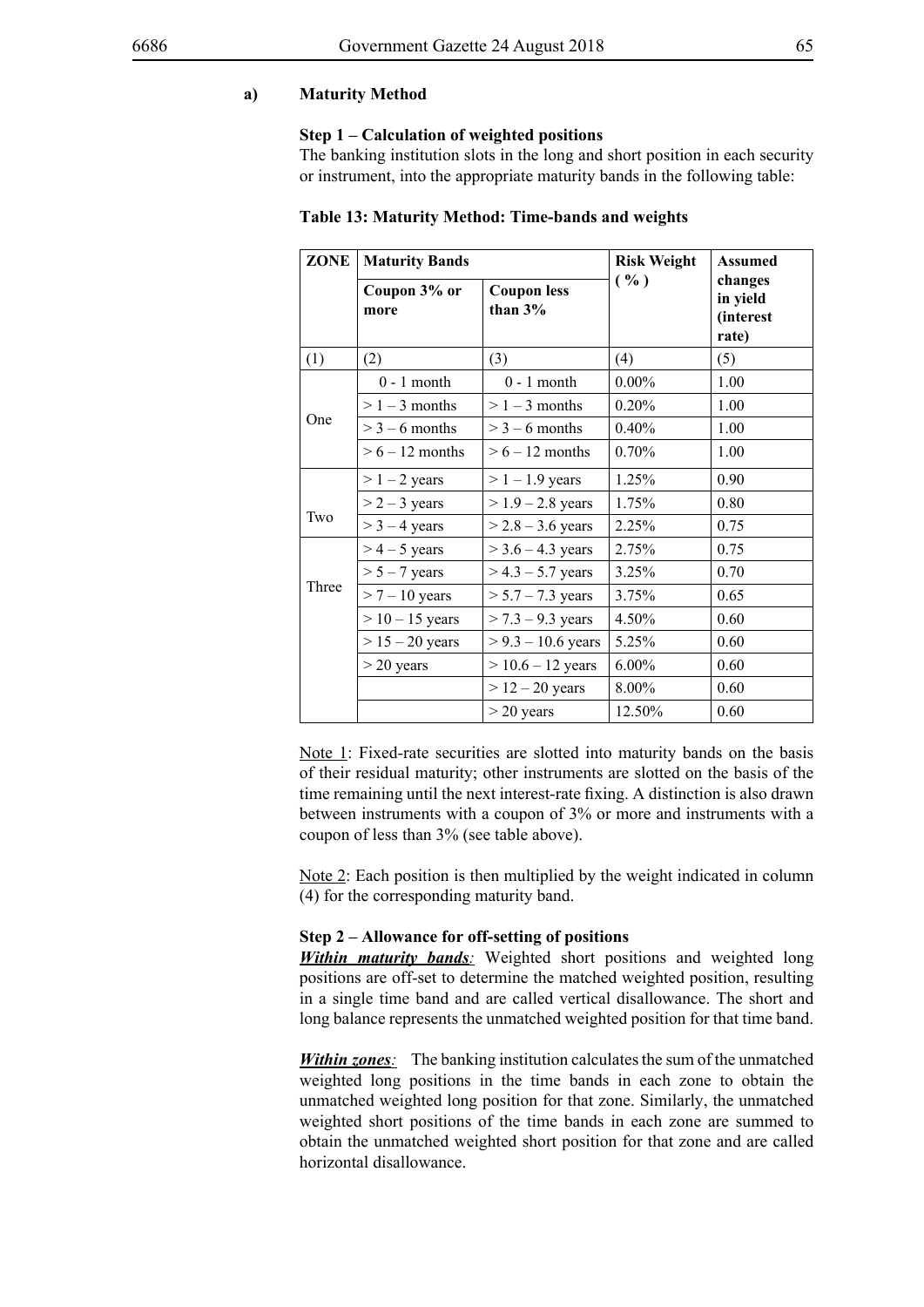**a) Maturity Method**

**Step 1 – Calculation of weighted positions**

The banking institution slots in the long and short position in each security or instrument, into the appropriate maturity bands in the following table:

**Table 13: Maturity Method: Time-bands and weights**

| ZONE | Maturity Bands | | Risk Weight ( % ) | Assumed changes in yield (interest rate) |
|---|---|---|---|---|
| | Coupon 3% or more | Coupon less than 3% | | |
| (1) | (2) | (3) | (4) | (5) |
| One | 0 - 1 month | 0 - 1 month | 0.00% | 1.00 |
| | > 1 – 3 months | > 1 – 3 months | 0.20% | 1.00 |
| | > 3 – 6 months | > 3 – 6 months | 0.40% | 1.00 |
| | > 6 – 12 months | > 6 – 12 months | 0.70% | 1.00 |
| Two | > 1 – 2 years | > 1 – 1.9 years | 1.25% | 0.90 |
| | > 2 – 3 years | > 1.9 – 2.8 years | 1.75% | 0.80 |
| | > 3 – 4 years | > 2.8 – 3.6 years | 2.25% | 0.75 |
| Three | > 4 – 5 years | > 3.6 – 4.3 years | 2.75% | 0.75 |
| | > 5 – 7 years | > 4.3 – 5.7 years | 3.25% | 0.70 |
| | > 7 – 10 years | > 5.7 – 7.3 years | 3.75% | 0.65 |
| | > 10 – 15 years | > 7.3 – 9.3 years | 4.50% | 0.60 |
| | > 15 – 20 years | > 9.3 – 10.6 years | 5.25% | 0.60 |
| | > 20 years | > 10.6 – 12 years | 6.00% | 0.60 |
| | | > 12 – 20 years | 8.00% | 0.60 |
| | | > 20 years | 12.50% | 0.60 |

Note 1: Fixed-rate securities are slotted into maturity bands on the basis of their residual maturity; other instruments are slotted on the basis of the time remaining until the next interest-rate fixing. A distinction is also drawn between instruments with a coupon of 3% or more and instruments with a coupon of less than 3% (see table above).

Note 2: Each position is then multiplied by the weight indicated in column (4) for the corresponding maturity band.

**Step 2 – Allowance for off-setting of positions**

***Within maturity bands:*** Weighted short positions and weighted long positions are off-set to determine the matched weighted position, resulting in a single time band and are called vertical disallowance. The short and long balance represents the unmatched weighted position for that time band.

***Within zones:*** The banking institution calculates the sum of the unmatched weighted long positions in the time bands in each zone to obtain the unmatched weighted long position for that zone. Similarly, the unmatched weighted short positions of the time bands in each zone are summed to obtain the unmatched weighted short position for that zone and are called horizontal disallowance.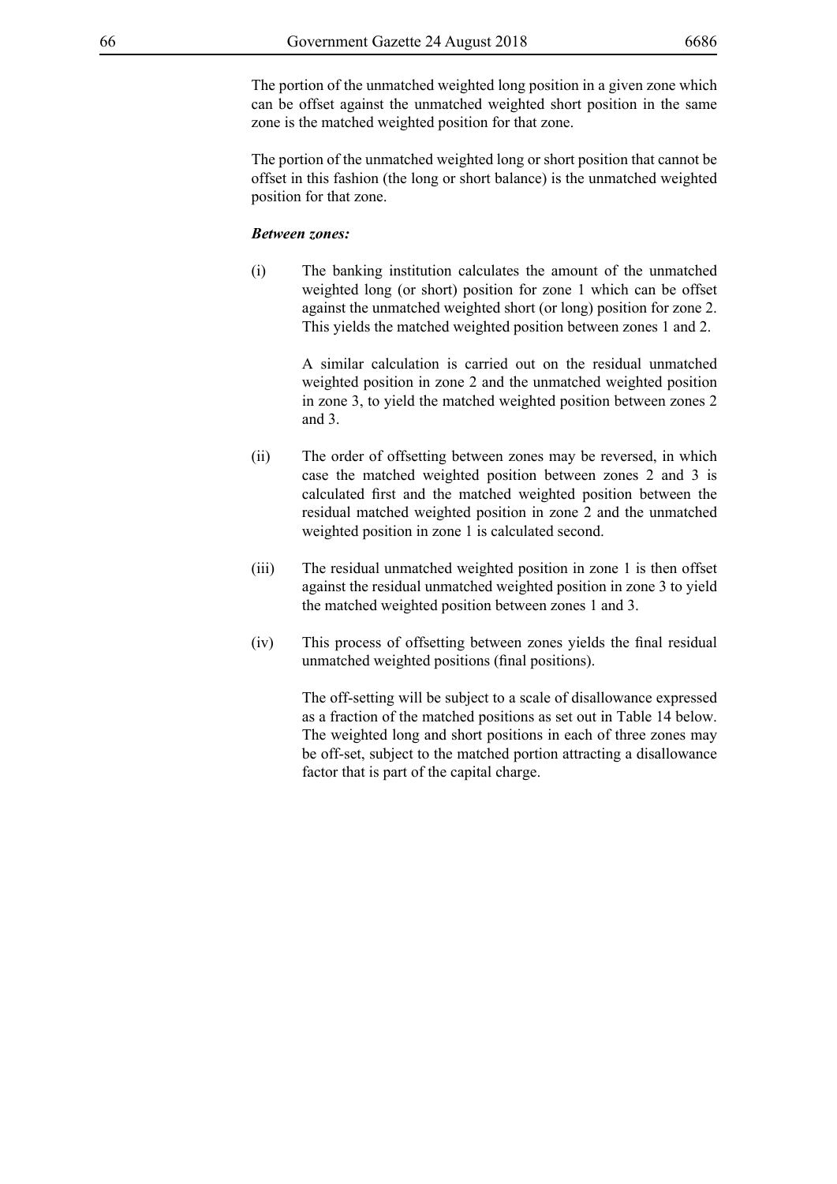The portion of the unmatched weighted long position in a given zone which can be offset against the unmatched weighted short position in the same zone is the matched weighted position for that zone.

The portion of the unmatched weighted long or short position that cannot be offset in this fashion (the long or short balance) is the unmatched weighted position for that zone.

***Between zones:***

(i) The banking institution calculates the amount of the unmatched weighted long (or short) position for zone 1 which can be offset against the unmatched weighted short (or long) position for zone 2. This yields the matched weighted position between zones 1 and 2.

A similar calculation is carried out on the residual unmatched weighted position in zone 2 and the unmatched weighted position in zone 3, to yield the matched weighted position between zones 2 and 3.

(ii) The order of offsetting between zones may be reversed, in which case the matched weighted position between zones 2 and 3 is calculated first and the matched weighted position between the residual matched weighted position in zone 2 and the unmatched weighted position in zone 1 is calculated second.

(iii) The residual unmatched weighted position in zone 1 is then offset against the residual unmatched weighted position in zone 3 to yield the matched weighted position between zones 1 and 3.

(iv) This process of offsetting between zones yields the final residual unmatched weighted positions (final positions).

The off-setting will be subject to a scale of disallowance expressed as a fraction of the matched positions as set out in Table 14 below. The weighted long and short positions in each of three zones may be off-set, subject to the matched portion attracting a disallowance factor that is part of the capital charge.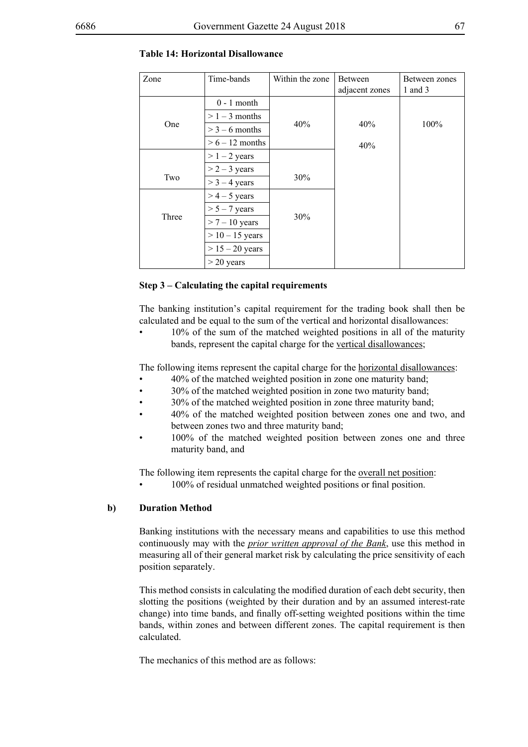**Table 14: Horizontal Disallowance**

| Zone | Time-bands | Within the zone | Between adjacent zones | Between zones 1 and 3 |
|---|---|---|---|---|
| One | 0 - 1 month | 40% | 40% | 100% |
| | > 1 – 3 months | | | |
| | > 3 – 6 months | | | |
| | > 6 – 12 months | | 40% | |
| Two | > 1 – 2 years | 30% | | |
| | > 2 – 3 years | | | |
| | > 3 – 4 years | | | |
| Three | > 4 – 5 years | 30% | | |
| | > 5 – 7 years | | | |
| | > 7 – 10 years | | | |
| | > 10 – 15 years | | | |
| | > 15 – 20 years | | | |
| | > 20 years | | | |

**Step 3 – Calculating the capital requirements**

The banking institution's capital requirement for the trading book shall then be calculated and be equal to the sum of the vertical and horizontal disallowances:

- 10% of the sum of the matched weighted positions in all of the maturity bands, represent the capital charge for the vertical disallowances;

The following items represent the capital charge for the horizontal disallowances:

- 40% of the matched weighted position in zone one maturity band;
- 30% of the matched weighted position in zone two maturity band;
- 30% of the matched weighted position in zone three maturity band;
- 40% of the matched weighted position between zones one and two, and between zones two and three maturity band;
- 100% of the matched weighted position between zones one and three maturity band, and

The following item represents the capital charge for the overall net position:

- 100% of residual unmatched weighted positions or final position.

**b) Duration Method**

Banking institutions with the necessary means and capabilities to use this method continuously may with the ***prior written approval of the Bank***, use this method in measuring all of their general market risk by calculating the price sensitivity of each position separately.

This method consists in calculating the modified duration of each debt security, then slotting the positions (weighted by their duration and by an assumed interest-rate change) into time bands, and finally off-setting weighted positions within the time bands, within zones and between different zones. The capital requirement is then calculated.

The mechanics of this method are as follows: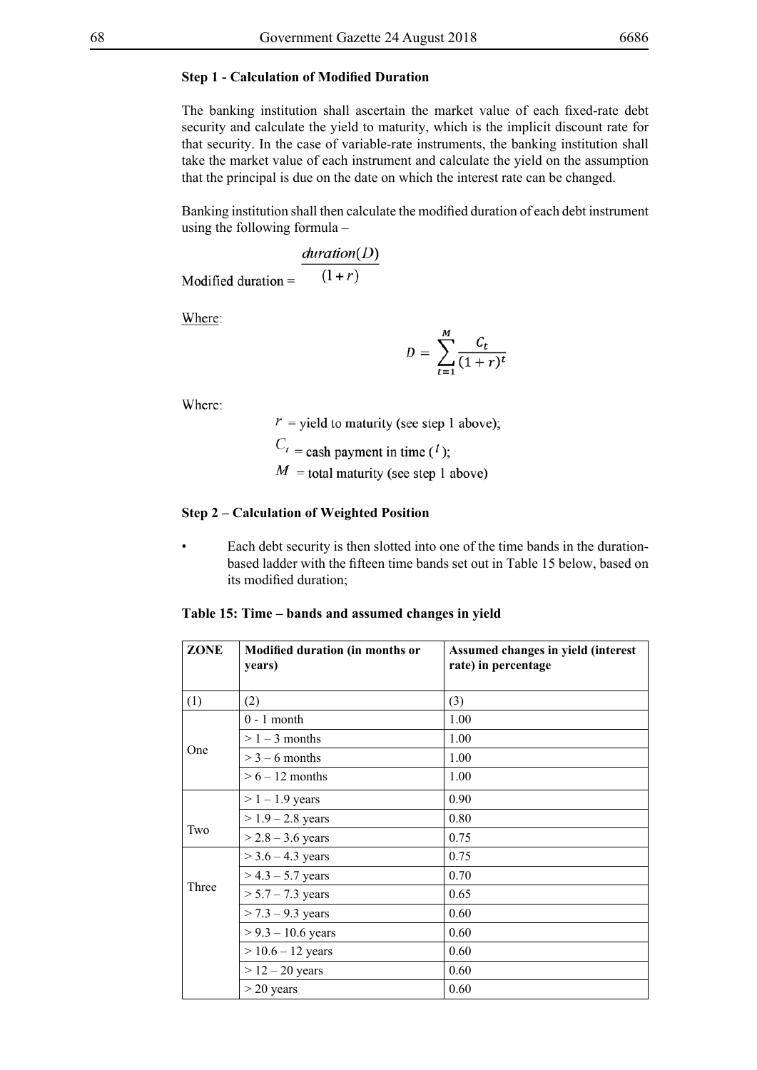**Step 1 - Calculation of Modified Duration**

The banking institution shall ascertain the market value of each fixed-rate debt security and calculate the yield to maturity, which is the implicit discount rate for that security. In the case of variable-rate instruments, the banking institution shall take the market value of each instrument and calculate the yield on the assumption that the principal is due on the date on which the interest rate can be changed.

Banking institution shall then calculate the modified duration of each debt instrument using the following formula –

$$\text{Modified duration} = \frac{duration(D)}{(1+r)}$$

Where:

$$D = \sum_{t=1}^{M} \frac{C_t}{(1+r)^t}$$

Where:

$r$ = yield to maturity (see step 1 above);

$C_t$ = cash payment in time ($t$);

$M$ = total maturity (see step 1 above)

**Step 2 – Calculation of Weighted Position**

- Each debt security is then slotted into one of the time bands in the duration-based ladder with the fifteen time bands set out in Table 15 below, based on its modified duration;

**Table 15: Time – bands and assumed changes in yield**

| ZONE | Modified duration (in months or years) | Assumed changes in yield (interest rate) in percentage |
|---|---|---|
| (1) | (2) | (3) |
| One | 0 - 1 month | 1.00 |
| | > 1 – 3 months | 1.00 |
| | > 3 – 6 months | 1.00 |
| | > 6 – 12 months | 1.00 |
| Two | > 1 – 1.9 years | 0.90 |
| | > 1.9 – 2.8 years | 0.80 |
| | > 2.8 – 3.6 years | 0.75 |
| Three | > 3.6 – 4.3 years | 0.75 |
| | > 4.3 – 5.7 years | 0.70 |
| | > 5.7 – 7.3 years | 0.65 |
| | > 7.3 – 9.3 years | 0.60 |
| | > 9.3 – 10.6 years | 0.60 |
| | > 10.6 – 12 years | 0.60 |
| | > 12 – 20 years | 0.60 |
| | > 20 years | 0.60 |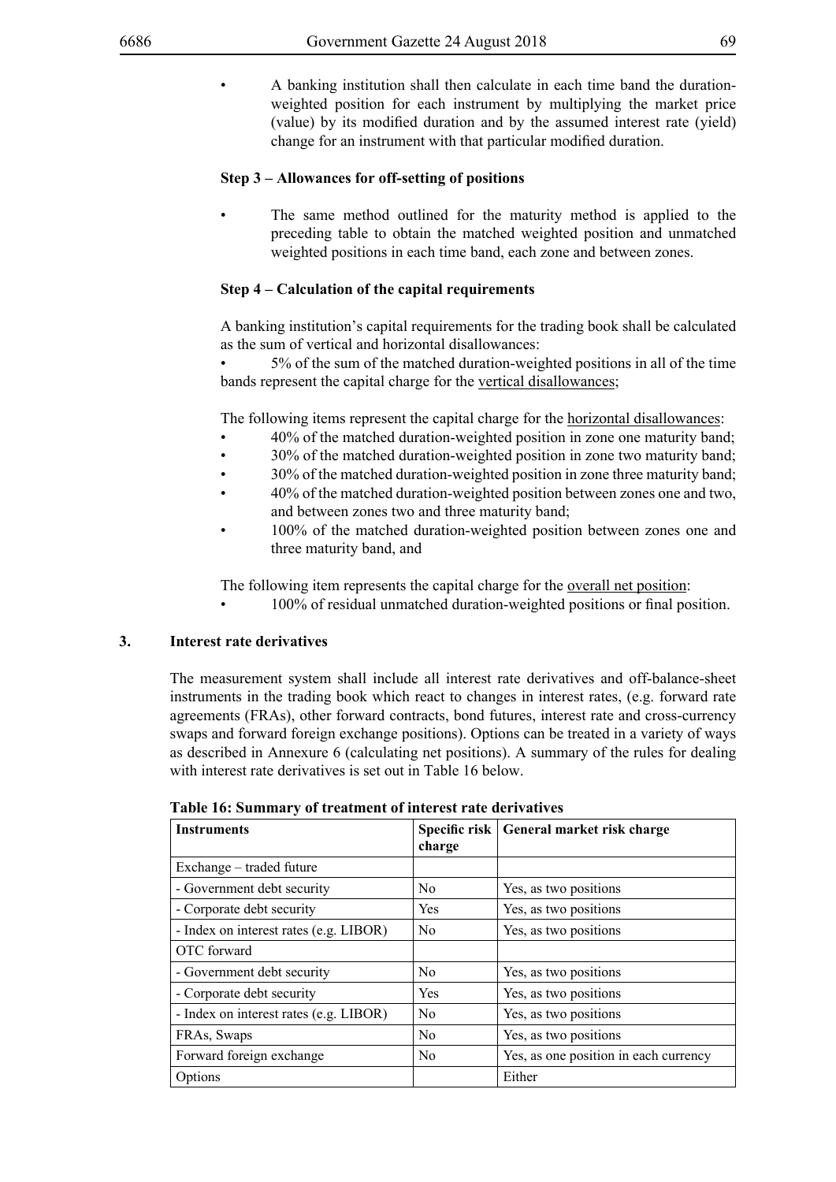- A banking institution shall then calculate in each time band the duration-weighted position for each instrument by multiplying the market price (value) by its modified duration and by the assumed interest rate (yield) change for an instrument with that particular modified duration.

**Step 3 – Allowances for off-setting of positions**

- The same method outlined for the maturity method is applied to the preceding table to obtain the matched weighted position and unmatched weighted positions in each time band, each zone and between zones.

**Step 4 – Calculation of the capital requirements**

A banking institution's capital requirements for the trading book shall be calculated as the sum of vertical and horizontal disallowances:

- 5% of the sum of the matched duration-weighted positions in all of the time bands represent the capital charge for the vertical disallowances;

The following items represent the capital charge for the horizontal disallowances:

- 40% of the matched duration-weighted position in zone one maturity band;
- 30% of the matched duration-weighted position in zone two maturity band;
- 30% of the matched duration-weighted position in zone three maturity band;
- 40% of the matched duration-weighted position between zones one and two, and between zones two and three maturity band;
- 100% of the matched duration-weighted position between zones one and three maturity band, and

The following item represents the capital charge for the overall net position:

- 100% of residual unmatched duration-weighted positions or final position.

## 3. Interest rate derivatives

The measurement system shall include all interest rate derivatives and off-balance-sheet instruments in the trading book which react to changes in interest rates, (e.g. forward rate agreements (FRAs), other forward contracts, bond futures, interest rate and cross-currency swaps and forward foreign exchange positions). Options can be treated in a variety of ways as described in Annexure 6 (calculating net positions). A summary of the rules for dealing with interest rate derivatives is set out in Table 16 below.

**Table 16: Summary of treatment of interest rate derivatives**

| Instruments | Specific risk charge | General market risk charge |
|---|---|---|
| Exchange – traded future | | |
| - Government debt security | No | Yes, as two positions |
| - Corporate debt security | Yes | Yes, as two positions |
| - Index on interest rates (e.g. LIBOR) | No | Yes, as two positions |
| OTC forward | | |
| - Government debt security | No | Yes, as two positions |
| - Corporate debt security | Yes | Yes, as two positions |
| - Index on interest rates (e.g. LIBOR) | No | Yes, as two positions |
| FRAs, Swaps | No | Yes, as two positions |
| Forward foreign exchange | No | Yes, as one position in each currency |
| Options | | Either |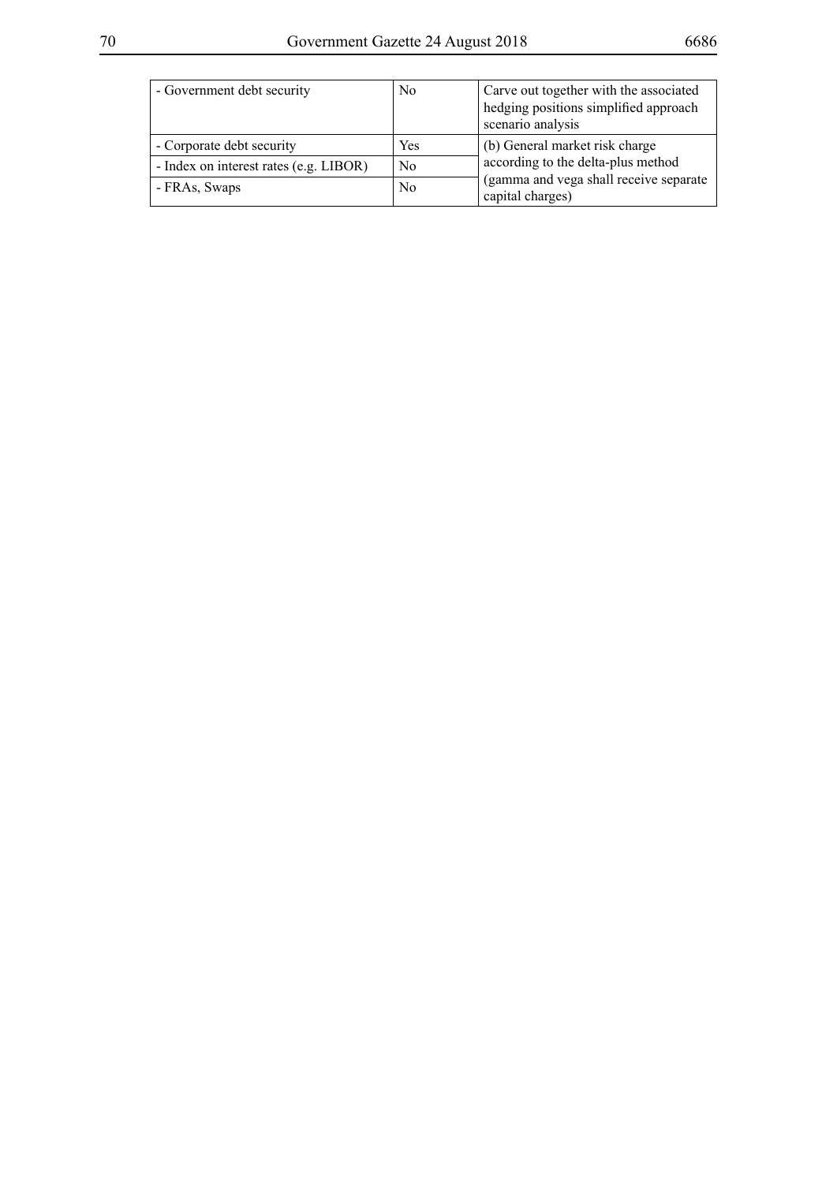| - Government debt security | No | Carve out together with the associated hedging positions simplified approach scenario analysis |
|---|---|---|
| - Corporate debt security | Yes | (b) General market risk charge according to the delta-plus method (gamma and vega shall receive separate capital charges) |
| - Index on interest rates (e.g. LIBOR) | No | |
| - FRAs, Swaps | No | |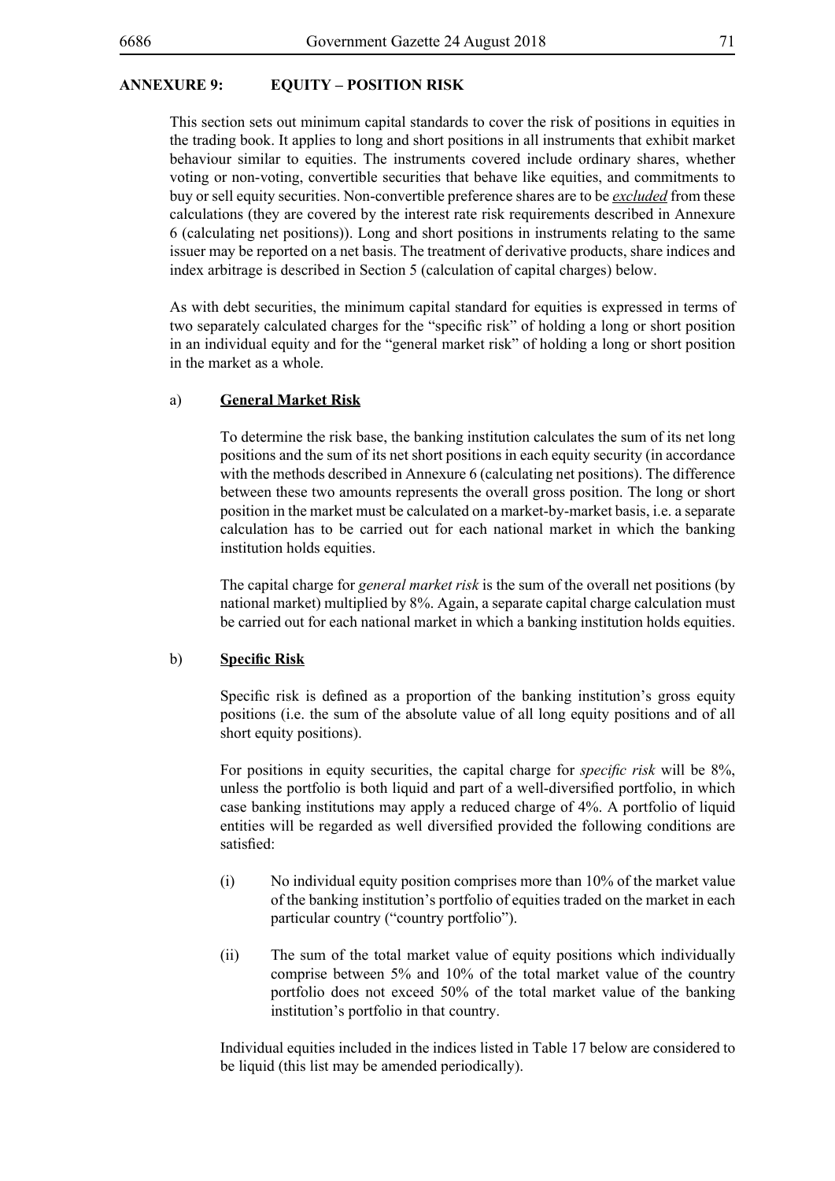## ANNEXURE 9: EQUITY – POSITION RISK

This section sets out minimum capital standards to cover the risk of positions in equities in the trading book. It applies to long and short positions in all instruments that exhibit market behaviour similar to equities. The instruments covered include ordinary shares, whether voting or non-voting, convertible securities that behave like equities, and commitments to buy or sell equity securities. Non-convertible preference shares are to be ***excluded*** from these calculations (they are covered by the interest rate risk requirements described in Annexure 6 (calculating net positions)). Long and short positions in instruments relating to the same issuer may be reported on a net basis. The treatment of derivative products, share indices and index arbitrage is described in Section 5 (calculation of capital charges) below.

As with debt securities, the minimum capital standard for equities is expressed in terms of two separately calculated charges for the "specific risk" of holding a long or short position in an individual equity and for the "general market risk" of holding a long or short position in the market as a whole.

a) **General Market Risk**

To determine the risk base, the banking institution calculates the sum of its net long positions and the sum of its net short positions in each equity security (in accordance with the methods described in Annexure 6 (calculating net positions). The difference between these two amounts represents the overall gross position. The long or short position in the market must be calculated on a market-by-market basis, i.e. a separate calculation has to be carried out for each national market in which the banking institution holds equities.

The capital charge for *general market risk* is the sum of the overall net positions (by national market) multiplied by 8%. Again, a separate capital charge calculation must be carried out for each national market in which a banking institution holds equities.

b) **Specific Risk**

Specific risk is defined as a proportion of the banking institution's gross equity positions (i.e. the sum of the absolute value of all long equity positions and of all short equity positions).

For positions in equity securities, the capital charge for *specific risk* will be 8%, unless the portfolio is both liquid and part of a well-diversified portfolio, in which case banking institutions may apply a reduced charge of 4%. A portfolio of liquid entities will be regarded as well diversified provided the following conditions are satisfied:

(i) No individual equity position comprises more than 10% of the market value of the banking institution's portfolio of equities traded on the market in each particular country ("country portfolio").

(ii) The sum of the total market value of equity positions which individually comprise between 5% and 10% of the total market value of the country portfolio does not exceed 50% of the total market value of the banking institution's portfolio in that country.

Individual equities included in the indices listed in Table 17 below are considered to be liquid (this list may be amended periodically).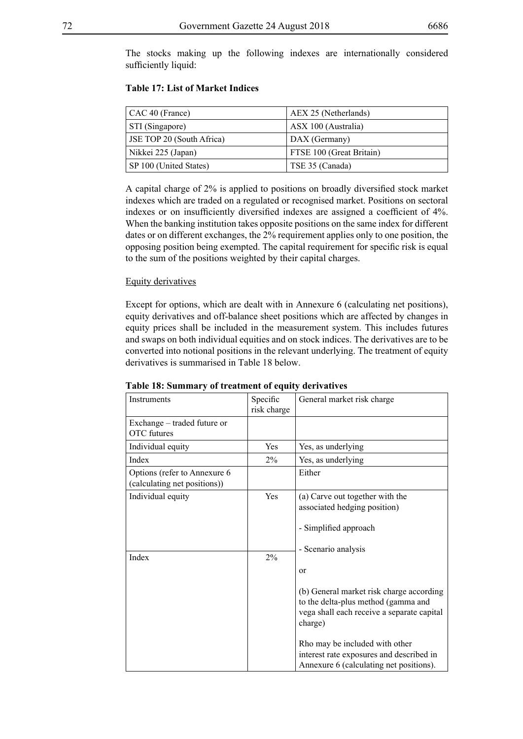The stocks making up the following indexes are internationally considered sufficiently liquid:

**Table 17: List of Market Indices**

| | |
|---|---|
| CAC 40 (France) | AEX 25 (Netherlands) |
| STI (Singapore) | ASX 100 (Australia) |
| JSE TOP 20 (South Africa) | DAX (Germany) |
| Nikkei 225 (Japan) | FTSE 100 (Great Britain) |
| SP 100 (United States) | TSE 35 (Canada) |

A capital charge of 2% is applied to positions on broadly diversified stock market indexes which are traded on a regulated or recognised market. Positions on sectoral indexes or on insufficiently diversified indexes are assigned a coefficient of 4%. When the banking institution takes opposite positions on the same index for different dates or on different exchanges, the 2% requirement applies only to one position, the opposing position being exempted. The capital requirement for specific risk is equal to the sum of the positions weighted by their capital charges.

Equity derivatives

Except for options, which are dealt with in Annexure 6 (calculating net positions), equity derivatives and off-balance sheet positions which are affected by changes in equity prices shall be included in the measurement system. This includes futures and swaps on both individual equities and on stock indices. The derivatives are to be converted into notional positions in the relevant underlying. The treatment of equity derivatives is summarised in Table 18 below.

**Table 18: Summary of treatment of equity derivatives**

| Instruments | Specific risk charge | General market risk charge |
|---|---|---|
| Exchange – traded future or OTC futures | | |
| Individual equity | Yes | Yes, as underlying |
| Index | 2% | Yes, as underlying |
| Options (refer to Annexure 6 (calculating net positions)) | | Either |
| Individual equity | Yes | (a) Carve out together with the associated hedging position)<br><br>- Simplified approach<br><br>- Scenario analysis |
| Index | 2% | or<br><br>(b) General market risk charge according to the delta-plus method (gamma and vega shall each receive a separate capital charge)<br><br>Rho may be included with other interest rate exposures and described in Annexure 6 (calculating net positions). |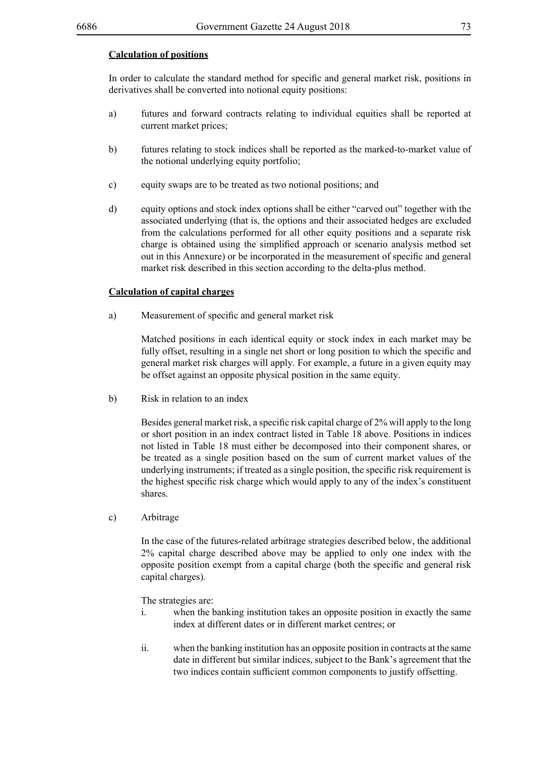**Calculation of positions**

In order to calculate the standard method for specific and general market risk, positions in derivatives shall be converted into notional equity positions:

a) futures and forward contracts relating to individual equities shall be reported at current market prices;

b) futures relating to stock indices shall be reported as the marked-to-market value of the notional underlying equity portfolio;

c) equity swaps are to be treated as two notional positions; and

d) equity options and stock index options shall be either "carved out" together with the associated underlying (that is, the options and their associated hedges are excluded from the calculations performed for all other equity positions and a separate risk charge is obtained using the simplified approach or scenario analysis method set out in this Annexure) or be incorporated in the measurement of specific and general market risk described in this section according to the delta-plus method.

**Calculation of capital charges**

a) Measurement of specific and general market risk

Matched positions in each identical equity or stock index in each market may be fully offset, resulting in a single net short or long position to which the specific and general market risk charges will apply. For example, a future in a given equity may be offset against an opposite physical position in the same equity.

b) Risk in relation to an index

Besides general market risk, a specific risk capital charge of 2% will apply to the long or short position in an index contract listed in Table 18 above. Positions in indices not listed in Table 18 must either be decomposed into their component shares, or be treated as a single position based on the sum of current market values of the underlying instruments; if treated as a single position, the specific risk requirement is the highest specific risk charge which would apply to any of the index's constituent shares.

c) Arbitrage

In the case of the futures-related arbitrage strategies described below, the additional 2% capital charge described above may be applied to only one index with the opposite position exempt from a capital charge (both the specific and general risk capital charges).

The strategies are:

i. when the banking institution takes an opposite position in exactly the same index at different dates or in different market centres; or

ii. when the banking institution has an opposite position in contracts at the same date in different but similar indices, subject to the Bank's agreement that the two indices contain sufficient common components to justify offsetting.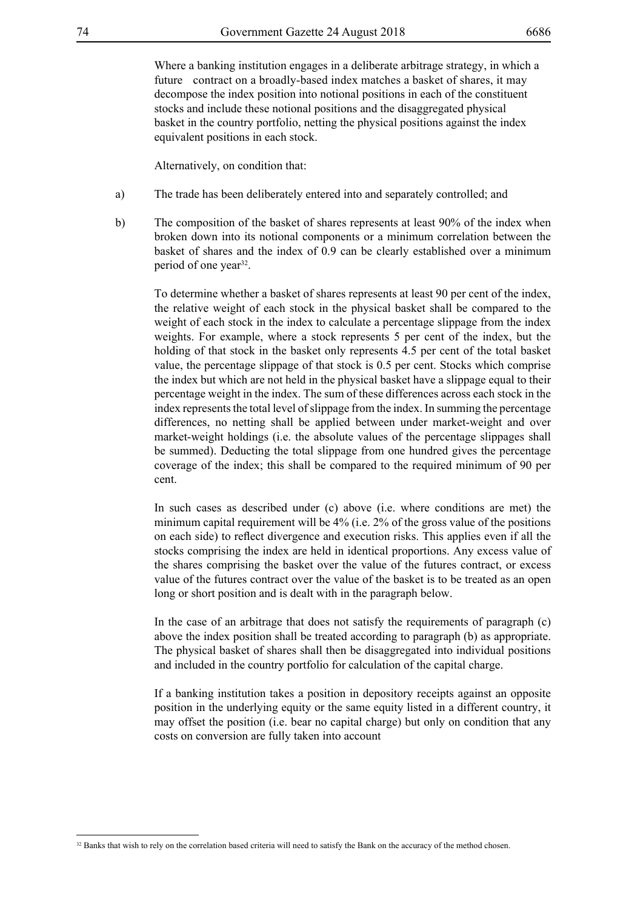Where a banking institution engages in a deliberate arbitrage strategy, in which a future contract on a broadly-based index matches a basket of shares, it may decompose the index position into notional positions in each of the constituent stocks and include these notional positions and the disaggregated physical basket in the country portfolio, netting the physical positions against the index equivalent positions in each stock.

Alternatively, on condition that:

a) The trade has been deliberately entered into and separately controlled; and

b) The composition of the basket of shares represents at least 90% of the index when broken down into its notional components or a minimum correlation between the basket of shares and the index of 0.9 can be clearly established over a minimum period of one year[32].

To determine whether a basket of shares represents at least 90 per cent of the index, the relative weight of each stock in the physical basket shall be compared to the weight of each stock in the index to calculate a percentage slippage from the index weights. For example, where a stock represents 5 per cent of the index, but the holding of that stock in the basket only represents 4.5 per cent of the total basket value, the percentage slippage of that stock is 0.5 per cent. Stocks which comprise the index but which are not held in the physical basket have a slippage equal to their percentage weight in the index. The sum of these differences across each stock in the index represents the total level of slippage from the index. In summing the percentage differences, no netting shall be applied between under market-weight and over market-weight holdings (i.e. the absolute values of the percentage slippages shall be summed). Deducting the total slippage from one hundred gives the percentage coverage of the index; this shall be compared to the required minimum of 90 per cent.

In such cases as described under (c) above (i.e. where conditions are met) the minimum capital requirement will be 4% (i.e. 2% of the gross value of the positions on each side) to reflect divergence and execution risks. This applies even if all the stocks comprising the index are held in identical proportions. Any excess value of the shares comprising the basket over the value of the futures contract, or excess value of the futures contract over the value of the basket is to be treated as an open long or short position and is dealt with in the paragraph below.

In the case of an arbitrage that does not satisfy the requirements of paragraph (c) above the index position shall be treated according to paragraph (b) as appropriate. The physical basket of shares shall then be disaggregated into individual positions and included in the country portfolio for calculation of the capital charge.

If a banking institution takes a position in depository receipts against an opposite position in the underlying equity or the same equity listed in a different country, it may offset the position (i.e. bear no capital charge) but only on condition that any costs on conversion are fully taken into account

[32] Banks that wish to rely on the correlation based criteria will need to satisfy the Bank on the accuracy of the method chosen.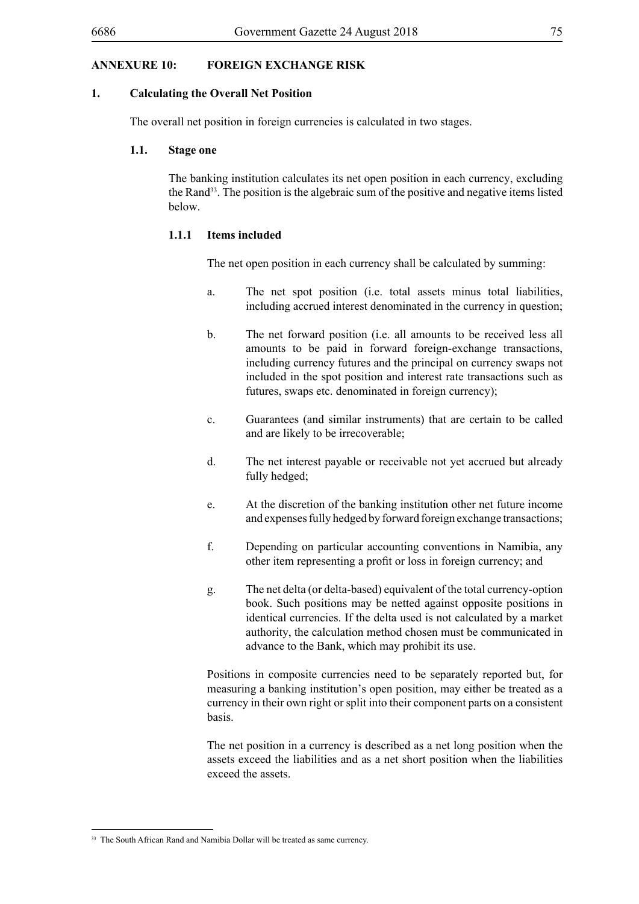## ANNEXURE 10: FOREIGN EXCHANGE RISK

### 1. Calculating the Overall Net Position

The overall net position in foreign currencies is calculated in two stages.

#### 1.1. Stage one

The banking institution calculates its net open position in each currency, excluding the Rand[33]. The position is the algebraic sum of the positive and negative items listed below.

##### 1.1.1 Items included

The net open position in each currency shall be calculated by summing:

a. The net spot position (i.e. total assets minus total liabilities, including accrued interest denominated in the currency in question;

b. The net forward position (i.e. all amounts to be received less all amounts to be paid in forward foreign-exchange transactions, including currency futures and the principal on currency swaps not included in the spot position and interest rate transactions such as futures, swaps etc. denominated in foreign currency);

c. Guarantees (and similar instruments) that are certain to be called and are likely to be irrecoverable;

d. The net interest payable or receivable not yet accrued but already fully hedged;

e. At the discretion of the banking institution other net future income and expenses fully hedged by forward foreign exchange transactions;

f. Depending on particular accounting conventions in Namibia, any other item representing a profit or loss in foreign currency; and

g. The net delta (or delta-based) equivalent of the total currency-option book. Such positions may be netted against opposite positions in identical currencies. If the delta used is not calculated by a market authority, the calculation method chosen must be communicated in advance to the Bank, which may prohibit its use.

Positions in composite currencies need to be separately reported but, for measuring a banking institution's open position, may either be treated as a currency in their own right or split into their component parts on a consistent basis.

The net position in a currency is described as a net long position when the assets exceed the liabilities and as a net short position when the liabilities exceed the assets.

[33] The South African Rand and Namibia Dollar will be treated as same currency.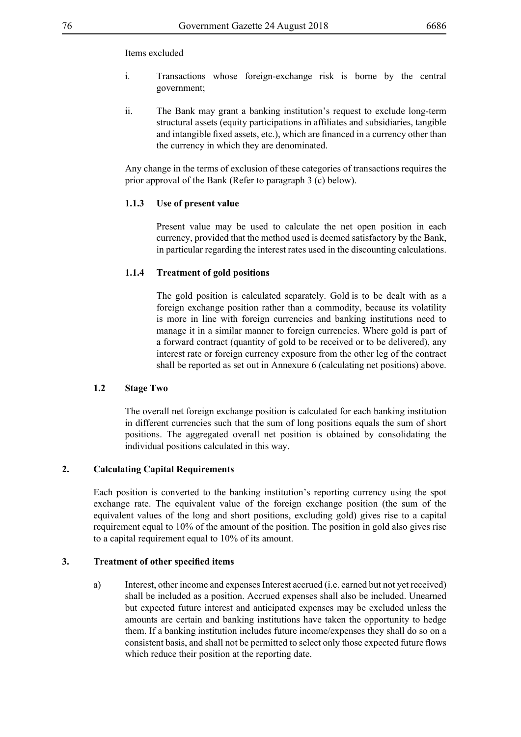Items excluded

i. Transactions whose foreign-exchange risk is borne by the central government;

ii. The Bank may grant a banking institution's request to exclude long-term structural assets (equity participations in affiliates and subsidiaries, tangible and intangible fixed assets, etc.), which are financed in a currency other than the currency in which they are denominated.

Any change in the terms of exclusion of these categories of transactions requires the prior approval of the Bank (Refer to paragraph 3 (c) below).

#### 1.1.3 Use of present value

Present value may be used to calculate the net open position in each currency, provided that the method used is deemed satisfactory by the Bank, in particular regarding the interest rates used in the discounting calculations.

#### 1.1.4 Treatment of gold positions

The gold position is calculated separately. Gold is to be dealt with as a foreign exchange position rather than a commodity, because its volatility is more in line with foreign currencies and banking institutions need to manage it in a similar manner to foreign currencies. Where gold is part of a forward contract (quantity of gold to be received or to be delivered), any interest rate or foreign currency exposure from the other leg of the contract shall be reported as set out in Annexure 6 (calculating net positions) above.

### 1.2 Stage Two

The overall net foreign exchange position is calculated for each banking institution in different currencies such that the sum of long positions equals the sum of short positions. The aggregated overall net position is obtained by consolidating the individual positions calculated in this way.

## 2. Calculating Capital Requirements

Each position is converted to the banking institution's reporting currency using the spot exchange rate. The equivalent value of the foreign exchange position (the sum of the equivalent values of the long and short positions, excluding gold) gives rise to a capital requirement equal to 10% of the amount of the position. The position in gold also gives rise to a capital requirement equal to 10% of its amount.

## 3. Treatment of other specified items

a) Interest, other income and expenses Interest accrued (i.e. earned but not yet received) shall be included as a position. Accrued expenses shall also be included. Unearned but expected future interest and anticipated expenses may be excluded unless the amounts are certain and banking institutions have taken the opportunity to hedge them. If a banking institution includes future income/expenses they shall do so on a consistent basis, and shall not be permitted to select only those expected future flows which reduce their position at the reporting date.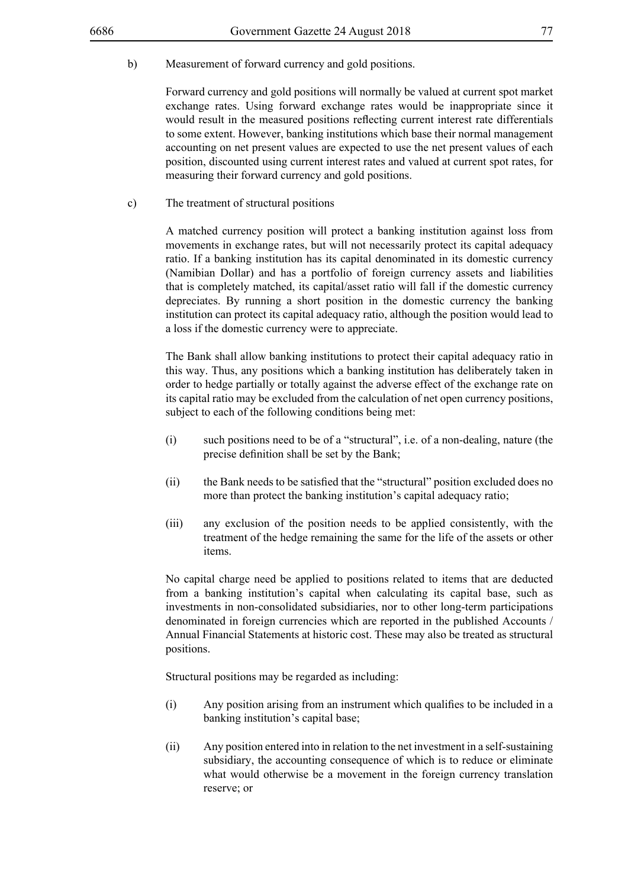b) Measurement of forward currency and gold positions.

Forward currency and gold positions will normally be valued at current spot market exchange rates. Using forward exchange rates would be inappropriate since it would result in the measured positions reflecting current interest rate differentials to some extent. However, banking institutions which base their normal management accounting on net present values are expected to use the net present values of each position, discounted using current interest rates and valued at current spot rates, for measuring their forward currency and gold positions.

c) The treatment of structural positions

A matched currency position will protect a banking institution against loss from movements in exchange rates, but will not necessarily protect its capital adequacy ratio. If a banking institution has its capital denominated in its domestic currency (Namibian Dollar) and has a portfolio of foreign currency assets and liabilities that is completely matched, its capital/asset ratio will fall if the domestic currency depreciates. By running a short position in the domestic currency the banking institution can protect its capital adequacy ratio, although the position would lead to a loss if the domestic currency were to appreciate.

The Bank shall allow banking institutions to protect their capital adequacy ratio in this way. Thus, any positions which a banking institution has deliberately taken in order to hedge partially or totally against the adverse effect of the exchange rate on its capital ratio may be excluded from the calculation of net open currency positions, subject to each of the following conditions being met:

(i) such positions need to be of a "structural", i.e. of a non-dealing, nature (the precise definition shall be set by the Bank;

(ii) the Bank needs to be satisfied that the "structural" position excluded does no more than protect the banking institution's capital adequacy ratio;

(iii) any exclusion of the position needs to be applied consistently, with the treatment of the hedge remaining the same for the life of the assets or other items.

No capital charge need be applied to positions related to items that are deducted from a banking institution's capital when calculating its capital base, such as investments in non-consolidated subsidiaries, nor to other long-term participations denominated in foreign currencies which are reported in the published Accounts / Annual Financial Statements at historic cost. These may also be treated as structural positions.

Structural positions may be regarded as including:

(i) Any position arising from an instrument which qualifies to be included in a banking institution's capital base;

(ii) Any position entered into in relation to the net investment in a self-sustaining subsidiary, the accounting consequence of which is to reduce or eliminate what would otherwise be a movement in the foreign currency translation reserve; or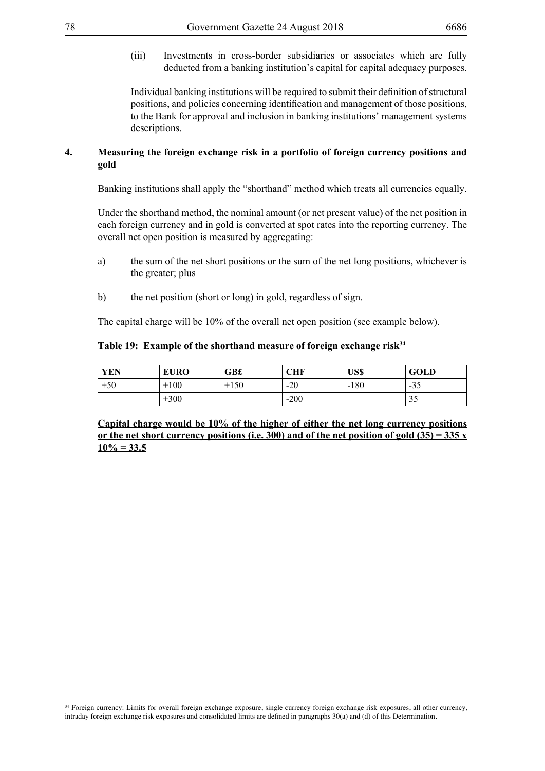(iii) Investments in cross-border subsidiaries or associates which are fully deducted from a banking institution's capital for capital adequacy purposes.

Individual banking institutions will be required to submit their definition of structural positions, and policies concerning identification and management of those positions, to the Bank for approval and inclusion in banking institutions' management systems descriptions.

**4. Measuring the foreign exchange risk in a portfolio of foreign currency positions and gold**

Banking institutions shall apply the "shorthand" method which treats all currencies equally.

Under the shorthand method, the nominal amount (or net present value) of the net position in each foreign currency and in gold is converted at spot rates into the reporting currency. The overall net open position is measured by aggregating:

a) the sum of the net short positions or the sum of the net long positions, whichever is the greater; plus

b) the net position (short or long) in gold, regardless of sign.

The capital charge will be 10% of the overall net open position (see example below).

**Table 19: Example of the shorthand measure of foreign exchange risk[34]**

| YEN | EURO | GB£ | CHF | US$ | GOLD |
|---|---|---|---|---|---|
| +50 | +100 | +150 | -20 | -180 | -35 |
| | +300 | | -200 | | 35 |

<u>**Capital charge would be 10% of the higher of either the net long currency positions or the net short currency positions (i.e. 300) and of the net position of gold (35) = 335 x 10% = 33.5**</u>

[34] Foreign currency: Limits for overall foreign exchange exposure, single currency foreign exchange risk exposures, all other currency, intraday foreign exchange risk exposures and consolidated limits are defined in paragraphs 30(a) and (d) of this Determination.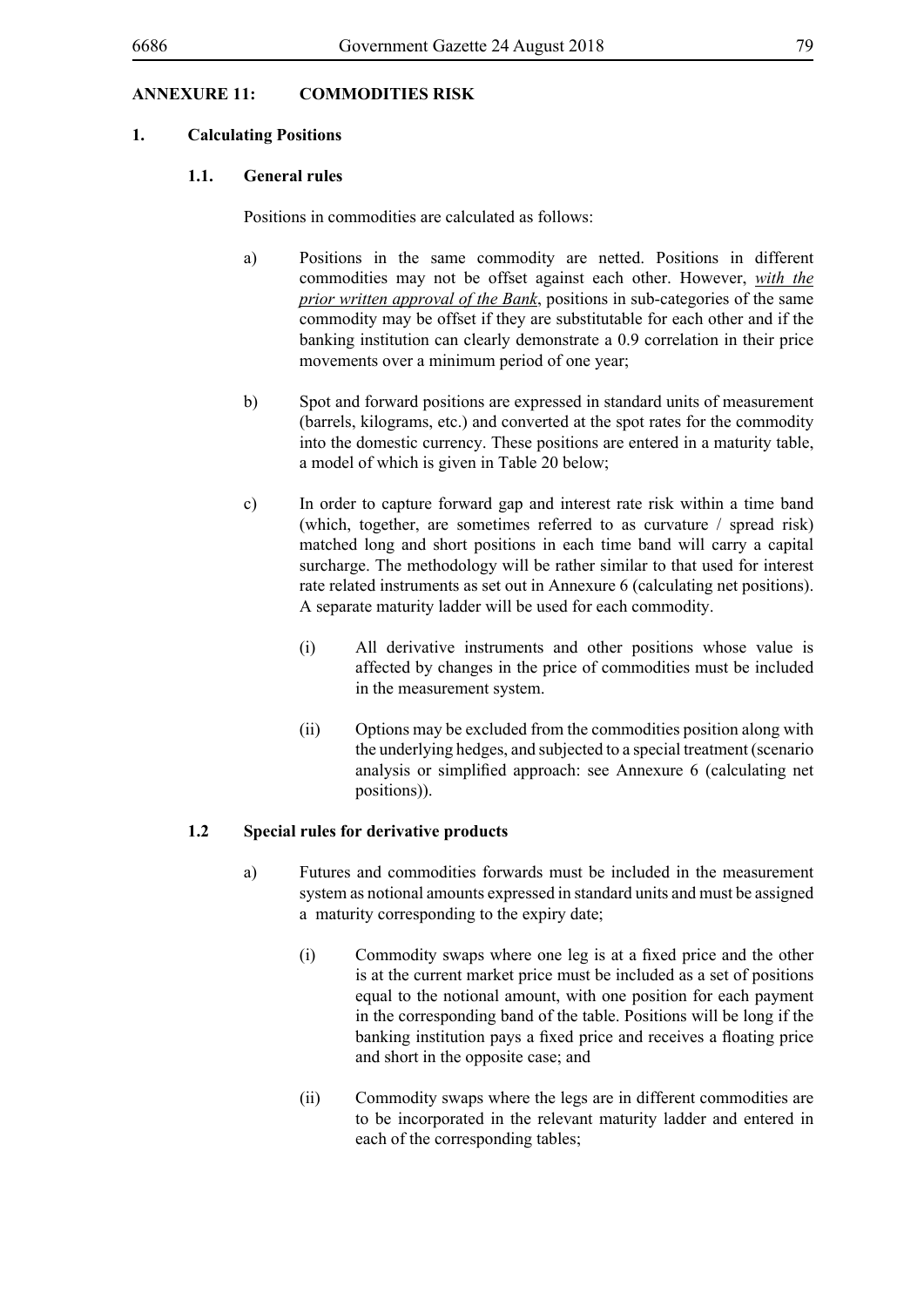## ANNEXURE 11: COMMODITIES RISK

### 1. Calculating Positions

#### 1.1. General rules

Positions in commodities are calculated as follows:

a) Positions in the same commodity are netted. Positions in different commodities may not be offset against each other. However, *with the prior written approval of the Bank*, positions in sub-categories of the same commodity may be offset if they are substitutable for each other and if the banking institution can clearly demonstrate a 0.9 correlation in their price movements over a minimum period of one year;

b) Spot and forward positions are expressed in standard units of measurement (barrels, kilograms, etc.) and converted at the spot rates for the commodity into the domestic currency. These positions are entered in a maturity table, a model of which is given in Table 20 below;

c) In order to capture forward gap and interest rate risk within a time band (which, together, are sometimes referred to as curvature / spread risk) matched long and short positions in each time band will carry a capital surcharge. The methodology will be rather similar to that used for interest rate related instruments as set out in Annexure 6 (calculating net positions). A separate maturity ladder will be used for each commodity.

   (i) All derivative instruments and other positions whose value is affected by changes in the price of commodities must be included in the measurement system.

   (ii) Options may be excluded from the commodities position along with the underlying hedges, and subjected to a special treatment (scenario analysis or simplified approach: see Annexure 6 (calculating net positions)).

#### 1.2 Special rules for derivative products

a) Futures and commodities forwards must be included in the measurement system as notional amounts expressed in standard units and must be assigned a maturity corresponding to the expiry date;

   (i) Commodity swaps where one leg is at a fixed price and the other is at the current market price must be included as a set of positions equal to the notional amount, with one position for each payment in the corresponding band of the table. Positions will be long if the banking institution pays a fixed price and receives a floating price and short in the opposite case; and

   (ii) Commodity swaps where the legs are in different commodities are to be incorporated in the relevant maturity ladder and entered in each of the corresponding tables;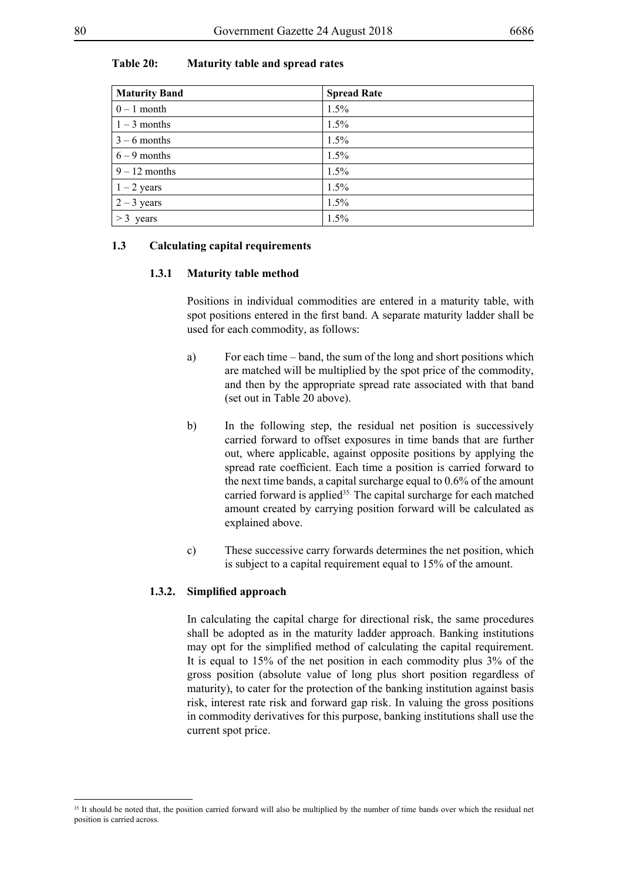**Table 20: Maturity table and spread rates**

| Maturity Band | Spread Rate |
|---|---|
| 0 – 1 month | 1.5% |
| 1 – 3 months | 1.5% |
| 3 – 6 months | 1.5% |
| 6 – 9 months | 1.5% |
| 9 – 12 months | 1.5% |
| 1 – 2 years | 1.5% |
| 2 – 3 years | 1.5% |
| > 3 years | 1.5% |

### 1.3 Calculating capital requirements

#### 1.3.1 Maturity table method

Positions in individual commodities are entered in a maturity table, with spot positions entered in the first band. A separate maturity ladder shall be used for each commodity, as follows:

a) For each time – band, the sum of the long and short positions which are matched will be multiplied by the spot price of the commodity, and then by the appropriate spread rate associated with that band (set out in Table 20 above).

b) In the following step, the residual net position is successively carried forward to offset exposures in time bands that are further out, where applicable, against opposite positions by applying the spread rate coefficient. Each time a position is carried forward to the next time bands, a capital surcharge equal to 0.6% of the amount carried forward is applied[35]. The capital surcharge for each matched amount created by carrying position forward will be calculated as explained above.

c) These successive carry forwards determines the net position, which is subject to a capital requirement equal to 15% of the amount.

#### 1.3.2. Simplified approach

In calculating the capital charge for directional risk, the same procedures shall be adopted as in the maturity ladder approach. Banking institutions may opt for the simplified method of calculating the capital requirement. It is equal to 15% of the net position in each commodity plus 3% of the gross position (absolute value of long plus short position regardless of maturity), to cater for the protection of the banking institution against basis risk, interest rate risk and forward gap risk. In valuing the gross positions in commodity derivatives for this purpose, banking institutions shall use the current spot price.

[35] It should be noted that, the position carried forward will also be multiplied by the number of time bands over which the residual net position is carried across.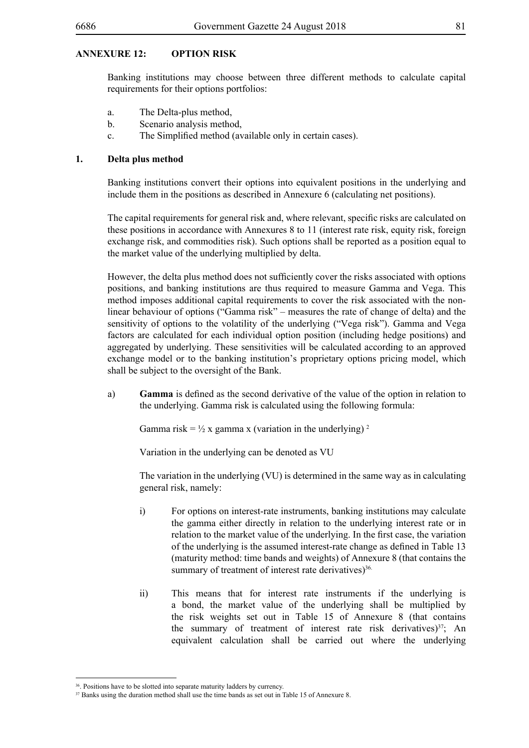## ANNEXURE 12: OPTION RISK

Banking institutions may choose between three different methods to calculate capital requirements for their options portfolios:

a. The Delta-plus method,
b. Scenario analysis method,
c. The Simplified method (available only in certain cases).

### 1. Delta plus method

Banking institutions convert their options into equivalent positions in the underlying and include them in the positions as described in Annexure 6 (calculating net positions).

The capital requirements for general risk and, where relevant, specific risks are calculated on these positions in accordance with Annexures 8 to 11 (interest rate risk, equity risk, foreign exchange risk, and commodities risk). Such options shall be reported as a position equal to the market value of the underlying multiplied by delta.

However, the delta plus method does not sufficiently cover the risks associated with options positions, and banking institutions are thus required to measure Gamma and Vega. This method imposes additional capital requirements to cover the risk associated with the non-linear behaviour of options ("Gamma risk" – measures the rate of change of delta) and the sensitivity of options to the volatility of the underlying ("Vega risk"). Gamma and Vega factors are calculated for each individual option position (including hedge positions) and aggregated by underlying. These sensitivities will be calculated according to an approved exchange model or to the banking institution's proprietary options pricing model, which shall be subject to the oversight of the Bank.

a) **Gamma** is defined as the second derivative of the value of the option in relation to the underlying. Gamma risk is calculated using the following formula:

   Gamma risk = $\frac{1}{2}$ x gamma x (variation in the underlying) $^{2}$

   Variation in the underlying can be denoted as VU

   The variation in the underlying (VU) is determined in the same way as in calculating general risk, namely:

   i) For options on interest-rate instruments, banking institutions may calculate the gamma either directly in relation to the underlying interest rate or in relation to the market value of the underlying. In the first case, the variation of the underlying is the assumed interest-rate change as defined in Table 13 (maturity method: time bands and weights) of Annexure 8 (that contains the summary of treatment of interest rate derivatives)[36].

   ii) This means that for interest rate instruments if the underlying is a bond, the market value of the underlying shall be multiplied by the risk weights set out in Table 15 of Annexure 8 (that contains the summary of treatment of interest rate risk derivatives)[37]; An equivalent calculation shall be carried out where the underlying

---

[36]. Positions have to be slotted into separate maturity ladders by currency.

[37] Banks using the duration method shall use the time bands as set out in Table 15 of Annexure 8.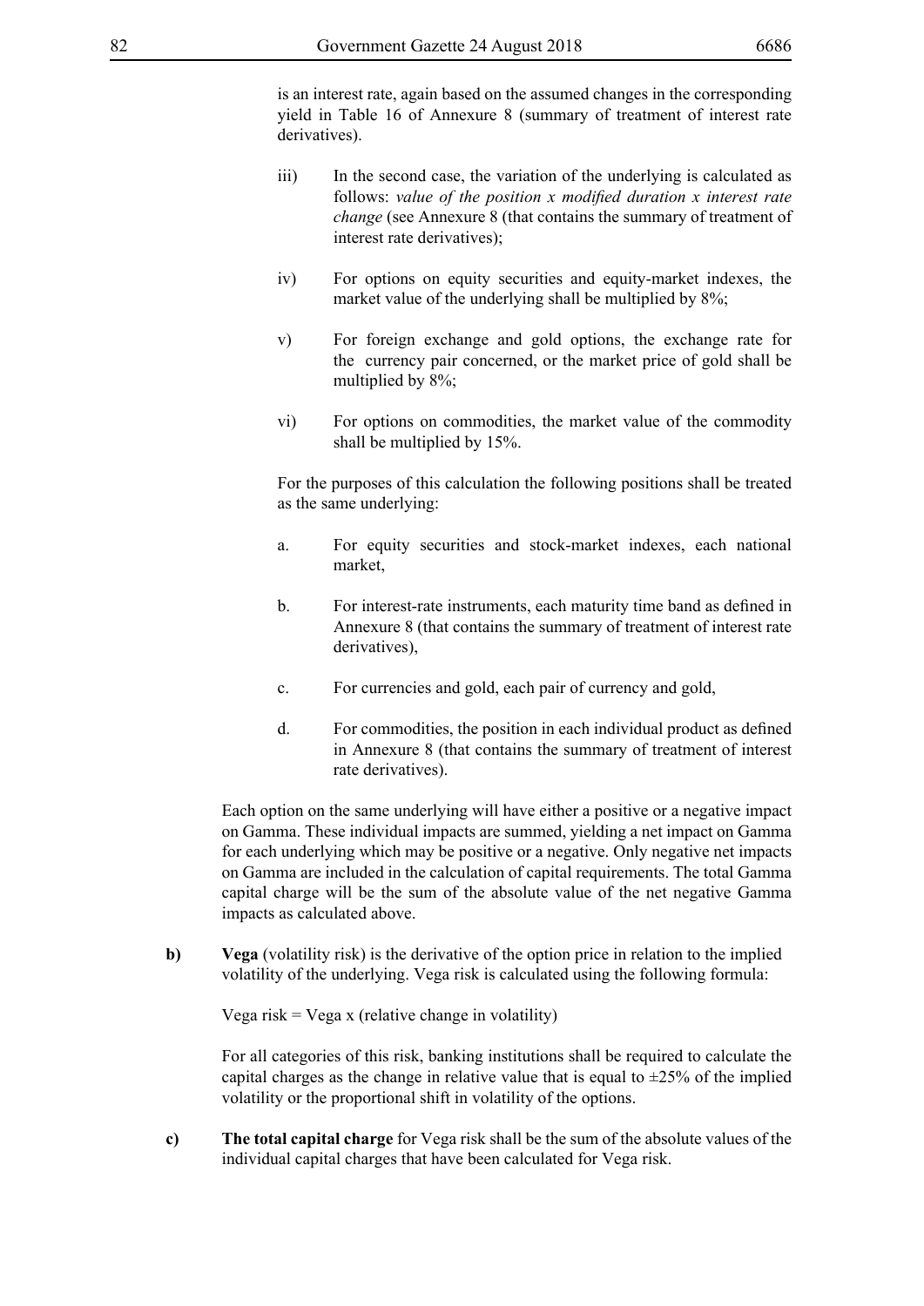is an interest rate, again based on the assumed changes in the corresponding yield in Table 16 of Annexure 8 (summary of treatment of interest rate derivatives).

iii) In the second case, the variation of the underlying is calculated as follows: *value of the position x modified duration x interest rate change* (see Annexure 8 (that contains the summary of treatment of interest rate derivatives);

iv) For options on equity securities and equity-market indexes, the market value of the underlying shall be multiplied by 8%;

v) For foreign exchange and gold options, the exchange rate for the currency pair concerned, or the market price of gold shall be multiplied by 8%;

vi) For options on commodities, the market value of the commodity shall be multiplied by 15%.

For the purposes of this calculation the following positions shall be treated as the same underlying:

a. For equity securities and stock-market indexes, each national market,

b. For interest-rate instruments, each maturity time band as defined in Annexure 8 (that contains the summary of treatment of interest rate derivatives),

c. For currencies and gold, each pair of currency and gold,

d. For commodities, the position in each individual product as defined in Annexure 8 (that contains the summary of treatment of interest rate derivatives).

Each option on the same underlying will have either a positive or a negative impact on Gamma. These individual impacts are summed, yielding a net impact on Gamma for each underlying which may be positive or a negative. Only negative net impacts on Gamma are included in the calculation of capital requirements. The total Gamma capital charge will be the sum of the absolute value of the net negative Gamma impacts as calculated above.

**b)** **Vega** (volatility risk) is the derivative of the option price in relation to the implied volatility of the underlying. Vega risk is calculated using the following formula:

Vega risk = Vega x (relative change in volatility)

For all categories of this risk, banking institutions shall be required to calculate the capital charges as the change in relative value that is equal to $\pm 25\%$ of the implied volatility or the proportional shift in volatility of the options.

**c)** **The total capital charge** for Vega risk shall be the sum of the absolute values of the individual capital charges that have been calculated for Vega risk.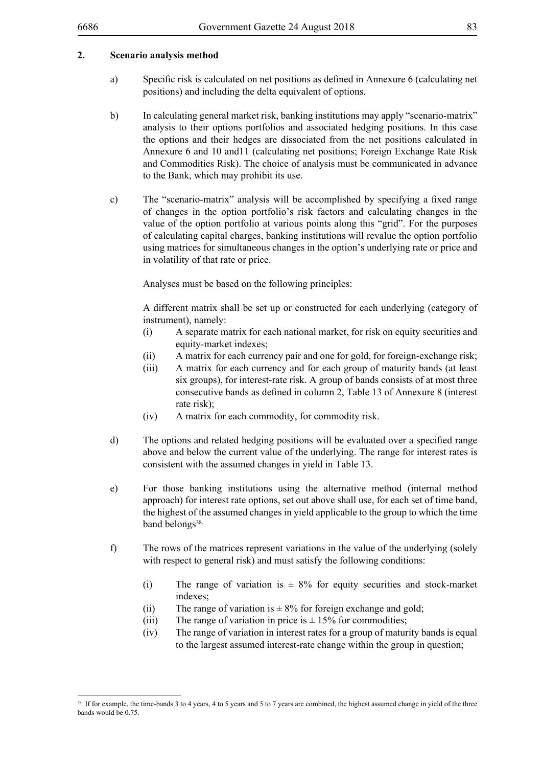## 2. Scenario analysis method

a) Specific risk is calculated on net positions as defined in Annexure 6 (calculating net positions) and including the delta equivalent of options.

b) In calculating general market risk, banking institutions may apply "scenario-matrix" analysis to their options portfolios and associated hedging positions. In this case the options and their hedges are dissociated from the net positions calculated in Annexure 6 and 10 and11 (calculating net positions; Foreign Exchange Rate Risk and Commodities Risk). The choice of analysis must be communicated in advance to the Bank, which may prohibit its use.

c) The "scenario-matrix" analysis will be accomplished by specifying a fixed range of changes in the option portfolio's risk factors and calculating changes in the value of the option portfolio at various points along this "grid". For the purposes of calculating capital charges, banking institutions will revalue the option portfolio using matrices for simultaneous changes in the option's underlying rate or price and in volatility of that rate or price.

   Analyses must be based on the following principles:

   A different matrix shall be set up or constructed for each underlying (category of instrument), namely:
   (i) A separate matrix for each national market, for risk on equity securities and equity-market indexes;
   (ii) A matrix for each currency pair and one for gold, for foreign-exchange risk;
   (iii) A matrix for each currency and for each group of maturity bands (at least six groups), for interest-rate risk. A group of bands consists of at most three consecutive bands as defined in column 2, Table 13 of Annexure 8 (interest rate risk);
   (iv) A matrix for each commodity, for commodity risk.

d) The options and related hedging positions will be evaluated over a specified range above and below the current value of the underlying. The range for interest rates is consistent with the assumed changes in yield in Table 13.

e) For those banking institutions using the alternative method (internal method approach) for interest rate options, set out above shall use, for each set of time band, the highest of the assumed changes in yield applicable to the group to which the time band belongs[38].

f) The rows of the matrices represent variations in the value of the underlying (solely with respect to general risk) and must satisfy the following conditions:

   (i) The range of variation is ± 8% for equity securities and stock-market indexes;
   (ii) The range of variation is ± 8% for foreign exchange and gold;
   (iii) The range of variation in price is ± 15% for commodities;
   (iv) The range of variation in interest rates for a group of maturity bands is equal to the largest assumed interest-rate change within the group in question;

---

[38] If for example, the time-bands 3 to 4 years, 4 to 5 years and 5 to 7 years are combined, the highest assumed change in yield of the three bands would be 0.75.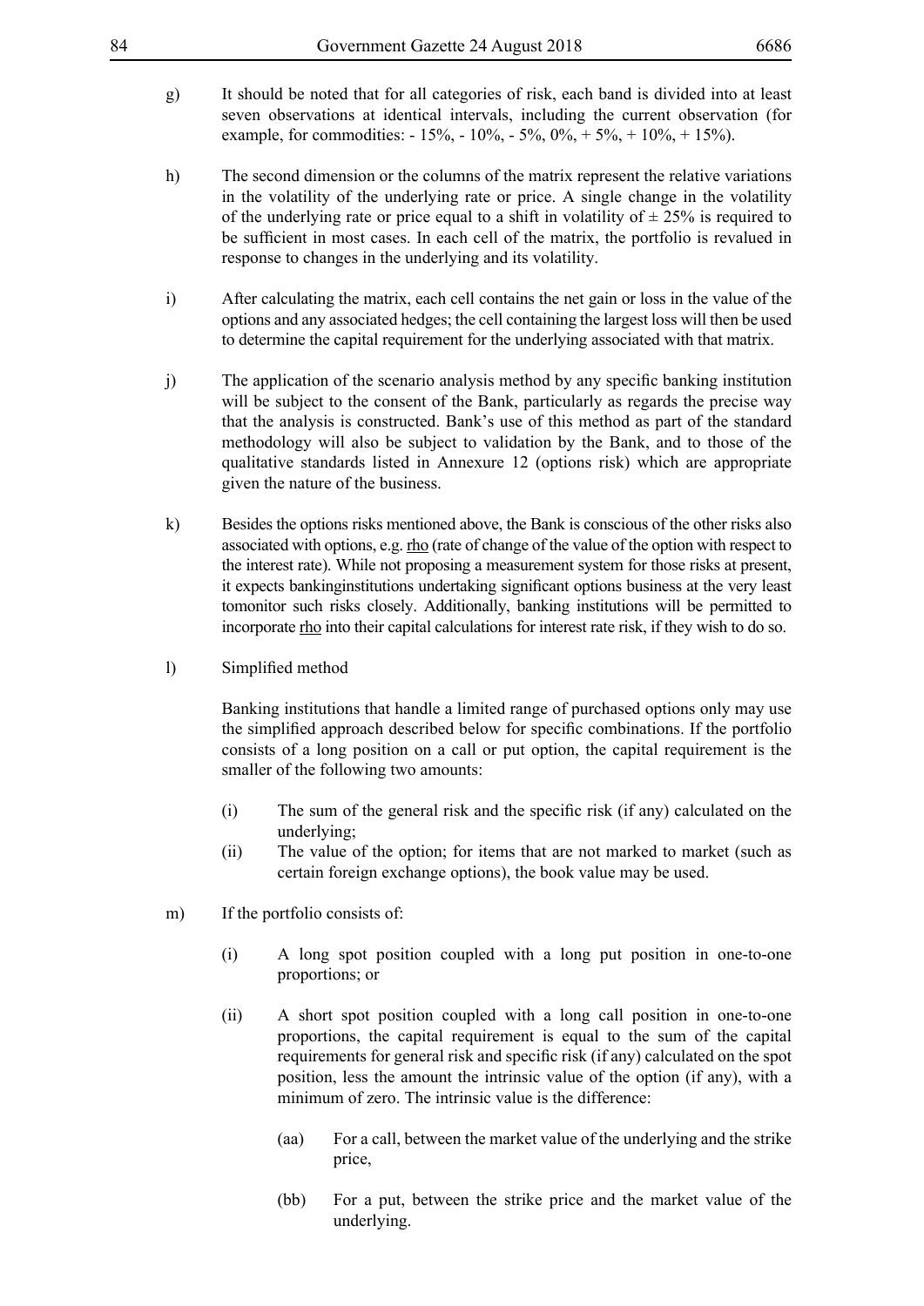g) It should be noted that for all categories of risk, each band is divided into at least seven observations at identical intervals, including the current observation (for example, for commodities: - 15%, - 10%, - 5%, 0%, + 5%, + 10%, + 15%).

h) The second dimension or the columns of the matrix represent the relative variations in the volatility of the underlying rate or price. A single change in the volatility of the underlying rate or price equal to a shift in volatility of ± 25% is required to be sufficient in most cases. In each cell of the matrix, the portfolio is revalued in response to changes in the underlying and its volatility.

i) After calculating the matrix, each cell contains the net gain or loss in the value of the options and any associated hedges; the cell containing the largest loss will then be used to determine the capital requirement for the underlying associated with that matrix.

j) The application of the scenario analysis method by any specific banking institution will be subject to the consent of the Bank, particularly as regards the precise way that the analysis is constructed. Bank's use of this method as part of the standard methodology will also be subject to validation by the Bank, and to those of the qualitative standards listed in Annexure 12 (options risk) which are appropriate given the nature of the business.

k) Besides the options risks mentioned above, the Bank is conscious of the other risks also associated with options, e.g. rho (rate of change of the value of the option with respect to the interest rate). While not proposing a measurement system for those risks at present, it expects bankinginstitutions undertaking significant options business at the very least tomonitor such risks closely. Additionally, banking institutions will be permitted to incorporate rho into their capital calculations for interest rate risk, if they wish to do so.

l) Simplified method

Banking institutions that handle a limited range of purchased options only may use the simplified approach described below for specific combinations. If the portfolio consists of a long position on a call or put option, the capital requirement is the smaller of the following two amounts:

(i) The sum of the general risk and the specific risk (if any) calculated on the underlying;

(ii) The value of the option; for items that are not marked to market (such as certain foreign exchange options), the book value may be used.

m) If the portfolio consists of:

(i) A long spot position coupled with a long put position in one-to-one proportions; or

(ii) A short spot position coupled with a long call position in one-to-one proportions, the capital requirement is equal to the sum of the capital requirements for general risk and specific risk (if any) calculated on the spot position, less the amount the intrinsic value of the option (if any), with a minimum of zero. The intrinsic value is the difference:

(aa) For a call, between the market value of the underlying and the strike price,

(bb) For a put, between the strike price and the market value of the underlying.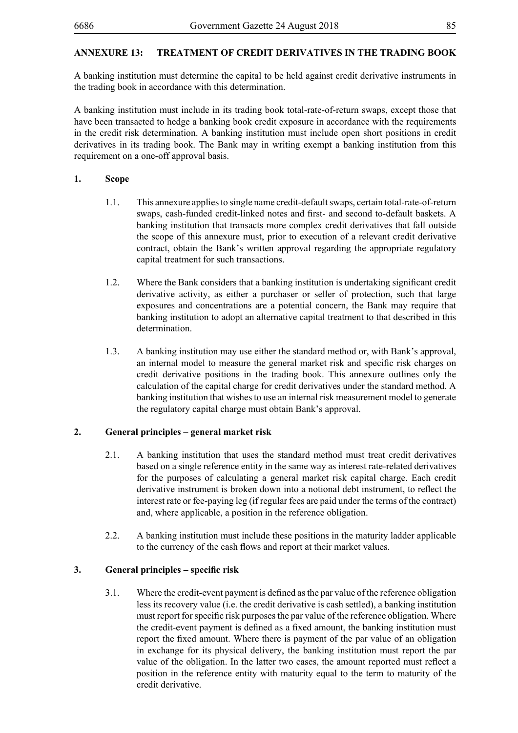## ANNEXURE 13: TREATMENT OF CREDIT DERIVATIVES IN THE TRADING BOOK

A banking institution must determine the capital to be held against credit derivative instruments in the trading book in accordance with this determination.

A banking institution must include in its trading book total-rate-of-return swaps, except those that have been transacted to hedge a banking book credit exposure in accordance with the requirements in the credit risk determination. A banking institution must include open short positions in credit derivatives in its trading book. The Bank may in writing exempt a banking institution from this requirement on a one-off approval basis.

### 1. Scope

1.1. This annexure applies to single name credit-default swaps, certain total-rate-of-return swaps, cash-funded credit-linked notes and first- and second to-default baskets. A banking institution that transacts more complex credit derivatives that fall outside the scope of this annexure must, prior to execution of a relevant credit derivative contract, obtain the Bank's written approval regarding the appropriate regulatory capital treatment for such transactions.

1.2. Where the Bank considers that a banking institution is undertaking significant credit derivative activity, as either a purchaser or seller of protection, such that large exposures and concentrations are a potential concern, the Bank may require that banking institution to adopt an alternative capital treatment to that described in this determination.

1.3. A banking institution may use either the standard method or, with Bank's approval, an internal model to measure the general market risk and specific risk charges on credit derivative positions in the trading book. This annexure outlines only the calculation of the capital charge for credit derivatives under the standard method. A banking institution that wishes to use an internal risk measurement model to generate the regulatory capital charge must obtain Bank's approval.

### 2. General principles – general market risk

2.1. A banking institution that uses the standard method must treat credit derivatives based on a single reference entity in the same way as interest rate-related derivatives for the purposes of calculating a general market risk capital charge. Each credit derivative instrument is broken down into a notional debt instrument, to reflect the interest rate or fee-paying leg (if regular fees are paid under the terms of the contract) and, where applicable, a position in the reference obligation.

2.2. A banking institution must include these positions in the maturity ladder applicable to the currency of the cash flows and report at their market values.

### 3. General principles – specific risk

3.1. Where the credit-event payment is defined as the par value of the reference obligation less its recovery value (i.e. the credit derivative is cash settled), a banking institution must report for specific risk purposes the par value of the reference obligation. Where the credit-event payment is defined as a fixed amount, the banking institution must report the fixed amount. Where there is payment of the par value of an obligation in exchange for its physical delivery, the banking institution must report the par value of the obligation. In the latter two cases, the amount reported must reflect a position in the reference entity with maturity equal to the term to maturity of the credit derivative.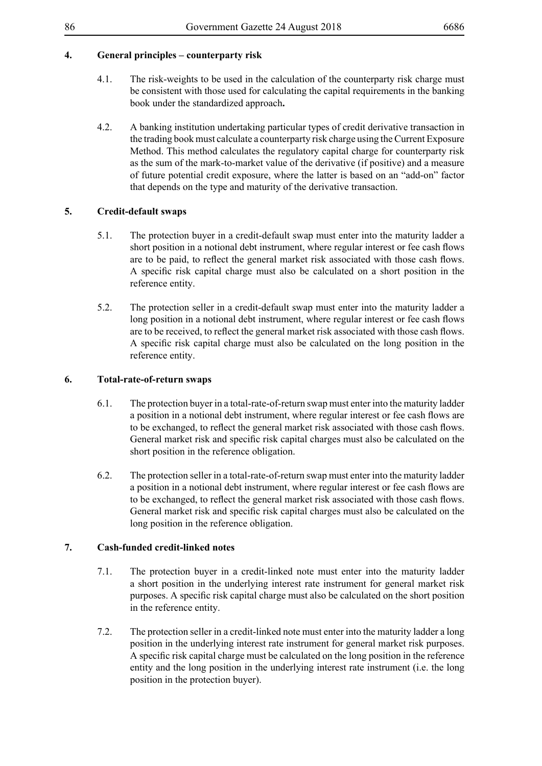## 4. General principles – counterparty risk

4.1. The risk-weights to be used in the calculation of the counterparty risk charge must be consistent with those used for calculating the capital requirements in the banking book under the standardized approach**.**

4.2. A banking institution undertaking particular types of credit derivative transaction in the trading book must calculate a counterparty risk charge using the Current Exposure Method. This method calculates the regulatory capital charge for counterparty risk as the sum of the mark-to-market value of the derivative (if positive) and a measure of future potential credit exposure, where the latter is based on an "add-on" factor that depends on the type and maturity of the derivative transaction.

## 5. Credit-default swaps

5.1. The protection buyer in a credit-default swap must enter into the maturity ladder a short position in a notional debt instrument, where regular interest or fee cash flows are to be paid, to reflect the general market risk associated with those cash flows. A specific risk capital charge must also be calculated on a short position in the reference entity.

5.2. The protection seller in a credit-default swap must enter into the maturity ladder a long position in a notional debt instrument, where regular interest or fee cash flows are to be received, to reflect the general market risk associated with those cash flows. A specific risk capital charge must also be calculated on the long position in the reference entity.

## 6. Total-rate-of-return swaps

6.1. The protection buyer in a total-rate-of-return swap must enter into the maturity ladder a position in a notional debt instrument, where regular interest or fee cash flows are to be exchanged, to reflect the general market risk associated with those cash flows. General market risk and specific risk capital charges must also be calculated on the short position in the reference obligation.

6.2. The protection seller in a total-rate-of-return swap must enter into the maturity ladder a position in a notional debt instrument, where regular interest or fee cash flows are to be exchanged, to reflect the general market risk associated with those cash flows. General market risk and specific risk capital charges must also be calculated on the long position in the reference obligation.

## 7. Cash-funded credit-linked notes

7.1. The protection buyer in a credit-linked note must enter into the maturity ladder a short position in the underlying interest rate instrument for general market risk purposes. A specific risk capital charge must also be calculated on the short position in the reference entity.

7.2. The protection seller in a credit-linked note must enter into the maturity ladder a long position in the underlying interest rate instrument for general market risk purposes. A specific risk capital charge must be calculated on the long position in the reference entity and the long position in the underlying interest rate instrument (i.e. the long position in the protection buyer).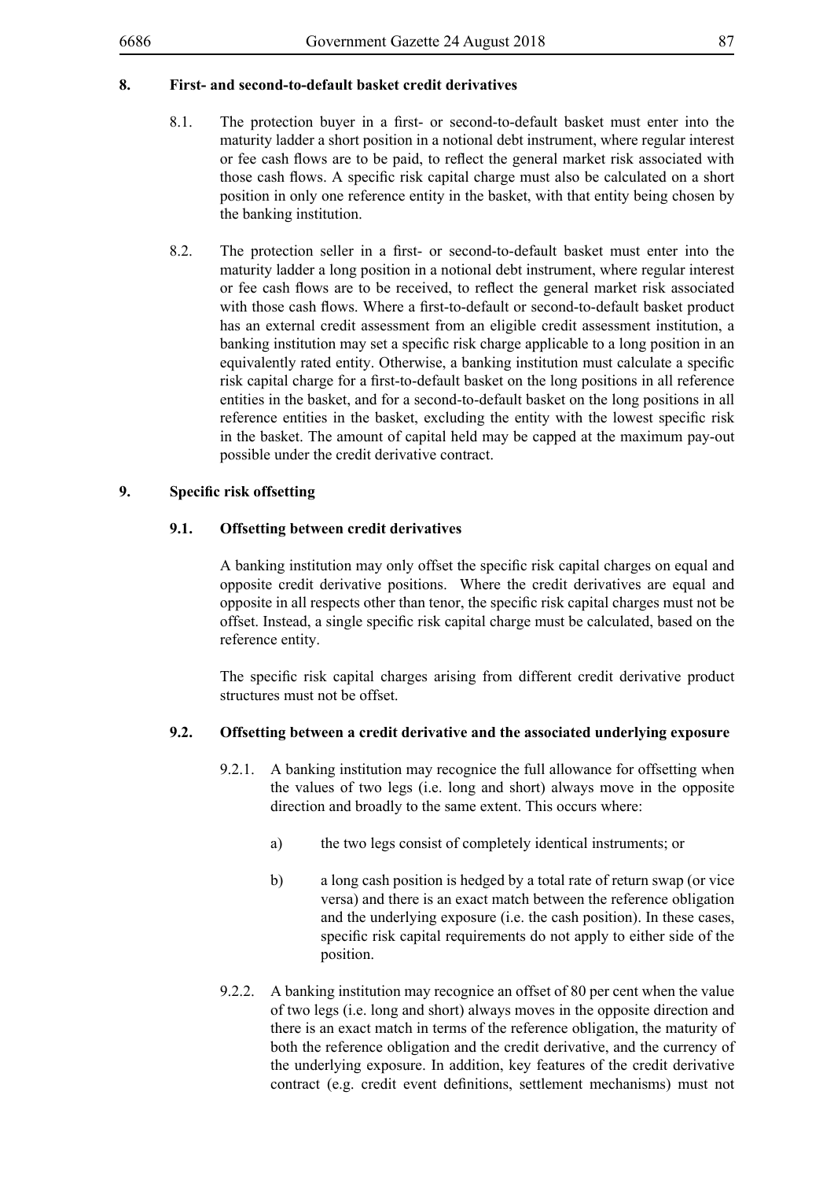## 8. First- and second-to-default basket credit derivatives

8.1. The protection buyer in a first- or second-to-default basket must enter into the maturity ladder a short position in a notional debt instrument, where regular interest or fee cash flows are to be paid, to reflect the general market risk associated with those cash flows. A specific risk capital charge must also be calculated on a short position in only one reference entity in the basket, with that entity being chosen by the banking institution.

8.2. The protection seller in a first- or second-to-default basket must enter into the maturity ladder a long position in a notional debt instrument, where regular interest or fee cash flows are to be received, to reflect the general market risk associated with those cash flows. Where a first-to-default or second-to-default basket product has an external credit assessment from an eligible credit assessment institution, a banking institution may set a specific risk charge applicable to a long position in an equivalently rated entity. Otherwise, a banking institution must calculate a specific risk capital charge for a first-to-default basket on the long positions in all reference entities in the basket, and for a second-to-default basket on the long positions in all reference entities in the basket, excluding the entity with the lowest specific risk in the basket. The amount of capital held may be capped at the maximum pay-out possible under the credit derivative contract.

## 9. Specific risk offsetting

### 9.1. Offsetting between credit derivatives

A banking institution may only offset the specific risk capital charges on equal and opposite credit derivative positions. Where the credit derivatives are equal and opposite in all respects other than tenor, the specific risk capital charges must not be offset. Instead, a single specific risk capital charge must be calculated, based on the reference entity.

The specific risk capital charges arising from different credit derivative product structures must not be offset.

### 9.2. Offsetting between a credit derivative and the associated underlying exposure

9.2.1. A banking institution may recognice the full allowance for offsetting when the values of two legs (i.e. long and short) always move in the opposite direction and broadly to the same extent. This occurs where:

a) the two legs consist of completely identical instruments; or

b) a long cash position is hedged by a total rate of return swap (or vice versa) and there is an exact match between the reference obligation and the underlying exposure (i.e. the cash position). In these cases, specific risk capital requirements do not apply to either side of the position.

9.2.2. A banking institution may recognice an offset of 80 per cent when the value of two legs (i.e. long and short) always moves in the opposite direction and there is an exact match in terms of the reference obligation, the maturity of both the reference obligation and the credit derivative, and the currency of the underlying exposure. In addition, key features of the credit derivative contract (e.g. credit event definitions, settlement mechanisms) must not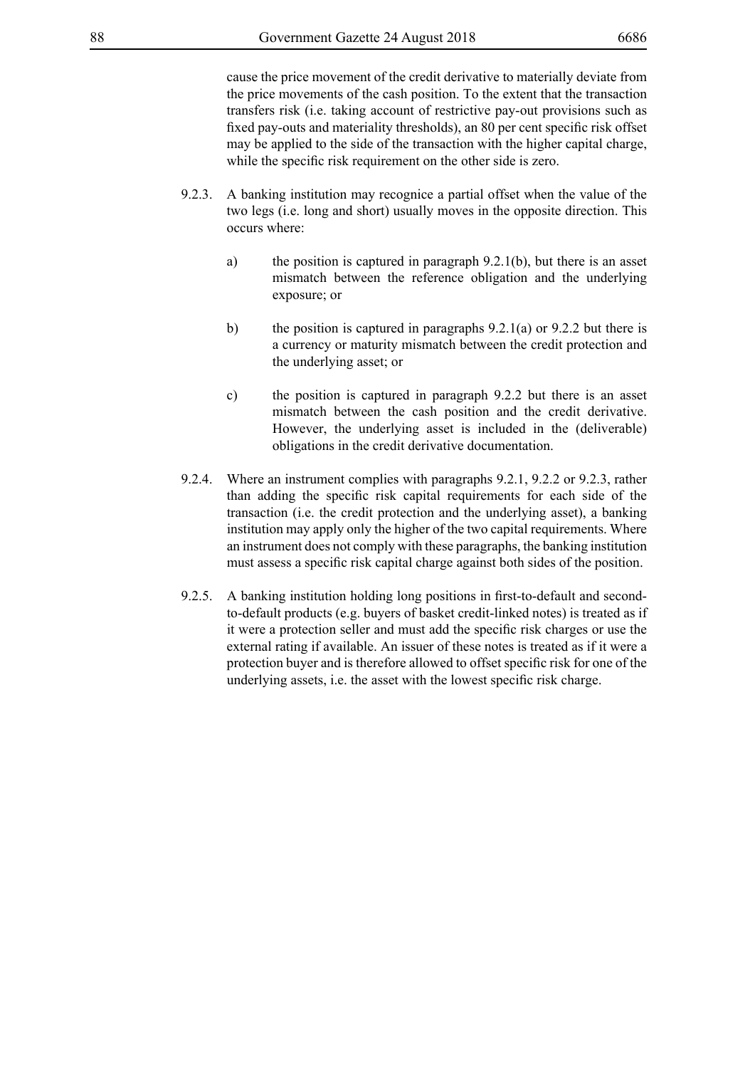cause the price movement of the credit derivative to materially deviate from the price movements of the cash position. To the extent that the transaction transfers risk (i.e. taking account of restrictive pay-out provisions such as fixed pay-outs and materiality thresholds), an 80 per cent specific risk offset may be applied to the side of the transaction with the higher capital charge, while the specific risk requirement on the other side is zero.

9.2.3. A banking institution may recognice a partial offset when the value of the two legs (i.e. long and short) usually moves in the opposite direction. This occurs where:

a) the position is captured in paragraph 9.2.1(b), but there is an asset mismatch between the reference obligation and the underlying exposure; or

b) the position is captured in paragraphs 9.2.1(a) or 9.2.2 but there is a currency or maturity mismatch between the credit protection and the underlying asset; or

c) the position is captured in paragraph 9.2.2 but there is an asset mismatch between the cash position and the credit derivative. However, the underlying asset is included in the (deliverable) obligations in the credit derivative documentation.

9.2.4. Where an instrument complies with paragraphs 9.2.1, 9.2.2 or 9.2.3, rather than adding the specific risk capital requirements for each side of the transaction (i.e. the credit protection and the underlying asset), a banking institution may apply only the higher of the two capital requirements. Where an instrument does not comply with these paragraphs, the banking institution must assess a specific risk capital charge against both sides of the position.

9.2.5. A banking institution holding long positions in first-to-default and second-to-default products (e.g. buyers of basket credit-linked notes) is treated as if it were a protection seller and must add the specific risk charges or use the external rating if available. An issuer of these notes is treated as if it were a protection buyer and is therefore allowed to offset specific risk for one of the underlying assets, i.e. the asset with the lowest specific risk charge.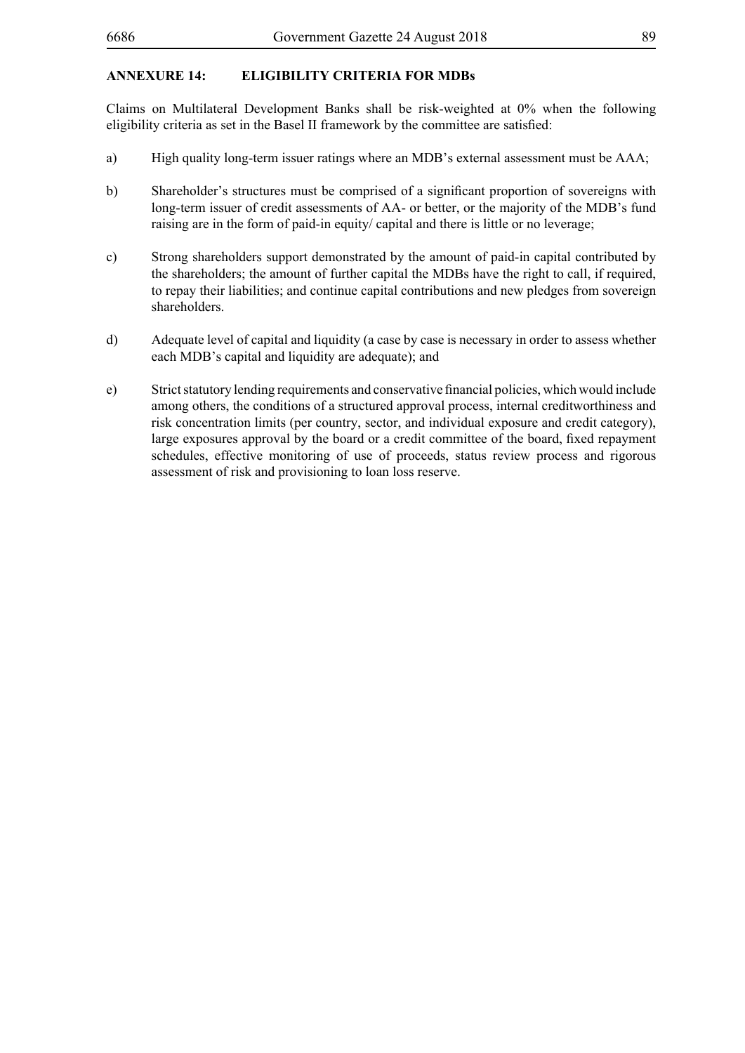## ANNEXURE 14: ELIGIBILITY CRITERIA FOR MDBs

Claims on Multilateral Development Banks shall be risk-weighted at 0% when the following eligibility criteria as set in the Basel II framework by the committee are satisfied:

a) High quality long-term issuer ratings where an MDB's external assessment must be AAA;

b) Shareholder's structures must be comprised of a significant proportion of sovereigns with long-term issuer of credit assessments of AA- or better, or the majority of the MDB's fund raising are in the form of paid-in equity/ capital and there is little or no leverage;

c) Strong shareholders support demonstrated by the amount of paid-in capital contributed by the shareholders; the amount of further capital the MDBs have the right to call, if required, to repay their liabilities; and continue capital contributions and new pledges from sovereign shareholders.

d) Adequate level of capital and liquidity (a case by case is necessary in order to assess whether each MDB's capital and liquidity are adequate); and

e) Strict statutory lending requirements and conservative financial policies, which would include among others, the conditions of a structured approval process, internal creditworthiness and risk concentration limits (per country, sector, and individual exposure and credit category), large exposures approval by the board or a credit committee of the board, fixed repayment schedules, effective monitoring of use of proceeds, status review process and rigorous assessment of risk and provisioning to loan loss reserve.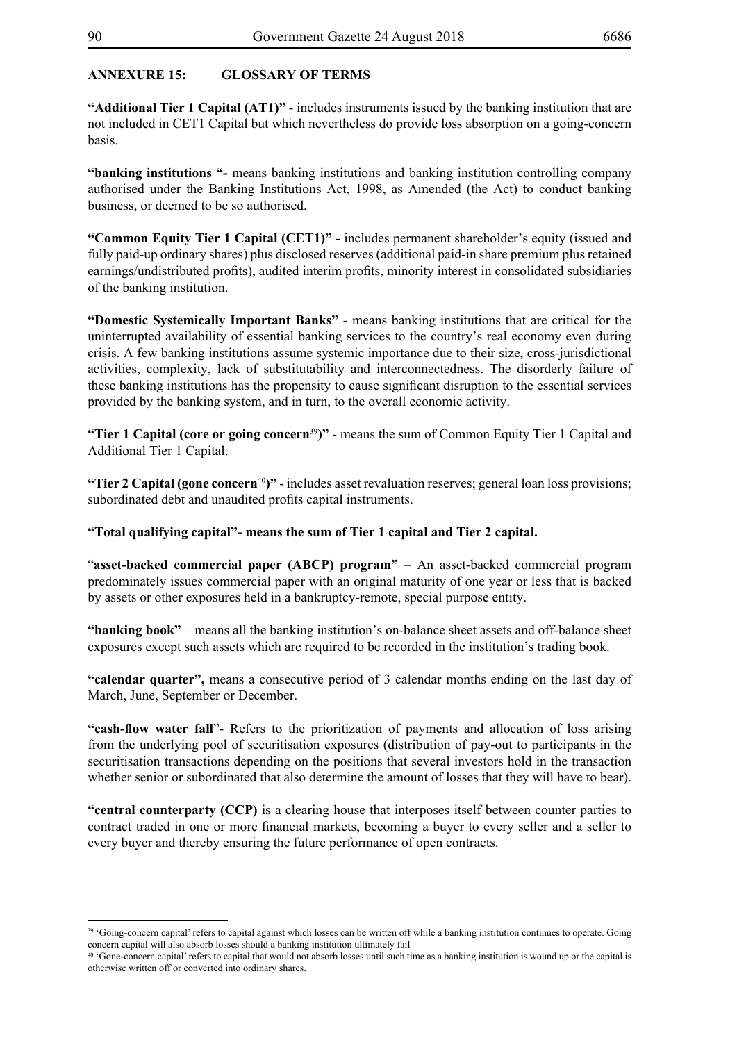**ANNEXURE 15: GLOSSARY OF TERMS**

**"Additional Tier 1 Capital (AT1)"** - includes instruments issued by the banking institution that are not included in CET1 Capital but which nevertheless do provide loss absorption on a going-concern basis.

**"banking institutions "-** means banking institutions and banking institution controlling company authorised under the Banking Institutions Act, 1998, as Amended (the Act) to conduct banking business, or deemed to be so authorised.

**"Common Equity Tier 1 Capital (CET1)"** - includes permanent shareholder's equity (issued and fully paid-up ordinary shares) plus disclosed reserves (additional paid-in share premium plus retained earnings/undistributed profits), audited interim profits, minority interest in consolidated subsidiaries of the banking institution.

**"Domestic Systemically Important Banks"** - means banking institutions that are critical for the uninterrupted availability of essential banking services to the country's real economy even during crisis. A few banking institutions assume systemic importance due to their size, cross-jurisdictional activities, complexity, lack of substitutability and interconnectedness. The disorderly failure of these banking institutions has the propensity to cause significant disruption to the essential services provided by the banking system, and in turn, to the overall economic activity.

**"Tier 1 Capital (core or going concern[39])"** - means the sum of Common Equity Tier 1 Capital and Additional Tier 1 Capital.

**"Tier 2 Capital (gone concern[40])"** - includes asset revaluation reserves; general loan loss provisions; subordinated debt and unaudited profits capital instruments.

**"Total qualifying capital"- means the sum of Tier 1 capital and Tier 2 capital.**

"**asset-backed commercial paper (ABCP) program"** – An asset-backed commercial program predominately issues commercial paper with an original maturity of one year or less that is backed by assets or other exposures held in a bankruptcy-remote, special purpose entity.

**"banking book"** – means all the banking institution's on-balance sheet assets and off-balance sheet exposures except such assets which are required to be recorded in the institution's trading book.

**"calendar quarter",** means a consecutive period of 3 calendar months ending on the last day of March, June, September or December.

**"cash-flow water fall**"- Refers to the prioritization of payments and allocation of loss arising from the underlying pool of securitisation exposures (distribution of pay-out to participants in the securitisation transactions depending on the positions that several investors hold in the transaction whether senior or subordinated that also determine the amount of losses that they will have to bear).

**"central counterparty (CCP)** is a clearing house that interposes itself between counter parties to contract traded in one or more financial markets, becoming a buyer to every seller and a seller to every buyer and thereby ensuring the future performance of open contracts.

---

[39] 'Going-concern capital' refers to capital against which losses can be written off while a banking institution continues to operate. Going concern capital will also absorb losses should a banking institution ultimately fail

[40] 'Gone-concern capital' refers to capital that would not absorb losses until such time as a banking institution is wound up or the capital is otherwise written off or converted into ordinary shares.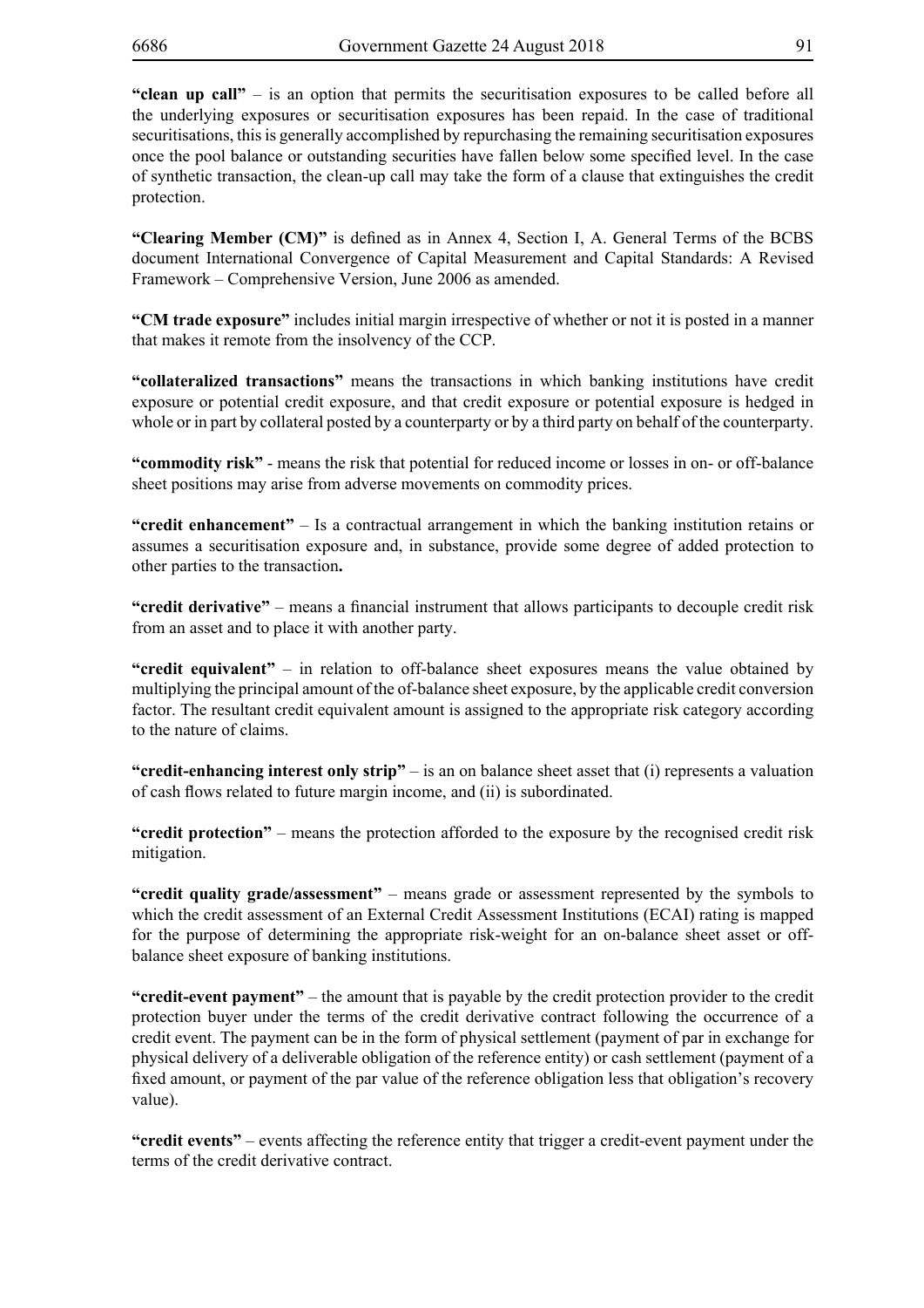**"clean up call"** – is an option that permits the securitisation exposures to be called before all the underlying exposures or securitisation exposures has been repaid. In the case of traditional securitisations, this is generally accomplished by repurchasing the remaining securitisation exposures once the pool balance or outstanding securities have fallen below some specified level. In the case of synthetic transaction, the clean-up call may take the form of a clause that extinguishes the credit protection.

**"Clearing Member (CM)"** is defined as in Annex 4, Section I, A. General Terms of the BCBS document International Convergence of Capital Measurement and Capital Standards: A Revised Framework – Comprehensive Version, June 2006 as amended.

**"CM trade exposure"** includes initial margin irrespective of whether or not it is posted in a manner that makes it remote from the insolvency of the CCP.

**"collateralized transactions"** means the transactions in which banking institutions have credit exposure or potential credit exposure, and that credit exposure or potential exposure is hedged in whole or in part by collateral posted by a counterparty or by a third party on behalf of the counterparty.

**"commodity risk"** - means the risk that potential for reduced income or losses in on- or off-balance sheet positions may arise from adverse movements on commodity prices.

**"credit enhancement"** – Is a contractual arrangement in which the banking institution retains or assumes a securitisation exposure and, in substance, provide some degree of added protection to other parties to the transaction**.**

**"credit derivative"** – means a financial instrument that allows participants to decouple credit risk from an asset and to place it with another party.

**"credit equivalent"** – in relation to off-balance sheet exposures means the value obtained by multiplying the principal amount of the of-balance sheet exposure, by the applicable credit conversion factor. The resultant credit equivalent amount is assigned to the appropriate risk category according to the nature of claims.

**"credit-enhancing interest only strip"** – is an on balance sheet asset that (i) represents a valuation of cash flows related to future margin income, and (ii) is subordinated.

**"credit protection"** – means the protection afforded to the exposure by the recognised credit risk mitigation.

**"credit quality grade/assessment"** – means grade or assessment represented by the symbols to which the credit assessment of an External Credit Assessment Institutions (ECAI) rating is mapped for the purpose of determining the appropriate risk-weight for an on-balance sheet asset or off-balance sheet exposure of banking institutions.

**"credit-event payment"** – the amount that is payable by the credit protection provider to the credit protection buyer under the terms of the credit derivative contract following the occurrence of a credit event. The payment can be in the form of physical settlement (payment of par in exchange for physical delivery of a deliverable obligation of the reference entity) or cash settlement (payment of a fixed amount, or payment of the par value of the reference obligation less that obligation's recovery value).

**"credit events"** – events affecting the reference entity that trigger a credit-event payment under the terms of the credit derivative contract.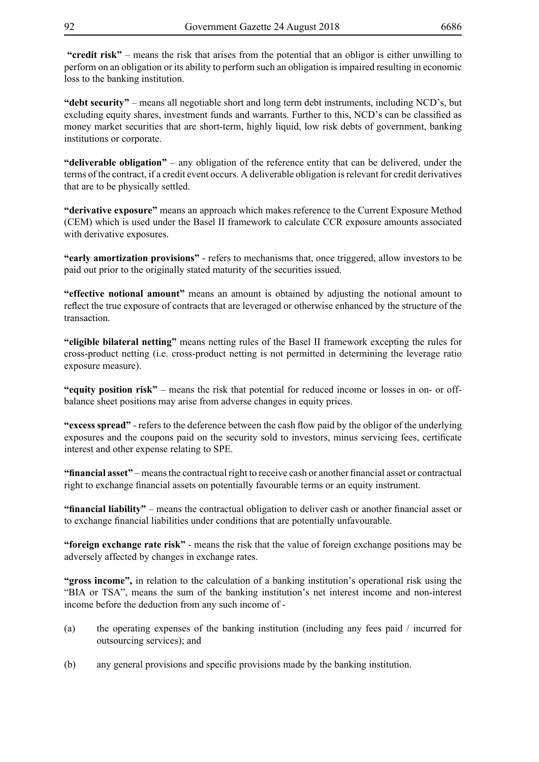**"credit risk"** – means the risk that arises from the potential that an obligor is either unwilling to perform on an obligation or its ability to perform such an obligation is impaired resulting in economic loss to the banking institution.

**"debt security"** – means all negotiable short and long term debt instruments, including NCD's, but excluding equity shares, investment funds and warrants. Further to this, NCD's can be classified as money market securities that are short-term, highly liquid, low risk debts of government, banking institutions or corporate.

**"deliverable obligation"** – any obligation of the reference entity that can be delivered, under the terms of the contract, if a credit event occurs. A deliverable obligation is relevant for credit derivatives that are to be physically settled.

**"derivative exposure"** means an approach which makes reference to the Current Exposure Method (CEM) which is used under the Basel II framework to calculate CCR exposure amounts associated with derivative exposures.

**"early amortization provisions"** - refers to mechanisms that, once triggered, allow investors to be paid out prior to the originally stated maturity of the securities issued.

**"effective notional amount"** means an amount is obtained by adjusting the notional amount to reflect the true exposure of contracts that are leveraged or otherwise enhanced by the structure of the transaction.

**"eligible bilateral netting"** means netting rules of the Basel II framework excepting the rules for cross-product netting (i.e. cross-product netting is not permitted in determining the leverage ratio exposure measure).

**"equity position risk"** – means the risk that potential for reduced income or losses in on- or off-balance sheet positions may arise from adverse changes in equity prices.

**"excess spread"** - refers to the deference between the cash flow paid by the obligor of the underlying exposures and the coupons paid on the security sold to investors, minus servicing fees, certificate interest and other expense relating to SPE.

**"financial asset"** – means the contractual right to receive cash or another financial asset or contractual right to exchange financial assets on potentially favourable terms or an equity instrument.

**"financial liability"** – means the contractual obligation to deliver cash or another financial asset or to exchange financial liabilities under conditions that are potentially unfavourable.

**"foreign exchange rate risk"** - means the risk that the value of foreign exchange positions may be adversely affected by changes in exchange rates.

**"gross income",** in relation to the calculation of a banking institution's operational risk using the "BIA or TSA", means the sum of the banking institution's net interest income and non-interest income before the deduction from any such income of -

(a) the operating expenses of the banking institution (including any fees paid / incurred for outsourcing services); and

(b) any general provisions and specific provisions made by the banking institution.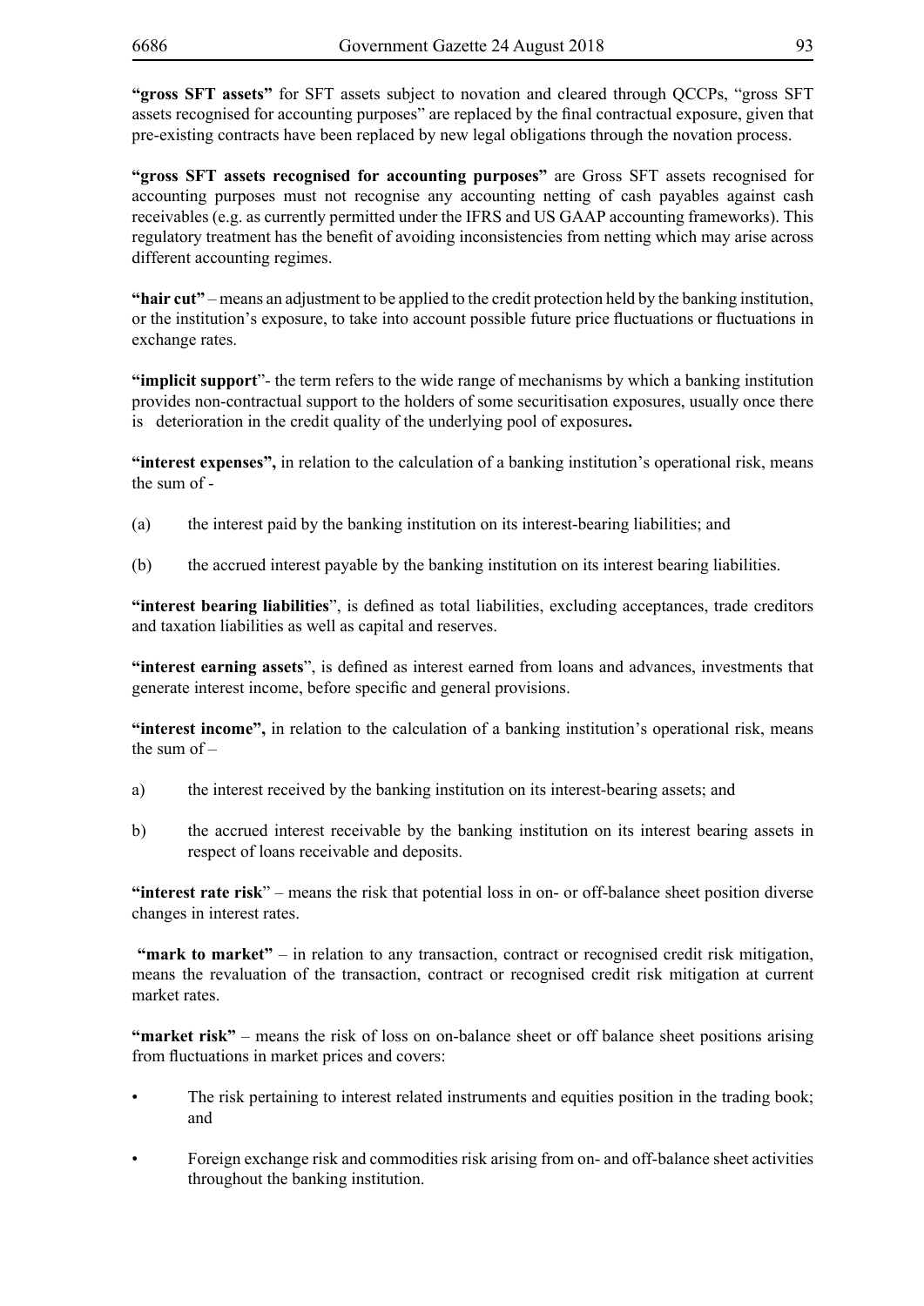**"gross SFT assets"** for SFT assets subject to novation and cleared through QCCPs, "gross SFT assets recognised for accounting purposes" are replaced by the final contractual exposure, given that pre-existing contracts have been replaced by new legal obligations through the novation process.

**"gross SFT assets recognised for accounting purposes"** are Gross SFT assets recognised for accounting purposes must not recognise any accounting netting of cash payables against cash receivables (e.g. as currently permitted under the IFRS and US GAAP accounting frameworks). This regulatory treatment has the benefit of avoiding inconsistencies from netting which may arise across different accounting regimes.

**"hair cut"** – means an adjustment to be applied to the credit protection held by the banking institution, or the institution's exposure, to take into account possible future price fluctuations or fluctuations in exchange rates.

**"implicit support**"- the term refers to the wide range of mechanisms by which a banking institution provides non-contractual support to the holders of some securitisation exposures, usually once there is deterioration in the credit quality of the underlying pool of exposures**.**

**"interest expenses",** in relation to the calculation of a banking institution's operational risk, means the sum of -

(a) the interest paid by the banking institution on its interest-bearing liabilities; and

(b) the accrued interest payable by the banking institution on its interest bearing liabilities.

**"interest bearing liabilities**", is defined as total liabilities, excluding acceptances, trade creditors and taxation liabilities as well as capital and reserves.

**"interest earning assets**", is defined as interest earned from loans and advances, investments that generate interest income, before specific and general provisions.

**"interest income",** in relation to the calculation of a banking institution's operational risk, means the sum of –

a) the interest received by the banking institution on its interest-bearing assets; and

b) the accrued interest receivable by the banking institution on its interest bearing assets in respect of loans receivable and deposits.

**"interest rate risk**" – means the risk that potential loss in on- or off-balance sheet position diverse changes in interest rates.

**"mark to market"** – in relation to any transaction, contract or recognised credit risk mitigation, means the revaluation of the transaction, contract or recognised credit risk mitigation at current market rates.

**"market risk"** – means the risk of loss on on-balance sheet or off balance sheet positions arising from fluctuations in market prices and covers:

- The risk pertaining to interest related instruments and equities position in the trading book; and
- Foreign exchange risk and commodities risk arising from on- and off-balance sheet activities throughout the banking institution.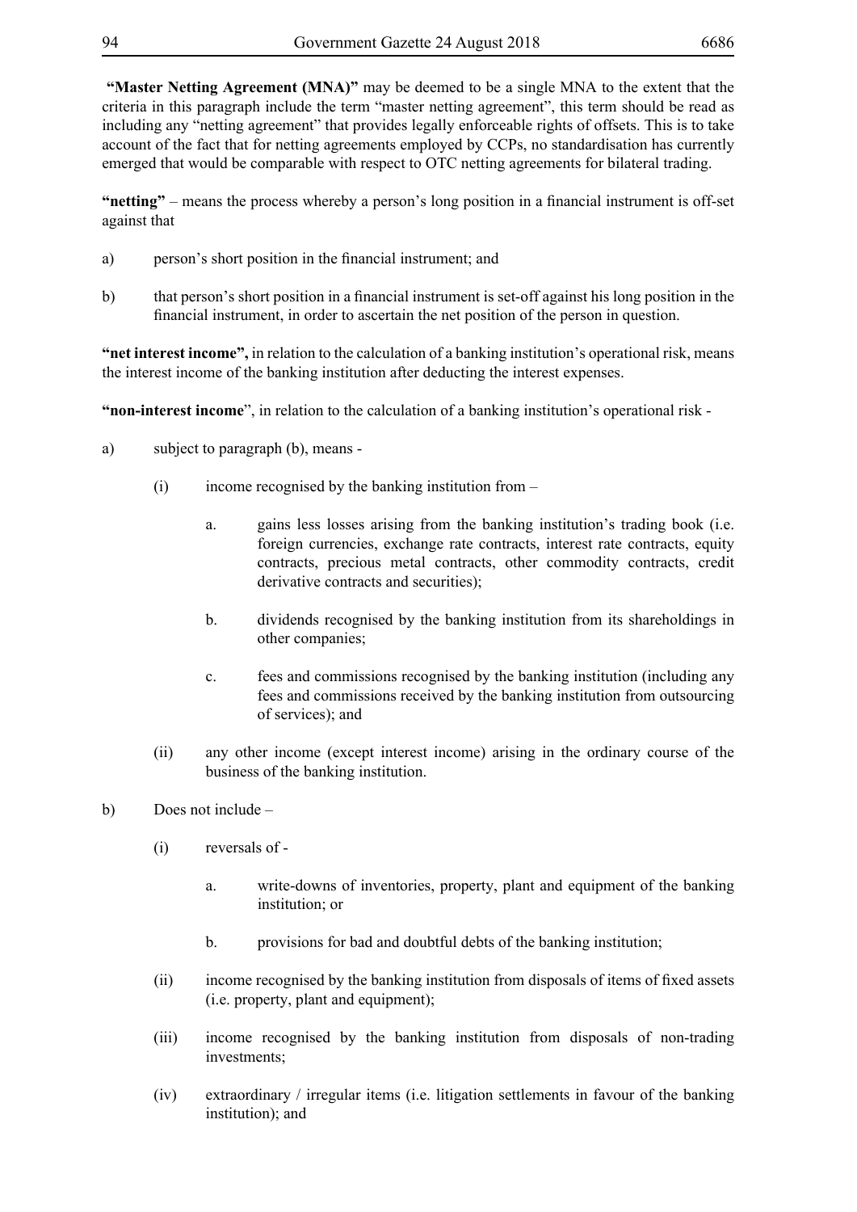**"Master Netting Agreement (MNA)"** may be deemed to be a single MNA to the extent that the criteria in this paragraph include the term "master netting agreement", this term should be read as including any "netting agreement" that provides legally enforceable rights of offsets. This is to take account of the fact that for netting agreements employed by CCPs, no standardisation has currently emerged that would be comparable with respect to OTC netting agreements for bilateral trading.

**"netting"** – means the process whereby a person's long position in a financial instrument is off-set against that

a) person's short position in the financial instrument; and

b) that person's short position in a financial instrument is set-off against his long position in the financial instrument, in order to ascertain the net position of the person in question.

**"net interest income",** in relation to the calculation of a banking institution's operational risk, means the interest income of the banking institution after deducting the interest expenses.

**"non-interest income**", in relation to the calculation of a banking institution's operational risk -

a) subject to paragraph (b), means -

   (i) income recognised by the banking institution from –

      a. gains less losses arising from the banking institution's trading book (i.e. foreign currencies, exchange rate contracts, interest rate contracts, equity contracts, precious metal contracts, other commodity contracts, credit derivative contracts and securities);

      b. dividends recognised by the banking institution from its shareholdings in other companies;

      c. fees and commissions recognised by the banking institution (including any fees and commissions received by the banking institution from outsourcing of services); and

   (ii) any other income (except interest income) arising in the ordinary course of the business of the banking institution.

b) Does not include –

   (i) reversals of -

      a. write-downs of inventories, property, plant and equipment of the banking institution; or

      b. provisions for bad and doubtful debts of the banking institution;

   (ii) income recognised by the banking institution from disposals of items of fixed assets (i.e. property, plant and equipment);

   (iii) income recognised by the banking institution from disposals of non-trading investments;

   (iv) extraordinary / irregular items (i.e. litigation settlements in favour of the banking institution); and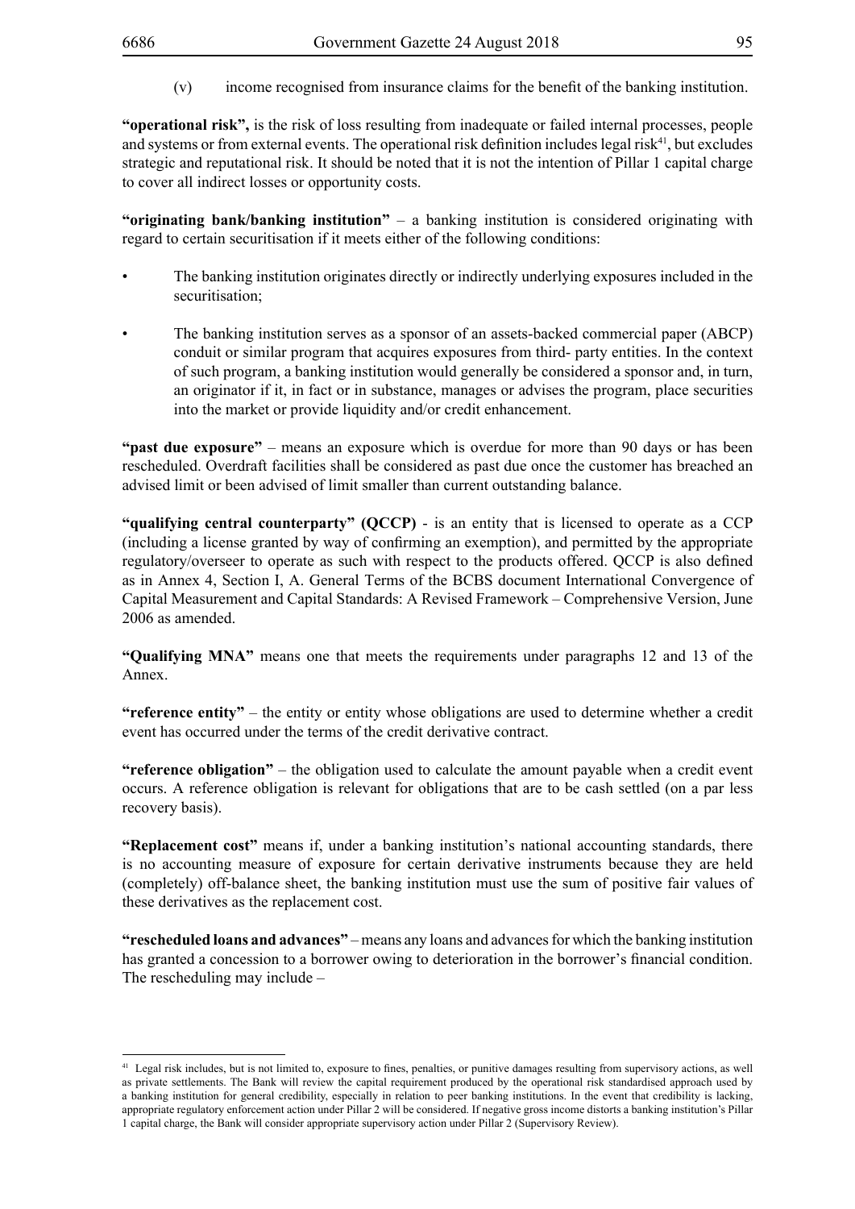(v) income recognised from insurance claims for the benefit of the banking institution.

**"operational risk",** is the risk of loss resulting from inadequate or failed internal processes, people and systems or from external events. The operational risk definition includes legal risk[41], but excludes strategic and reputational risk. It should be noted that it is not the intention of Pillar 1 capital charge to cover all indirect losses or opportunity costs.

**"originating bank/banking institution"** – a banking institution is considered originating with regard to certain securitisation if it meets either of the following conditions:

- The banking institution originates directly or indirectly underlying exposures included in the securitisation;
- The banking institution serves as a sponsor of an assets-backed commercial paper (ABCP) conduit or similar program that acquires exposures from third- party entities. In the context of such program, a banking institution would generally be considered a sponsor and, in turn, an originator if it, in fact or in substance, manages or advises the program, place securities into the market or provide liquidity and/or credit enhancement.

**"past due exposure"** – means an exposure which is overdue for more than 90 days or has been rescheduled. Overdraft facilities shall be considered as past due once the customer has breached an advised limit or been advised of limit smaller than current outstanding balance.

**"qualifying central counterparty" (QCCP)** - is an entity that is licensed to operate as a CCP (including a license granted by way of confirming an exemption), and permitted by the appropriate regulatory/overseer to operate as such with respect to the products offered. QCCP is also defined as in Annex 4, Section I, A. General Terms of the BCBS document International Convergence of Capital Measurement and Capital Standards: A Revised Framework – Comprehensive Version, June 2006 as amended.

**"Qualifying MNA"** means one that meets the requirements under paragraphs 12 and 13 of the Annex.

**"reference entity"** – the entity or entity whose obligations are used to determine whether a credit event has occurred under the terms of the credit derivative contract.

**"reference obligation"** – the obligation used to calculate the amount payable when a credit event occurs. A reference obligation is relevant for obligations that are to be cash settled (on a par less recovery basis).

**"Replacement cost"** means if, under a banking institution's national accounting standards, there is no accounting measure of exposure for certain derivative instruments because they are held (completely) off-balance sheet, the banking institution must use the sum of positive fair values of these derivatives as the replacement cost.

**"rescheduled loans and advances"** – means any loans and advances for which the banking institution has granted a concession to a borrower owing to deterioration in the borrower's financial condition. The rescheduling may include –

---

[41] Legal risk includes, but is not limited to, exposure to fines, penalties, or punitive damages resulting from supervisory actions, as well as private settlements. The Bank will review the capital requirement produced by the operational risk standardised approach used by a banking institution for general credibility, especially in relation to peer banking institutions. In the event that credibility is lacking, appropriate regulatory enforcement action under Pillar 2 will be considered. If negative gross income distorts a banking institution's Pillar 1 capital charge, the Bank will consider appropriate supervisory action under Pillar 2 (Supervisory Review).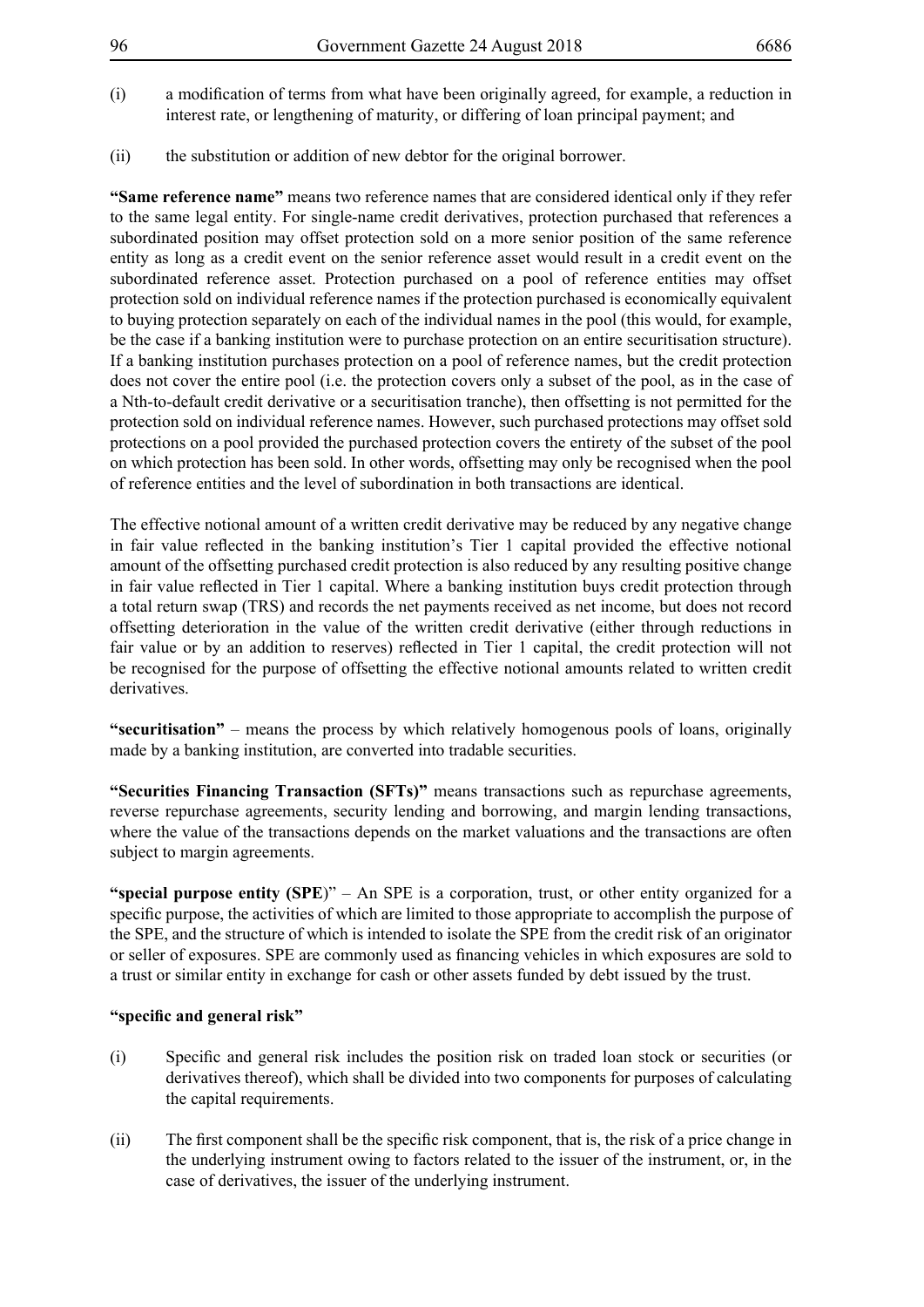(i) a modification of terms from what have been originally agreed, for example, a reduction in interest rate, or lengthening of maturity, or differing of loan principal payment; and

(ii) the substitution or addition of new debtor for the original borrower.

**"Same reference name"** means two reference names that are considered identical only if they refer to the same legal entity. For single-name credit derivatives, protection purchased that references a subordinated position may offset protection sold on a more senior position of the same reference entity as long as a credit event on the senior reference asset would result in a credit event on the subordinated reference asset. Protection purchased on a pool of reference entities may offset protection sold on individual reference names if the protection purchased is economically equivalent to buying protection separately on each of the individual names in the pool (this would, for example, be the case if a banking institution were to purchase protection on an entire securitisation structure). If a banking institution purchases protection on a pool of reference names, but the credit protection does not cover the entire pool (i.e. the protection covers only a subset of the pool, as in the case of a Nth-to-default credit derivative or a securitisation tranche), then offsetting is not permitted for the protection sold on individual reference names. However, such purchased protections may offset sold protections on a pool provided the purchased protection covers the entirety of the subset of the pool on which protection has been sold. In other words, offsetting may only be recognised when the pool of reference entities and the level of subordination in both transactions are identical.

The effective notional amount of a written credit derivative may be reduced by any negative change in fair value reflected in the banking institution's Tier 1 capital provided the effective notional amount of the offsetting purchased credit protection is also reduced by any resulting positive change in fair value reflected in Tier 1 capital. Where a banking institution buys credit protection through a total return swap (TRS) and records the net payments received as net income, but does not record offsetting deterioration in the value of the written credit derivative (either through reductions in fair value or by an addition to reserves) reflected in Tier 1 capital, the credit protection will not be recognised for the purpose of offsetting the effective notional amounts related to written credit derivatives.

**"securitisation"** – means the process by which relatively homogenous pools of loans, originally made by a banking institution, are converted into tradable securities.

**"Securities Financing Transaction (SFTs)"** means transactions such as repurchase agreements, reverse repurchase agreements, security lending and borrowing, and margin lending transactions, where the value of the transactions depends on the market valuations and the transactions are often subject to margin agreements.

**"special purpose entity (SPE)"** – An SPE is a corporation, trust, or other entity organized for a specific purpose, the activities of which are limited to those appropriate to accomplish the purpose of the SPE, and the structure of which is intended to isolate the SPE from the credit risk of an originator or seller of exposures. SPE are commonly used as financing vehicles in which exposures are sold to a trust or similar entity in exchange for cash or other assets funded by debt issued by the trust.

**"specific and general risk"**

(i) Specific and general risk includes the position risk on traded loan stock or securities (or derivatives thereof), which shall be divided into two components for purposes of calculating the capital requirements.

(ii) The first component shall be the specific risk component, that is, the risk of a price change in the underlying instrument owing to factors related to the issuer of the instrument, or, in the case of derivatives, the issuer of the underlying instrument.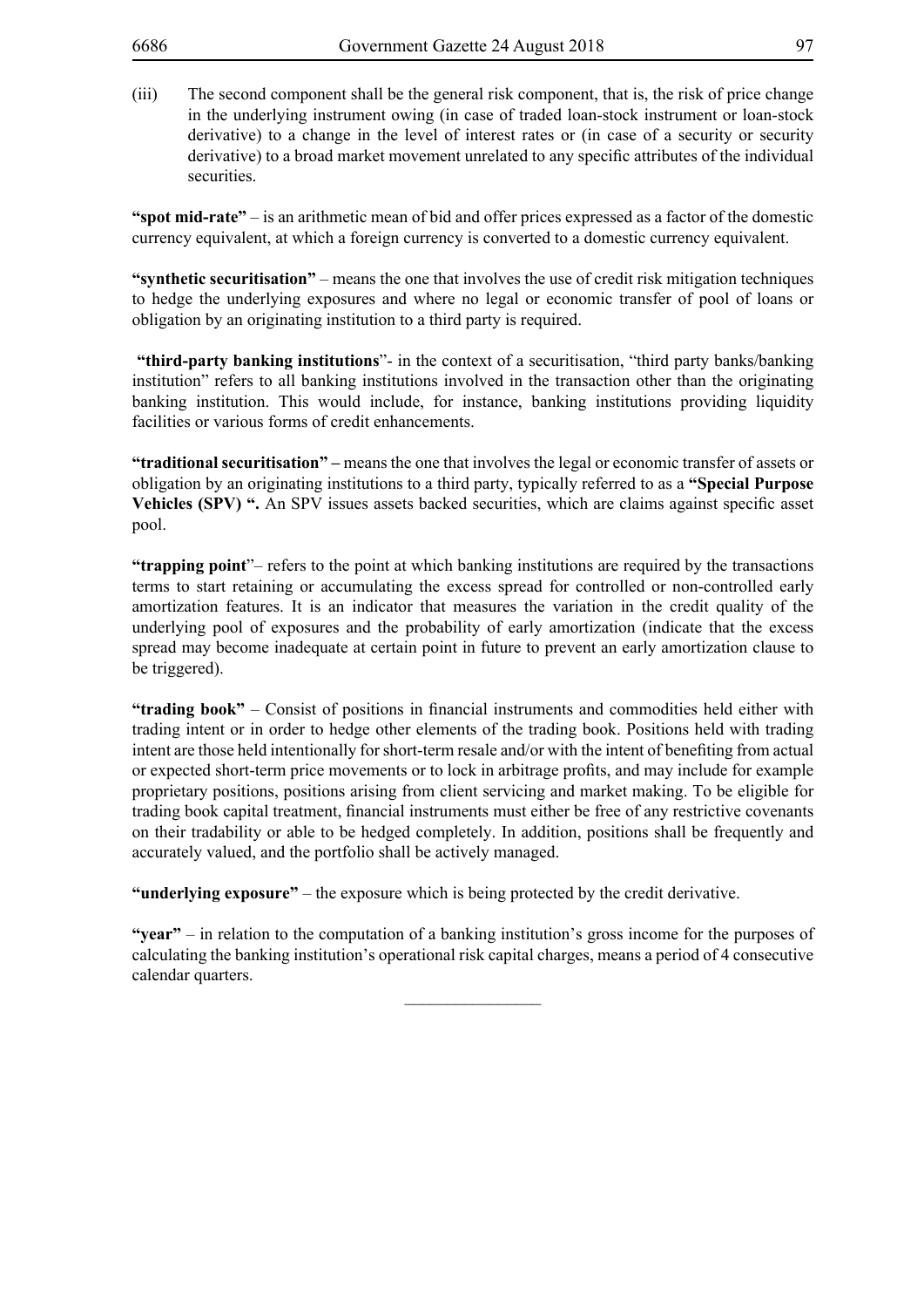(iii) The second component shall be the general risk component, that is, the risk of price change in the underlying instrument owing (in case of traded loan-stock instrument or loan-stock derivative) to a change in the level of interest rates or (in case of a security or security derivative) to a broad market movement unrelated to any specific attributes of the individual securities.

**"spot mid-rate"** – is an arithmetic mean of bid and offer prices expressed as a factor of the domestic currency equivalent, at which a foreign currency is converted to a domestic currency equivalent.

**"synthetic securitisation"** – means the one that involves the use of credit risk mitigation techniques to hedge the underlying exposures and where no legal or economic transfer of pool of loans or obligation by an originating institution to a third party is required.

**"third-party banking institutions**"- in the context of a securitisation, "third party banks/banking institution" refers to all banking institutions involved in the transaction other than the originating banking institution. This would include, for instance, banking institutions providing liquidity facilities or various forms of credit enhancements.

**"traditional securitisation" –** means the one that involves the legal or economic transfer of assets or obligation by an originating institutions to a third party, typically referred to as a **"Special Purpose Vehicles (SPV) ".** An SPV issues assets backed securities, which are claims against specific asset pool.

**"trapping point**"– refers to the point at which banking institutions are required by the transactions terms to start retaining or accumulating the excess spread for controlled or non-controlled early amortization features. It is an indicator that measures the variation in the credit quality of the underlying pool of exposures and the probability of early amortization (indicate that the excess spread may become inadequate at certain point in future to prevent an early amortization clause to be triggered).

**"trading book"** – Consist of positions in financial instruments and commodities held either with trading intent or in order to hedge other elements of the trading book. Positions held with trading intent are those held intentionally for short-term resale and/or with the intent of benefiting from actual or expected short-term price movements or to lock in arbitrage profits, and may include for example proprietary positions, positions arising from client servicing and market making. To be eligible for trading book capital treatment, financial instruments must either be free of any restrictive covenants on their tradability or able to be hedged completely. In addition, positions shall be frequently and accurately valued, and the portfolio shall be actively managed.

**"underlying exposure"** – the exposure which is being protected by the credit derivative.

**"year"** – in relation to the computation of a banking institution's gross income for the purposes of calculating the banking institution's operational risk capital charges, means a period of 4 consecutive calendar quarters.

________________